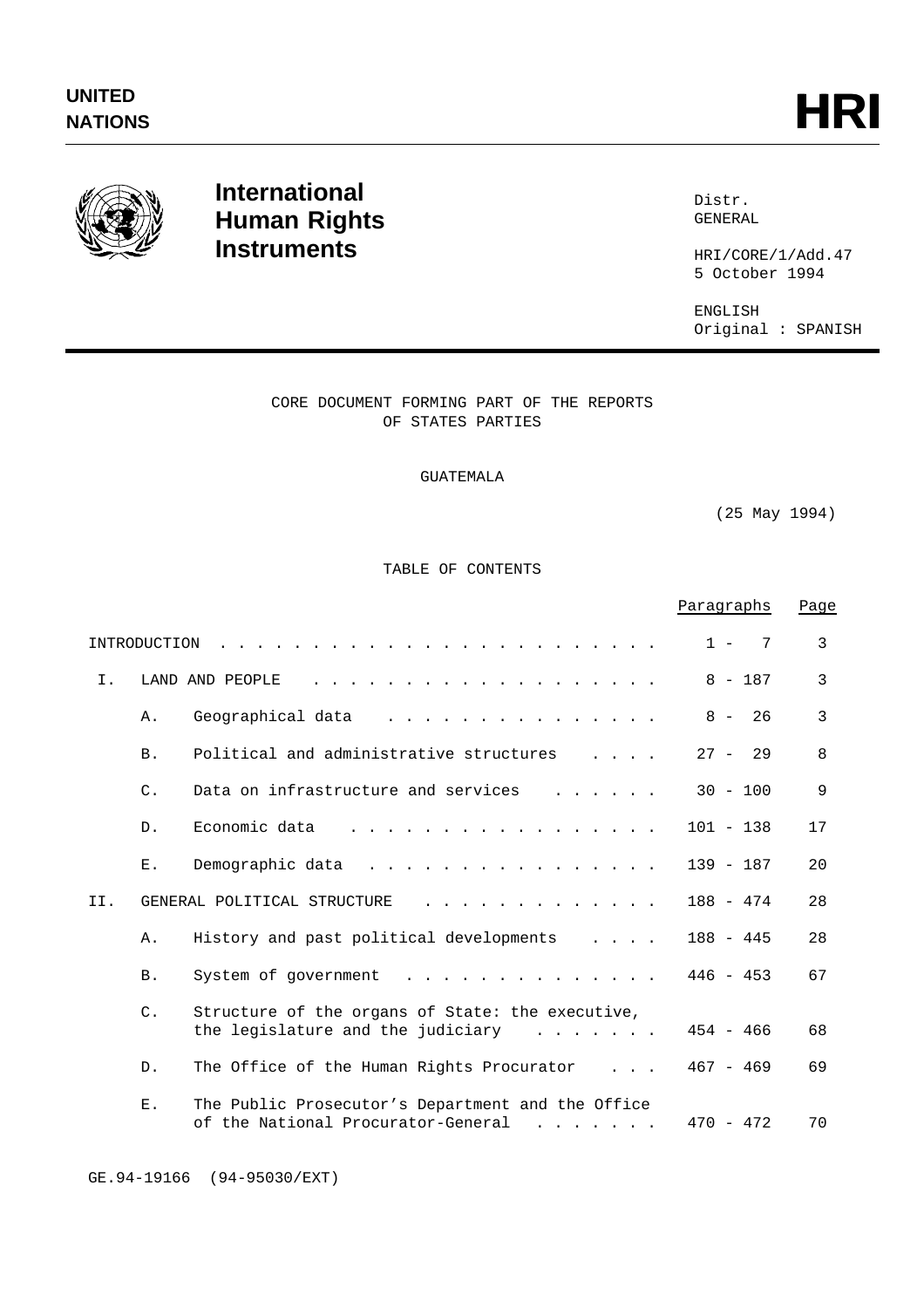UNITED NATIONS

# HRI

**International Human Rights Instruments**

Distr.
GENERAL

HRI/CORE/1/Add.47
5 October 1994

ENGLISH
Original : SPANISH

CORE DOCUMENT FORMING PART OF THE REPORTS OF STATES PARTIES

GUATEMALA

(25 May 1994)

TABLE OF CONTENTS

| | | | Paragraphs | Page |
|---|---|---|---|---|
| INTRODUCTION | | | 1 - 7 | 3 |
| I. | LAND AND PEOPLE | | 8 - 187 | 3 |
| | A. | Geographical data | 8 - 26 | 3 |
| | B. | Political and administrative structures | 27 - 29 | 8 |
| | C. | Data on infrastructure and services | 30 - 100 | 9 |
| | D. | Economic data | 101 - 138 | 17 |
| | E. | Demographic data | 139 - 187 | 20 |
| II. | GENERAL POLITICAL STRUCTURE | | 188 - 474 | 28 |
| | A. | History and past political developments | 188 - 445 | 28 |
| | B. | System of government | 446 - 453 | 67 |
| | C. | Structure of the organs of State: the executive, the legislature and the judiciary | 454 - 466 | 68 |
| | D. | The Office of the Human Rights Procurator | 467 - 469 | 69 |
| | E. | The Public Prosecutor's Department and the Office of the National Procurator-General | 470 - 472 | 70 |

GE.94-19166 (94-95030/EXT)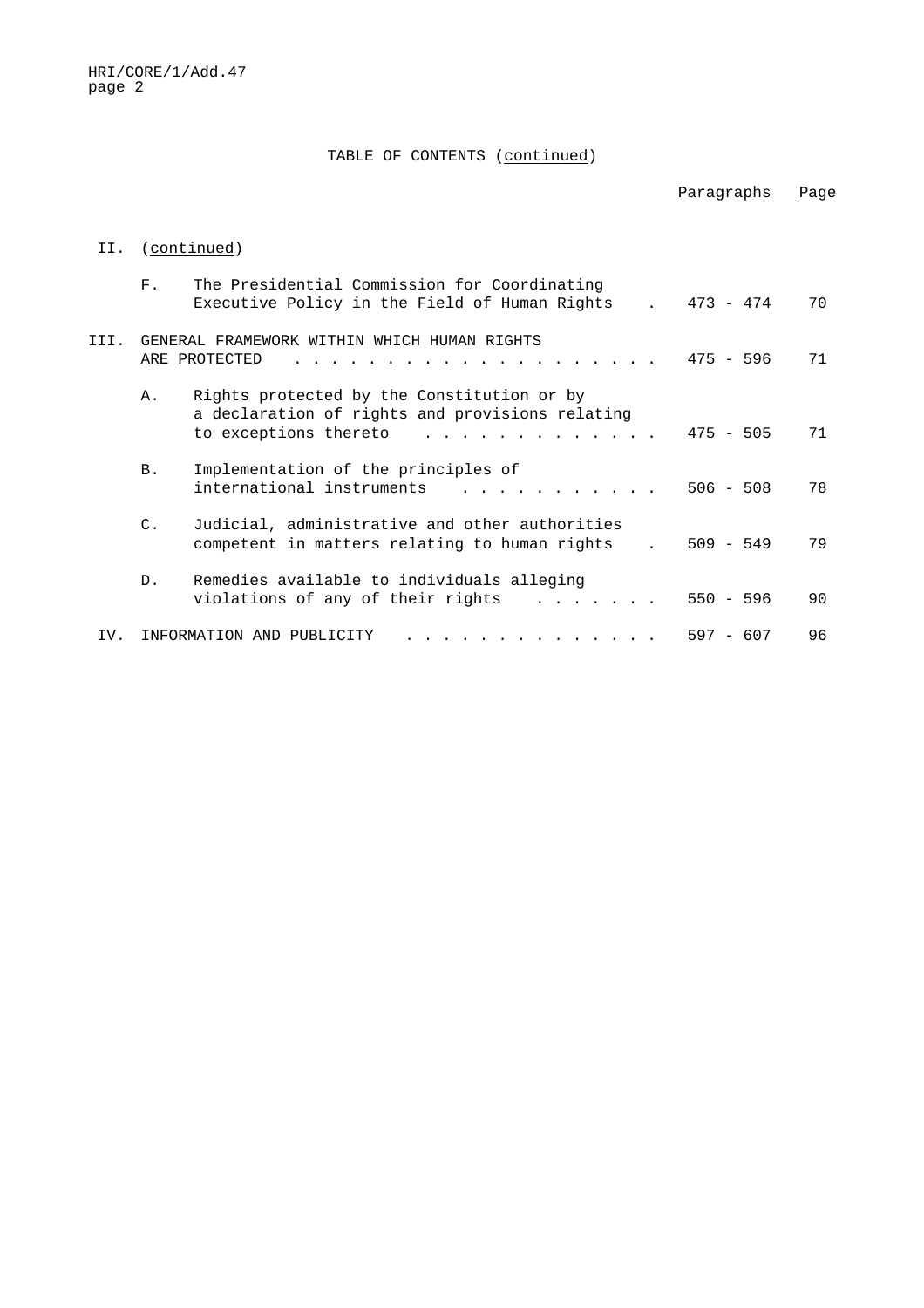TABLE OF CONTENTS (continued)

| | | Paragraphs | Page |
|---|---|---|---|
| II. | (continued) | | |
| | F. The Presidential Commission for Coordinating Executive Policy in the Field of Human Rights | 473 - 474 | 70 |
| III. | GENERAL FRAMEWORK WITHIN WHICH HUMAN RIGHTS ARE PROTECTED | 475 - 596 | 71 |
| | A. Rights protected by the Constitution or by a declaration of rights and provisions relating to exceptions thereto | 475 - 505 | 71 |
| | B. Implementation of the principles of international instruments | 506 - 508 | 78 |
| | C. Judicial, administrative and other authorities competent in matters relating to human rights | 509 - 549 | 79 |
| | D. Remedies available to individuals alleging violations of any of their rights | 550 - 596 | 90 |
| IV. | INFORMATION AND PUBLICITY | 597 - 607 | 96 |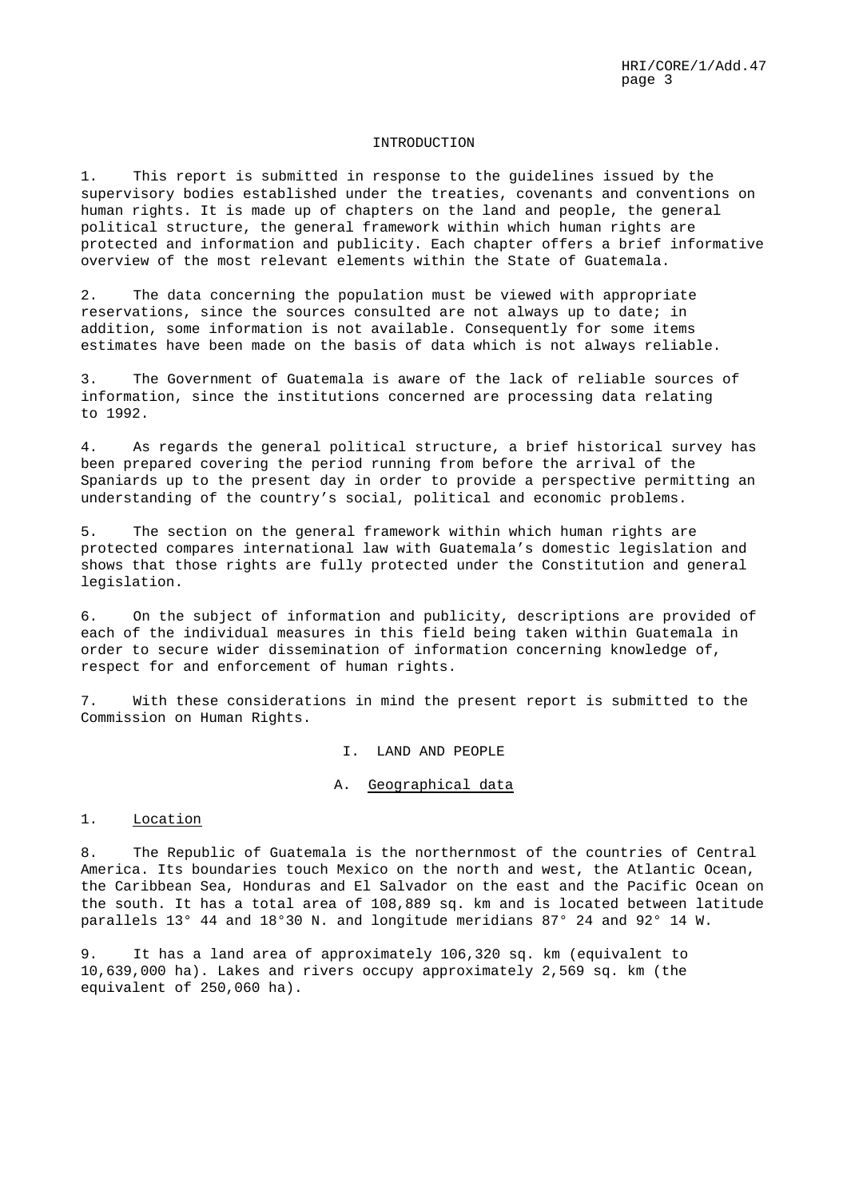## INTRODUCTION

1. This report is submitted in response to the guidelines issued by the supervisory bodies established under the treaties, covenants and conventions on human rights. It is made up of chapters on the land and people, the general political structure, the general framework within which human rights are protected and information and publicity. Each chapter offers a brief informative overview of the most relevant elements within the State of Guatemala.

2. The data concerning the population must be viewed with appropriate reservations, since the sources consulted are not always up to date; in addition, some information is not available. Consequently for some items estimates have been made on the basis of data which is not always reliable.

3. The Government of Guatemala is aware of the lack of reliable sources of information, since the institutions concerned are processing data relating to 1992.

4. As regards the general political structure, a brief historical survey has been prepared covering the period running from before the arrival of the Spaniards up to the present day in order to provide a perspective permitting an understanding of the country's social, political and economic problems.

5. The section on the general framework within which human rights are protected compares international law with Guatemala's domestic legislation and shows that those rights are fully protected under the Constitution and general legislation.

6. On the subject of information and publicity, descriptions are provided of each of the individual measures in this field being taken within Guatemala in order to secure wider dissemination of information concerning knowledge of, respect for and enforcement of human rights.

7. With these considerations in mind the present report is submitted to the Commission on Human Rights.

# I. LAND AND PEOPLE

## A. Geographical data

### 1. Location

8. The Republic of Guatemala is the northernmost of the countries of Central America. Its boundaries touch Mexico on the north and west, the Atlantic Ocean, the Caribbean Sea, Honduras and El Salvador on the east and the Pacific Ocean on the south. It has a total area of 108,889 sq. km and is located between latitude parallels 13° 44 and 18°30 N. and longitude meridians 87° 24 and 92° 14 W.

9. It has a land area of approximately 106,320 sq. km (equivalent to 10,639,000 ha). Lakes and rivers occupy approximately 2,569 sq. km (the equivalent of 250,060 ha).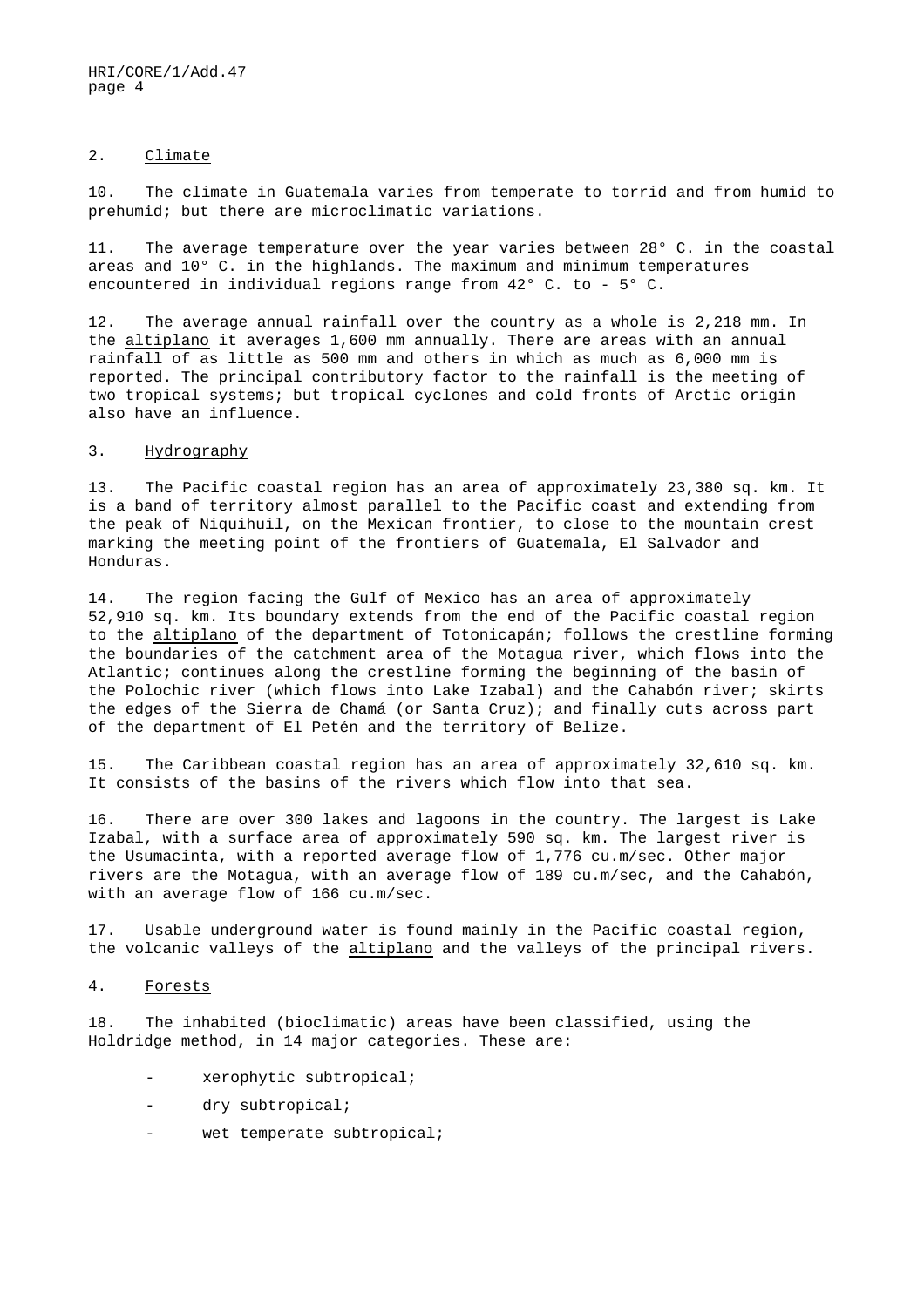## 2. Climate

10. The climate in Guatemala varies from temperate to torrid and from humid to prehumid; but there are microclimatic variations.

11. The average temperature over the year varies between 28° C. in the coastal areas and 10° C. in the highlands. The maximum and minimum temperatures encountered in individual regions range from 42° C. to - 5° C.

12. The average annual rainfall over the country as a whole is 2,218 mm. In the altiplano it averages 1,600 mm annually. There are areas with an annual rainfall of as little as 500 mm and others in which as much as 6,000 mm is reported. The principal contributory factor to the rainfall is the meeting of two tropical systems; but tropical cyclones and cold fronts of Arctic origin also have an influence.

## 3. Hydrography

13. The Pacific coastal region has an area of approximately 23,380 sq. km. It is a band of territory almost parallel to the Pacific coast and extending from the peak of Niquihuil, on the Mexican frontier, to close to the mountain crest marking the meeting point of the frontiers of Guatemala, El Salvador and Honduras.

14. The region facing the Gulf of Mexico has an area of approximately 52,910 sq. km. Its boundary extends from the end of the Pacific coastal region to the altiplano of the department of Totonicapán; follows the crestline forming the boundaries of the catchment area of the Motagua river, which flows into the Atlantic; continues along the crestline forming the beginning of the basin of the Polochic river (which flows into Lake Izabal) and the Cahabón river; skirts the edges of the Sierra de Chamá (or Santa Cruz); and finally cuts across part of the department of El Petén and the territory of Belize.

15. The Caribbean coastal region has an area of approximately 32,610 sq. km. It consists of the basins of the rivers which flow into that sea.

16. There are over 300 lakes and lagoons in the country. The largest is Lake Izabal, with a surface area of approximately 590 sq. km. The largest river is the Usumacinta, with a reported average flow of 1,776 cu.m/sec. Other major rivers are the Motagua, with an average flow of 189 cu.m/sec, and the Cahabón, with an average flow of 166 cu.m/sec.

17. Usable underground water is found mainly in the Pacific coastal region, the volcanic valleys of the altiplano and the valleys of the principal rivers.

## 4. Forests

18. The inhabited (bioclimatic) areas have been classified, using the Holdridge method, in 14 major categories. These are:

- xerophytic subtropical;
- dry subtropical;
- wet temperate subtropical;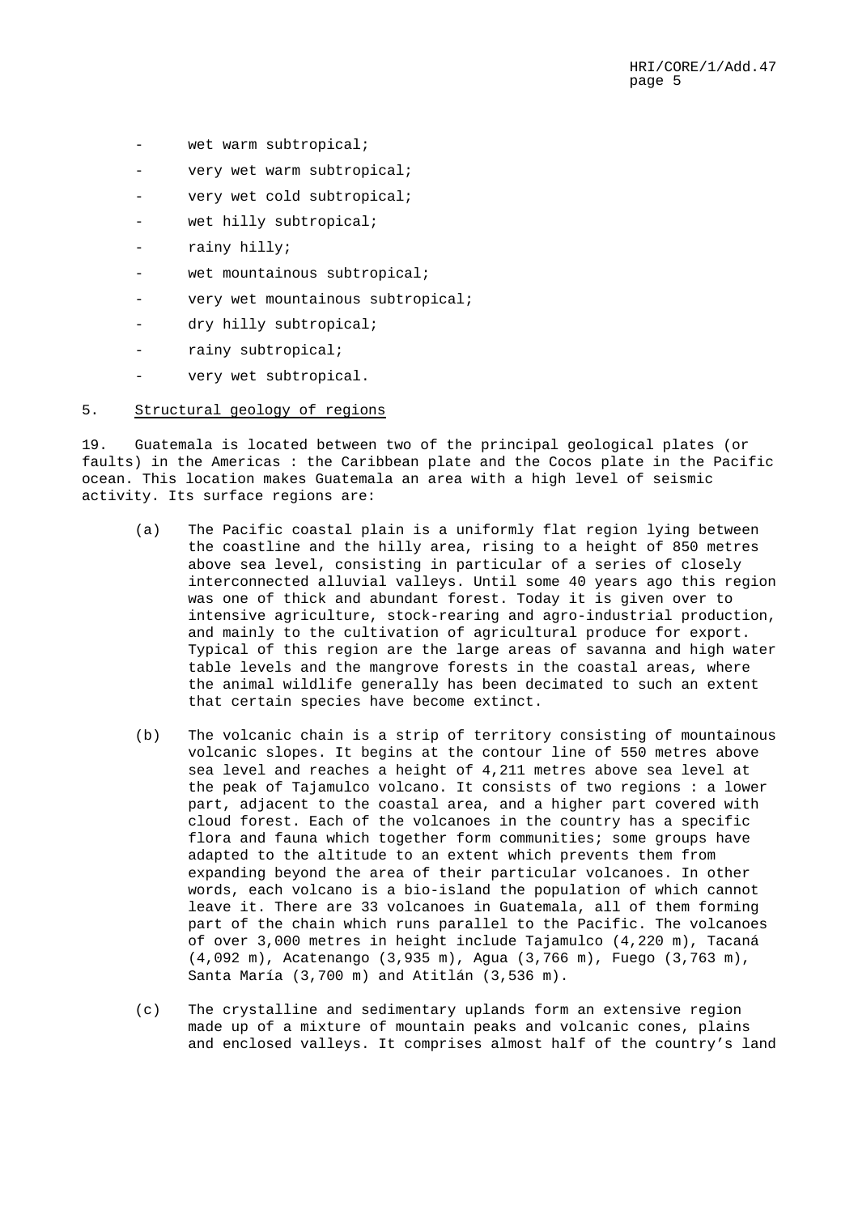- wet warm subtropical;
- very wet warm subtropical;
- very wet cold subtropical;
- wet hilly subtropical;
- rainy hilly;
- wet mountainous subtropical;
- very wet mountainous subtropical;
- dry hilly subtropical;
- rainy subtropical;
- very wet subtropical.

5. Structural geology of regions

19. Guatemala is located between two of the principal geological plates (or faults) in the Americas : the Caribbean plate and the Cocos plate in the Pacific ocean. This location makes Guatemala an area with a high level of seismic activity. Its surface regions are:

(a) The Pacific coastal plain is a uniformly flat region lying between the coastline and the hilly area, rising to a height of 850 metres above sea level, consisting in particular of a series of closely interconnected alluvial valleys. Until some 40 years ago this region was one of thick and abundant forest. Today it is given over to intensive agriculture, stock-rearing and agro-industrial production, and mainly to the cultivation of agricultural produce for export. Typical of this region are the large areas of savanna and high water table levels and the mangrove forests in the coastal areas, where the animal wildlife generally has been decimated to such an extent that certain species have become extinct.

(b) The volcanic chain is a strip of territory consisting of mountainous volcanic slopes. It begins at the contour line of 550 metres above sea level and reaches a height of 4,211 metres above sea level at the peak of Tajamulco volcano. It consists of two regions : a lower part, adjacent to the coastal area, and a higher part covered with cloud forest. Each of the volcanoes in the country has a specific flora and fauna which together form communities; some groups have adapted to the altitude to an extent which prevents them from expanding beyond the area of their particular volcanoes. In other words, each volcano is a bio-island the population of which cannot leave it. There are 33 volcanoes in Guatemala, all of them forming part of the chain which runs parallel to the Pacific. The volcanoes of over 3,000 metres in height include Tajamulco (4,220 m), Tacaná (4,092 m), Acatenango (3,935 m), Agua (3,766 m), Fuego (3,763 m), Santa María (3,700 m) and Atitlán (3,536 m).

(c) The crystalline and sedimentary uplands form an extensive region made up of a mixture of mountain peaks and volcanic cones, plains and enclosed valleys. It comprises almost half of the country's land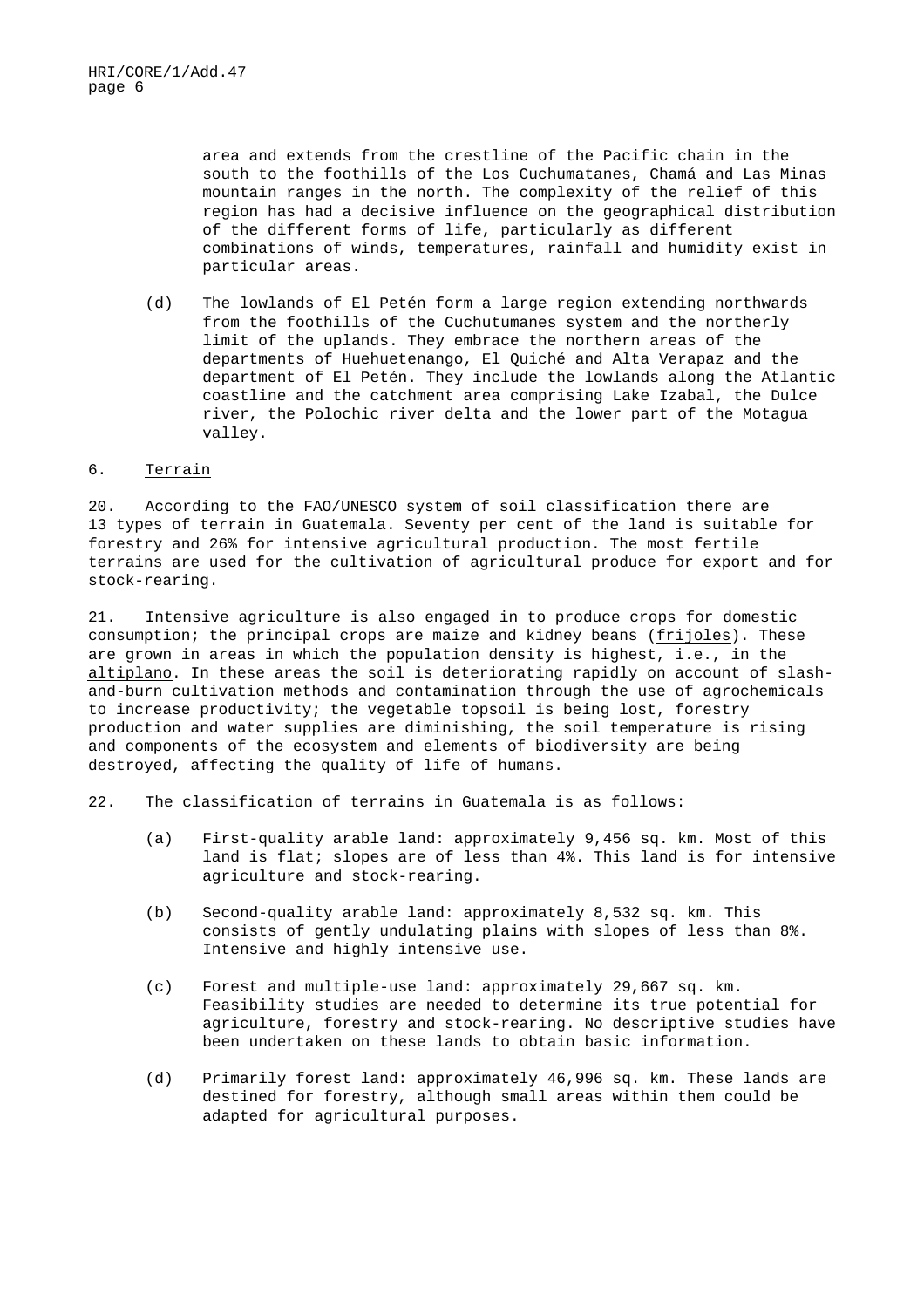area and extends from the crestline of the Pacific chain in the south to the foothills of the Los Cuchumatanes, Chamá and Las Minas mountain ranges in the north. The complexity of the relief of this region has had a decisive influence on the geographical distribution of the different forms of life, particularly as different combinations of winds, temperatures, rainfall and humidity exist in particular areas.

(d) The lowlands of El Petén form a large region extending northwards from the foothills of the Cuchutumanes system and the northerly limit of the uplands. They embrace the northern areas of the departments of Huehuetenango, El Quiché and Alta Verapaz and the department of El Petén. They include the lowlands along the Atlantic coastline and the catchment area comprising Lake Izabal, the Dulce river, the Polochic river delta and the lower part of the Motagua valley.

## 6. Terrain

20. According to the FAO/UNESCO system of soil classification there are 13 types of terrain in Guatemala. Seventy per cent of the land is suitable for forestry and 26% for intensive agricultural production. The most fertile terrains are used for the cultivation of agricultural produce for export and for stock-rearing.

21. Intensive agriculture is also engaged in to produce crops for domestic consumption; the principal crops are maize and kidney beans (*frijoles*). These are grown in areas in which the population density is highest, i.e., in the *altiplano*. In these areas the soil is deteriorating rapidly on account of slash-and-burn cultivation methods and contamination through the use of agrochemicals to increase productivity; the vegetable topsoil is being lost, forestry production and water supplies are diminishing, the soil temperature is rising and components of the ecosystem and elements of biodiversity are being destroyed, affecting the quality of life of humans.

22. The classification of terrains in Guatemala is as follows:

(a) First-quality arable land: approximately 9,456 sq. km. Most of this land is flat; slopes are of less than 4%. This land is for intensive agriculture and stock-rearing.

(b) Second-quality arable land: approximately 8,532 sq. km. This consists of gently undulating plains with slopes of less than 8%. Intensive and highly intensive use.

(c) Forest and multiple-use land: approximately 29,667 sq. km. Feasibility studies are needed to determine its true potential for agriculture, forestry and stock-rearing. No descriptive studies have been undertaken on these lands to obtain basic information.

(d) Primarily forest land: approximately 46,996 sq. km. These lands are destined for forestry, although small areas within them could be adapted for agricultural purposes.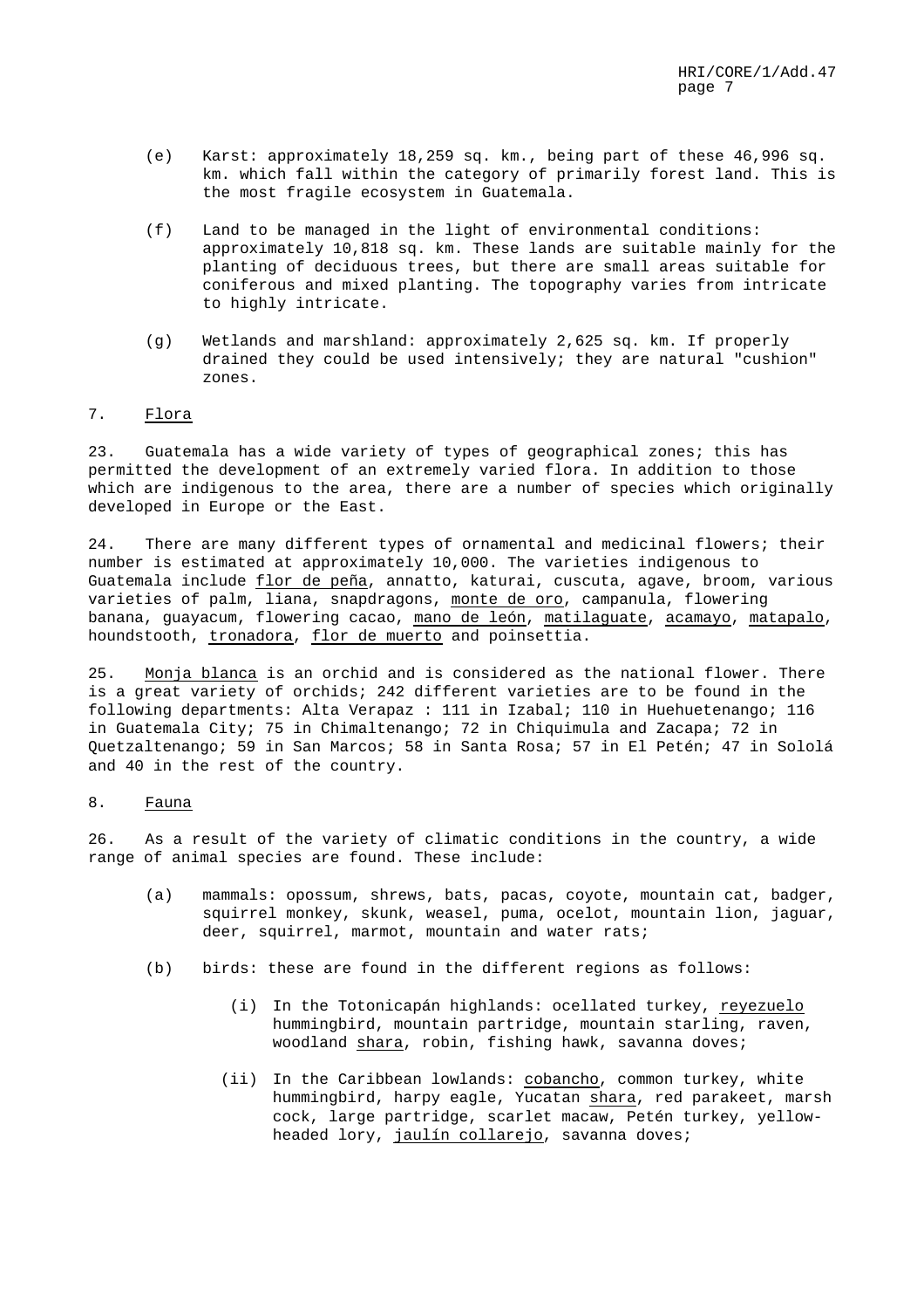(e) Karst: approximately 18,259 sq. km., being part of these 46,996 sq. km. which fall within the category of primarily forest land. This is the most fragile ecosystem in Guatemala.

(f) Land to be managed in the light of environmental conditions: approximately 10,818 sq. km. These lands are suitable mainly for the planting of deciduous trees, but there are small areas suitable for coniferous and mixed planting. The topography varies from intricate to highly intricate.

(g) Wetlands and marshland: approximately 2,625 sq. km. If properly drained they could be used intensively; they are natural "cushion" zones.

## 7. Flora

23. Guatemala has a wide variety of types of geographical zones; this has permitted the development of an extremely varied flora. In addition to those which are indigenous to the area, there are a number of species which originally developed in Europe or the East.

24. There are many different types of ornamental and medicinal flowers; their number is estimated at approximately 10,000. The varieties indigenous to Guatemala include flor de peña, annatto, katurai, cuscuta, agave, broom, various varieties of palm, liana, snapdragons, monte de oro, campanula, flowering banana, guayacum, flowering cacao, mano de león, matilaguate, acamayo, matapalo, houndstooth, tronadora, flor de muerto and poinsettia.

25. Monja blanca is an orchid and is considered as the national flower. There is a great variety of orchids; 242 different varieties are to be found in the following departments: Alta Verapaz : 111 in Izabal; 110 in Huehuetenango; 116 in Guatemala City; 75 in Chimaltenango; 72 in Chiquimula and Zacapa; 72 in Quetzaltenango; 59 in San Marcos; 58 in Santa Rosa; 57 in El Petén; 47 in Sololá and 40 in the rest of the country.

## 8. Fauna

26. As a result of the variety of climatic conditions in the country, a wide range of animal species are found. These include:

(a) mammals: opossum, shrews, bats, pacas, coyote, mountain cat, badger, squirrel monkey, skunk, weasel, puma, ocelot, mountain lion, jaguar, deer, squirrel, marmot, mountain and water rats;

(b) birds: these are found in the different regions as follows:

(i) In the Totonicapán highlands: ocellated turkey, reyezuelo hummingbird, mountain partridge, mountain starling, raven, woodland shara, robin, fishing hawk, savanna doves;

(ii) In the Caribbean lowlands: cobancho, common turkey, white hummingbird, harpy eagle, Yucatan shara, red parakeet, marsh cock, large partridge, scarlet macaw, Petén turkey, yellow-headed lory, jaulín collarejo, savanna doves;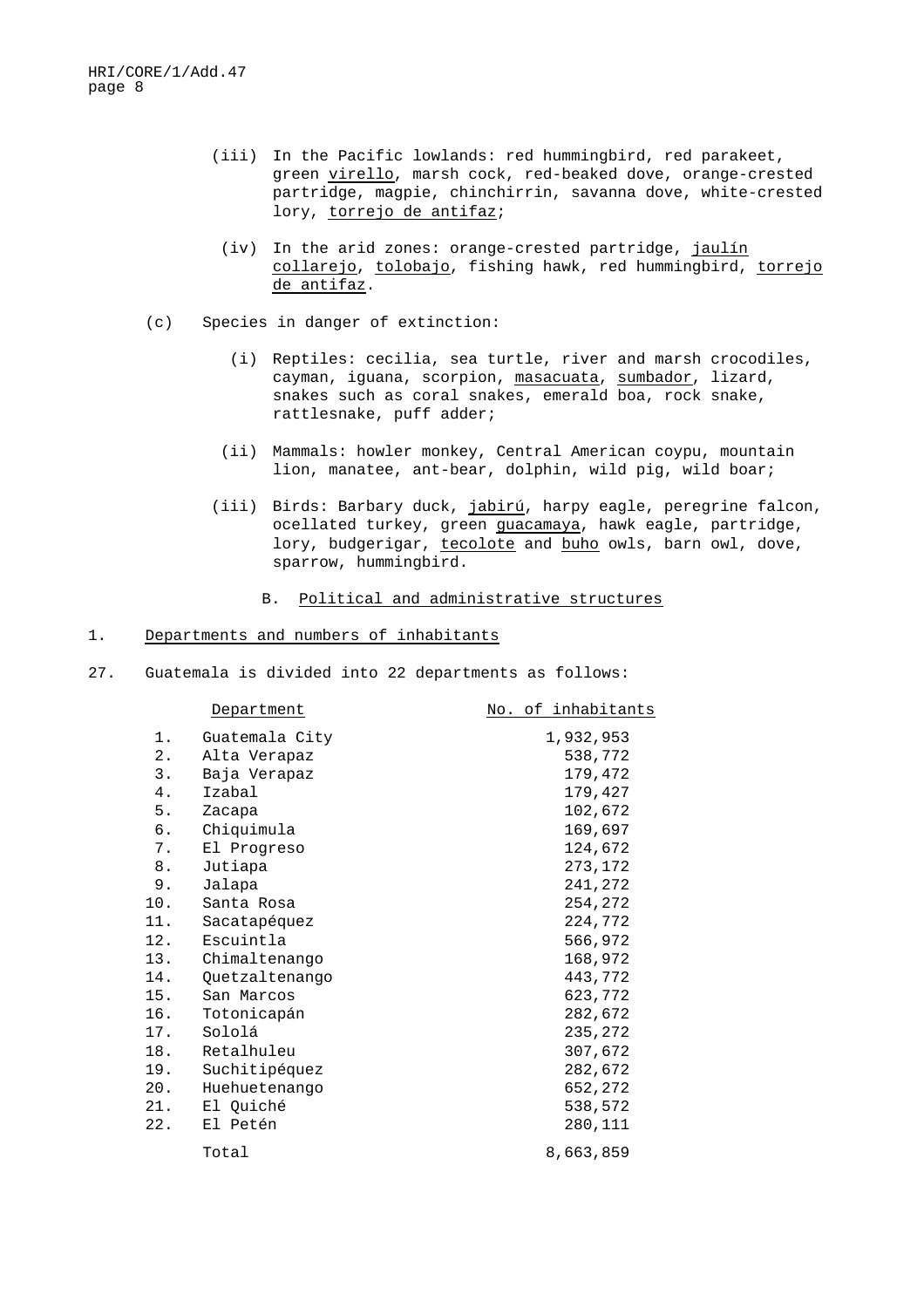(iii) In the Pacific lowlands: red hummingbird, red parakeet, green _virello_, marsh cock, red-beaked dove, orange-crested partridge, magpie, chinchirrin, savanna dove, white-crested lory, _torrejo de antifaz_;

(iv) In the arid zones: orange-crested partridge, _jaulín collarejo_, _tolobajo_, fishing hawk, red hummingbird, _torrejo de antifaz_.

(c) Species in danger of extinction:

(i) Reptiles: cecilia, sea turtle, river and marsh crocodiles, cayman, iguana, scorpion, _masacuata_, _sumbador_, lizard, snakes such as coral snakes, emerald boa, rock snake, rattlesnake, puff adder;

(ii) Mammals: howler monkey, Central American coypu, mountain lion, manatee, ant-bear, dolphin, wild pig, wild boar;

(iii) Birds: Barbary duck, _jabirú_, harpy eagle, peregrine falcon, ocellated turkey, green _guacamaya_, hawk eagle, partridge, lory, budgerigar, _tecolote_ and _buho_ owls, barn owl, dove, sparrow, hummingbird.

## B. Political and administrative structures

### 1. Departments and numbers of inhabitants

27. Guatemala is divided into 22 departments as follows:

| | Department | No. of inhabitants |
|---|---|---|
| 1. | Guatemala City | 1,932,953 |
| 2. | Alta Verapaz | 538,772 |
| 3. | Baja Verapaz | 179,472 |
| 4. | Izabal | 179,427 |
| 5. | Zacapa | 102,672 |
| 6. | Chiquimula | 169,697 |
| 7. | El Progreso | 124,672 |
| 8. | Jutiapa | 273,172 |
| 9. | Jalapa | 241,272 |
| 10. | Santa Rosa | 254,272 |
| 11. | Sacatapéquez | 224,772 |
| 12. | Escuintla | 566,972 |
| 13. | Chimaltenango | 168,972 |
| 14. | Quetzaltenango | 443,772 |
| 15. | San Marcos | 623,772 |
| 16. | Totonicapán | 282,672 |
| 17. | Sololá | 235,272 |
| 18. | Retalhuleu | 307,672 |
| 19. | Suchitipéquez | 282,672 |
| 20. | Huehuetenango | 652,272 |
| 21. | El Quiché | 538,572 |
| 22. | El Petén | 280,111 |
| | Total | 8,663,859 |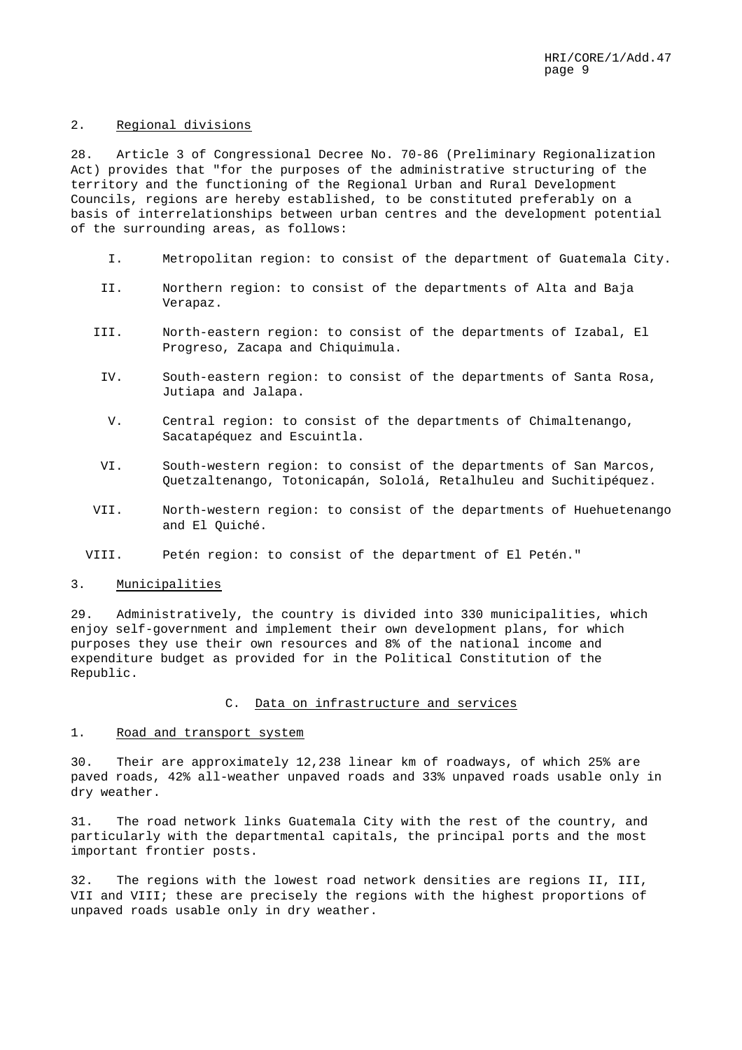### 2. Regional divisions

28. Article 3 of Congressional Decree No. 70-86 (Preliminary Regionalization Act) provides that "for the purposes of the administrative structuring of the territory and the functioning of the Regional Urban and Rural Development Councils, regions are hereby established, to be constituted preferably on a basis of interrelationships between urban centres and the development potential of the surrounding areas, as follows:

- I. Metropolitan region: to consist of the department of Guatemala City.
- II. Northern region: to consist of the departments of Alta and Baja Verapaz.
- III. North-eastern region: to consist of the departments of Izabal, El Progreso, Zacapa and Chiquimula.
- IV. South-eastern region: to consist of the departments of Santa Rosa, Jutiapa and Jalapa.
- V. Central region: to consist of the departments of Chimaltenango, Sacatapéquez and Escuintla.
- VI. South-western region: to consist of the departments of San Marcos, Quetzaltenango, Totonicapán, Sololá, Retalhuleu and Suchitipéquez.
- VII. North-western region: to consist of the departments of Huehuetenango and El Quiché.
- VIII. Petén region: to consist of the department of El Petén."

### 3. Municipalities

29. Administratively, the country is divided into 330 municipalities, which enjoy self-government and implement their own development plans, for which purposes they use their own resources and 8% of the national income and expenditure budget as provided for in the Political Constitution of the Republic.

## C. Data on infrastructure and services

### 1. Road and transport system

30. Their are approximately 12,238 linear km of roadways, of which 25% are paved roads, 42% all-weather unpaved roads and 33% unpaved roads usable only in dry weather.

31. The road network links Guatemala City with the rest of the country, and particularly with the departmental capitals, the principal ports and the most important frontier posts.

32. The regions with the lowest road network densities are regions II, III, VII and VIII; these are precisely the regions with the highest proportions of unpaved roads usable only in dry weather.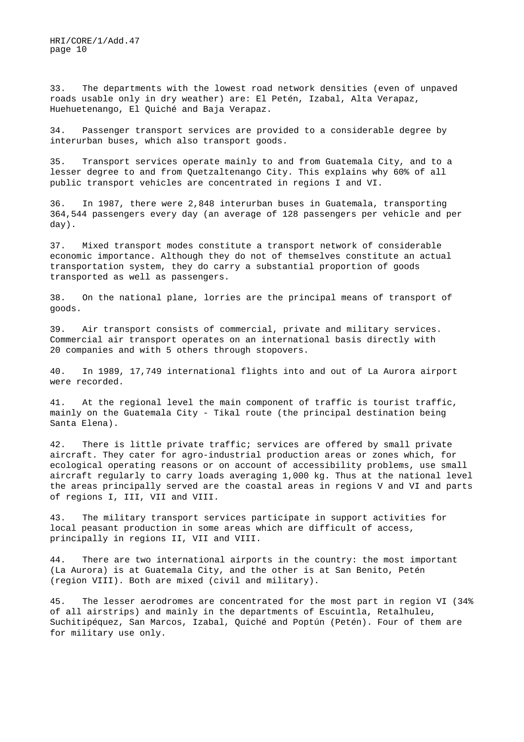33. The departments with the lowest road network densities (even of unpaved roads usable only in dry weather) are: El Petén, Izabal, Alta Verapaz, Huehuetenango, El Quiché and Baja Verapaz.

34. Passenger transport services are provided to a considerable degree by interurban buses, which also transport goods.

35. Transport services operate mainly to and from Guatemala City, and to a lesser degree to and from Quetzaltenango City. This explains why 60% of all public transport vehicles are concentrated in regions I and VI.

36. In 1987, there were 2,848 interurban buses in Guatemala, transporting 364,544 passengers every day (an average of 128 passengers per vehicle and per day).

37. Mixed transport modes constitute a transport network of considerable economic importance. Although they do not of themselves constitute an actual transportation system, they do carry a substantial proportion of goods transported as well as passengers.

38. On the national plane, lorries are the principal means of transport of goods.

39. Air transport consists of commercial, private and military services. Commercial air transport operates on an international basis directly with 20 companies and with 5 others through stopovers.

40. In 1989, 17,749 international flights into and out of La Aurora airport were recorded.

41. At the regional level the main component of traffic is tourist traffic, mainly on the Guatemala City - Tikal route (the principal destination being Santa Elena).

42. There is little private traffic; services are offered by small private aircraft. They cater for agro-industrial production areas or zones which, for ecological operating reasons or on account of accessibility problems, use small aircraft regularly to carry loads averaging 1,000 kg. Thus at the national level the areas principally served are the coastal areas in regions V and VI and parts of regions I, III, VII and VIII.

43. The military transport services participate in support activities for local peasant production in some areas which are difficult of access, principally in regions II, VII and VIII.

44. There are two international airports in the country: the most important (La Aurora) is at Guatemala City, and the other is at San Benito, Petén (region VIII). Both are mixed (civil and military).

45. The lesser aerodromes are concentrated for the most part in region VI (34% of all airstrips) and mainly in the departments of Escuintla, Retalhuleu, Suchitipéquez, San Marcos, Izabal, Quiché and Poptún (Petén). Four of them are for military use only.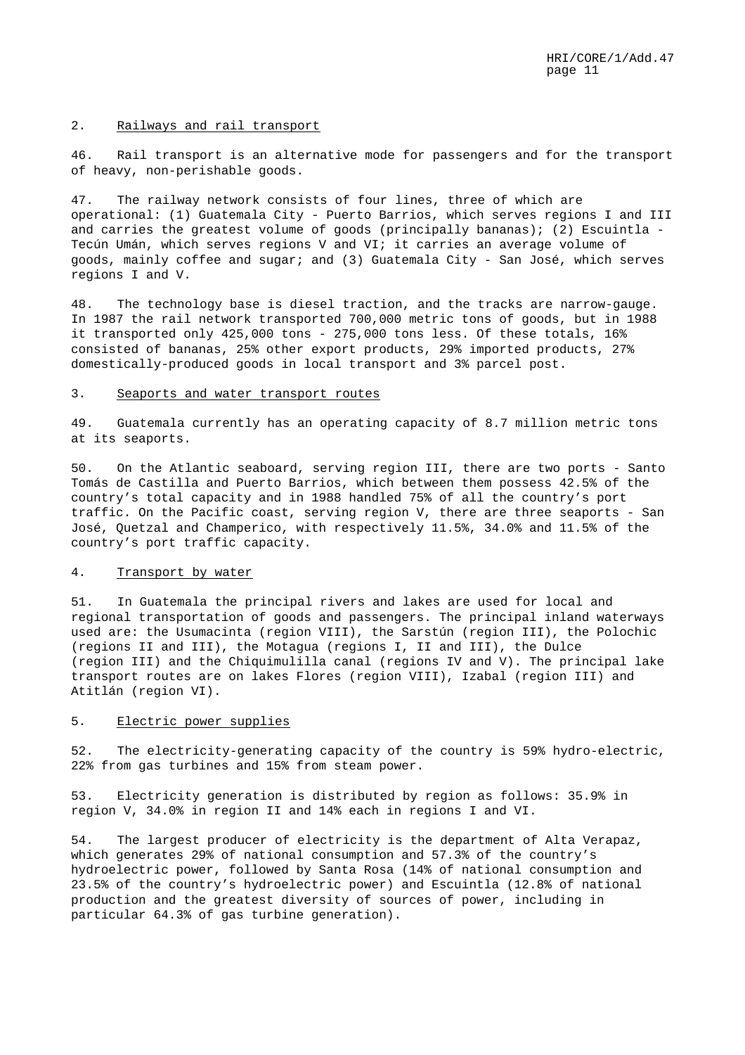## 2. Railways and rail transport

46. Rail transport is an alternative mode for passengers and for the transport of heavy, non-perishable goods.

47. The railway network consists of four lines, three of which are operational: (1) Guatemala City - Puerto Barrios, which serves regions I and III and carries the greatest volume of goods (principally bananas); (2) Escuintla - Tecún Umán, which serves regions V and VI; it carries an average volume of goods, mainly coffee and sugar; and (3) Guatemala City - San José, which serves regions I and V.

48. The technology base is diesel traction, and the tracks are narrow-gauge. In 1987 the rail network transported 700,000 metric tons of goods, but in 1988 it transported only 425,000 tons - 275,000 tons less. Of these totals, 16% consisted of bananas, 25% other export products, 29% imported products, 27% domestically-produced goods in local transport and 3% parcel post.

## 3. Seaports and water transport routes

49. Guatemala currently has an operating capacity of 8.7 million metric tons at its seaports.

50. On the Atlantic seaboard, serving region III, there are two ports - Santo Tomás de Castilla and Puerto Barrios, which between them possess 42.5% of the country's total capacity and in 1988 handled 75% of all the country's port traffic. On the Pacific coast, serving region V, there are three seaports - San José, Quetzal and Champerico, with respectively 11.5%, 34.0% and 11.5% of the country's port traffic capacity.

## 4. Transport by water

51. In Guatemala the principal rivers and lakes are used for local and regional transportation of goods and passengers. The principal inland waterways used are: the Usumacinta (region VIII), the Sarstún (region III), the Polochic (regions II and III), the Motagua (regions I, II and III), the Dulce (region III) and the Chiquimulilla canal (regions IV and V). The principal lake transport routes are on lakes Flores (region VIII), Izabal (region III) and Atitlán (region VI).

## 5. Electric power supplies

52. The electricity-generating capacity of the country is 59% hydro-electric, 22% from gas turbines and 15% from steam power.

53. Electricity generation is distributed by region as follows: 35.9% in region V, 34.0% in region II and 14% each in regions I and VI.

54. The largest producer of electricity is the department of Alta Verapaz, which generates 29% of national consumption and 57.3% of the country's hydroelectric power, followed by Santa Rosa (14% of national consumption and 23.5% of the country's hydroelectric power) and Escuintla (12.8% of national production and the greatest diversity of sources of power, including in particular 64.3% of gas turbine generation).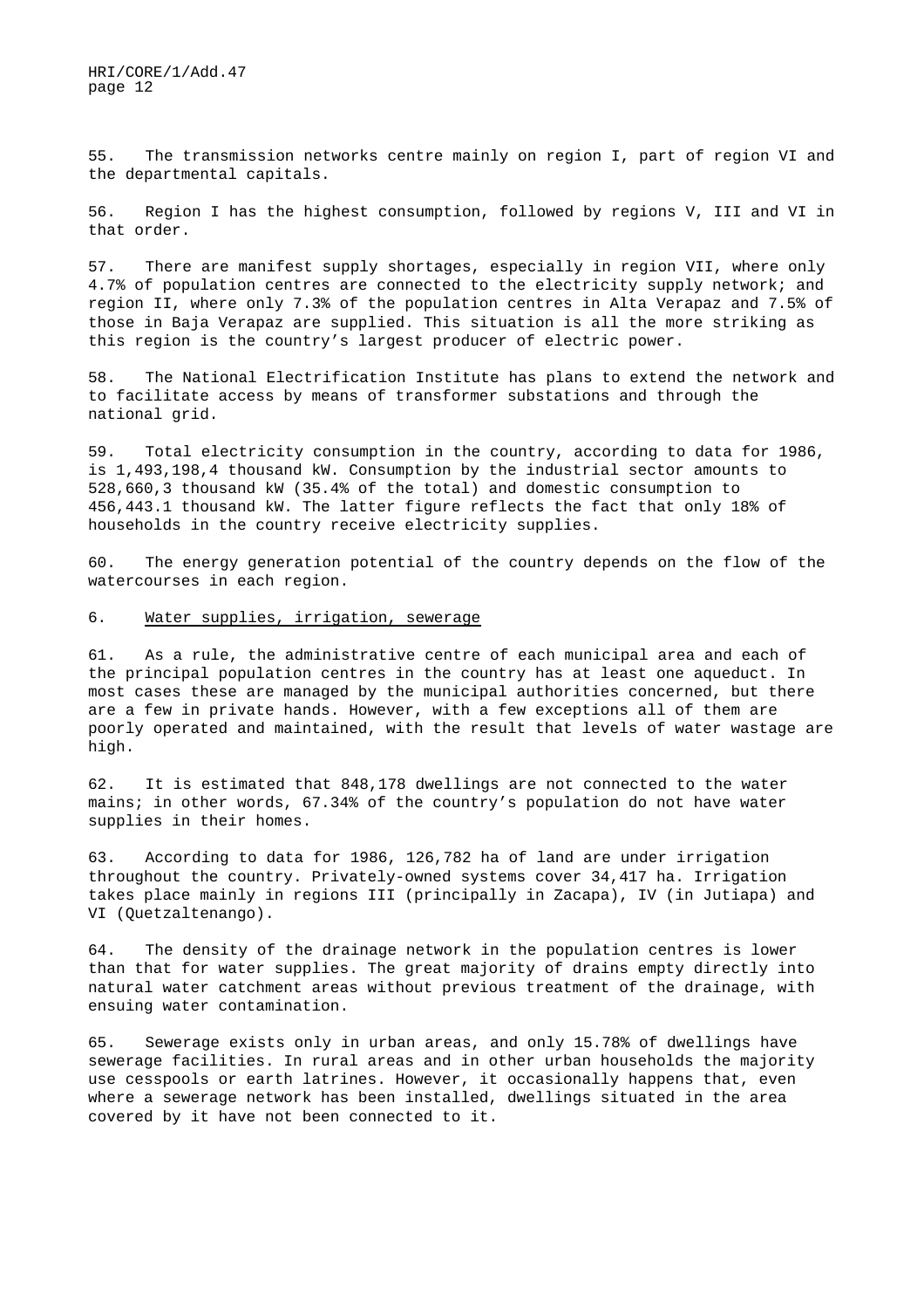55. The transmission networks centre mainly on region I, part of region VI and the departmental capitals.

56. Region I has the highest consumption, followed by regions V, III and VI in that order.

57. There are manifest supply shortages, especially in region VII, where only 4.7% of population centres are connected to the electricity supply network; and region II, where only 7.3% of the population centres in Alta Verapaz and 7.5% of those in Baja Verapaz are supplied. This situation is all the more striking as this region is the country's largest producer of electric power.

58. The National Electrification Institute has plans to extend the network and to facilitate access by means of transformer substations and through the national grid.

59. Total electricity consumption in the country, according to data for 1986, is 1,493,198,4 thousand kW. Consumption by the industrial sector amounts to 528,660,3 thousand kW (35.4% of the total) and domestic consumption to 456,443.1 thousand kW. The latter figure reflects the fact that only 18% of households in the country receive electricity supplies.

60. The energy generation potential of the country depends on the flow of the watercourses in each region.

### 6. Water supplies, irrigation, sewerage

61. As a rule, the administrative centre of each municipal area and each of the principal population centres in the country has at least one aqueduct. In most cases these are managed by the municipal authorities concerned, but there are a few in private hands. However, with a few exceptions all of them are poorly operated and maintained, with the result that levels of water wastage are high.

62. It is estimated that 848,178 dwellings are not connected to the water mains; in other words, 67.34% of the country's population do not have water supplies in their homes.

63. According to data for 1986, 126,782 ha of land are under irrigation throughout the country. Privately-owned systems cover 34,417 ha. Irrigation takes place mainly in regions III (principally in Zacapa), IV (in Jutiapa) and VI (Quetzaltenango).

64. The density of the drainage network in the population centres is lower than that for water supplies. The great majority of drains empty directly into natural water catchment areas without previous treatment of the drainage, with ensuing water contamination.

65. Sewerage exists only in urban areas, and only 15.78% of dwellings have sewerage facilities. In rural areas and in other urban households the majority use cesspools or earth latrines. However, it occasionally happens that, even where a sewerage network has been installed, dwellings situated in the area covered by it have not been connected to it.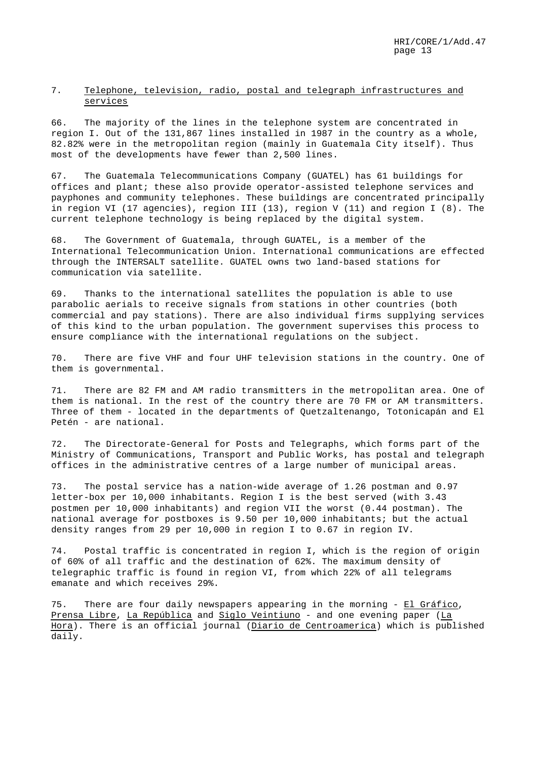## 7. Telephone, television, radio, postal and telegraph infrastructures and services

66. The majority of the lines in the telephone system are concentrated in region I. Out of the 131,867 lines installed in 1987 in the country as a whole, 82.82% were in the metropolitan region (mainly in Guatemala City itself). Thus most of the developments have fewer than 2,500 lines.

67. The Guatemala Telecommunications Company (GUATEL) has 61 buildings for offices and plant; these also provide operator-assisted telephone services and payphones and community telephones. These buildings are concentrated principally in region VI (17 agencies), region III (13), region V (11) and region I (8). The current telephone technology is being replaced by the digital system.

68. The Government of Guatemala, through GUATEL, is a member of the International Telecommunication Union. International communications are effected through the INTERSALT satellite. GUATEL owns two land-based stations for communication via satellite.

69. Thanks to the international satellites the population is able to use parabolic aerials to receive signals from stations in other countries (both commercial and pay stations). There are also individual firms supplying services of this kind to the urban population. The government supervises this process to ensure compliance with the international regulations on the subject.

70. There are five VHF and four UHF television stations in the country. One of them is governmental.

71. There are 82 FM and AM radio transmitters in the metropolitan area. One of them is national. In the rest of the country there are 70 FM or AM transmitters. Three of them - located in the departments of Quetzaltenango, Totonicapán and El Petén - are national.

72. The Directorate-General for Posts and Telegraphs, which forms part of the Ministry of Communications, Transport and Public Works, has postal and telegraph offices in the administrative centres of a large number of municipal areas.

73. The postal service has a nation-wide average of 1.26 postman and 0.97 letter-box per 10,000 inhabitants. Region I is the best served (with 3.43 postmen per 10,000 inhabitants) and region VII the worst (0.44 postman). The national average for postboxes is 9.50 per 10,000 inhabitants; but the actual density ranges from 29 per 10,000 in region I to 0.67 in region IV.

74. Postal traffic is concentrated in region I, which is the region of origin of 60% of all traffic and the destination of 62%. The maximum density of telegraphic traffic is found in region VI, from which 22% of all telegrams emanate and which receives 29%.

75. There are four daily newspapers appearing in the morning - El Gráfico, Prensa Libre, La República and Siglo Veintiuno - and one evening paper (La Hora). There is an official journal (Diario de Centroamerica) which is published daily.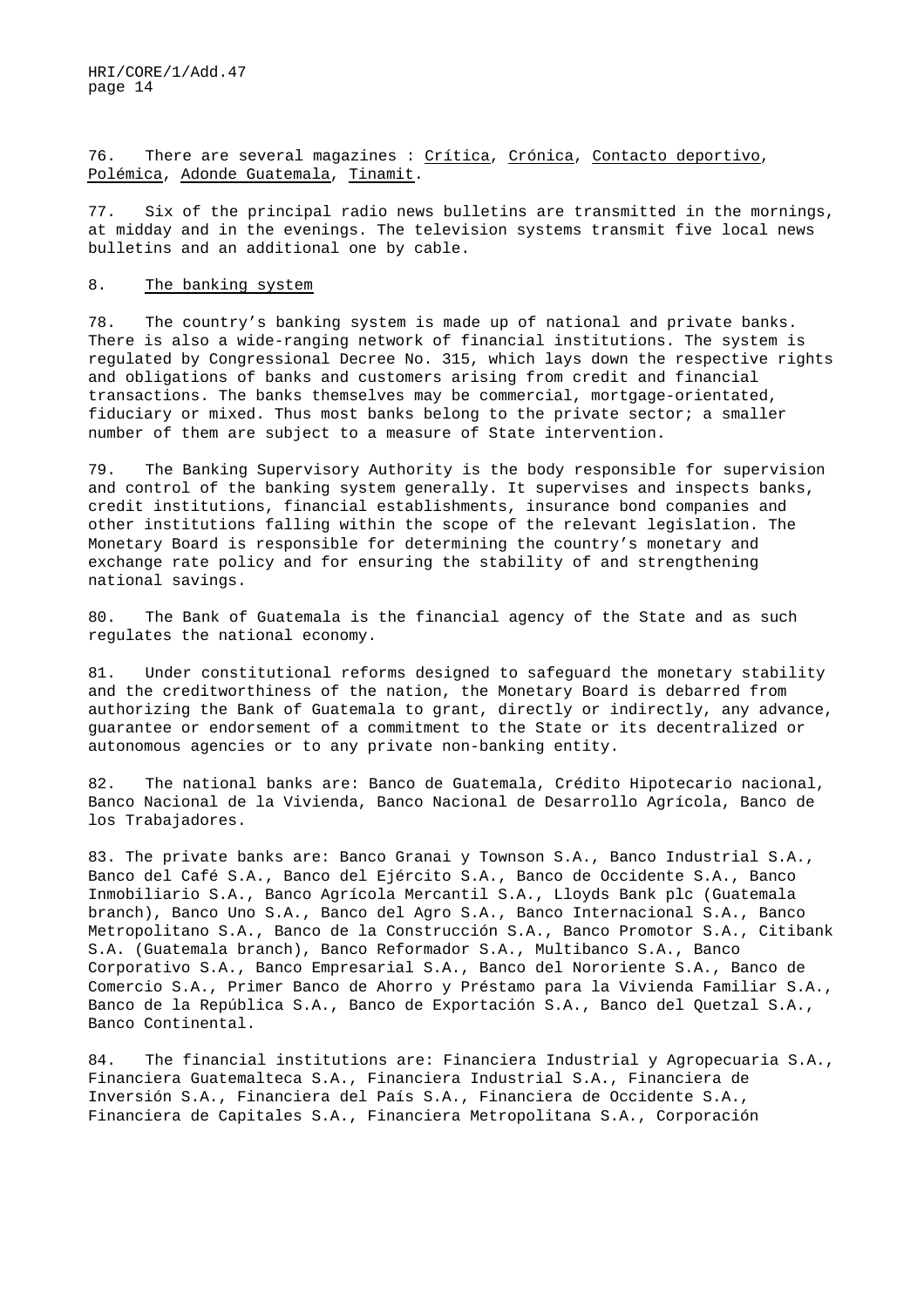76. There are several magazines : Crítica, Crónica, Contacto deportivo, Polémica, Adonde Guatemala, Tinamit.

77. Six of the principal radio news bulletins are transmitted in the mornings, at midday and in the evenings. The television systems transmit five local news bulletins and an additional one by cable.

## 8. The banking system

78. The country's banking system is made up of national and private banks. There is also a wide-ranging network of financial institutions. The system is regulated by Congressional Decree No. 315, which lays down the respective rights and obligations of banks and customers arising from credit and financial transactions. The banks themselves may be commercial, mortgage-orientated, fiduciary or mixed. Thus most banks belong to the private sector; a smaller number of them are subject to a measure of State intervention.

79. The Banking Supervisory Authority is the body responsible for supervision and control of the banking system generally. It supervises and inspects banks, credit institutions, financial establishments, insurance bond companies and other institutions falling within the scope of the relevant legislation. The Monetary Board is responsible for determining the country's monetary and exchange rate policy and for ensuring the stability of and strengthening national savings.

80. The Bank of Guatemala is the financial agency of the State and as such regulates the national economy.

81. Under constitutional reforms designed to safeguard the monetary stability and the creditworthiness of the nation, the Monetary Board is debarred from authorizing the Bank of Guatemala to grant, directly or indirectly, any advance, guarantee or endorsement of a commitment to the State or its decentralized or autonomous agencies or to any private non-banking entity.

82. The national banks are: Banco de Guatemala, Crédito Hipotecario nacional, Banco Nacional de la Vivienda, Banco Nacional de Desarrollo Agrícola, Banco de los Trabajadores.

83. The private banks are: Banco Granai y Townson S.A., Banco Industrial S.A., Banco del Café S.A., Banco del Ejército S.A., Banco de Occidente S.A., Banco Inmobiliario S.A., Banco Agrícola Mercantil S.A., Lloyds Bank plc (Guatemala branch), Banco Uno S.A., Banco del Agro S.A., Banco Internacional S.A., Banco Metropolitano S.A., Banco de la Construcción S.A., Banco Promotor S.A., Citibank S.A. (Guatemala branch), Banco Reformador S.A., Multibanco S.A., Banco Corporativo S.A., Banco Empresarial S.A., Banco del Nororiente S.A., Banco de Comercio S.A., Primer Banco de Ahorro y Préstamo para la Vivienda Familiar S.A., Banco de la República S.A., Banco de Exportación S.A., Banco del Quetzal S.A., Banco Continental.

84. The financial institutions are: Financiera Industrial y Agropecuaria S.A., Financiera Guatemalteca S.A., Financiera Industrial S.A., Financiera de Inversión S.A., Financiera del País S.A., Financiera de Occidente S.A., Financiera de Capitales S.A., Financiera Metropolitana S.A., Corporación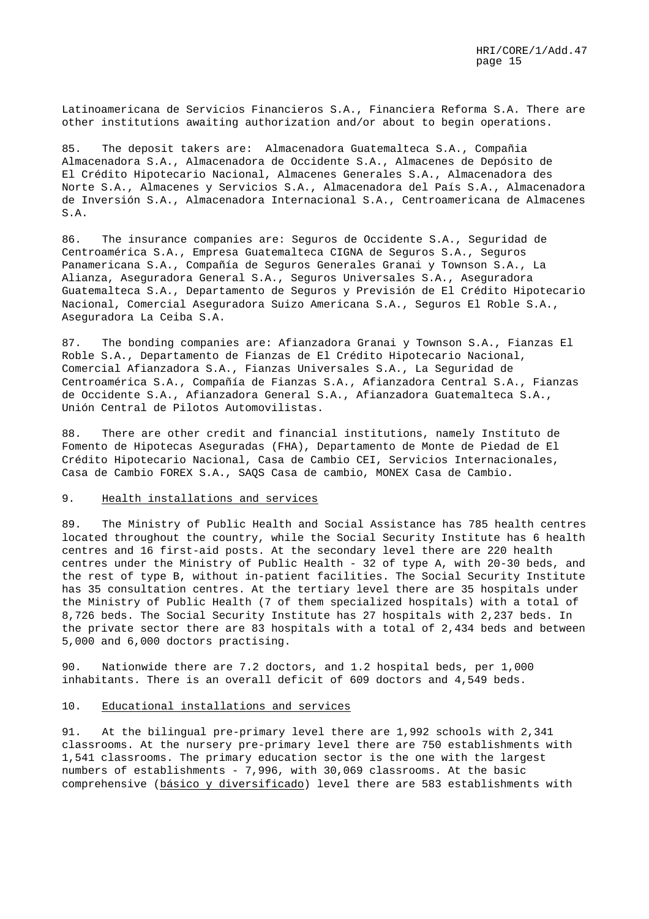Latinoamericana de Servicios Financieros S.A., Financiera Reforma S.A. There are other institutions awaiting authorization and/or about to begin operations.

85. The deposit takers are: Almacenadora Guatemalteca S.A., Compañia Almacenadora S.A., Almacenadora de Occidente S.A., Almacenes de Depósito de El Crédito Hipotecario Nacional, Almacenes Generales S.A., Almacenadora des Norte S.A., Almacenes y Servicios S.A., Almacenadora del País S.A., Almacenadora de Inversión S.A., Almacenadora Internacional S.A., Centroamericana de Almacenes S.A.

86. The insurance companies are: Seguros de Occidente S.A., Seguridad de Centroamérica S.A., Empresa Guatemalteca CIGNA de Seguros S.A., Seguros Panamericana S.A., Compañía de Seguros Generales Granai y Townson S.A., La Alianza, Aseguradora General S.A., Seguros Universales S.A., Aseguradora Guatemalteca S.A., Departamento de Seguros y Previsión de El Crédito Hipotecario Nacional, Comercial Aseguradora Suizo Americana S.A., Seguros El Roble S.A., Aseguradora La Ceiba S.A.

87. The bonding companies are: Afianzadora Granai y Townson S.A., Fianzas El Roble S.A., Departamento de Fianzas de El Crédito Hipotecario Nacional, Comercial Afianzadora S.A., Fianzas Universales S.A., La Seguridad de Centroamérica S.A., Compañía de Fianzas S.A., Afianzadora Central S.A., Fianzas de Occidente S.A., Afianzadora General S.A., Afianzadora Guatemalteca S.A., Unión Central de Pilotos Automovilistas.

88. There are other credit and financial institutions, namely Instituto de Fomento de Hipotecas Aseguradas (FHA), Departamento de Monte de Piedad de El Crédito Hipotecario Nacional, Casa de Cambio CEI, Servicios Internacionales, Casa de Cambio FOREX S.A., SAQS Casa de cambio, MONEX Casa de Cambio.

## 9. Health installations and services

89. The Ministry of Public Health and Social Assistance has 785 health centres located throughout the country, while the Social Security Institute has 6 health centres and 16 first-aid posts. At the secondary level there are 220 health centres under the Ministry of Public Health - 32 of type A, with 20-30 beds, and the rest of type B, without in-patient facilities. The Social Security Institute has 35 consultation centres. At the tertiary level there are 35 hospitals under the Ministry of Public Health (7 of them specialized hospitals) with a total of 8,726 beds. The Social Security Institute has 27 hospitals with 2,237 beds. In the private sector there are 83 hospitals with a total of 2,434 beds and between 5,000 and 6,000 doctors practising.

90. Nationwide there are 7.2 doctors, and 1.2 hospital beds, per 1,000 inhabitants. There is an overall deficit of 609 doctors and 4,549 beds.

## 10. Educational installations and services

91. At the bilingual pre-primary level there are 1,992 schools with 2,341 classrooms. At the nursery pre-primary level there are 750 establishments with 1,541 classrooms. The primary education sector is the one with the largest numbers of establishments - 7,996, with 30,069 classrooms. At the basic comprehensive (básico y diversificado) level there are 583 establishments with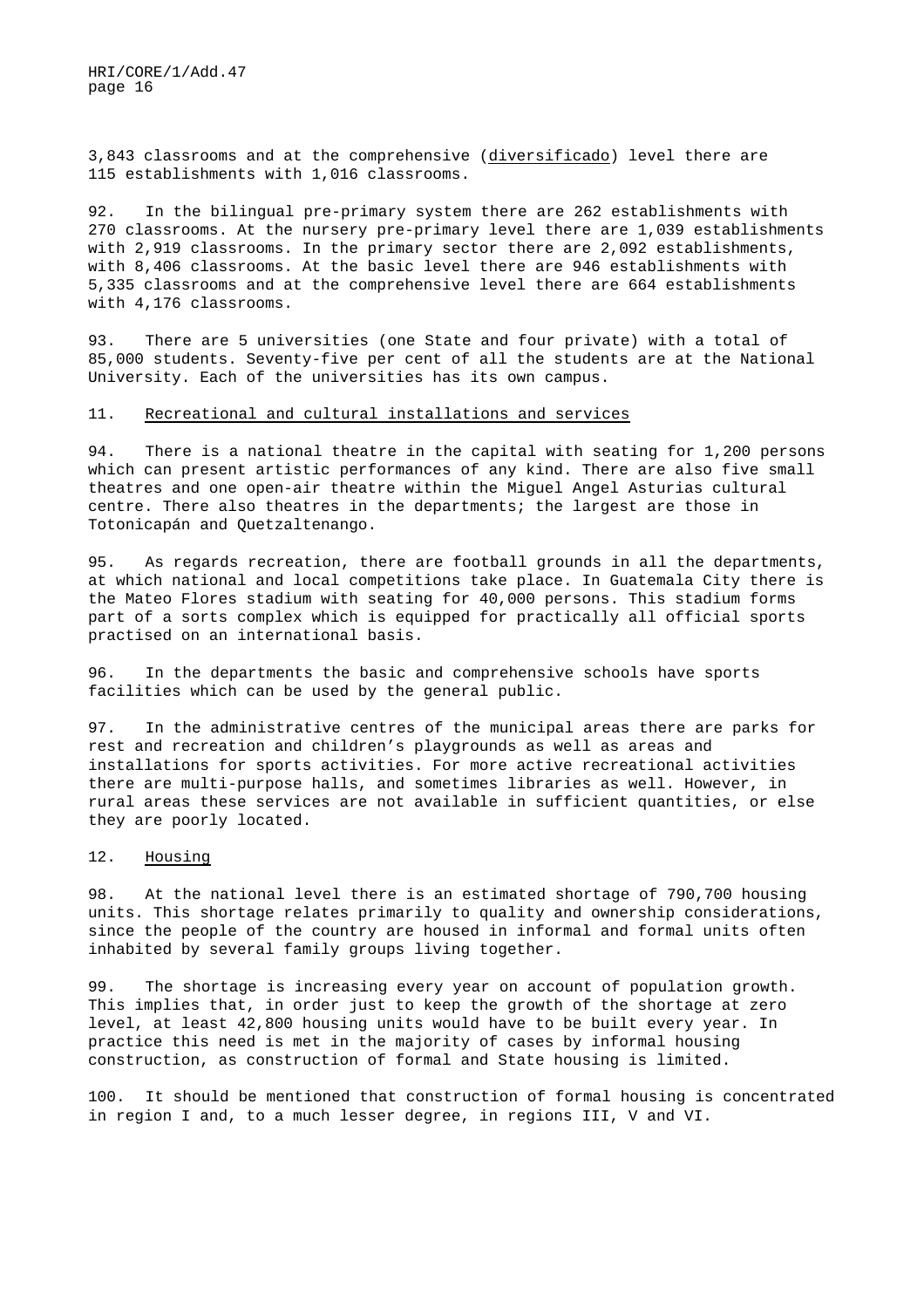3,843 classrooms and at the comprehensive (diversificado) level there are 115 establishments with 1,016 classrooms.

92. In the bilingual pre-primary system there are 262 establishments with 270 classrooms. At the nursery pre-primary level there are 1,039 establishments with 2,919 classrooms. In the primary sector there are 2,092 establishments, with 8,406 classrooms. At the basic level there are 946 establishments with 5,335 classrooms and at the comprehensive level there are 664 establishments with 4,176 classrooms.

93. There are 5 universities (one State and four private) with a total of 85,000 students. Seventy-five per cent of all the students are at the National University. Each of the universities has its own campus.

## 11. Recreational and cultural installations and services

94. There is a national theatre in the capital with seating for 1,200 persons which can present artistic performances of any kind. There are also five small theatres and one open-air theatre within the Miguel Angel Asturias cultural centre. There also theatres in the departments; the largest are those in Totonicapán and Quetzaltenango.

95. As regards recreation, there are football grounds in all the departments, at which national and local competitions take place. In Guatemala City there is the Mateo Flores stadium with seating for 40,000 persons. This stadium forms part of a sorts complex which is equipped for practically all official sports practised on an international basis.

96. In the departments the basic and comprehensive schools have sports facilities which can be used by the general public.

97. In the administrative centres of the municipal areas there are parks for rest and recreation and children's playgrounds as well as areas and installations for sports activities. For more active recreational activities there are multi-purpose halls, and sometimes libraries as well. However, in rural areas these services are not available in sufficient quantities, or else they are poorly located.

## 12. Housing

98. At the national level there is an estimated shortage of 790,700 housing units. This shortage relates primarily to quality and ownership considerations, since the people of the country are housed in informal and formal units often inhabited by several family groups living together.

99. The shortage is increasing every year on account of population growth. This implies that, in order just to keep the growth of the shortage at zero level, at least 42,800 housing units would have to be built every year. In practice this need is met in the majority of cases by informal housing construction, as construction of formal and State housing is limited.

100. It should be mentioned that construction of formal housing is concentrated in region I and, to a much lesser degree, in regions III, V and VI.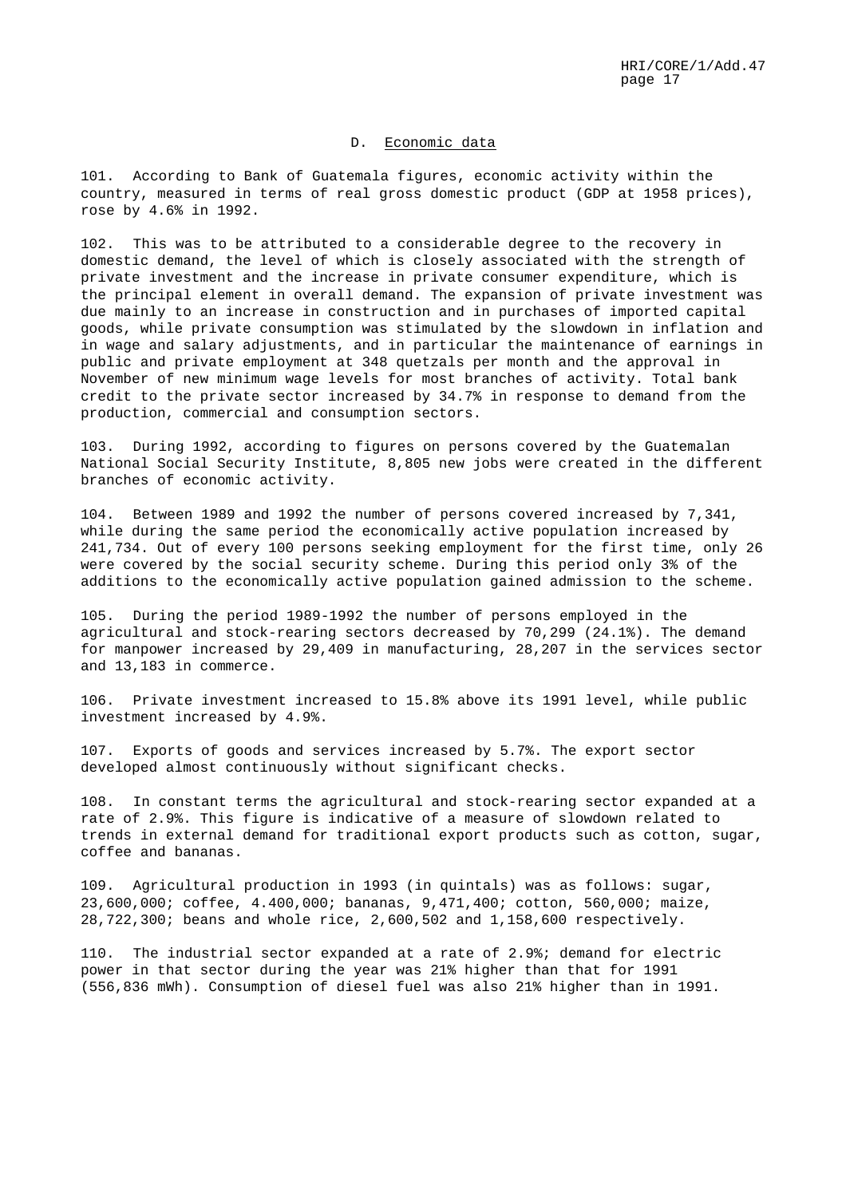## D. Economic data

101. According to Bank of Guatemala figures, economic activity within the country, measured in terms of real gross domestic product (GDP at 1958 prices), rose by 4.6% in 1992.

102. This was to be attributed to a considerable degree to the recovery in domestic demand, the level of which is closely associated with the strength of private investment and the increase in private consumer expenditure, which is the principal element in overall demand. The expansion of private investment was due mainly to an increase in construction and in purchases of imported capital goods, while private consumption was stimulated by the slowdown in inflation and in wage and salary adjustments, and in particular the maintenance of earnings in public and private employment at 348 quetzals per month and the approval in November of new minimum wage levels for most branches of activity. Total bank credit to the private sector increased by 34.7% in response to demand from the production, commercial and consumption sectors.

103. During 1992, according to figures on persons covered by the Guatemalan National Social Security Institute, 8,805 new jobs were created in the different branches of economic activity.

104. Between 1989 and 1992 the number of persons covered increased by 7,341, while during the same period the economically active population increased by 241,734. Out of every 100 persons seeking employment for the first time, only 26 were covered by the social security scheme. During this period only 3% of the additions to the economically active population gained admission to the scheme.

105. During the period 1989-1992 the number of persons employed in the agricultural and stock-rearing sectors decreased by 70,299 (24.1%). The demand for manpower increased by 29,409 in manufacturing, 28,207 in the services sector and 13,183 in commerce.

106. Private investment increased to 15.8% above its 1991 level, while public investment increased by 4.9%.

107. Exports of goods and services increased by 5.7%. The export sector developed almost continuously without significant checks.

108. In constant terms the agricultural and stock-rearing sector expanded at a rate of 2.9%. This figure is indicative of a measure of slowdown related to trends in external demand for traditional export products such as cotton, sugar, coffee and bananas.

109. Agricultural production in 1993 (in quintals) was as follows: sugar, 23,600,000; coffee, 4.400,000; bananas, 9,471,400; cotton, 560,000; maize, 28,722,300; beans and whole rice, 2,600,502 and 1,158,600 respectively.

110. The industrial sector expanded at a rate of 2.9%; demand for electric power in that sector during the year was 21% higher than that for 1991 (556,836 mWh). Consumption of diesel fuel was also 21% higher than in 1991.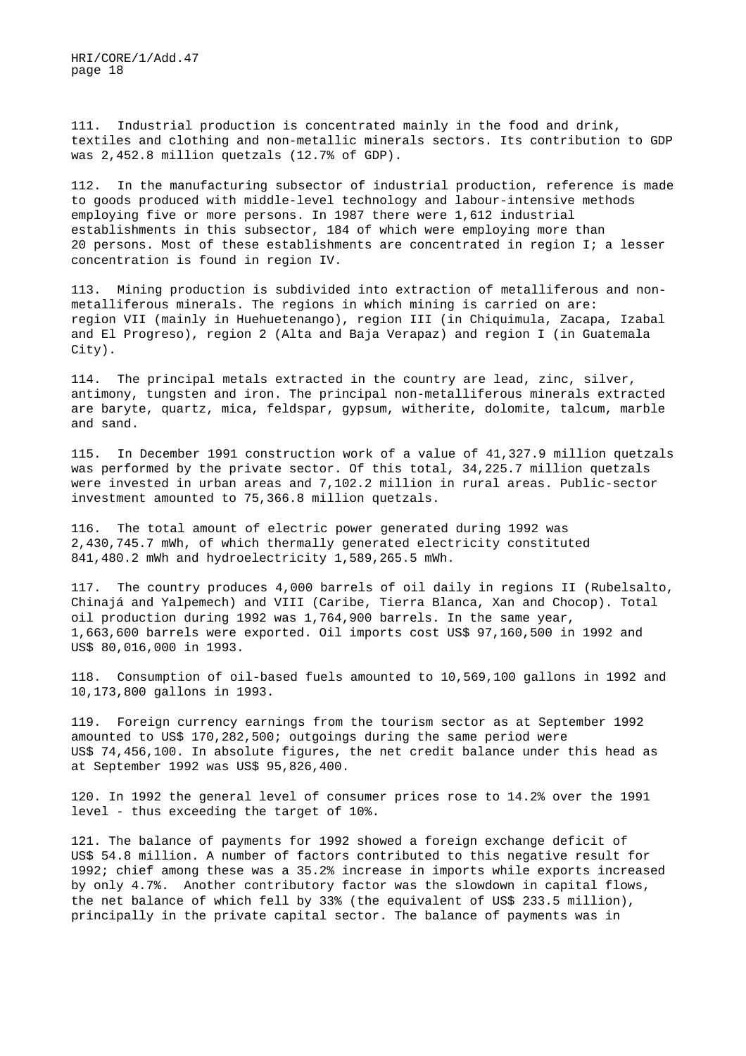111. Industrial production is concentrated mainly in the food and drink, textiles and clothing and non-metallic minerals sectors. Its contribution to GDP was 2,452.8 million quetzals (12.7% of GDP).

112. In the manufacturing subsector of industrial production, reference is made to goods produced with middle-level technology and labour-intensive methods employing five or more persons. In 1987 there were 1,612 industrial establishments in this subsector, 184 of which were employing more than 20 persons. Most of these establishments are concentrated in region I; a lesser concentration is found in region IV.

113. Mining production is subdivided into extraction of metalliferous and non-metalliferous minerals. The regions in which mining is carried on are: region VII (mainly in Huehuetenango), region III (in Chiquimula, Zacapa, Izabal and El Progreso), region 2 (Alta and Baja Verapaz) and region I (in Guatemala City).

114. The principal metals extracted in the country are lead, zinc, silver, antimony, tungsten and iron. The principal non-metalliferous minerals extracted are baryte, quartz, mica, feldspar, gypsum, witherite, dolomite, talcum, marble and sand.

115. In December 1991 construction work of a value of 41,327.9 million quetzals was performed by the private sector. Of this total, 34,225.7 million quetzals were invested in urban areas and 7,102.2 million in rural areas. Public-sector investment amounted to 75,366.8 million quetzals.

116. The total amount of electric power generated during 1992 was 2,430,745.7 mWh, of which thermally generated electricity constituted 841,480.2 mWh and hydroelectricity 1,589,265.5 mWh.

117. The country produces 4,000 barrels of oil daily in regions II (Rubelsalto, Chinajá and Yalpemech) and VIII (Caribe, Tierra Blanca, Xan and Chocop). Total oil production during 1992 was 1,764,900 barrels. In the same year, 1,663,600 barrels were exported. Oil imports cost US$ 97,160,500 in 1992 and US$ 80,016,000 in 1993.

118. Consumption of oil-based fuels amounted to 10,569,100 gallons in 1992 and 10,173,800 gallons in 1993.

119. Foreign currency earnings from the tourism sector as at September 1992 amounted to US$ 170,282,500; outgoings during the same period were US$ 74,456,100. In absolute figures, the net credit balance under this head as at September 1992 was US$ 95,826,400.

120. In 1992 the general level of consumer prices rose to 14.2% over the 1991 level - thus exceeding the target of 10%.

121. The balance of payments for 1992 showed a foreign exchange deficit of US$ 54.8 million. A number of factors contributed to this negative result for 1992; chief among these was a 35.2% increase in imports while exports increased by only 4.7%. Another contributory factor was the slowdown in capital flows, the net balance of which fell by 33% (the equivalent of US$ 233.5 million), principally in the private capital sector. The balance of payments was in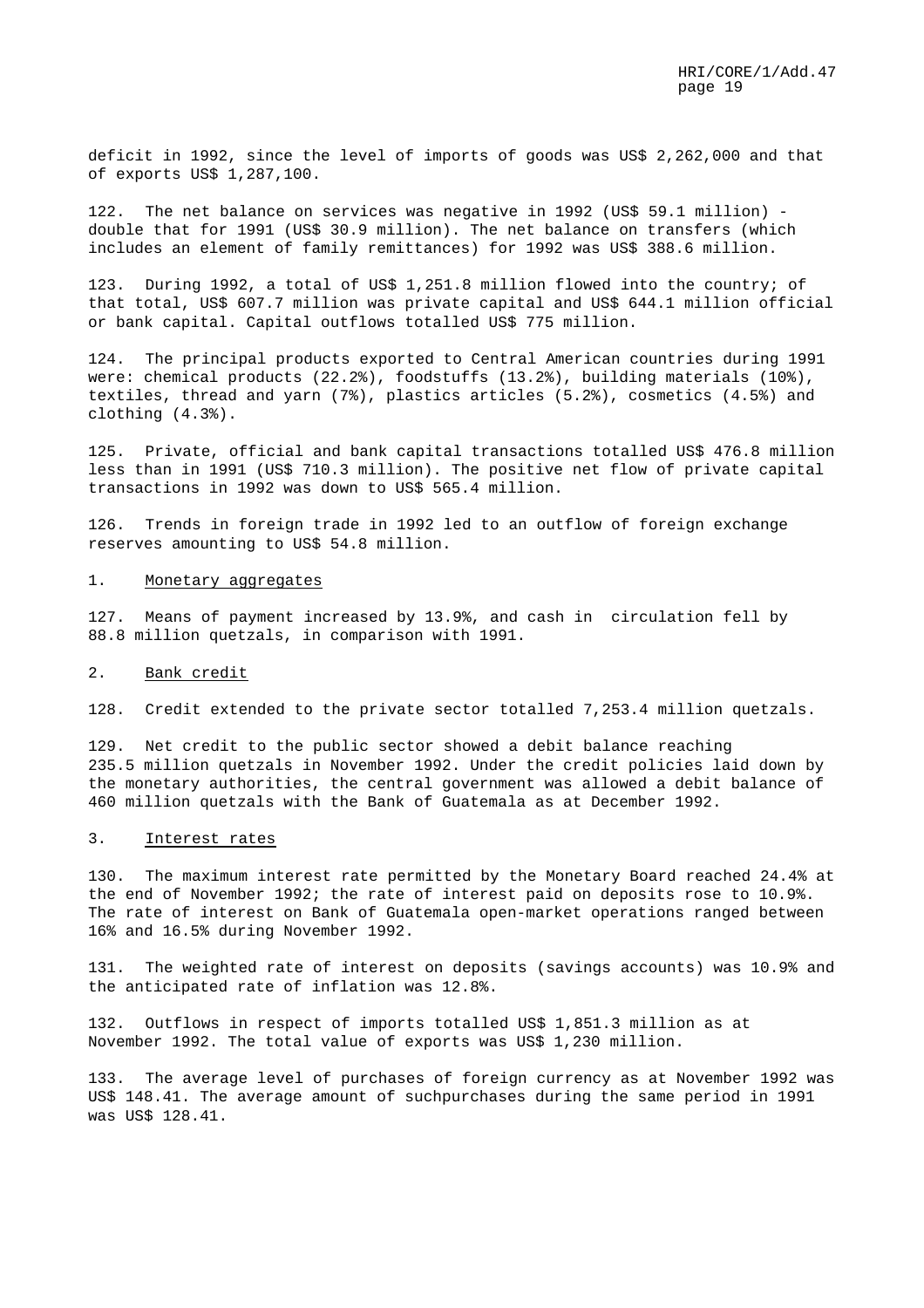deficit in 1992, since the level of imports of goods was US$ 2,262,000 and that of exports US$ 1,287,100.

122. The net balance on services was negative in 1992 (US$ 59.1 million) - double that for 1991 (US$ 30.9 million). The net balance on transfers (which includes an element of family remittances) for 1992 was US$ 388.6 million.

123. During 1992, a total of US$ 1,251.8 million flowed into the country; of that total, US$ 607.7 million was private capital and US$ 644.1 million official or bank capital. Capital outflows totalled US$ 775 million.

124. The principal products exported to Central American countries during 1991 were: chemical products (22.2%), foodstuffs (13.2%), building materials (10%), textiles, thread and yarn (7%), plastics articles (5.2%), cosmetics (4.5%) and clothing (4.3%).

125. Private, official and bank capital transactions totalled US$ 476.8 million less than in 1991 (US$ 710.3 million). The positive net flow of private capital transactions in 1992 was down to US$ 565.4 million.

126. Trends in foreign trade in 1992 led to an outflow of foreign exchange reserves amounting to US$ 54.8 million.

1. Monetary aggregates

127. Means of payment increased by 13.9%, and cash in circulation fell by 88.8 million quetzals, in comparison with 1991.

2. Bank credit

128. Credit extended to the private sector totalled 7,253.4 million quetzals.

129. Net credit to the public sector showed a debit balance reaching 235.5 million quetzals in November 1992. Under the credit policies laid down by the monetary authorities, the central government was allowed a debit balance of 460 million quetzals with the Bank of Guatemala as at December 1992.

3. Interest rates

130. The maximum interest rate permitted by the Monetary Board reached 24.4% at the end of November 1992; the rate of interest paid on deposits rose to 10.9%. The rate of interest on Bank of Guatemala open-market operations ranged between 16% and 16.5% during November 1992.

131. The weighted rate of interest on deposits (savings accounts) was 10.9% and the anticipated rate of inflation was 12.8%.

132. Outflows in respect of imports totalled US$ 1,851.3 million as at November 1992. The total value of exports was US$ 1,230 million.

133. The average level of purchases of foreign currency as at November 1992 was US$ 148.41. The average amount of suchpurchases during the same period in 1991 was US$ 128.41.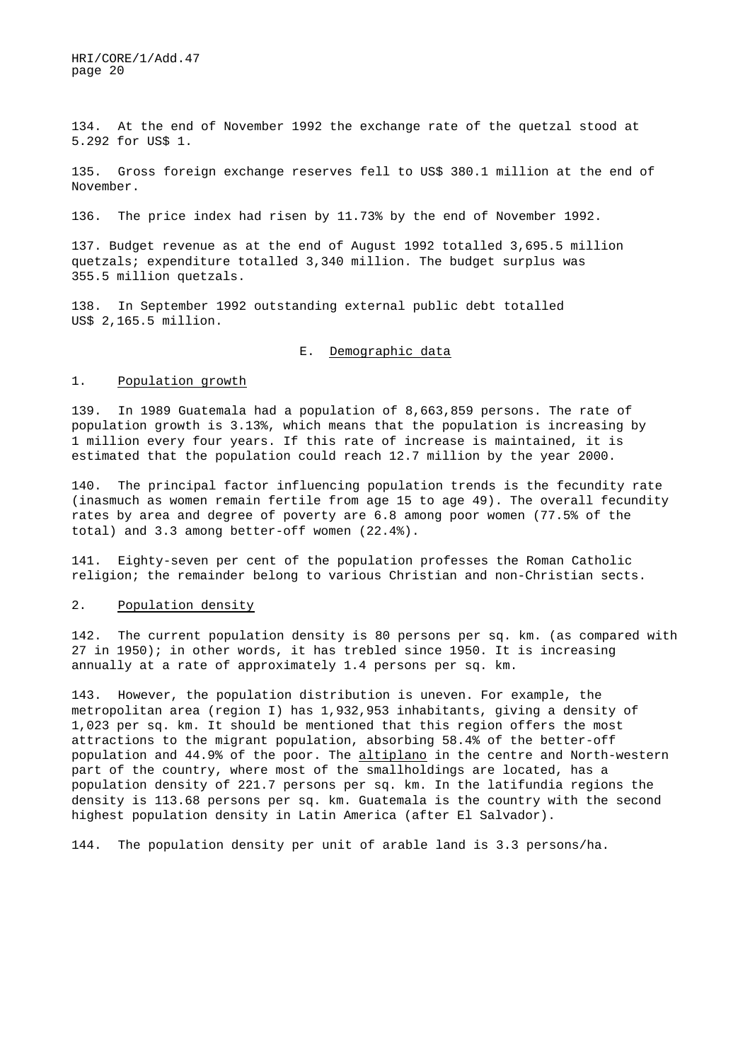134. At the end of November 1992 the exchange rate of the quetzal stood at 5.292 for US$ 1.

135. Gross foreign exchange reserves fell to US$ 380.1 million at the end of November.

136. The price index had risen by 11.73% by the end of November 1992.

137. Budget revenue as at the end of August 1992 totalled 3,695.5 million quetzals; expenditure totalled 3,340 million. The budget surplus was 355.5 million quetzals.

138. In September 1992 outstanding external public debt totalled US$ 2,165.5 million.

## E. Demographic data

### 1. Population growth

139. In 1989 Guatemala had a population of 8,663,859 persons. The rate of population growth is 3.13%, which means that the population is increasing by 1 million every four years. If this rate of increase is maintained, it is estimated that the population could reach 12.7 million by the year 2000.

140. The principal factor influencing population trends is the fecundity rate (inasmuch as women remain fertile from age 15 to age 49). The overall fecundity rates by area and degree of poverty are 6.8 among poor women (77.5% of the total) and 3.3 among better-off women (22.4%).

141. Eighty-seven per cent of the population professes the Roman Catholic religion; the remainder belong to various Christian and non-Christian sects.

### 2. Population density

142. The current population density is 80 persons per sq. km. (as compared with 27 in 1950); in other words, it has trebled since 1950. It is increasing annually at a rate of approximately 1.4 persons per sq. km.

143. However, the population distribution is uneven. For example, the metropolitan area (region I) has 1,932,953 inhabitants, giving a density of 1,023 per sq. km. It should be mentioned that this region offers the most attractions to the migrant population, absorbing 58.4% of the better-off population and 44.9% of the poor. The *altiplano* in the centre and North-western part of the country, where most of the smallholdings are located, has a population density of 221.7 persons per sq. km. In the latifundia regions the density is 113.68 persons per sq. km. Guatemala is the country with the second highest population density in Latin America (after El Salvador).

144. The population density per unit of arable land is 3.3 persons/ha.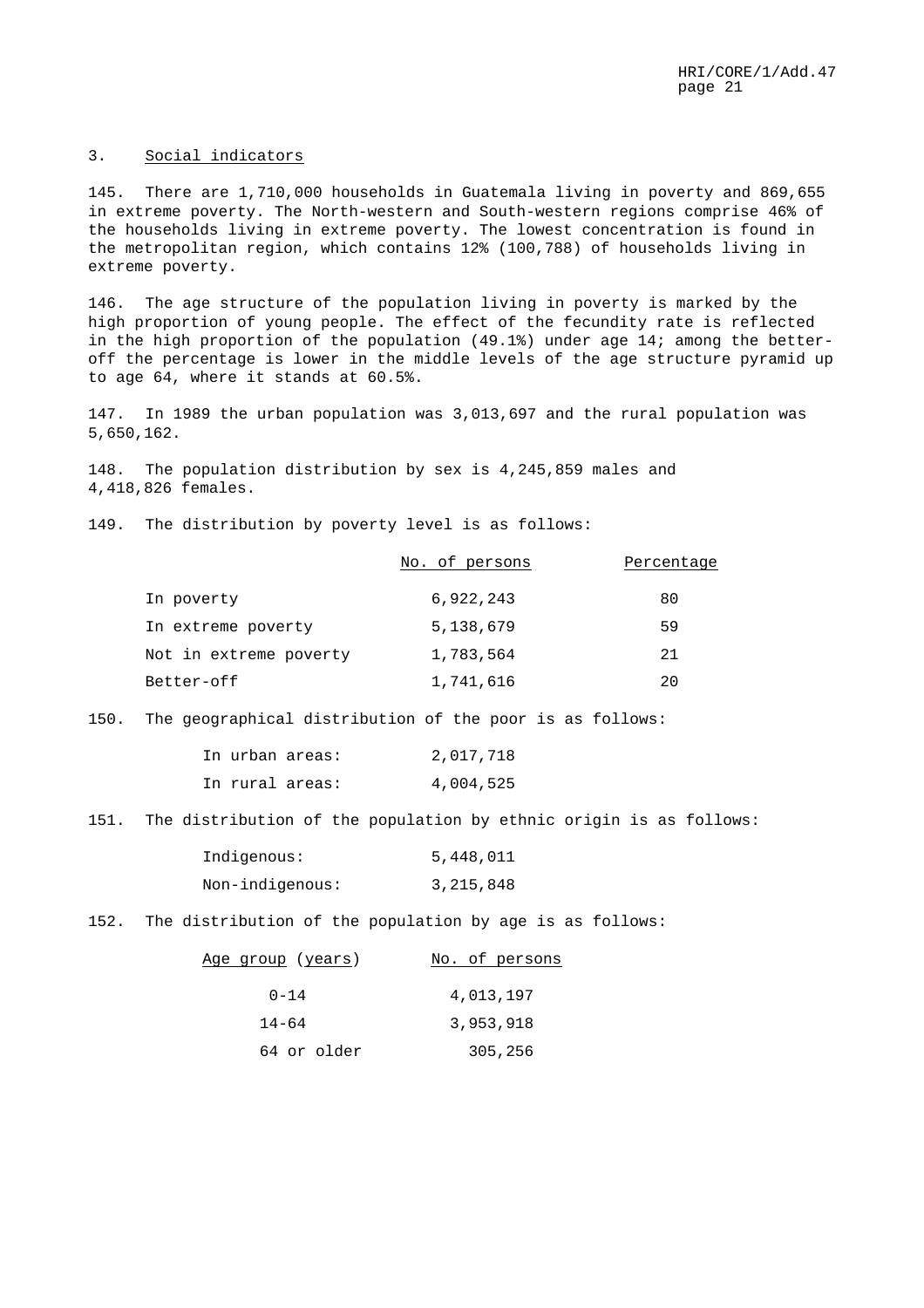### 3. Social indicators

145. There are 1,710,000 households in Guatemala living in poverty and 869,655 in extreme poverty. The North-western and South-western regions comprise 46% of the households living in extreme poverty. The lowest concentration is found in the metropolitan region, which contains 12% (100,788) of households living in extreme poverty.

146. The age structure of the population living in poverty is marked by the high proportion of young people. The effect of the fecundity rate is reflected in the high proportion of the population (49.1%) under age 14; among the better-off the percentage is lower in the middle levels of the age structure pyramid up to age 64, where it stands at 60.5%.

147. In 1989 the urban population was 3,013,697 and the rural population was 5,650,162.

148. The population distribution by sex is 4,245,859 males and 4,418,826 females.

149. The distribution by poverty level is as follows:

| | No. of persons | Percentage |
|---|---|---|
| In poverty | 6,922,243 | 80 |
| In extreme poverty | 5,138,679 | 59 |
| Not in extreme poverty | 1,783,564 | 21 |
| Better-off | 1,741,616 | 20 |

150. The geographical distribution of the poor is as follows:

| | |
|---|---|
| In urban areas: | 2,017,718 |
| In rural areas: | 4,004,525 |

151. The distribution of the population by ethnic origin is as follows:

| | |
|---|---|
| Indigenous: | 5,448,011 |
| Non-indigenous: | 3,215,848 |

152. The distribution of the population by age is as follows:

| Age group (years) | No. of persons |
|---|---|
| 0-14 | 4,013,197 |
| 14-64 | 3,953,918 |
| 64 or older | 305,256 |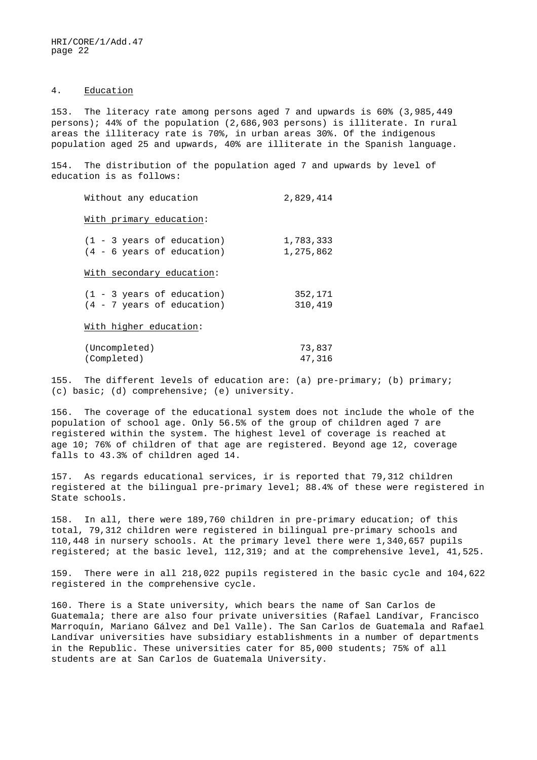## 4. Education

153. The literacy rate among persons aged 7 and upwards is 60% (3,985,449 persons); 44% of the population (2,686,903 persons) is illiterate. In rural areas the illiteracy rate is 70%, in urban areas 30%. Of the indigenous population aged 25 and upwards, 40% are illiterate in the Spanish language.

154. The distribution of the population aged 7 and upwards by level of education is as follows:

| | |
|---|---|
| Without any education | 2,829,414 |
| With primary education: | |
| (1 - 3 years of education) | 1,783,333 |
| (4 - 6 years of education) | 1,275,862 |
| With secondary education: | |
| (1 - 3 years of education) | 352,171 |
| (4 - 7 years of education) | 310,419 |
| With higher education: | |
| (Uncompleted) | 73,837 |
| (Completed) | 47,316 |

155. The different levels of education are: (a) pre-primary; (b) primary; (c) basic; (d) comprehensive; (e) university.

156. The coverage of the educational system does not include the whole of the population of school age. Only 56.5% of the group of children aged 7 are registered within the system. The highest level of coverage is reached at age 10; 76% of children of that age are registered. Beyond age 12, coverage falls to 43.3% of children aged 14.

157. As regards educational services, ir is reported that 79,312 children registered at the bilingual pre-primary level; 88.4% of these were registered in State schools.

158. In all, there were 189,760 children in pre-primary education; of this total, 79,312 children were registered in bilingual pre-primary schools and 110,448 in nursery schools. At the primary level there were 1,340,657 pupils registered; at the basic level, 112,319; and at the comprehensive level, 41,525.

159. There were in all 218,022 pupils registered in the basic cycle and 104,622 registered in the comprehensive cycle.

160. There is a State university, which bears the name of San Carlos de Guatemala; there are also four private universities (Rafael Landívar, Francisco Marroquín, Mariano Gálvez and Del Valle). The San Carlos de Guatemala and Rafael Landívar universities have subsidiary establishments in a number of departments in the Republic. These universities cater for 85,000 students; 75% of all students are at San Carlos de Guatemala University.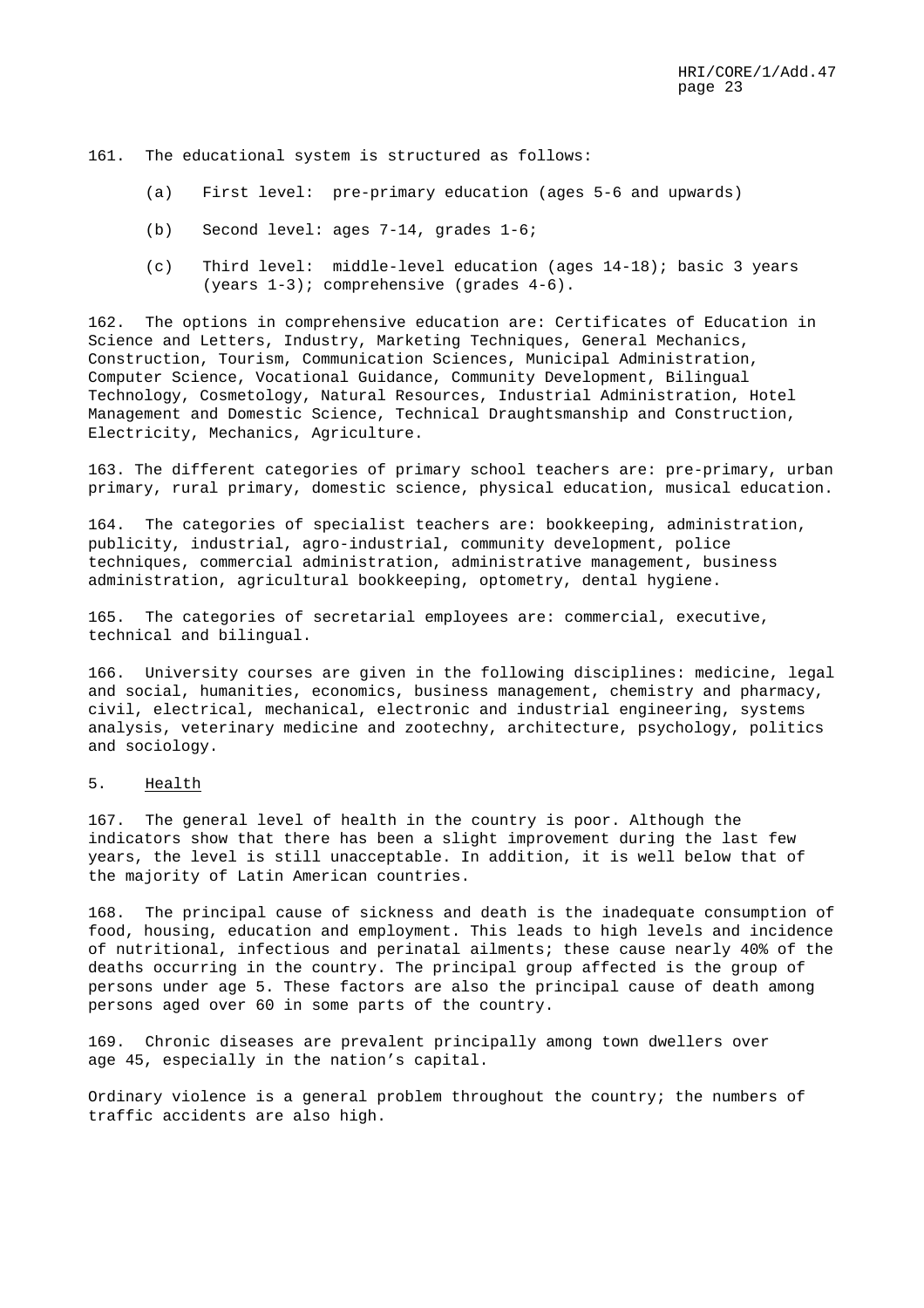161. The educational system is structured as follows:

(a) First level: pre-primary education (ages 5-6 and upwards)

(b) Second level: ages 7-14, grades 1-6;

(c) Third level: middle-level education (ages 14-18); basic 3 years (years 1-3); comprehensive (grades 4-6).

162. The options in comprehensive education are: Certificates of Education in Science and Letters, Industry, Marketing Techniques, General Mechanics, Construction, Tourism, Communication Sciences, Municipal Administration, Computer Science, Vocational Guidance, Community Development, Bilingual Technology, Cosmetology, Natural Resources, Industrial Administration, Hotel Management and Domestic Science, Technical Draughtsmanship and Construction, Electricity, Mechanics, Agriculture.

163. The different categories of primary school teachers are: pre-primary, urban primary, rural primary, domestic science, physical education, musical education.

164. The categories of specialist teachers are: bookkeeping, administration, publicity, industrial, agro-industrial, community development, police techniques, commercial administration, administrative management, business administration, agricultural bookkeeping, optometry, dental hygiene.

165. The categories of secretarial employees are: commercial, executive, technical and bilingual.

166. University courses are given in the following disciplines: medicine, legal and social, humanities, economics, business management, chemistry and pharmacy, civil, electrical, mechanical, electronic and industrial engineering, systems analysis, veterinary medicine and zootechny, architecture, psychology, politics and sociology.

## 5. Health

167. The general level of health in the country is poor. Although the indicators show that there has been a slight improvement during the last few years, the level is still unacceptable. In addition, it is well below that of the majority of Latin American countries.

168. The principal cause of sickness and death is the inadequate consumption of food, housing, education and employment. This leads to high levels and incidence of nutritional, infectious and perinatal ailments; these cause nearly 40% of the deaths occurring in the country. The principal group affected is the group of persons under age 5. These factors are also the principal cause of death among persons aged over 60 in some parts of the country.

169. Chronic diseases are prevalent principally among town dwellers over age 45, especially in the nation's capital.

Ordinary violence is a general problem throughout the country; the numbers of traffic accidents are also high.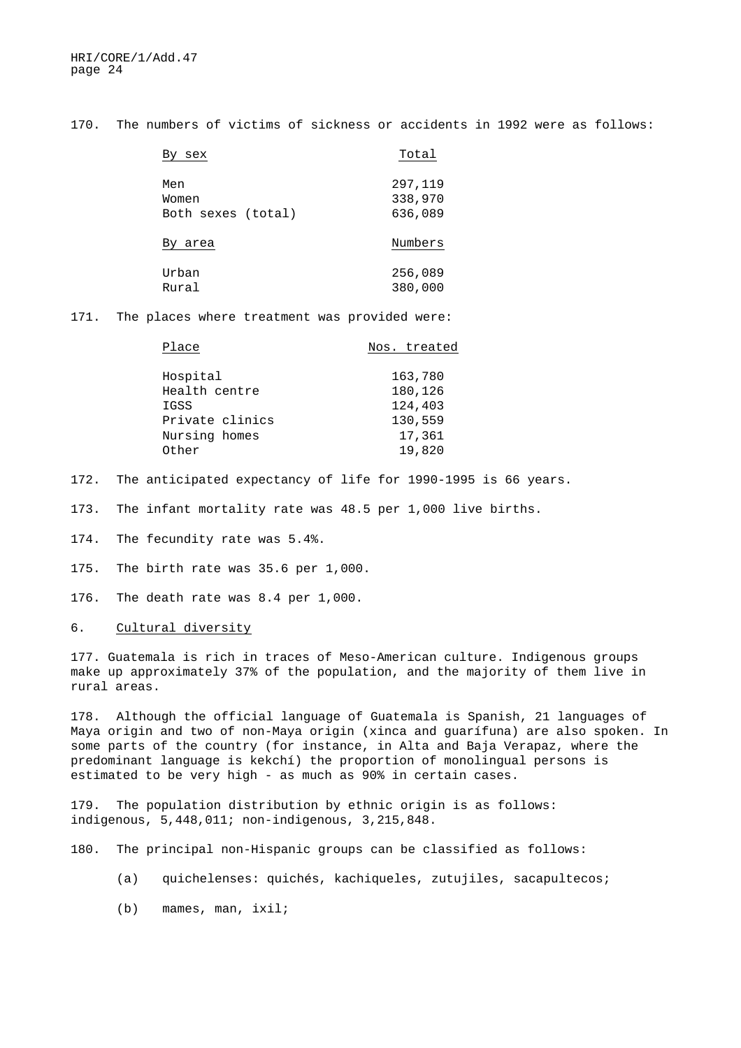170. The numbers of victims of sickness or accidents in 1992 were as follows:

| By sex | Total |
|---|---|
| Men | 297,119 |
| Women | 338,970 |
| Both sexes (total) | 636,089 |

| By area | Numbers |
|---|---|
| Urban | 256,089 |
| Rural | 380,000 |

171. The places where treatment was provided were:

| Place | Nos. treated |
|---|---|
| Hospital | 163,780 |
| Health centre | 180,126 |
| IGSS | 124,403 |
| Private clinics | 130,559 |
| Nursing homes | 17,361 |
| Other | 19,820 |

172. The anticipated expectancy of life for 1990-1995 is 66 years.

173. The infant mortality rate was 48.5 per 1,000 live births.

174. The fecundity rate was 5.4%.

175. The birth rate was 35.6 per 1,000.

176. The death rate was 8.4 per 1,000.

## 6. Cultural diversity

177. Guatemala is rich in traces of Meso-American culture. Indigenous groups make up approximately 37% of the population, and the majority of them live in rural areas.

178. Although the official language of Guatemala is Spanish, 21 languages of Maya origin and two of non-Maya origin (xinca and guarífuna) are also spoken. In some parts of the country (for instance, in Alta and Baja Verapaz, where the predominant language is kekchí) the proportion of monolingual persons is estimated to be very high - as much as 90% in certain cases.

179. The population distribution by ethnic origin is as follows: indigenous, 5,448,011; non-indigenous, 3,215,848.

180. The principal non-Hispanic groups can be classified as follows:

(a) quichelenses: quichés, kachiqueles, zutujiles, sacapultecos;

(b) mames, man, ixil;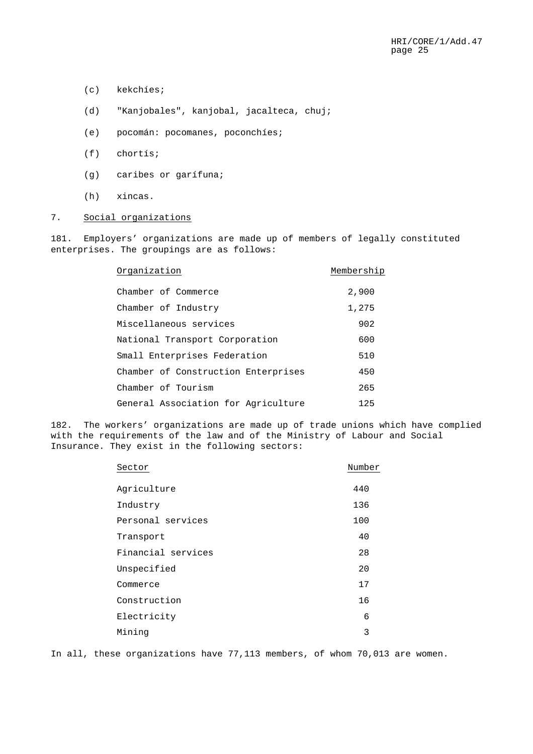(c) kekchíes;

(d) "Kanjobales", kanjobal, jacalteca, chuj;

(e) pocomán: pocomanes, poconchíes;

(f) chortís;

(g) caribes or garífuna;

(h) xincas.

7. Social organizations

181. Employers' organizations are made up of members of legally constituted enterprises. The groupings are as follows:

| Organization | Membership |
|---|---|
| Chamber of Commerce | 2,900 |
| Chamber of Industry | 1,275 |
| Miscellaneous services | 902 |
| National Transport Corporation | 600 |
| Small Enterprises Federation | 510 |
| Chamber of Construction Enterprises | 450 |
| Chamber of Tourism | 265 |
| General Association for Agriculture | 125 |

182. The workers' organizations are made up of trade unions which have complied with the requirements of the law and of the Ministry of Labour and Social Insurance. They exist in the following sectors:

| Sector | Number |
|---|---|
| Agriculture | 440 |
| Industry | 136 |
| Personal services | 100 |
| Transport | 40 |
| Financial services | 28 |
| Unspecified | 20 |
| Commerce | 17 |
| Construction | 16 |
| Electricity | 6 |
| Mining | 3 |

In all, these organizations have 77,113 members, of whom 70,013 are women.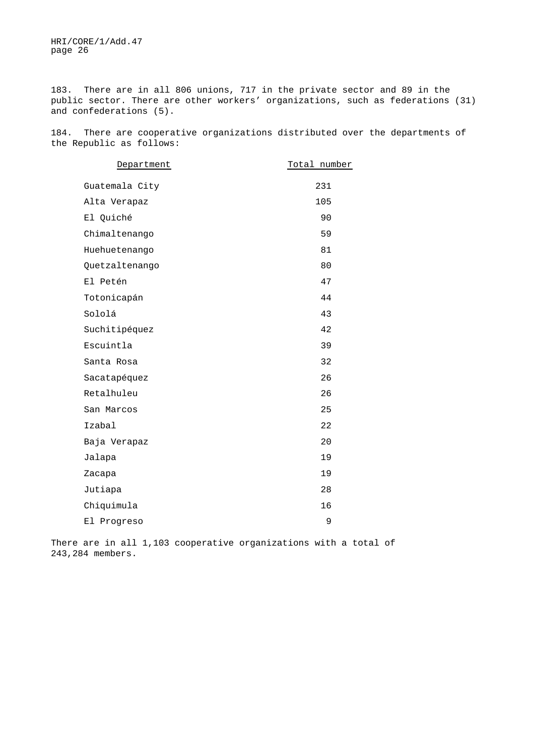183. There are in all 806 unions, 717 in the private sector and 89 in the public sector. There are other workers' organizations, such as federations (31) and confederations (5).

184. There are cooperative organizations distributed over the departments of the Republic as follows:

| Department | Total number |
|---|---|
| Guatemala City | 231 |
| Alta Verapaz | 105 |
| El Quiché | 90 |
| Chimaltenango | 59 |
| Huehuetenango | 81 |
| Quetzaltenango | 80 |
| El Petén | 47 |
| Totonicapán | 44 |
| Sololá | 43 |
| Suchitipéquez | 42 |
| Escuintla | 39 |
| Santa Rosa | 32 |
| Sacatapéquez | 26 |
| Retalhuleu | 26 |
| San Marcos | 25 |
| Izabal | 22 |
| Baja Verapaz | 20 |
| Jalapa | 19 |
| Zacapa | 19 |
| Jutiapa | 28 |
| Chiquimula | 16 |
| El Progreso | 9 |

There are in all 1,103 cooperative organizations with a total of 243,284 members.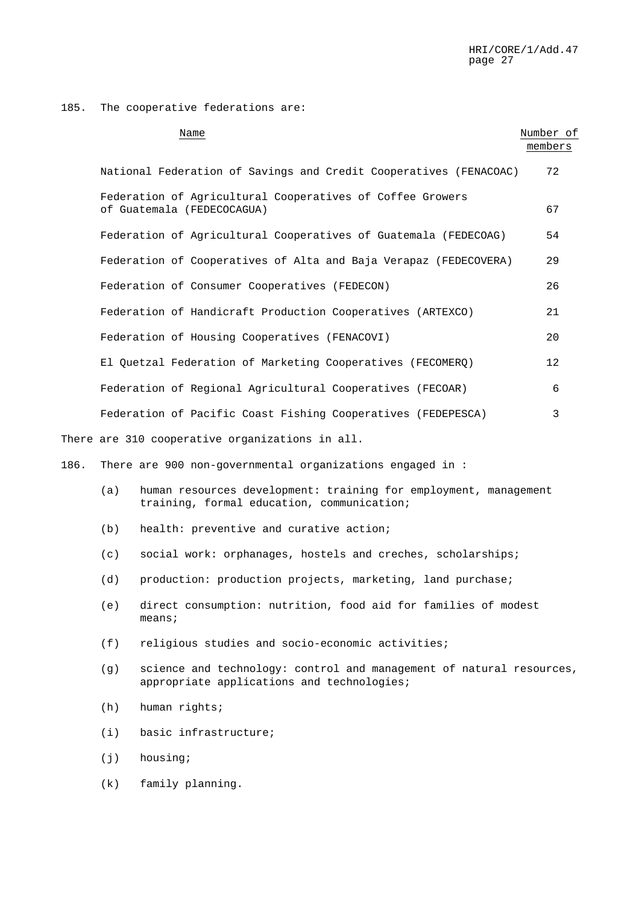185. The cooperative federations are:

| Name | Number of members |
|---|---|
| National Federation of Savings and Credit Cooperatives (FENACOAC) | 72 |
| Federation of Agricultural Cooperatives of Coffee Growers of Guatemala (FEDECOCAGUA) | 67 |
| Federation of Agricultural Cooperatives of Guatemala (FEDECOAG) | 54 |
| Federation of Cooperatives of Alta and Baja Verapaz (FEDECOVERA) | 29 |
| Federation of Consumer Cooperatives (FEDECON) | 26 |
| Federation of Handicraft Production Cooperatives (ARTEXCO) | 21 |
| Federation of Housing Cooperatives (FENACOVI) | 20 |
| El Quetzal Federation of Marketing Cooperatives (FECOMERQ) | 12 |
| Federation of Regional Agricultural Cooperatives (FECOAR) | 6 |
| Federation of Pacific Coast Fishing Cooperatives (FEDEPESCA) | 3 |

There are 310 cooperative organizations in all.

186. There are 900 non-governmental organizations engaged in :

(a) human resources development: training for employment, management training, formal education, communication;

(b) health: preventive and curative action;

(c) social work: orphanages, hostels and creches, scholarships;

(d) production: production projects, marketing, land purchase;

(e) direct consumption: nutrition, food aid for families of modest means;

(f) religious studies and socio-economic activities;

(g) science and technology: control and management of natural resources, appropriate applications and technologies;

(h) human rights;

(i) basic infrastructure;

(j) housing;

(k) family planning.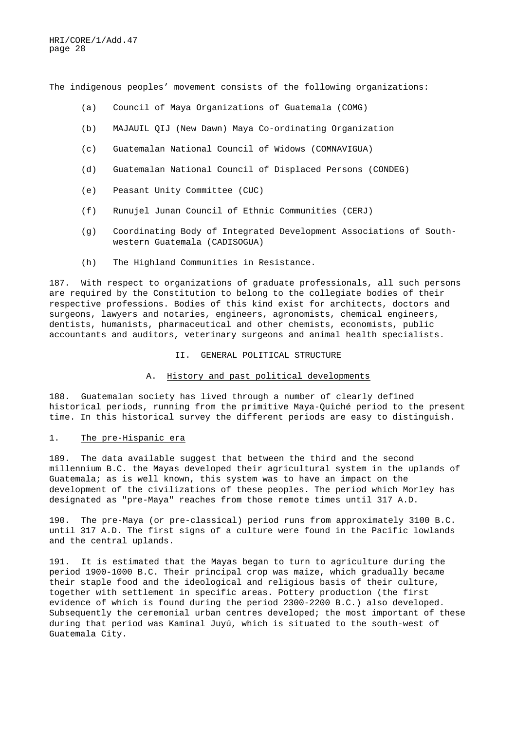The indigenous peoples' movement consists of the following organizations:

(a) Council of Maya Organizations of Guatemala (COMG)

(b) MAJAUIL QIJ (New Dawn) Maya Co-ordinating Organization

(c) Guatemalan National Council of Widows (COMNAVIGUA)

(d) Guatemalan National Council of Displaced Persons (CONDEG)

(e) Peasant Unity Committee (CUC)

(f) Runujel Junan Council of Ethnic Communities (CERJ)

(g) Coordinating Body of Integrated Development Associations of South-western Guatemala (CADISOGUA)

(h) The Highland Communities in Resistance.

187. With respect to organizations of graduate professionals, all such persons are required by the Constitution to belong to the collegiate bodies of their respective professions. Bodies of this kind exist for architects, doctors and surgeons, lawyers and notaries, engineers, agronomists, chemical engineers, dentists, humanists, pharmaceutical and other chemists, economists, public accountants and auditors, veterinary surgeons and animal health specialists.

## II. GENERAL POLITICAL STRUCTURE

### A. History and past political developments

188. Guatemalan society has lived through a number of clearly defined historical periods, running from the primitive Maya-Quiché period to the present time. In this historical survey the different periods are easy to distinguish.

#### 1. The pre-Hispanic era

189. The data available suggest that between the third and the second millennium B.C. the Mayas developed their agricultural system in the uplands of Guatemala; as is well known, this system was to have an impact on the development of the civilizations of these peoples. The period which Morley has designated as "pre-Maya" reaches from those remote times until 317 A.D.

190. The pre-Maya (or pre-classical) period runs from approximately 3100 B.C. until 317 A.D. The first signs of a culture were found in the Pacific lowlands and the central uplands.

191. It is estimated that the Mayas began to turn to agriculture during the period 1900-1000 B.C. Their principal crop was maize, which gradually became their staple food and the ideological and religious basis of their culture, together with settlement in specific areas. Pottery production (the first evidence of which is found during the period 2300-2200 B.C.) also developed. Subsequently the ceremonial urban centres developed; the most important of these during that period was Kaminal Juyú, which is situated to the south-west of Guatemala City.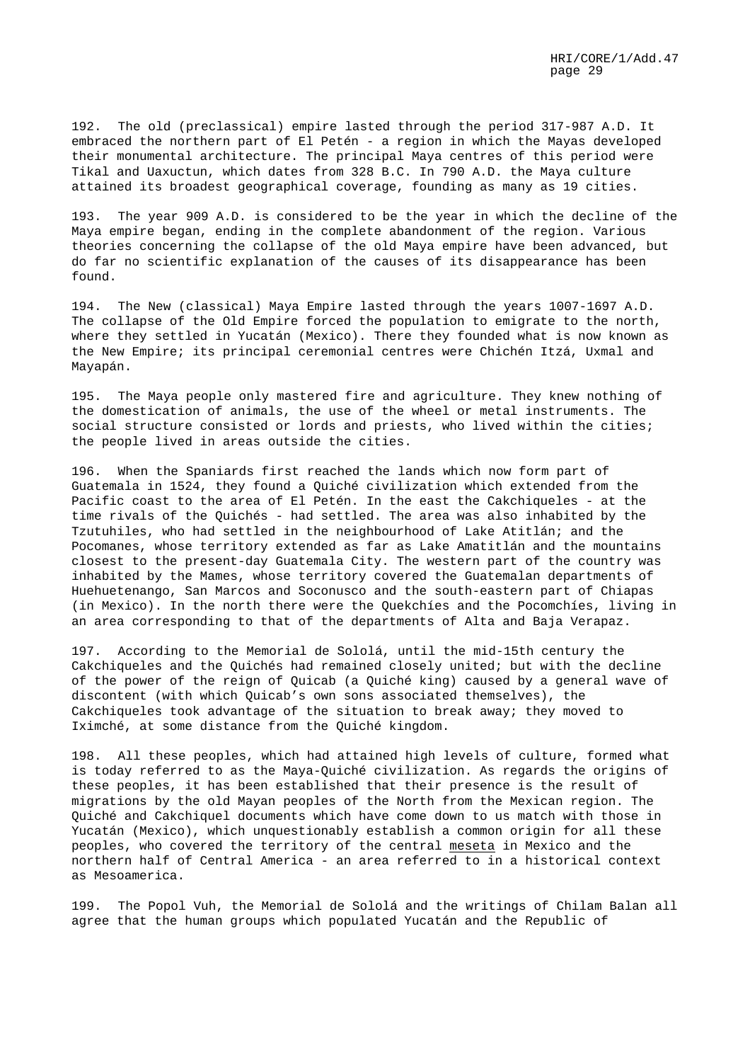192. The old (preclassical) empire lasted through the period 317-987 A.D. It embraced the northern part of El Petén - a region in which the Mayas developed their monumental architecture. The principal Maya centres of this period were Tikal and Uaxuctun, which dates from 328 B.C. In 790 A.D. the Maya culture attained its broadest geographical coverage, founding as many as 19 cities.

193. The year 909 A.D. is considered to be the year in which the decline of the Maya empire began, ending in the complete abandonment of the region. Various theories concerning the collapse of the old Maya empire have been advanced, but do far no scientific explanation of the causes of its disappearance has been found.

194. The New (classical) Maya Empire lasted through the years 1007-1697 A.D. The collapse of the Old Empire forced the population to emigrate to the north, where they settled in Yucatán (Mexico). There they founded what is now known as the New Empire; its principal ceremonial centres were Chichén Itzá, Uxmal and Mayapán.

195. The Maya people only mastered fire and agriculture. They knew nothing of the domestication of animals, the use of the wheel or metal instruments. The social structure consisted or lords and priests, who lived within the cities; the people lived in areas outside the cities.

196. When the Spaniards first reached the lands which now form part of Guatemala in 1524, they found a Quiché civilization which extended from the Pacific coast to the area of El Petén. In the east the Cakchiqueles - at the time rivals of the Quichés - had settled. The area was also inhabited by the Tzutuhiles, who had settled in the neighbourhood of Lake Atitlán; and the Pocomanes, whose territory extended as far as Lake Amatitlán and the mountains closest to the present-day Guatemala City. The western part of the country was inhabited by the Mames, whose territory covered the Guatemalan departments of Huehuetenango, San Marcos and Soconusco and the south-eastern part of Chiapas (in Mexico). In the north there were the Quekchíes and the Pocomchíes, living in an area corresponding to that of the departments of Alta and Baja Verapaz.

197. According to the Memorial de Sololá, until the mid-15th century the Cakchiqueles and the Quichés had remained closely united; but with the decline of the power of the reign of Quicab (a Quiché king) caused by a general wave of discontent (with which Quicab's own sons associated themselves), the Cakchiqueles took advantage of the situation to break away; they moved to Iximché, at some distance from the Quiché kingdom.

198. All these peoples, which had attained high levels of culture, formed what is today referred to as the Maya-Quiché civilization. As regards the origins of these peoples, it has been established that their presence is the result of migrations by the old Mayan peoples of the North from the Mexican region. The Quiché and Cakchiquel documents which have come down to us match with those in Yucatán (Mexico), which unquestionably establish a common origin for all these peoples, who covered the territory of the central meseta in Mexico and the northern half of Central America - an area referred to in a historical context as Mesoamerica.

199. The Popol Vuh, the Memorial de Sololá and the writings of Chilam Balan all agree that the human groups which populated Yucatán and the Republic of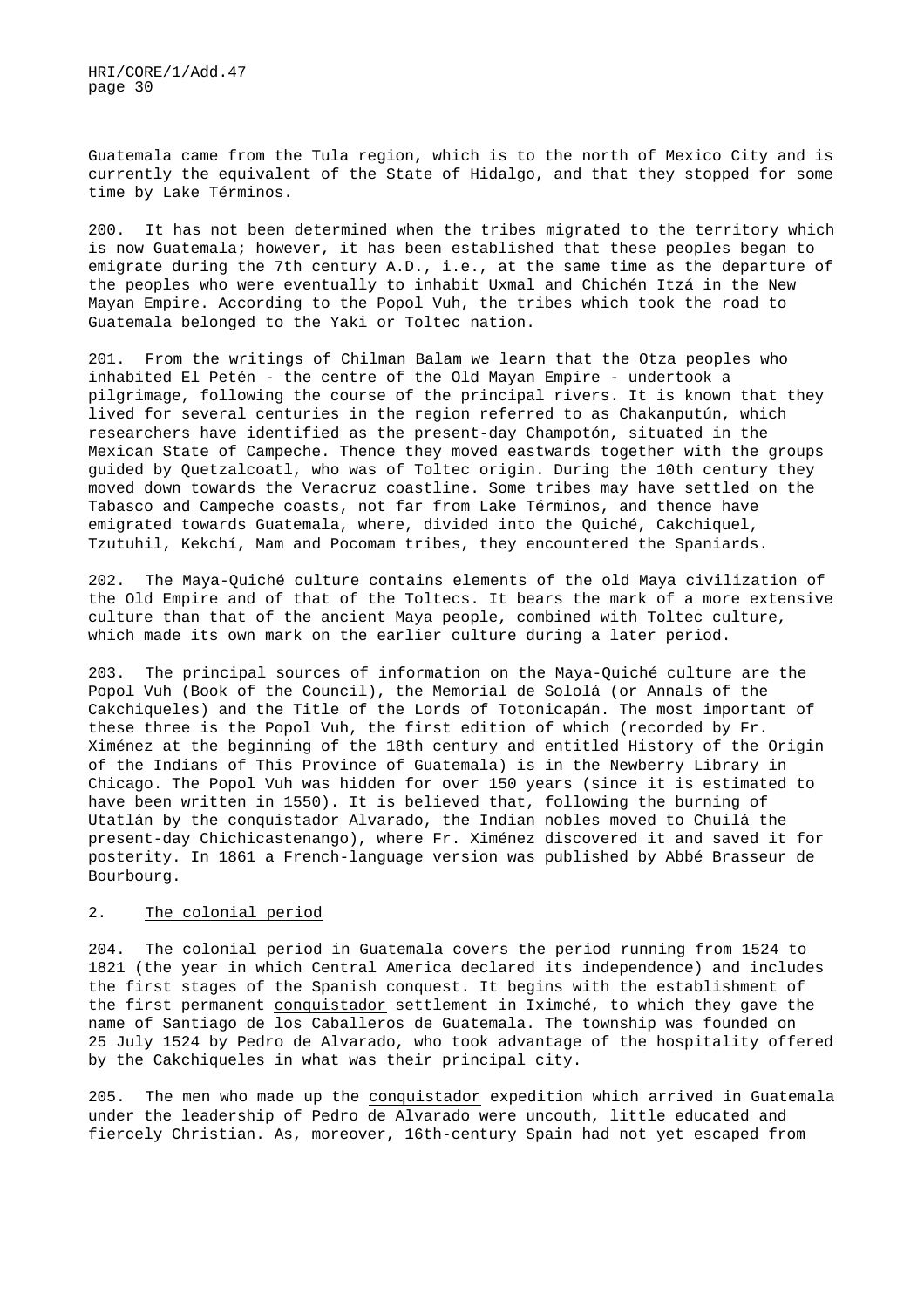Guatemala came from the Tula region, which is to the north of Mexico City and is currently the equivalent of the State of Hidalgo, and that they stopped for some time by Lake Términos.

200. It has not been determined when the tribes migrated to the territory which is now Guatemala; however, it has been established that these peoples began to emigrate during the 7th century A.D., i.e., at the same time as the departure of the peoples who were eventually to inhabit Uxmal and Chichén Itzá in the New Mayan Empire. According to the Popol Vuh, the tribes which took the road to Guatemala belonged to the Yaki or Toltec nation.

201. From the writings of Chilman Balam we learn that the Otza peoples who inhabited El Petén - the centre of the Old Mayan Empire - undertook a pilgrimage, following the course of the principal rivers. It is known that they lived for several centuries in the region referred to as Chakanputún, which researchers have identified as the present-day Champotón, situated in the Mexican State of Campeche. Thence they moved eastwards together with the groups guided by Quetzalcoatl, who was of Toltec origin. During the 10th century they moved down towards the Veracruz coastline. Some tribes may have settled on the Tabasco and Campeche coasts, not far from Lake Términos, and thence have emigrated towards Guatemala, where, divided into the Quiché, Cakchiquel, Tzutuhil, Kekchí, Mam and Pocomam tribes, they encountered the Spaniards.

202. The Maya-Quiché culture contains elements of the old Maya civilization of the Old Empire and of that of the Toltecs. It bears the mark of a more extensive culture than that of the ancient Maya people, combined with Toltec culture, which made its own mark on the earlier culture during a later period.

203. The principal sources of information on the Maya-Quiché culture are the Popol Vuh (Book of the Council), the Memorial de Sololá (or Annals of the Cakchiqueles) and the Title of the Lords of Totonicapán. The most important of these three is the Popol Vuh, the first edition of which (recorded by Fr. Ximénez at the beginning of the 18th century and entitled History of the Origin of the Indians of This Province of Guatemala) is in the Newberry Library in Chicago. The Popol Vuh was hidden for over 150 years (since it is estimated to have been written in 1550). It is believed that, following the burning of Utatlán by the conquistador Alvarado, the Indian nobles moved to Chuilá the present-day Chichicastenango), where Fr. Ximénez discovered it and saved it for posterity. In 1861 a French-language version was published by Abbé Brasseur de Bourbourg.

## 2. The colonial period

204. The colonial period in Guatemala covers the period running from 1524 to 1821 (the year in which Central America declared its independence) and includes the first stages of the Spanish conquest. It begins with the establishment of the first permanent conquistador settlement in Iximché, to which they gave the name of Santiago de los Caballeros de Guatemala. The township was founded on 25 July 1524 by Pedro de Alvarado, who took advantage of the hospitality offered by the Cakchiqueles in what was their principal city.

205. The men who made up the conquistador expedition which arrived in Guatemala under the leadership of Pedro de Alvarado were uncouth, little educated and fiercely Christian. As, moreover, 16th-century Spain had not yet escaped from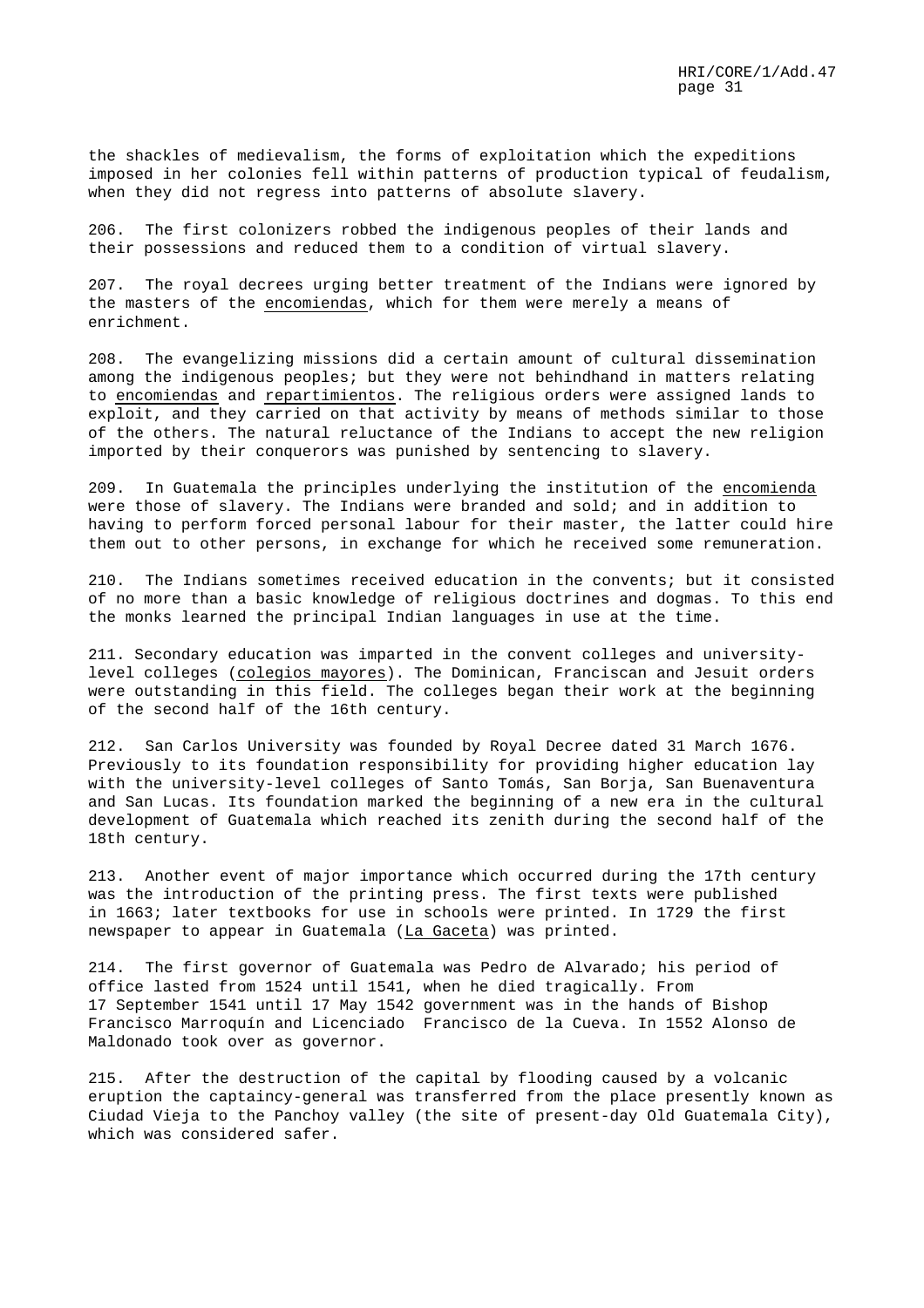the shackles of medievalism, the forms of exploitation which the expeditions imposed in her colonies fell within patterns of production typical of feudalism, when they did not regress into patterns of absolute slavery.

206. The first colonizers robbed the indigenous peoples of their lands and their possessions and reduced them to a condition of virtual slavery.

207. The royal decrees urging better treatment of the Indians were ignored by the masters of the _encomiendas_, which for them were merely a means of enrichment.

208. The evangelizing missions did a certain amount of cultural dissemination among the indigenous peoples; but they were not behindhand in matters relating to _encomiendas_ and _repartimientos_. The religious orders were assigned lands to exploit, and they carried on that activity by means of methods similar to those of the others. The natural reluctance of the Indians to accept the new religion imported by their conquerors was punished by sentencing to slavery.

209. In Guatemala the principles underlying the institution of the _encomienda_ were those of slavery. The Indians were branded and sold; and in addition to having to perform forced personal labour for their master, the latter could hire them out to other persons, in exchange for which he received some remuneration.

210. The Indians sometimes received education in the convents; but it consisted of no more than a basic knowledge of religious doctrines and dogmas. To this end the monks learned the principal Indian languages in use at the time.

211. Secondary education was imparted in the convent colleges and university-level colleges (_colegios mayores_). The Dominican, Franciscan and Jesuit orders were outstanding in this field. The colleges began their work at the beginning of the second half of the 16th century.

212. San Carlos University was founded by Royal Decree dated 31 March 1676. Previously to its foundation responsibility for providing higher education lay with the university-level colleges of Santo Tomás, San Borja, San Buenaventura and San Lucas. Its foundation marked the beginning of a new era in the cultural development of Guatemala which reached its zenith during the second half of the 18th century.

213. Another event of major importance which occurred during the 17th century was the introduction of the printing press. The first texts were published in 1663; later textbooks for use in schools were printed. In 1729 the first newspaper to appear in Guatemala (_La Gaceta_) was printed.

214. The first governor of Guatemala was Pedro de Alvarado; his period of office lasted from 1524 until 1541, when he died tragically. From 17 September 1541 until 17 May 1542 government was in the hands of Bishop Francisco Marroquín and Licenciado Francisco de la Cueva. In 1552 Alonso de Maldonado took over as governor.

215. After the destruction of the capital by flooding caused by a volcanic eruption the captaincy-general was transferred from the place presently known as Ciudad Vieja to the Panchoy valley (the site of present-day Old Guatemala City), which was considered safer.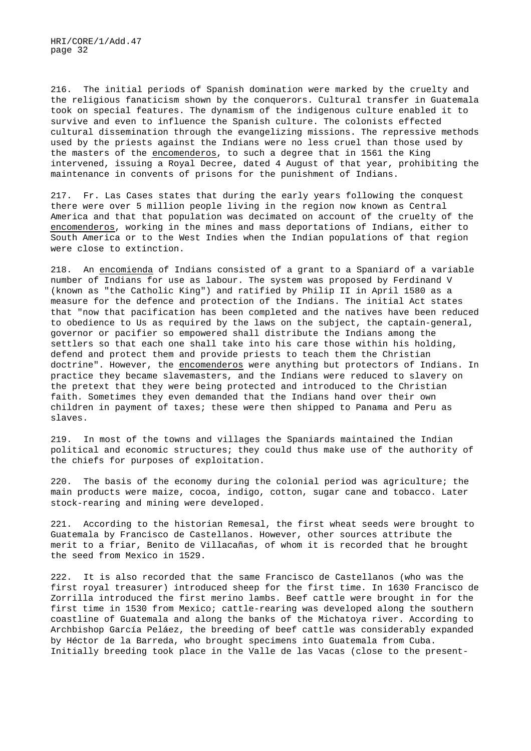216. The initial periods of Spanish domination were marked by the cruelty and the religious fanaticism shown by the conquerors. Cultural transfer in Guatemala took on special features. The dynamism of the indigenous culture enabled it to survive and even to influence the Spanish culture. The colonists effected cultural dissemination through the evangelizing missions. The repressive methods used by the priests against the Indians were no less cruel than those used by the masters of the _encomenderos_, to such a degree that in 1561 the King intervened, issuing a Royal Decree, dated 4 August of that year, prohibiting the maintenance in convents of prisons for the punishment of Indians.

217. Fr. Las Cases states that during the early years following the conquest there were over 5 million people living in the region now known as Central America and that that population was decimated on account of the cruelty of the _encomenderos_, working in the mines and mass deportations of Indians, either to South America or to the West Indies when the Indian populations of that region were close to extinction.

218. An _encomienda_ of Indians consisted of a grant to a Spaniard of a variable number of Indians for use as labour. The system was proposed by Ferdinand V (known as "the Catholic King") and ratified by Philip II in April 1580 as a measure for the defence and protection of the Indians. The initial Act states that "now that pacification has been completed and the natives have been reduced to obedience to Us as required by the laws on the subject, the captain-general, governor or pacifier so empowered shall distribute the Indians among the settlers so that each one shall take into his care those within his holding, defend and protect them and provide priests to teach them the Christian doctrine". However, the _encomenderos_ were anything but protectors of Indians. In practice they became slavemasters, and the Indians were reduced to slavery on the pretext that they were being protected and introduced to the Christian faith. Sometimes they even demanded that the Indians hand over their own children in payment of taxes; these were then shipped to Panama and Peru as slaves.

219. In most of the towns and villages the Spaniards maintained the Indian political and economic structures; they could thus make use of the authority of the chiefs for purposes of exploitation.

220. The basis of the economy during the colonial period was agriculture; the main products were maize, cocoa, indigo, cotton, sugar cane and tobacco. Later stock-rearing and mining were developed.

221. According to the historian Remesal, the first wheat seeds were brought to Guatemala by Francisco de Castellanos. However, other sources attribute the merit to a friar, Benito de Villacañas, of whom it is recorded that he brought the seed from Mexico in 1529.

222. It is also recorded that the same Francisco de Castellanos (who was the first royal treasurer) introduced sheep for the first time. In 1630 Francisco de Zorrilla introduced the first merino lambs. Beef cattle were brought in for the first time in 1530 from Mexico; cattle-rearing was developed along the southern coastline of Guatemala and along the banks of the Michatoya river. According to Archbishop García Peláez, the breeding of beef cattle was considerably expanded by Héctor de la Barreda, who brought specimens into Guatemala from Cuba. Initially breeding took place in the Valle de las Vacas (close to the present-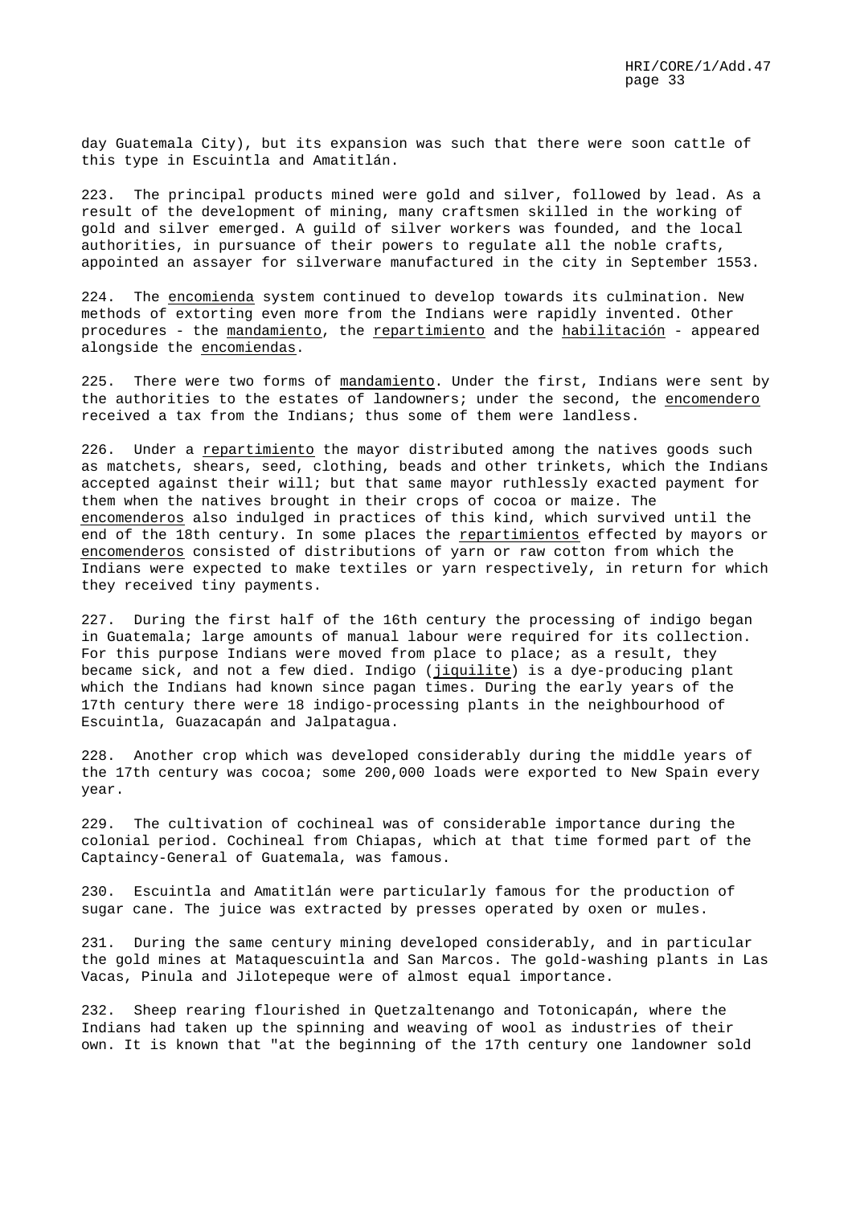day Guatemala City), but its expansion was such that there were soon cattle of this type in Escuintla and Amatitlán.

223. The principal products mined were gold and silver, followed by lead. As a result of the development of mining, many craftsmen skilled in the working of gold and silver emerged. A guild of silver workers was founded, and the local authorities, in pursuance of their powers to regulate all the noble crafts, appointed an assayer for silverware manufactured in the city in September 1553.

224. The encomienda system continued to develop towards its culmination. New methods of extorting even more from the Indians were rapidly invented. Other procedures - the mandamiento, the repartimiento and the habilitación - appeared alongside the encomiendas.

225. There were two forms of mandamiento. Under the first, Indians were sent by the authorities to the estates of landowners; under the second, the encomendero received a tax from the Indians; thus some of them were landless.

226. Under a repartimiento the mayor distributed among the natives goods such as matchets, shears, seed, clothing, beads and other trinkets, which the Indians accepted against their will; but that same mayor ruthlessly exacted payment for them when the natives brought in their crops of cocoa or maize. The encomenderos also indulged in practices of this kind, which survived until the end of the 18th century. In some places the repartimientos effected by mayors or encomenderos consisted of distributions of yarn or raw cotton from which the Indians were expected to make textiles or yarn respectively, in return for which they received tiny payments.

227. During the first half of the 16th century the processing of indigo began in Guatemala; large amounts of manual labour were required for its collection. For this purpose Indians were moved from place to place; as a result, they became sick, and not a few died. Indigo (jiquilite) is a dye-producing plant which the Indians had known since pagan times. During the early years of the 17th century there were 18 indigo-processing plants in the neighbourhood of Escuintla, Guazacapán and Jalpatagua.

228. Another crop which was developed considerably during the middle years of the 17th century was cocoa; some 200,000 loads were exported to New Spain every year.

229. The cultivation of cochineal was of considerable importance during the colonial period. Cochineal from Chiapas, which at that time formed part of the Captaincy-General of Guatemala, was famous.

230. Escuintla and Amatitlán were particularly famous for the production of sugar cane. The juice was extracted by presses operated by oxen or mules.

231. During the same century mining developed considerably, and in particular the gold mines at Mataquescuintla and San Marcos. The gold-washing plants in Las Vacas, Pinula and Jilotepeque were of almost equal importance.

232. Sheep rearing flourished in Quetzaltenango and Totonicapán, where the Indians had taken up the spinning and weaving of wool as industries of their own. It is known that "at the beginning of the 17th century one landowner sold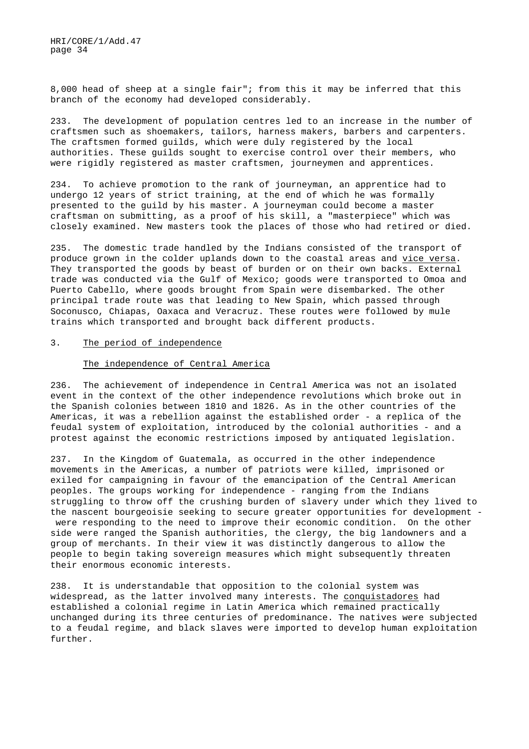8,000 head of sheep at a single fair"; from this it may be inferred that this branch of the economy had developed considerably.

233. The development of population centres led to an increase in the number of craftsmen such as shoemakers, tailors, harness makers, barbers and carpenters. The craftsmen formed guilds, which were duly registered by the local authorities. These guilds sought to exercise control over their members, who were rigidly registered as master craftsmen, journeymen and apprentices.

234. To achieve promotion to the rank of journeyman, an apprentice had to undergo 12 years of strict training, at the end of which he was formally presented to the guild by his master. A journeyman could become a master craftsman on submitting, as a proof of his skill, a "masterpiece" which was closely examined. New masters took the places of those who had retired or died.

235. The domestic trade handled by the Indians consisted of the transport of produce grown in the colder uplands down to the coastal areas and *vice versa*. They transported the goods by beast of burden or on their own backs. External trade was conducted via the Gulf of Mexico; goods were transported to Omoa and Puerto Cabello, where goods brought from Spain were disembarked. The other principal trade route was that leading to New Spain, which passed through Soconusco, Chiapas, Oaxaca and Veracruz. These routes were followed by mule trains which transported and brought back different products.

### 3. The period of independence

#### The independence of Central America

236. The achievement of independence in Central America was not an isolated event in the context of the other independence revolutions which broke out in the Spanish colonies between 1810 and 1826. As in the other countries of the Americas, it was a rebellion against the established order - a replica of the feudal system of exploitation, introduced by the colonial authorities - and a protest against the economic restrictions imposed by antiquated legislation.

237. In the Kingdom of Guatemala, as occurred in the other independence movements in the Americas, a number of patriots were killed, imprisoned or exiled for campaigning in favour of the emancipation of the Central American peoples. The groups working for independence - ranging from the Indians struggling to throw off the crushing burden of slavery under which they lived to the nascent bourgeoisie seeking to secure greater opportunities for development - were responding to the need to improve their economic condition. On the other side were ranged the Spanish authorities, the clergy, the big landowners and a group of merchants. In their view it was distinctly dangerous to allow the people to begin taking sovereign measures which might subsequently threaten their enormous economic interests.

238. It is understandable that opposition to the colonial system was widespread, as the latter involved many interests. The *conquistadores* had established a colonial regime in Latin America which remained practically unchanged during its three centuries of predominance. The natives were subjected to a feudal regime, and black slaves were imported to develop human exploitation further.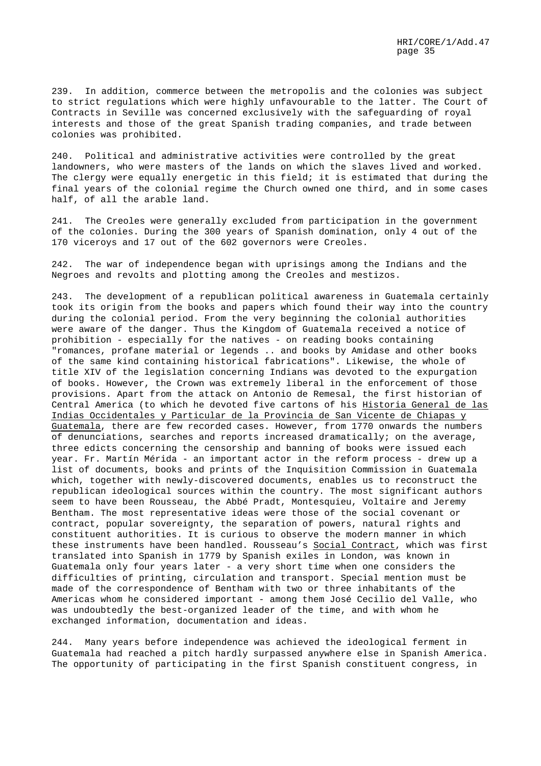239. In addition, commerce between the metropolis and the colonies was subject to strict regulations which were highly unfavourable to the latter. The Court of Contracts in Seville was concerned exclusively with the safeguarding of royal interests and those of the great Spanish trading companies, and trade between colonies was prohibited.

240. Political and administrative activities were controlled by the great landowners, who were masters of the lands on which the slaves lived and worked. The clergy were equally energetic in this field; it is estimated that during the final years of the colonial regime the Church owned one third, and in some cases half, of all the arable land.

241. The Creoles were generally excluded from participation in the government of the colonies. During the 300 years of Spanish domination, only 4 out of the 170 viceroys and 17 out of the 602 governors were Creoles.

242. The war of independence began with uprisings among the Indians and the Negroes and revolts and plotting among the Creoles and mestizos.

243. The development of a republican political awareness in Guatemala certainly took its origin from the books and papers which found their way into the country during the colonial period. From the very beginning the colonial authorities were aware of the danger. Thus the Kingdom of Guatemala received a notice of prohibition - especially for the natives - on reading books containing "romances, profane material or legends .. and books by Amidase and other books of the same kind containing historical fabrications". Likewise, the whole of title XIV of the legislation concerning Indians was devoted to the expurgation of books. However, the Crown was extremely liberal in the enforcement of those provisions. Apart from the attack on Antonio de Remesal, the first historian of Central America (to which he devoted five cartons of his Historia General de las Indias Occidentales y Particular de la Provincia de San Vicente de Chiapas y Guatemala, there are few recorded cases. However, from 1770 onwards the numbers of denunciations, searches and reports increased dramatically; on the average, three edicts concerning the censorship and banning of books were issued each year. Fr. Martín Mérida - an important actor in the reform process - drew up a list of documents, books and prints of the Inquisition Commission in Guatemala which, together with newly-discovered documents, enables us to reconstruct the republican ideological sources within the country. The most significant authors seem to have been Rousseau, the Abbé Pradt, Montesquieu, Voltaire and Jeremy Bentham. The most representative ideas were those of the social covenant or contract, popular sovereignty, the separation of powers, natural rights and constituent authorities. It is curious to observe the modern manner in which these instruments have been handled. Rousseau's Social Contract, which was first translated into Spanish in 1779 by Spanish exiles in London, was known in Guatemala only four years later - a very short time when one considers the difficulties of printing, circulation and transport. Special mention must be made of the correspondence of Bentham with two or three inhabitants of the Americas whom he considered important - among them José Cecilio del Valle, who was undoubtedly the best-organized leader of the time, and with whom he exchanged information, documentation and ideas.

244. Many years before independence was achieved the ideological ferment in Guatemala had reached a pitch hardly surpassed anywhere else in Spanish America. The opportunity of participating in the first Spanish constituent congress, in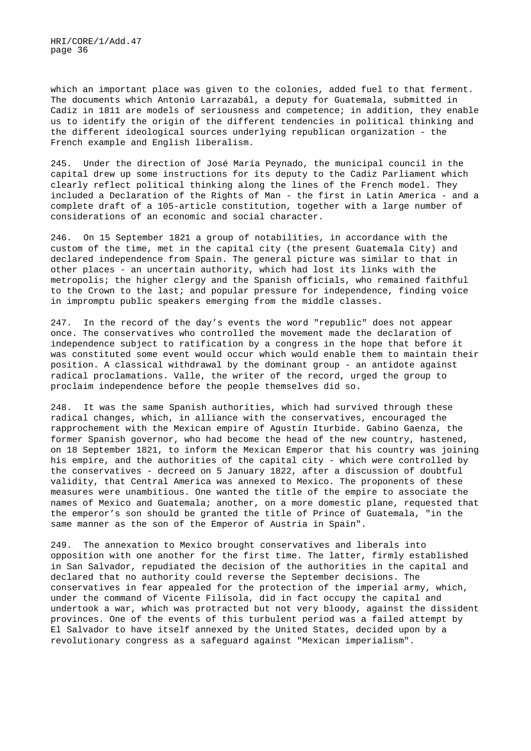which an important place was given to the colonies, added fuel to that ferment. The documents which Antonio Larrazabál, a deputy for Guatemala, submitted in Cadiz in 1811 are models of seriousness and competence; in addition, they enable us to identify the origin of the different tendencies in political thinking and the different ideological sources underlying republican organization - the French example and English liberalism.

245. Under the direction of José María Peynado, the municipal council in the capital drew up some instructions for its deputy to the Cadiz Parliament which clearly reflect political thinking along the lines of the French model. They included a Declaration of the Rights of Man - the first in Latin America - and a complete draft of a 105-article constitution, together with a large number of considerations of an economic and social character.

246. On 15 September 1821 a group of notabilities, in accordance with the custom of the time, met in the capital city (the present Guatemala City) and declared independence from Spain. The general picture was similar to that in other places - an uncertain authority, which had lost its links with the metropolis; the higher clergy and the Spanish officials, who remained faithful to the Crown to the last; and popular pressure for independence, finding voice in impromptu public speakers emerging from the middle classes.

247. In the record of the day's events the word "republic" does not appear once. The conservatives who controlled the movement made the declaration of independence subject to ratification by a congress in the hope that before it was constituted some event would occur which would enable them to maintain their position. A classical withdrawal by the dominant group - an antidote against radical proclamations. Valle, the writer of the record, urged the group to proclaim independence before the people themselves did so.

248. It was the same Spanish authorities, which had survived through these radical changes, which, in alliance with the conservatives, encouraged the rapprochement with the Mexican empire of Agustín Iturbide. Gabino Gaenza, the former Spanish governor, who had become the head of the new country, hastened, on 18 September 1821, to inform the Mexican Emperor that his country was joining his empire, and the authorities of the capital city - which were controlled by the conservatives - decreed on 5 January 1822, after a discussion of doubtful validity, that Central America was annexed to Mexico. The proponents of these measures were unambitious. One wanted the title of the empire to associate the names of Mexico and Guatemala; another, on a more domestic plane, requested that the emperor's son should be granted the title of Prince of Guatemala, "in the same manner as the son of the Emperor of Austria in Spain".

249. The annexation to Mexico brought conservatives and liberals into opposition with one another for the first time. The latter, firmly established in San Salvador, repudiated the decision of the authorities in the capital and declared that no authority could reverse the September decisions. The conservatives in fear appealed for the protection of the imperial army, which, under the command of Vicente Filísola, did in fact occupy the capital and undertook a war, which was protracted but not very bloody, against the dissident provinces. One of the events of this turbulent period was a failed attempt by El Salvador to have itself annexed by the United States, decided upon by a revolutionary congress as a safeguard against "Mexican imperialism".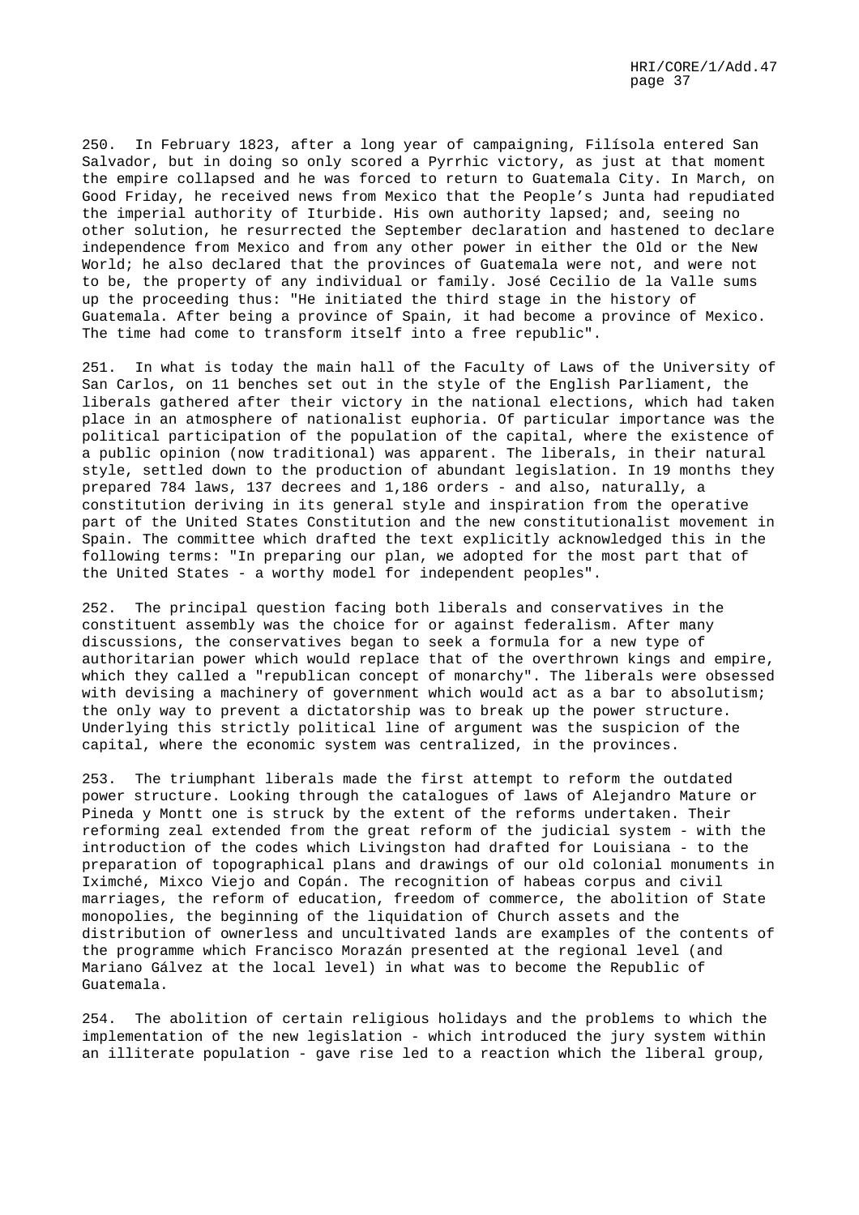250. In February 1823, after a long year of campaigning, Filísola entered San Salvador, but in doing so only scored a Pyrrhic victory, as just at that moment the empire collapsed and he was forced to return to Guatemala City. In March, on Good Friday, he received news from Mexico that the People's Junta had repudiated the imperial authority of Iturbide. His own authority lapsed; and, seeing no other solution, he resurrected the September declaration and hastened to declare independence from Mexico and from any other power in either the Old or the New World; he also declared that the provinces of Guatemala were not, and were not to be, the property of any individual or family. José Cecilio de la Valle sums up the proceeding thus: "He initiated the third stage in the history of Guatemala. After being a province of Spain, it had become a province of Mexico. The time had come to transform itself into a free republic".

251. In what is today the main hall of the Faculty of Laws of the University of San Carlos, on 11 benches set out in the style of the English Parliament, the liberals gathered after their victory in the national elections, which had taken place in an atmosphere of nationalist euphoria. Of particular importance was the political participation of the population of the capital, where the existence of a public opinion (now traditional) was apparent. The liberals, in their natural style, settled down to the production of abundant legislation. In 19 months they prepared 784 laws, 137 decrees and 1,186 orders - and also, naturally, a constitution deriving in its general style and inspiration from the operative part of the United States Constitution and the new constitutionalist movement in Spain. The committee which drafted the text explicitly acknowledged this in the following terms: "In preparing our plan, we adopted for the most part that of the United States - a worthy model for independent peoples".

252. The principal question facing both liberals and conservatives in the constituent assembly was the choice for or against federalism. After many discussions, the conservatives began to seek a formula for a new type of authoritarian power which would replace that of the overthrown kings and empire, which they called a "republican concept of monarchy". The liberals were obsessed with devising a machinery of government which would act as a bar to absolutism; the only way to prevent a dictatorship was to break up the power structure. Underlying this strictly political line of argument was the suspicion of the capital, where the economic system was centralized, in the provinces.

253. The triumphant liberals made the first attempt to reform the outdated power structure. Looking through the catalogues of laws of Alejandro Mature or Pineda y Montt one is struck by the extent of the reforms undertaken. Their reforming zeal extended from the great reform of the judicial system - with the introduction of the codes which Livingston had drafted for Louisiana - to the preparation of topographical plans and drawings of our old colonial monuments in Iximché, Mixco Viejo and Copán. The recognition of habeas corpus and civil marriages, the reform of education, freedom of commerce, the abolition of State monopolies, the beginning of the liquidation of Church assets and the distribution of ownerless and uncultivated lands are examples of the contents of the programme which Francisco Morazán presented at the regional level (and Mariano Gálvez at the local level) in what was to become the Republic of Guatemala.

254. The abolition of certain religious holidays and the problems to which the implementation of the new legislation - which introduced the jury system within an illiterate population - gave rise led to a reaction which the liberal group,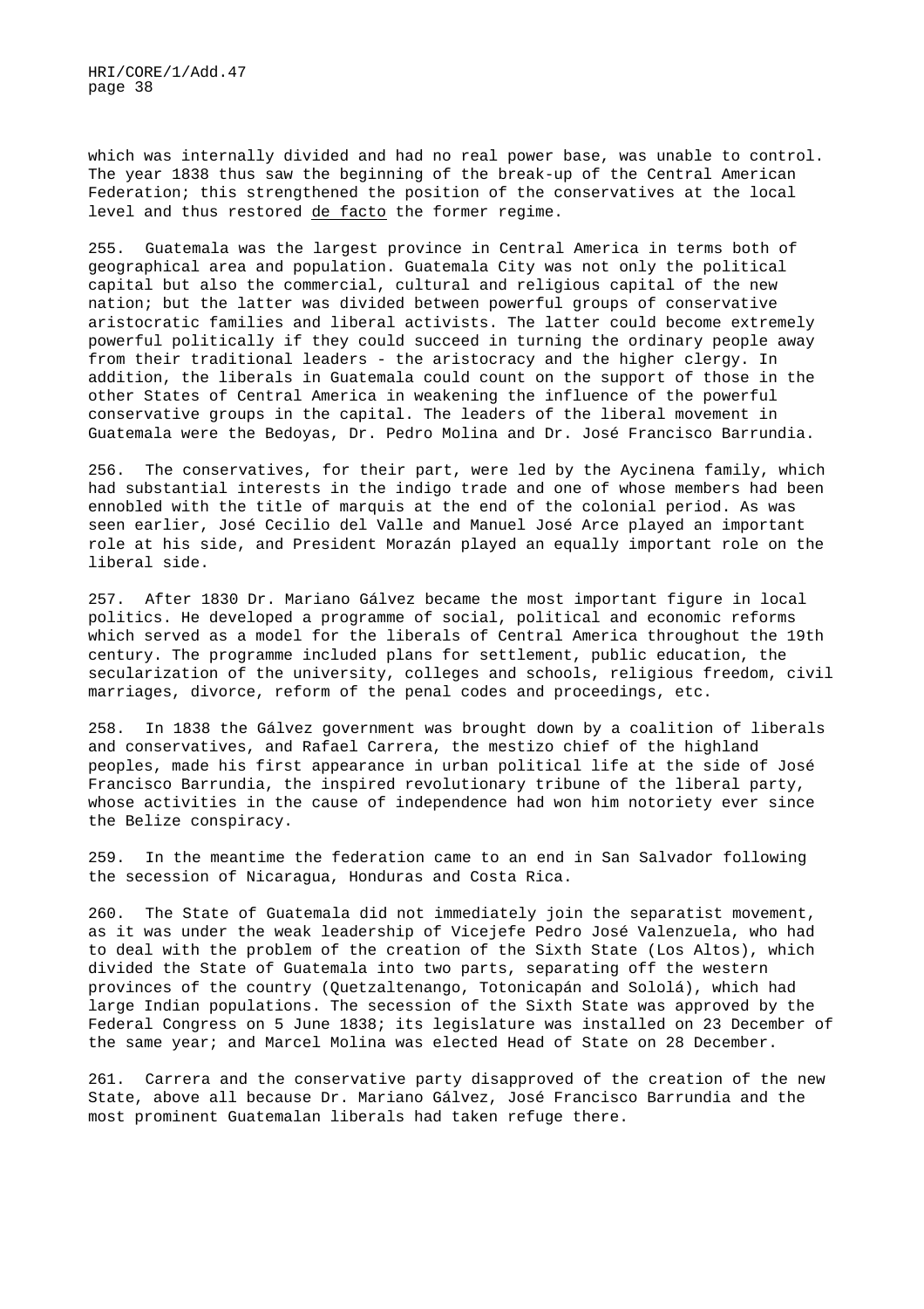which was internally divided and had no real power base, was unable to control. The year 1838 thus saw the beginning of the break-up of the Central American Federation; this strengthened the position of the conservatives at the local level and thus restored *de facto* the former regime.

255. Guatemala was the largest province in Central America in terms both of geographical area and population. Guatemala City was not only the political capital but also the commercial, cultural and religious capital of the new nation; but the latter was divided between powerful groups of conservative aristocratic families and liberal activists. The latter could become extremely powerful politically if they could succeed in turning the ordinary people away from their traditional leaders - the aristocracy and the higher clergy. In addition, the liberals in Guatemala could count on the support of those in the other States of Central America in weakening the influence of the powerful conservative groups in the capital. The leaders of the liberal movement in Guatemala were the Bedoyas, Dr. Pedro Molina and Dr. José Francisco Barrundia.

256. The conservatives, for their part, were led by the Aycinena family, which had substantial interests in the indigo trade and one of whose members had been ennobled with the title of marquis at the end of the colonial period. As was seen earlier, José Cecilio del Valle and Manuel José Arce played an important role at his side, and President Morazán played an equally important role on the liberal side.

257. After 1830 Dr. Mariano Gálvez became the most important figure in local politics. He developed a programme of social, political and economic reforms which served as a model for the liberals of Central America throughout the 19th century. The programme included plans for settlement, public education, the secularization of the university, colleges and schools, religious freedom, civil marriages, divorce, reform of the penal codes and proceedings, etc.

258. In 1838 the Gálvez government was brought down by a coalition of liberals and conservatives, and Rafael Carrera, the mestizo chief of the highland peoples, made his first appearance in urban political life at the side of José Francisco Barrundia, the inspired revolutionary tribune of the liberal party, whose activities in the cause of independence had won him notoriety ever since the Belize conspiracy.

259. In the meantime the federation came to an end in San Salvador following the secession of Nicaragua, Honduras and Costa Rica.

260. The State of Guatemala did not immediately join the separatist movement, as it was under the weak leadership of Vicejefe Pedro José Valenzuela, who had to deal with the problem of the creation of the Sixth State (Los Altos), which divided the State of Guatemala into two parts, separating off the western provinces of the country (Quetzaltenango, Totonicapán and Sololá), which had large Indian populations. The secession of the Sixth State was approved by the Federal Congress on 5 June 1838; its legislature was installed on 23 December of the same year; and Marcel Molina was elected Head of State on 28 December.

261. Carrera and the conservative party disapproved of the creation of the new State, above all because Dr. Mariano Gálvez, José Francisco Barrundia and the most prominent Guatemalan liberals had taken refuge there.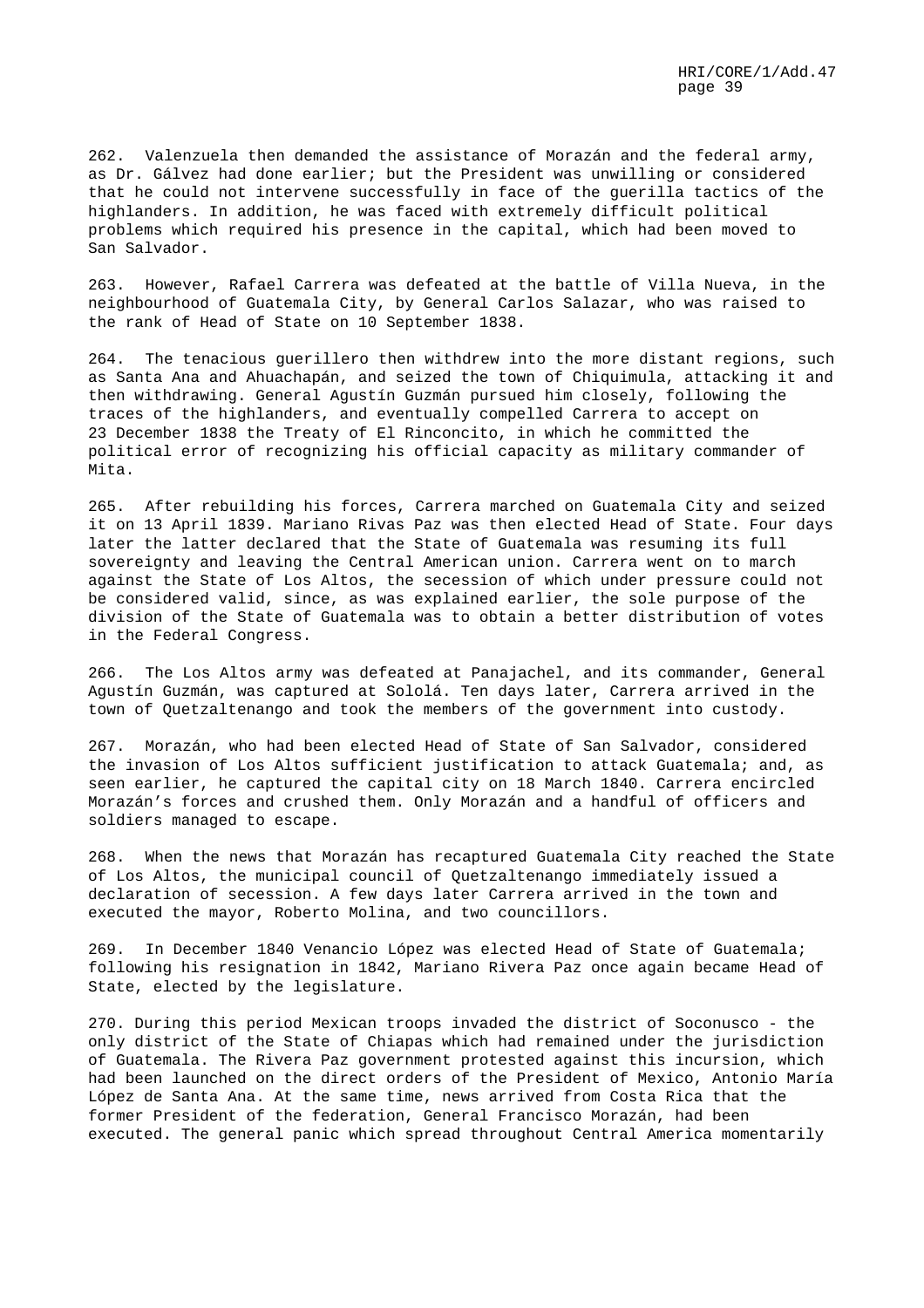262. Valenzuela then demanded the assistance of Morazán and the federal army, as Dr. Gálvez had done earlier; but the President was unwilling or considered that he could not intervene successfully in face of the guerilla tactics of the highlanders. In addition, he was faced with extremely difficult political problems which required his presence in the capital, which had been moved to San Salvador.

263. However, Rafael Carrera was defeated at the battle of Villa Nueva, in the neighbourhood of Guatemala City, by General Carlos Salazar, who was raised to the rank of Head of State on 10 September 1838.

264. The tenacious guerillero then withdrew into the more distant regions, such as Santa Ana and Ahuachapán, and seized the town of Chiquimula, attacking it and then withdrawing. General Agustín Guzmán pursued him closely, following the traces of the highlanders, and eventually compelled Carrera to accept on 23 December 1838 the Treaty of El Rinconcito, in which he committed the political error of recognizing his official capacity as military commander of Mita.

265. After rebuilding his forces, Carrera marched on Guatemala City and seized it on 13 April 1839. Mariano Rivas Paz was then elected Head of State. Four days later the latter declared that the State of Guatemala was resuming its full sovereignty and leaving the Central American union. Carrera went on to march against the State of Los Altos, the secession of which under pressure could not be considered valid, since, as was explained earlier, the sole purpose of the division of the State of Guatemala was to obtain a better distribution of votes in the Federal Congress.

266. The Los Altos army was defeated at Panajachel, and its commander, General Agustín Guzmán, was captured at Sololá. Ten days later, Carrera arrived in the town of Quetzaltenango and took the members of the government into custody.

267. Morazán, who had been elected Head of State of San Salvador, considered the invasion of Los Altos sufficient justification to attack Guatemala; and, as seen earlier, he captured the capital city on 18 March 1840. Carrera encircled Morazán's forces and crushed them. Only Morazán and a handful of officers and soldiers managed to escape.

268. When the news that Morazán has recaptured Guatemala City reached the State of Los Altos, the municipal council of Quetzaltenango immediately issued a declaration of secession. A few days later Carrera arrived in the town and executed the mayor, Roberto Molina, and two councillors.

269. In December 1840 Venancio López was elected Head of State of Guatemala; following his resignation in 1842, Mariano Rivera Paz once again became Head of State, elected by the legislature.

270. During this period Mexican troops invaded the district of Soconusco - the only district of the State of Chiapas which had remained under the jurisdiction of Guatemala. The Rivera Paz government protested against this incursion, which had been launched on the direct orders of the President of Mexico, Antonio María López de Santa Ana. At the same time, news arrived from Costa Rica that the former President of the federation, General Francisco Morazán, had been executed. The general panic which spread throughout Central America momentarily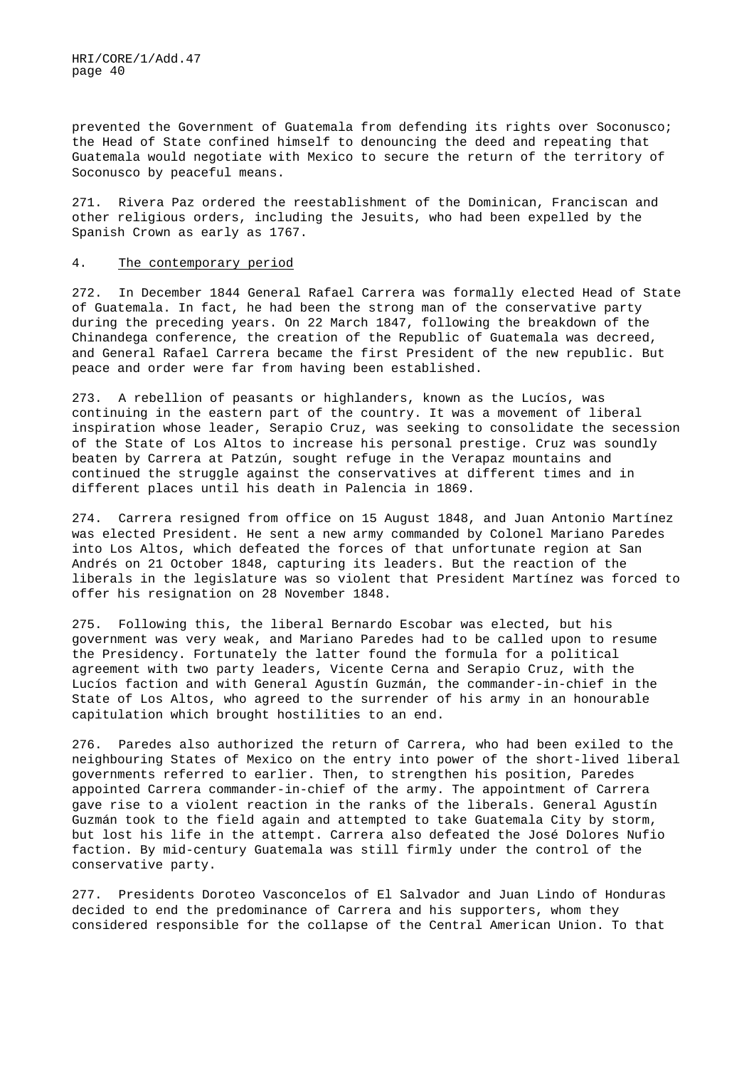prevented the Government of Guatemala from defending its rights over Soconusco; the Head of State confined himself to denouncing the deed and repeating that Guatemala would negotiate with Mexico to secure the return of the territory of Soconusco by peaceful means.

271. Rivera Paz ordered the reestablishment of the Dominican, Franciscan and other religious orders, including the Jesuits, who had been expelled by the Spanish Crown as early as 1767.

## 4. The contemporary period

272. In December 1844 General Rafael Carrera was formally elected Head of State of Guatemala. In fact, he had been the strong man of the conservative party during the preceding years. On 22 March 1847, following the breakdown of the Chinandega conference, the creation of the Republic of Guatemala was decreed, and General Rafael Carrera became the first President of the new republic. But peace and order were far from having been established.

273. A rebellion of peasants or highlanders, known as the Lucíos, was continuing in the eastern part of the country. It was a movement of liberal inspiration whose leader, Serapio Cruz, was seeking to consolidate the secession of the State of Los Altos to increase his personal prestige. Cruz was soundly beaten by Carrera at Patzún, sought refuge in the Verapaz mountains and continued the struggle against the conservatives at different times and in different places until his death in Palencia in 1869.

274. Carrera resigned from office on 15 August 1848, and Juan Antonio Martínez was elected President. He sent a new army commanded by Colonel Mariano Paredes into Los Altos, which defeated the forces of that unfortunate region at San Andrés on 21 October 1848, capturing its leaders. But the reaction of the liberals in the legislature was so violent that President Martínez was forced to offer his resignation on 28 November 1848.

275. Following this, the liberal Bernardo Escobar was elected, but his government was very weak, and Mariano Paredes had to be called upon to resume the Presidency. Fortunately the latter found the formula for a political agreement with two party leaders, Vicente Cerna and Serapio Cruz, with the Lucíos faction and with General Agustín Guzmán, the commander-in-chief in the State of Los Altos, who agreed to the surrender of his army in an honourable capitulation which brought hostilities to an end.

276. Paredes also authorized the return of Carrera, who had been exiled to the neighbouring States of Mexico on the entry into power of the short-lived liberal governments referred to earlier. Then, to strengthen his position, Paredes appointed Carrera commander-in-chief of the army. The appointment of Carrera gave rise to a violent reaction in the ranks of the liberals. General Agustín Guzmán took to the field again and attempted to take Guatemala City by storm, but lost his life in the attempt. Carrera also defeated the José Dolores Nufio faction. By mid-century Guatemala was still firmly under the control of the conservative party.

277. Presidents Doroteo Vasconcelos of El Salvador and Juan Lindo of Honduras decided to end the predominance of Carrera and his supporters, whom they considered responsible for the collapse of the Central American Union. To that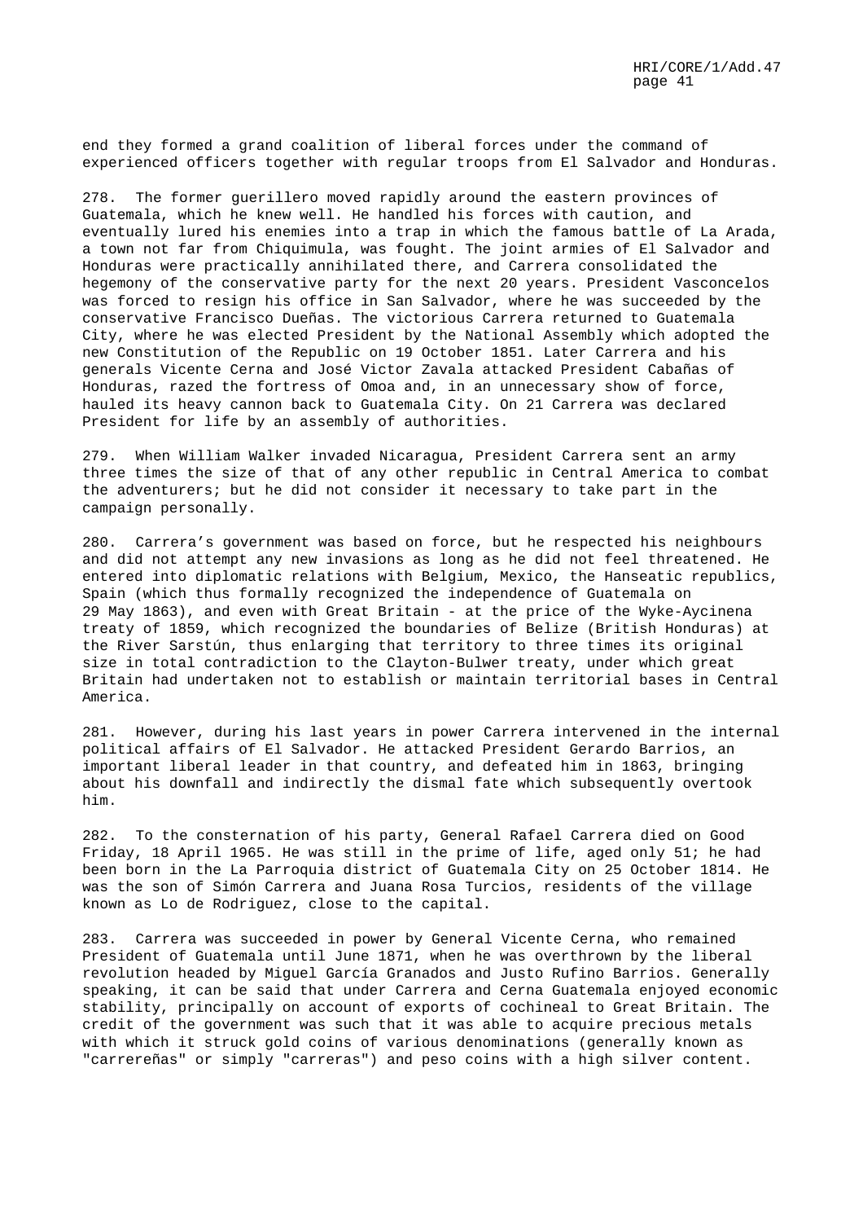end they formed a grand coalition of liberal forces under the command of experienced officers together with regular troops from El Salvador and Honduras.

278. The former guerillero moved rapidly around the eastern provinces of Guatemala, which he knew well. He handled his forces with caution, and eventually lured his enemies into a trap in which the famous battle of La Arada, a town not far from Chiquimula, was fought. The joint armies of El Salvador and Honduras were practically annihilated there, and Carrera consolidated the hegemony of the conservative party for the next 20 years. President Vasconcelos was forced to resign his office in San Salvador, where he was succeeded by the conservative Francisco Dueñas. The victorious Carrera returned to Guatemala City, where he was elected President by the National Assembly which adopted the new Constitution of the Republic on 19 October 1851. Later Carrera and his generals Vicente Cerna and José Victor Zavala attacked President Cabañas of Honduras, razed the fortress of Omoa and, in an unnecessary show of force, hauled its heavy cannon back to Guatemala City. On 21 Carrera was declared President for life by an assembly of authorities.

279. When William Walker invaded Nicaragua, President Carrera sent an army three times the size of that of any other republic in Central America to combat the adventurers; but he did not consider it necessary to take part in the campaign personally.

280. Carrera's government was based on force, but he respected his neighbours and did not attempt any new invasions as long as he did not feel threatened. He entered into diplomatic relations with Belgium, Mexico, the Hanseatic republics, Spain (which thus formally recognized the independence of Guatemala on 29 May 1863), and even with Great Britain - at the price of the Wyke-Aycinena treaty of 1859, which recognized the boundaries of Belize (British Honduras) at the River Sarstún, thus enlarging that territory to three times its original size in total contradiction to the Clayton-Bulwer treaty, under which great Britain had undertaken not to establish or maintain territorial bases in Central America.

281. However, during his last years in power Carrera intervened in the internal political affairs of El Salvador. He attacked President Gerardo Barrios, an important liberal leader in that country, and defeated him in 1863, bringing about his downfall and indirectly the dismal fate which subsequently overtook him.

282. To the consternation of his party, General Rafael Carrera died on Good Friday, 18 April 1965. He was still in the prime of life, aged only 51; he had been born in the La Parroquia district of Guatemala City on 25 October 1814. He was the son of Simón Carrera and Juana Rosa Turcios, residents of the village known as Lo de Rodriguez, close to the capital.

283. Carrera was succeeded in power by General Vicente Cerna, who remained President of Guatemala until June 1871, when he was overthrown by the liberal revolution headed by Miguel García Granados and Justo Rufino Barrios. Generally speaking, it can be said that under Carrera and Cerna Guatemala enjoyed economic stability, principally on account of exports of cochineal to Great Britain. The credit of the government was such that it was able to acquire precious metals with which it struck gold coins of various denominations (generally known as "carrereñas" or simply "carreras") and peso coins with a high silver content.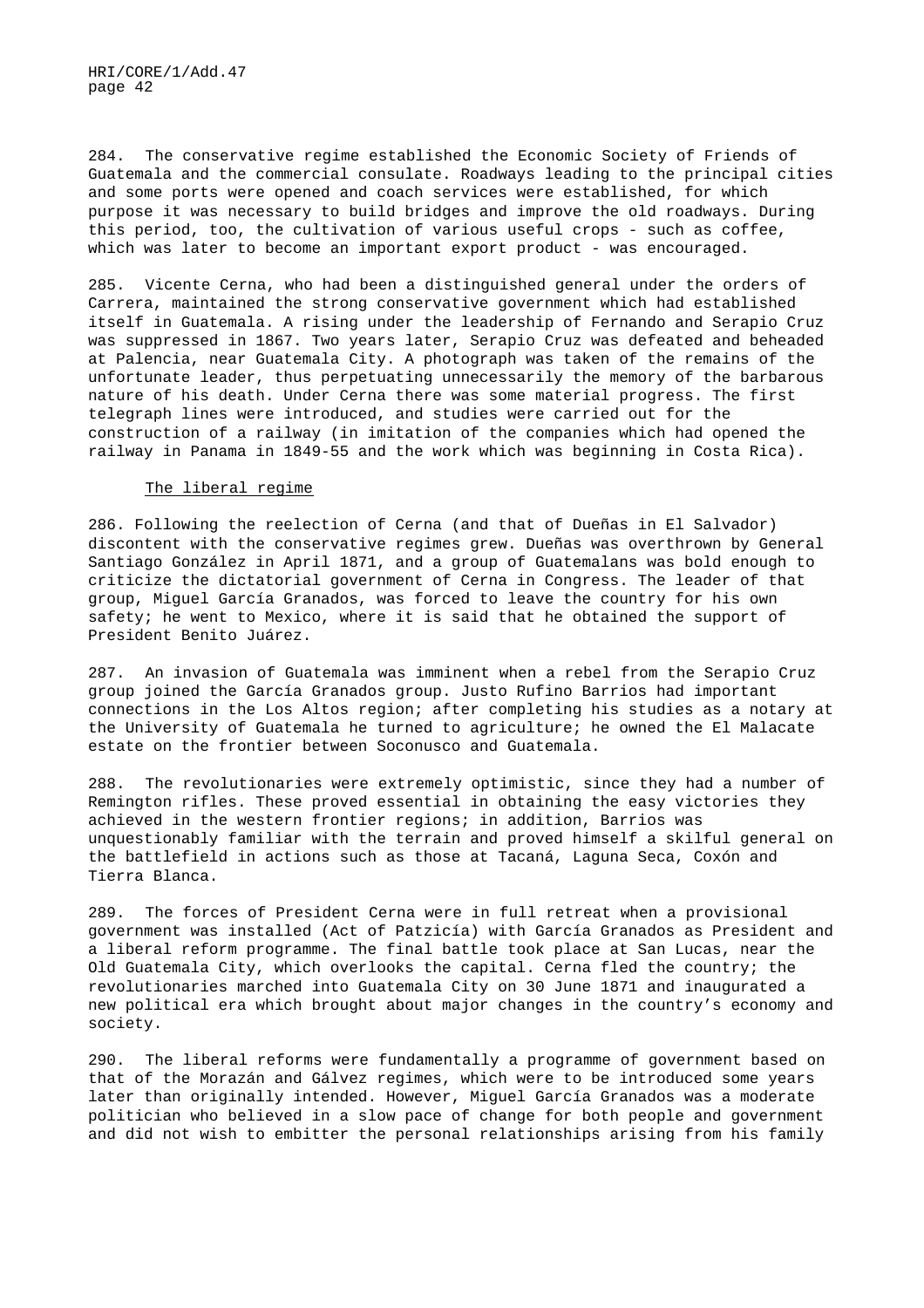284. The conservative regime established the Economic Society of Friends of Guatemala and the commercial consulate. Roadways leading to the principal cities and some ports were opened and coach services were established, for which purpose it was necessary to build bridges and improve the old roadways. During this period, too, the cultivation of various useful crops - such as coffee, which was later to become an important export product - was encouraged.

285. Vicente Cerna, who had been a distinguished general under the orders of Carrera, maintained the strong conservative government which had established itself in Guatemala. A rising under the leadership of Fernando and Serapio Cruz was suppressed in 1867. Two years later, Serapio Cruz was defeated and beheaded at Palencia, near Guatemala City. A photograph was taken of the remains of the unfortunate leader, thus perpetuating unnecessarily the memory of the barbarous nature of his death. Under Cerna there was some material progress. The first telegraph lines were introduced, and studies were carried out for the construction of a railway (in imitation of the companies which had opened the railway in Panama in 1849-55 and the work which was beginning in Costa Rica).

## The liberal regime

286. Following the reelection of Cerna (and that of Dueñas in El Salvador) discontent with the conservative regimes grew. Dueñas was overthrown by General Santiago González in April 1871, and a group of Guatemalans was bold enough to criticize the dictatorial government of Cerna in Congress. The leader of that group, Miguel García Granados, was forced to leave the country for his own safety; he went to Mexico, where it is said that he obtained the support of President Benito Juárez.

287. An invasion of Guatemala was imminent when a rebel from the Serapio Cruz group joined the García Granados group. Justo Rufino Barrios had important connections in the Los Altos region; after completing his studies as a notary at the University of Guatemala he turned to agriculture; he owned the El Malacate estate on the frontier between Soconusco and Guatemala.

288. The revolutionaries were extremely optimistic, since they had a number of Remington rifles. These proved essential in obtaining the easy victories they achieved in the western frontier regions; in addition, Barrios was unquestionably familiar with the terrain and proved himself a skilful general on the battlefield in actions such as those at Tacaná, Laguna Seca, Coxón and Tierra Blanca.

289. The forces of President Cerna were in full retreat when a provisional government was installed (Act of Patzicía) with García Granados as President and a liberal reform programme. The final battle took place at San Lucas, near the Old Guatemala City, which overlooks the capital. Cerna fled the country; the revolutionaries marched into Guatemala City on 30 June 1871 and inaugurated a new political era which brought about major changes in the country's economy and society.

290. The liberal reforms were fundamentally a programme of government based on that of the Morazán and Gálvez regimes, which were to be introduced some years later than originally intended. However, Miguel García Granados was a moderate politician who believed in a slow pace of change for both people and government and did not wish to embitter the personal relationships arising from his family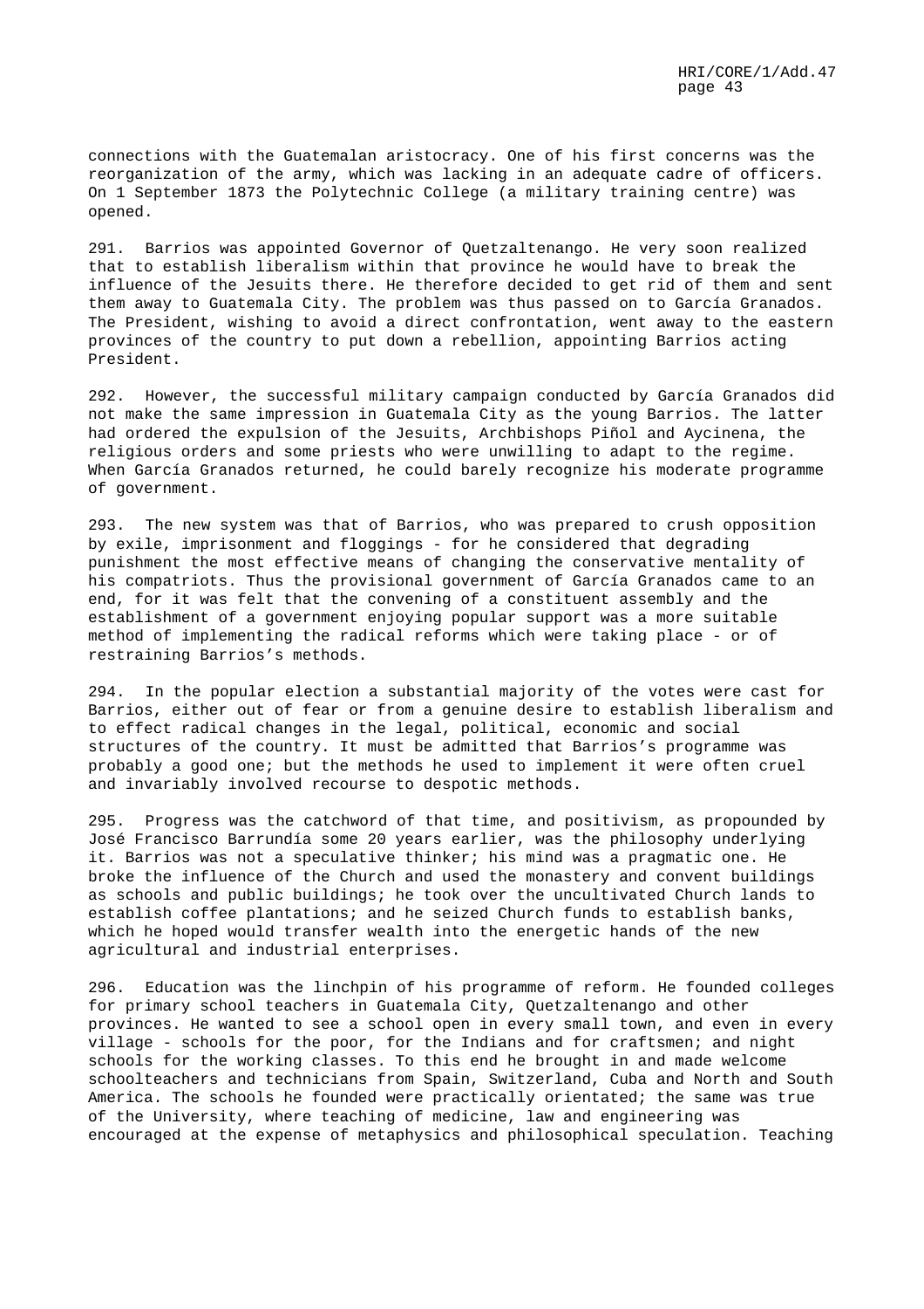connections with the Guatemalan aristocracy. One of his first concerns was the reorganization of the army, which was lacking in an adequate cadre of officers. On 1 September 1873 the Polytechnic College (a military training centre) was opened.

291. Barrios was appointed Governor of Quetzaltenango. He very soon realized that to establish liberalism within that province he would have to break the influence of the Jesuits there. He therefore decided to get rid of them and sent them away to Guatemala City. The problem was thus passed on to García Granados. The President, wishing to avoid a direct confrontation, went away to the eastern provinces of the country to put down a rebellion, appointing Barrios acting President.

292. However, the successful military campaign conducted by García Granados did not make the same impression in Guatemala City as the young Barrios. The latter had ordered the expulsion of the Jesuits, Archbishops Piñol and Aycinena, the religious orders and some priests who were unwilling to adapt to the regime. When García Granados returned, he could barely recognize his moderate programme of government.

293. The new system was that of Barrios, who was prepared to crush opposition by exile, imprisonment and floggings - for he considered that degrading punishment the most effective means of changing the conservative mentality of his compatriots. Thus the provisional government of García Granados came to an end, for it was felt that the convening of a constituent assembly and the establishment of a government enjoying popular support was a more suitable method of implementing the radical reforms which were taking place - or of restraining Barrios's methods.

294. In the popular election a substantial majority of the votes were cast for Barrios, either out of fear or from a genuine desire to establish liberalism and to effect radical changes in the legal, political, economic and social structures of the country. It must be admitted that Barrios's programme was probably a good one; but the methods he used to implement it were often cruel and invariably involved recourse to despotic methods.

295. Progress was the catchword of that time, and positivism, as propounded by José Francisco Barrundía some 20 years earlier, was the philosophy underlying it. Barrios was not a speculative thinker; his mind was a pragmatic one. He broke the influence of the Church and used the monastery and convent buildings as schools and public buildings; he took over the uncultivated Church lands to establish coffee plantations; and he seized Church funds to establish banks, which he hoped would transfer wealth into the energetic hands of the new agricultural and industrial enterprises.

296. Education was the linchpin of his programme of reform. He founded colleges for primary school teachers in Guatemala City, Quetzaltenango and other provinces. He wanted to see a school open in every small town, and even in every village - schools for the poor, for the Indians and for craftsmen; and night schools for the working classes. To this end he brought in and made welcome schoolteachers and technicians from Spain, Switzerland, Cuba and North and South America. The schools he founded were practically orientated; the same was true of the University, where teaching of medicine, law and engineering was encouraged at the expense of metaphysics and philosophical speculation. Teaching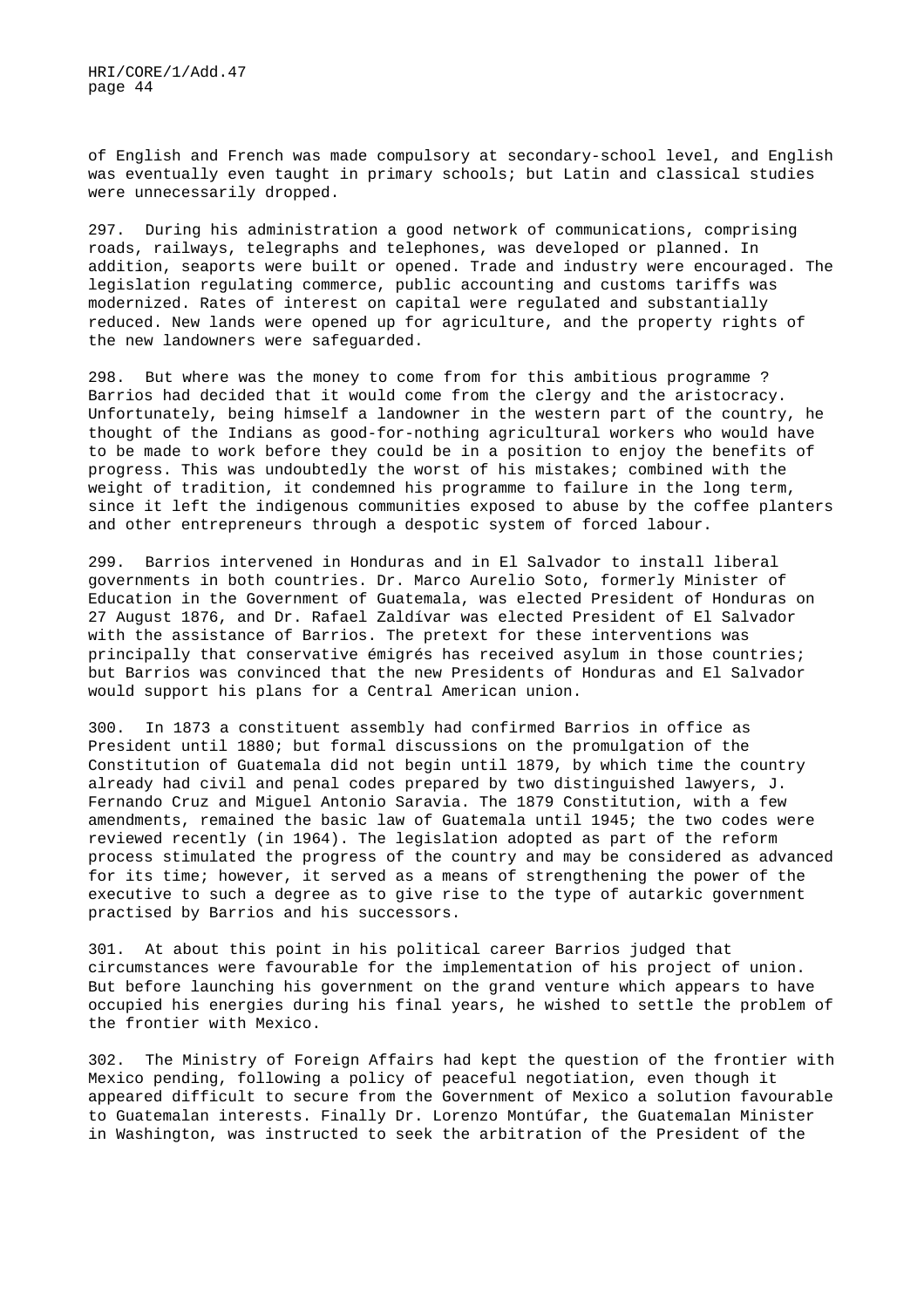of English and French was made compulsory at secondary-school level, and English was eventually even taught in primary schools; but Latin and classical studies were unnecessarily dropped.

297. During his administration a good network of communications, comprising roads, railways, telegraphs and telephones, was developed or planned. In addition, seaports were built or opened. Trade and industry were encouraged. The legislation regulating commerce, public accounting and customs tariffs was modernized. Rates of interest on capital were regulated and substantially reduced. New lands were opened up for agriculture, and the property rights of the new landowners were safeguarded.

298. But where was the money to come from for this ambitious programme ? Barrios had decided that it would come from the clergy and the aristocracy. Unfortunately, being himself a landowner in the western part of the country, he thought of the Indians as good-for-nothing agricultural workers who would have to be made to work before they could be in a position to enjoy the benefits of progress. This was undoubtedly the worst of his mistakes; combined with the weight of tradition, it condemned his programme to failure in the long term, since it left the indigenous communities exposed to abuse by the coffee planters and other entrepreneurs through a despotic system of forced labour.

299. Barrios intervened in Honduras and in El Salvador to install liberal governments in both countries. Dr. Marco Aurelio Soto, formerly Minister of Education in the Government of Guatemala, was elected President of Honduras on 27 August 1876, and Dr. Rafael Zaldívar was elected President of El Salvador with the assistance of Barrios. The pretext for these interventions was principally that conservative émigrés has received asylum in those countries; but Barrios was convinced that the new Presidents of Honduras and El Salvador would support his plans for a Central American union.

300. In 1873 a constituent assembly had confirmed Barrios in office as President until 1880; but formal discussions on the promulgation of the Constitution of Guatemala did not begin until 1879, by which time the country already had civil and penal codes prepared by two distinguished lawyers, J. Fernando Cruz and Miguel Antonio Saravia. The 1879 Constitution, with a few amendments, remained the basic law of Guatemala until 1945; the two codes were reviewed recently (in 1964). The legislation adopted as part of the reform process stimulated the progress of the country and may be considered as advanced for its time; however, it served as a means of strengthening the power of the executive to such a degree as to give rise to the type of autarkic government practised by Barrios and his successors.

301. At about this point in his political career Barrios judged that circumstances were favourable for the implementation of his project of union. But before launching his government on the grand venture which appears to have occupied his energies during his final years, he wished to settle the problem of the frontier with Mexico.

302. The Ministry of Foreign Affairs had kept the question of the frontier with Mexico pending, following a policy of peaceful negotiation, even though it appeared difficult to secure from the Government of Mexico a solution favourable to Guatemalan interests. Finally Dr. Lorenzo Montúfar, the Guatemalan Minister in Washington, was instructed to seek the arbitration of the President of the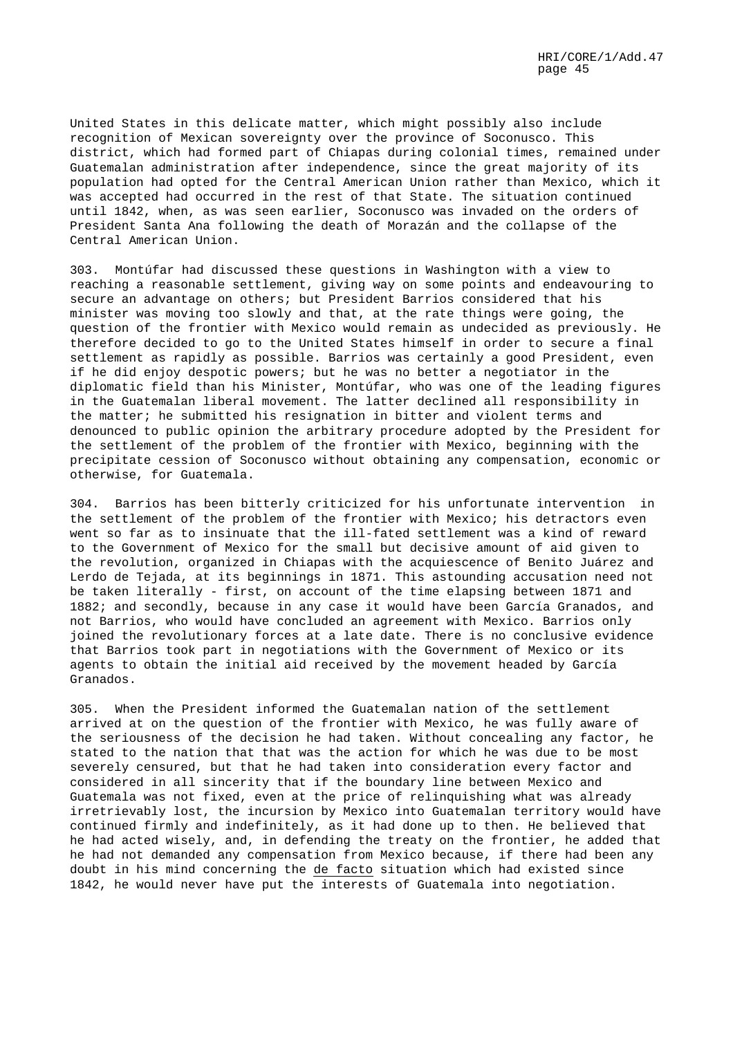United States in this delicate matter, which might possibly also include recognition of Mexican sovereignty over the province of Soconusco. This district, which had formed part of Chiapas during colonial times, remained under Guatemalan administration after independence, since the great majority of its population had opted for the Central American Union rather than Mexico, which it was accepted had occurred in the rest of that State. The situation continued until 1842, when, as was seen earlier, Soconusco was invaded on the orders of President Santa Ana following the death of Morazán and the collapse of the Central American Union.

303. Montúfar had discussed these questions in Washington with a view to reaching a reasonable settlement, giving way on some points and endeavouring to secure an advantage on others; but President Barrios considered that his minister was moving too slowly and that, at the rate things were going, the question of the frontier with Mexico would remain as undecided as previously. He therefore decided to go to the United States himself in order to secure a final settlement as rapidly as possible. Barrios was certainly a good President, even if he did enjoy despotic powers; but he was no better a negotiator in the diplomatic field than his Minister, Montúfar, who was one of the leading figures in the Guatemalan liberal movement. The latter declined all responsibility in the matter; he submitted his resignation in bitter and violent terms and denounced to public opinion the arbitrary procedure adopted by the President for the settlement of the problem of the frontier with Mexico, beginning with the precipitate cession of Soconusco without obtaining any compensation, economic or otherwise, for Guatemala.

304. Barrios has been bitterly criticized for his unfortunate intervention in the settlement of the problem of the frontier with Mexico; his detractors even went so far as to insinuate that the ill-fated settlement was a kind of reward to the Government of Mexico for the small but decisive amount of aid given to the revolution, organized in Chiapas with the acquiescence of Benito Juárez and Lerdo de Tejada, at its beginnings in 1871. This astounding accusation need not be taken literally - first, on account of the time elapsing between 1871 and 1882; and secondly, because in any case it would have been García Granados, and not Barrios, who would have concluded an agreement with Mexico. Barrios only joined the revolutionary forces at a late date. There is no conclusive evidence that Barrios took part in negotiations with the Government of Mexico or its agents to obtain the initial aid received by the movement headed by García Granados.

305. When the President informed the Guatemalan nation of the settlement arrived at on the question of the frontier with Mexico, he was fully aware of the seriousness of the decision he had taken. Without concealing any factor, he stated to the nation that that was the action for which he was due to be most severely censured, but that he had taken into consideration every factor and considered in all sincerity that if the boundary line between Mexico and Guatemala was not fixed, even at the price of relinquishing what was already irretrievably lost, the incursion by Mexico into Guatemalan territory would have continued firmly and indefinitely, as it had done up to then. He believed that he had acted wisely, and, in defending the treaty on the frontier, he added that he had not demanded any compensation from Mexico because, if there had been any doubt in his mind concerning the *de facto* situation which had existed since 1842, he would never have put the interests of Guatemala into negotiation.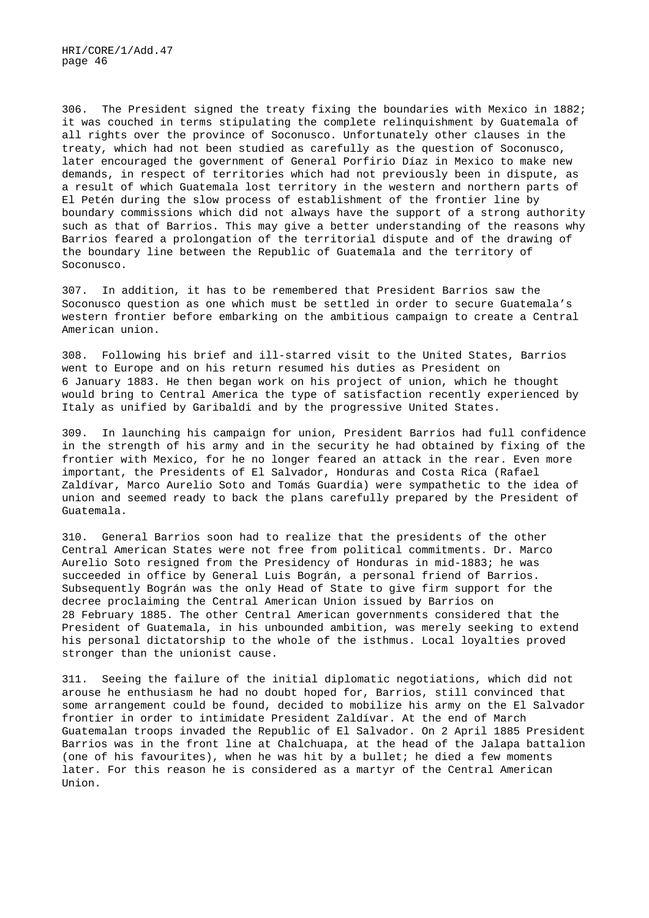306. The President signed the treaty fixing the boundaries with Mexico in 1882; it was couched in terms stipulating the complete relinquishment by Guatemala of all rights over the province of Soconusco. Unfortunately other clauses in the treaty, which had not been studied as carefully as the question of Soconusco, later encouraged the government of General Porfirio Díaz in Mexico to make new demands, in respect of territories which had not previously been in dispute, as a result of which Guatemala lost territory in the western and northern parts of El Petén during the slow process of establishment of the frontier line by boundary commissions which did not always have the support of a strong authority such as that of Barrios. This may give a better understanding of the reasons why Barrios feared a prolongation of the territorial dispute and of the drawing of the boundary line between the Republic of Guatemala and the territory of Soconusco.

307. In addition, it has to be remembered that President Barrios saw the Soconusco question as one which must be settled in order to secure Guatemala's western frontier before embarking on the ambitious campaign to create a Central American union.

308. Following his brief and ill-starred visit to the United States, Barrios went to Europe and on his return resumed his duties as President on 6 January 1883. He then began work on his project of union, which he thought would bring to Central America the type of satisfaction recently experienced by Italy as unified by Garibaldi and by the progressive United States.

309. In launching his campaign for union, President Barrios had full confidence in the strength of his army and in the security he had obtained by fixing of the frontier with Mexico, for he no longer feared an attack in the rear. Even more important, the Presidents of El Salvador, Honduras and Costa Rica (Rafael Zaldívar, Marco Aurelio Soto and Tomás Guardia) were sympathetic to the idea of union and seemed ready to back the plans carefully prepared by the President of Guatemala.

310. General Barrios soon had to realize that the presidents of the other Central American States were not free from political commitments. Dr. Marco Aurelio Soto resigned from the Presidency of Honduras in mid-1883; he was succeeded in office by General Luis Bográn, a personal friend of Barrios. Subsequently Bográn was the only Head of State to give firm support for the decree proclaiming the Central American Union issued by Barrios on 28 February 1885. The other Central American governments considered that the President of Guatemala, in his unbounded ambition, was merely seeking to extend his personal dictatorship to the whole of the isthmus. Local loyalties proved stronger than the unionist cause.

311. Seeing the failure of the initial diplomatic negotiations, which did not arouse he enthusiasm he had no doubt hoped for, Barrios, still convinced that some arrangement could be found, decided to mobilize his army on the El Salvador frontier in order to intimidate President Zaldívar. At the end of March Guatemalan troops invaded the Republic of El Salvador. On 2 April 1885 President Barrios was in the front line at Chalchuapa, at the head of the Jalapa battalion (one of his favourites), when he was hit by a bullet; he died a few moments later. For this reason he is considered as a martyr of the Central American Union.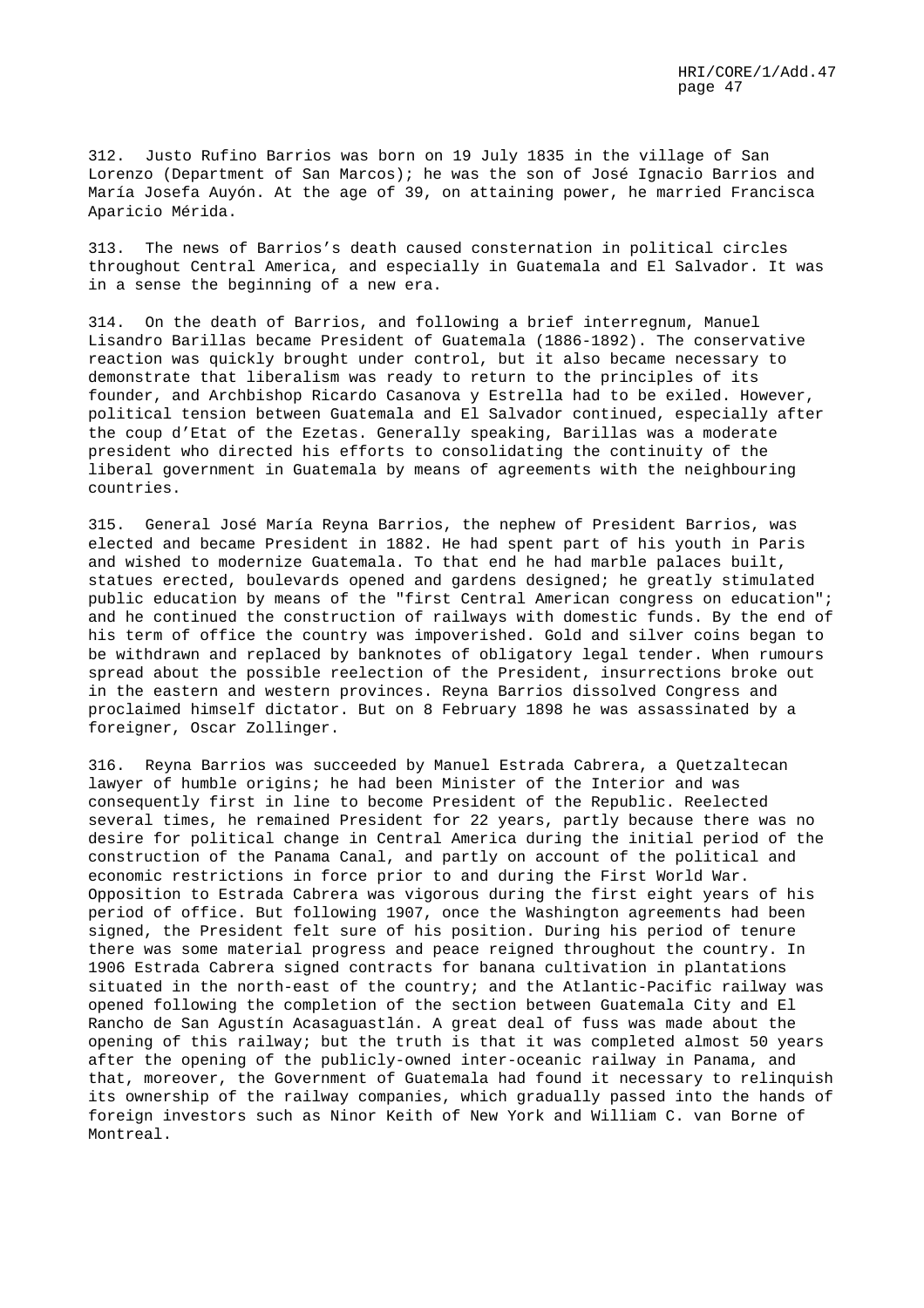312. Justo Rufino Barrios was born on 19 July 1835 in the village of San Lorenzo (Department of San Marcos); he was the son of José Ignacio Barrios and María Josefa Auyón. At the age of 39, on attaining power, he married Francisca Aparicio Mérida.

313. The news of Barrios's death caused consternation in political circles throughout Central America, and especially in Guatemala and El Salvador. It was in a sense the beginning of a new era.

314. On the death of Barrios, and following a brief interregnum, Manuel Lisandro Barillas became President of Guatemala (1886-1892). The conservative reaction was quickly brought under control, but it also became necessary to demonstrate that liberalism was ready to return to the principles of its founder, and Archbishop Ricardo Casanova y Estrella had to be exiled. However, political tension between Guatemala and El Salvador continued, especially after the coup d'Etat of the Ezetas. Generally speaking, Barillas was a moderate president who directed his efforts to consolidating the continuity of the liberal government in Guatemala by means of agreements with the neighbouring countries.

315. General José María Reyna Barrios, the nephew of President Barrios, was elected and became President in 1882. He had spent part of his youth in Paris and wished to modernize Guatemala. To that end he had marble palaces built, statues erected, boulevards opened and gardens designed; he greatly stimulated public education by means of the "first Central American congress on education"; and he continued the construction of railways with domestic funds. By the end of his term of office the country was impoverished. Gold and silver coins began to be withdrawn and replaced by banknotes of obligatory legal tender. When rumours spread about the possible reelection of the President, insurrections broke out in the eastern and western provinces. Reyna Barrios dissolved Congress and proclaimed himself dictator. But on 8 February 1898 he was assassinated by a foreigner, Oscar Zollinger.

316. Reyna Barrios was succeeded by Manuel Estrada Cabrera, a Quetzaltecan lawyer of humble origins; he had been Minister of the Interior and was consequently first in line to become President of the Republic. Reelected several times, he remained President for 22 years, partly because there was no desire for political change in Central America during the initial period of the construction of the Panama Canal, and partly on account of the political and economic restrictions in force prior to and during the First World War. Opposition to Estrada Cabrera was vigorous during the first eight years of his period of office. But following 1907, once the Washington agreements had been signed, the President felt sure of his position. During his period of tenure there was some material progress and peace reigned throughout the country. In 1906 Estrada Cabrera signed contracts for banana cultivation in plantations situated in the north-east of the country; and the Atlantic-Pacific railway was opened following the completion of the section between Guatemala City and El Rancho de San Agustín Acasaguastlán. A great deal of fuss was made about the opening of this railway; but the truth is that it was completed almost 50 years after the opening of the publicly-owned inter-oceanic railway in Panama, and that, moreover, the Government of Guatemala had found it necessary to relinquish its ownership of the railway companies, which gradually passed into the hands of foreign investors such as Ninor Keith of New York and William C. van Borne of Montreal.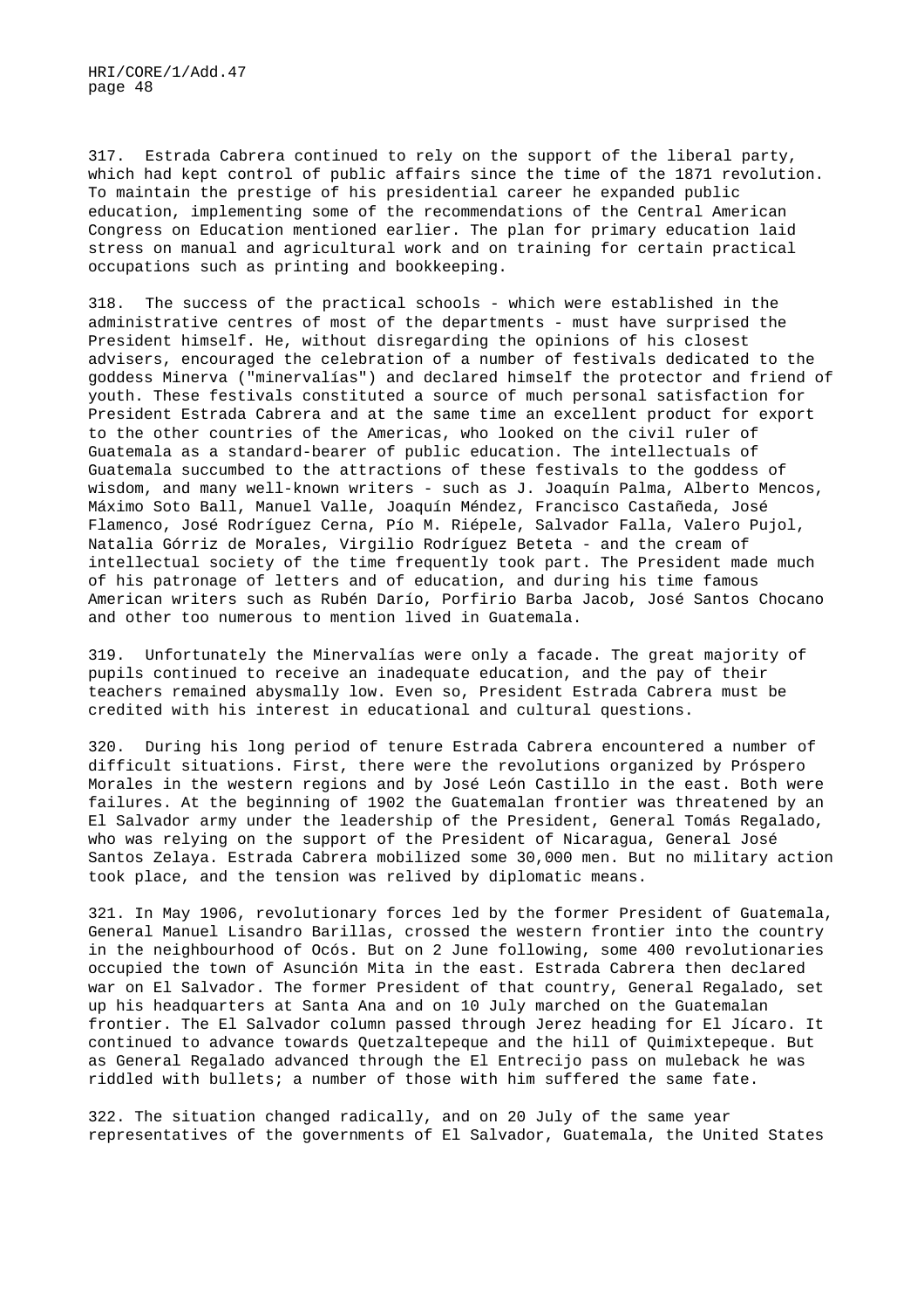317. Estrada Cabrera continued to rely on the support of the liberal party, which had kept control of public affairs since the time of the 1871 revolution. To maintain the prestige of his presidential career he expanded public education, implementing some of the recommendations of the Central American Congress on Education mentioned earlier. The plan for primary education laid stress on manual and agricultural work and on training for certain practical occupations such as printing and bookkeeping.

318. The success of the practical schools - which were established in the administrative centres of most of the departments - must have surprised the President himself. He, without disregarding the opinions of his closest advisers, encouraged the celebration of a number of festivals dedicated to the goddess Minerva ("minervalías") and declared himself the protector and friend of youth. These festivals constituted a source of much personal satisfaction for President Estrada Cabrera and at the same time an excellent product for export to the other countries of the Americas, who looked on the civil ruler of Guatemala as a standard-bearer of public education. The intellectuals of Guatemala succumbed to the attractions of these festivals to the goddess of wisdom, and many well-known writers - such as J. Joaquín Palma, Alberto Mencos, Máximo Soto Ball, Manuel Valle, Joaquín Méndez, Francisco Castañeda, José Flamenco, José Rodríguez Cerna, Pío M. Riépele, Salvador Falla, Valero Pujol, Natalia Górriz de Morales, Virgilio Rodríguez Beteta - and the cream of intellectual society of the time frequently took part. The President made much of his patronage of letters and of education, and during his time famous American writers such as Rubén Darío, Porfirio Barba Jacob, José Santos Chocano and other too numerous to mention lived in Guatemala.

319. Unfortunately the Minervalías were only a facade. The great majority of pupils continued to receive an inadequate education, and the pay of their teachers remained abysmally low. Even so, President Estrada Cabrera must be credited with his interest in educational and cultural questions.

320. During his long period of tenure Estrada Cabrera encountered a number of difficult situations. First, there were the revolutions organized by Próspero Morales in the western regions and by José León Castillo in the east. Both were failures. At the beginning of 1902 the Guatemalan frontier was threatened by an El Salvador army under the leadership of the President, General Tomás Regalado, who was relying on the support of the President of Nicaragua, General José Santos Zelaya. Estrada Cabrera mobilized some 30,000 men. But no military action took place, and the tension was relived by diplomatic means.

321. In May 1906, revolutionary forces led by the former President of Guatemala, General Manuel Lisandro Barillas, crossed the western frontier into the country in the neighbourhood of Ocós. But on 2 June following, some 400 revolutionaries occupied the town of Asunción Mita in the east. Estrada Cabrera then declared war on El Salvador. The former President of that country, General Regalado, set up his headquarters at Santa Ana and on 10 July marched on the Guatemalan frontier. The El Salvador column passed through Jerez heading for El Jícaro. It continued to advance towards Quetzaltepeque and the hill of Quimixtepeque. But as General Regalado advanced through the El Entrecijo pass on muleback he was riddled with bullets; a number of those with him suffered the same fate.

322. The situation changed radically, and on 20 July of the same year representatives of the governments of El Salvador, Guatemala, the United States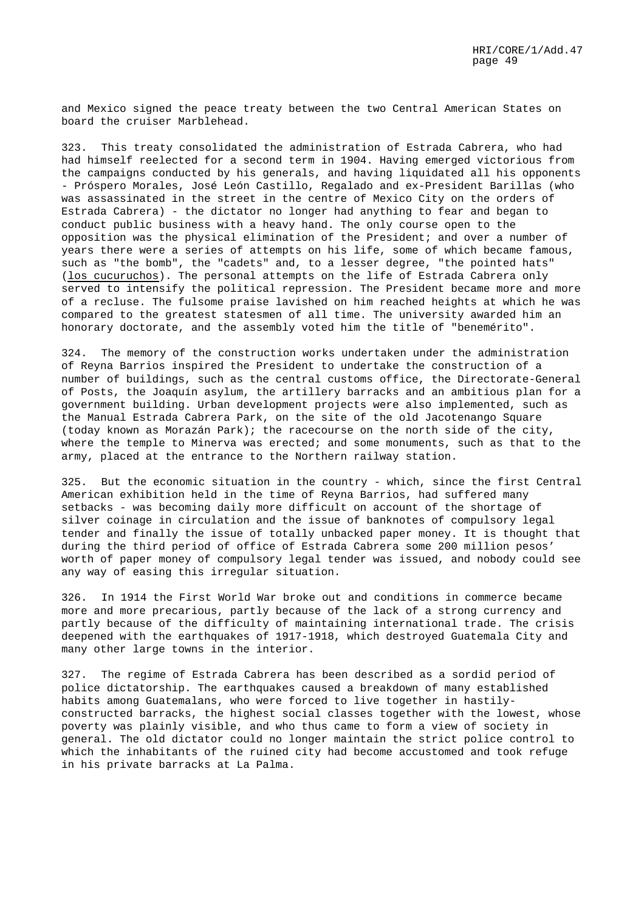and Mexico signed the peace treaty between the two Central American States on board the cruiser Marblehead.

323. This treaty consolidated the administration of Estrada Cabrera, who had had himself reelected for a second term in 1904. Having emerged victorious from the campaigns conducted by his generals, and having liquidated all his opponents - Próspero Morales, José León Castillo, Regalado and ex-President Barillas (who was assassinated in the street in the centre of Mexico City on the orders of Estrada Cabrera) - the dictator no longer had anything to fear and began to conduct public business with a heavy hand. The only course open to the opposition was the physical elimination of the President; and over a number of years there were a series of attempts on his life, some of which became famous, such as "the bomb", the "cadets" and, to a lesser degree, "the pointed hats" (los cucuruchos). The personal attempts on the life of Estrada Cabrera only served to intensify the political repression. The President became more and more of a recluse. The fulsome praise lavished on him reached heights at which he was compared to the greatest statesmen of all time. The university awarded him an honorary doctorate, and the assembly voted him the title of "benemérito".

324. The memory of the construction works undertaken under the administration of Reyna Barrios inspired the President to undertake the construction of a number of buildings, such as the central customs office, the Directorate-General of Posts, the Joaquín asylum, the artillery barracks and an ambitious plan for a government building. Urban development projects were also implemented, such as the Manual Estrada Cabrera Park, on the site of the old Jacotenango Square (today known as Morazán Park); the racecourse on the north side of the city, where the temple to Minerva was erected; and some monuments, such as that to the army, placed at the entrance to the Northern railway station.

325. But the economic situation in the country - which, since the first Central American exhibition held in the time of Reyna Barrios, had suffered many setbacks - was becoming daily more difficult on account of the shortage of silver coinage in circulation and the issue of banknotes of compulsory legal tender and finally the issue of totally unbacked paper money. It is thought that during the third period of office of Estrada Cabrera some 200 million pesos' worth of paper money of compulsory legal tender was issued, and nobody could see any way of easing this irregular situation.

326. In 1914 the First World War broke out and conditions in commerce became more and more precarious, partly because of the lack of a strong currency and partly because of the difficulty of maintaining international trade. The crisis deepened with the earthquakes of 1917-1918, which destroyed Guatemala City and many other large towns in the interior.

327. The regime of Estrada Cabrera has been described as a sordid period of police dictatorship. The earthquakes caused a breakdown of many established habits among Guatemalans, who were forced to live together in hastily-constructed barracks, the highest social classes together with the lowest, whose poverty was plainly visible, and who thus came to form a view of society in general. The old dictator could no longer maintain the strict police control to which the inhabitants of the ruined city had become accustomed and took refuge in his private barracks at La Palma.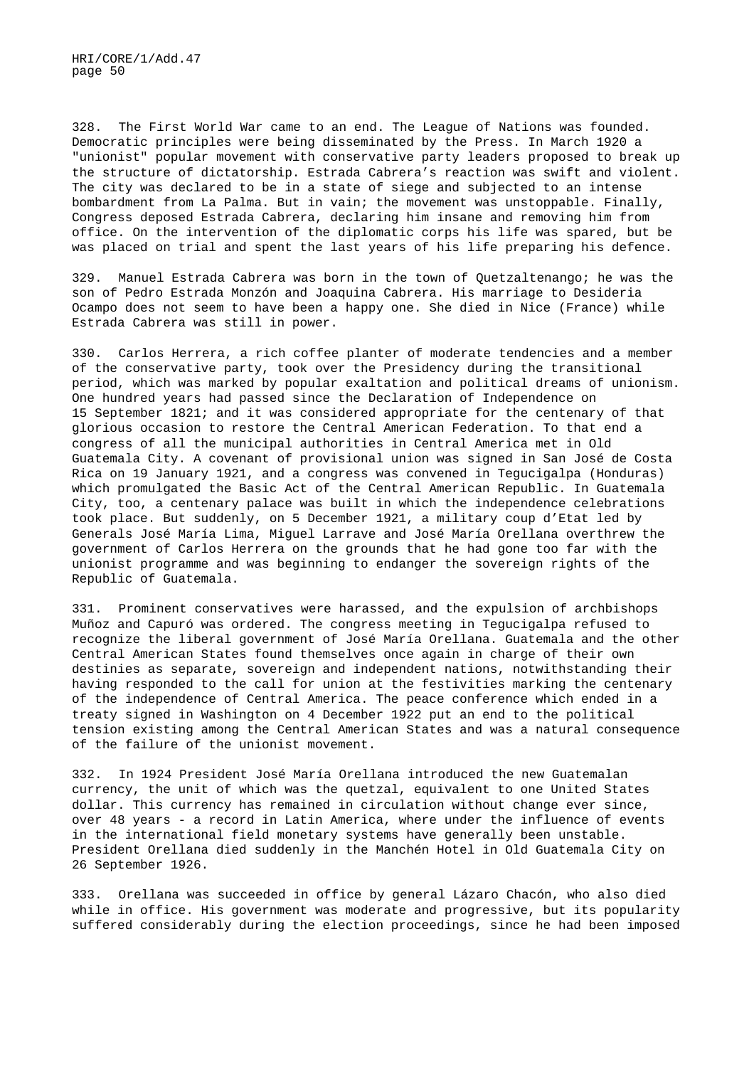328. The First World War came to an end. The League of Nations was founded. Democratic principles were being disseminated by the Press. In March 1920 a "unionist" popular movement with conservative party leaders proposed to break up the structure of dictatorship. Estrada Cabrera's reaction was swift and violent. The city was declared to be in a state of siege and subjected to an intense bombardment from La Palma. But in vain; the movement was unstoppable. Finally, Congress deposed Estrada Cabrera, declaring him insane and removing him from office. On the intervention of the diplomatic corps his life was spared, but be was placed on trial and spent the last years of his life preparing his defence.

329. Manuel Estrada Cabrera was born in the town of Quetzaltenango; he was the son of Pedro Estrada Monzón and Joaquina Cabrera. His marriage to Desideria Ocampo does not seem to have been a happy one. She died in Nice (France) while Estrada Cabrera was still in power.

330. Carlos Herrera, a rich coffee planter of moderate tendencies and a member of the conservative party, took over the Presidency during the transitional period, which was marked by popular exaltation and political dreams of unionism. One hundred years had passed since the Declaration of Independence on 15 September 1821; and it was considered appropriate for the centenary of that glorious occasion to restore the Central American Federation. To that end a congress of all the municipal authorities in Central America met in Old Guatemala City. A covenant of provisional union was signed in San José de Costa Rica on 19 January 1921, and a congress was convened in Tegucigalpa (Honduras) which promulgated the Basic Act of the Central American Republic. In Guatemala City, too, a centenary palace was built in which the independence celebrations took place. But suddenly, on 5 December 1921, a military coup d'Etat led by Generals José María Lima, Miguel Larrave and José María Orellana overthrew the government of Carlos Herrera on the grounds that he had gone too far with the unionist programme and was beginning to endanger the sovereign rights of the Republic of Guatemala.

331. Prominent conservatives were harassed, and the expulsion of archbishops Muñoz and Capuró was ordered. The congress meeting in Tegucigalpa refused to recognize the liberal government of José María Orellana. Guatemala and the other Central American States found themselves once again in charge of their own destinies as separate, sovereign and independent nations, notwithstanding their having responded to the call for union at the festivities marking the centenary of the independence of Central America. The peace conference which ended in a treaty signed in Washington on 4 December 1922 put an end to the political tension existing among the Central American States and was a natural consequence of the failure of the unionist movement.

332. In 1924 President José María Orellana introduced the new Guatemalan currency, the unit of which was the quetzal, equivalent to one United States dollar. This currency has remained in circulation without change ever since, over 48 years - a record in Latin America, where under the influence of events in the international field monetary systems have generally been unstable. President Orellana died suddenly in the Manchén Hotel in Old Guatemala City on 26 September 1926.

333. Orellana was succeeded in office by general Lázaro Chacón, who also died while in office. His government was moderate and progressive, but its popularity suffered considerably during the election proceedings, since he had been imposed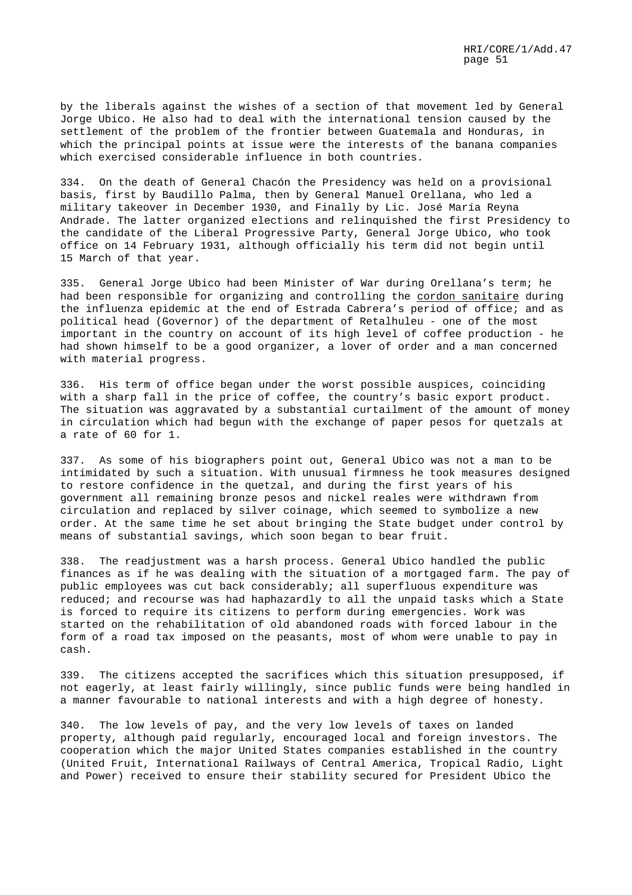by the liberals against the wishes of a section of that movement led by General Jorge Ubico. He also had to deal with the international tension caused by the settlement of the problem of the frontier between Guatemala and Honduras, in which the principal points at issue were the interests of the banana companies which exercised considerable influence in both countries.

334. On the death of General Chacón the Presidency was held on a provisional basis, first by Baudillo Palma, then by General Manuel Orellana, who led a military takeover in December 1930, and Finally by Lic. José María Reyna Andrade. The latter organized elections and relinquished the first Presidency to the candidate of the Liberal Progressive Party, General Jorge Ubico, who took office on 14 February 1931, although officially his term did not begin until 15 March of that year.

335. General Jorge Ubico had been Minister of War during Orellana's term; he had been responsible for organizing and controlling the cordon sanitaire during the influenza epidemic at the end of Estrada Cabrera's period of office; and as political head (Governor) of the department of Retalhuleu - one of the most important in the country on account of its high level of coffee production - he had shown himself to be a good organizer, a lover of order and a man concerned with material progress.

336. His term of office began under the worst possible auspices, coinciding with a sharp fall in the price of coffee, the country's basic export product. The situation was aggravated by a substantial curtailment of the amount of money in circulation which had begun with the exchange of paper pesos for quetzals at a rate of 60 for 1.

337. As some of his biographers point out, General Ubico was not a man to be intimidated by such a situation. With unusual firmness he took measures designed to restore confidence in the quetzal, and during the first years of his government all remaining bronze pesos and nickel reales were withdrawn from circulation and replaced by silver coinage, which seemed to symbolize a new order. At the same time he set about bringing the State budget under control by means of substantial savings, which soon began to bear fruit.

338. The readjustment was a harsh process. General Ubico handled the public finances as if he was dealing with the situation of a mortgaged farm. The pay of public employees was cut back considerably; all superfluous expenditure was reduced; and recourse was had haphazardly to all the unpaid tasks which a State is forced to require its citizens to perform during emergencies. Work was started on the rehabilitation of old abandoned roads with forced labour in the form of a road tax imposed on the peasants, most of whom were unable to pay in cash.

339. The citizens accepted the sacrifices which this situation presupposed, if not eagerly, at least fairly willingly, since public funds were being handled in a manner favourable to national interests and with a high degree of honesty.

340. The low levels of pay, and the very low levels of taxes on landed property, although paid regularly, encouraged local and foreign investors. The cooperation which the major United States companies established in the country (United Fruit, International Railways of Central America, Tropical Radio, Light and Power) received to ensure their stability secured for President Ubico the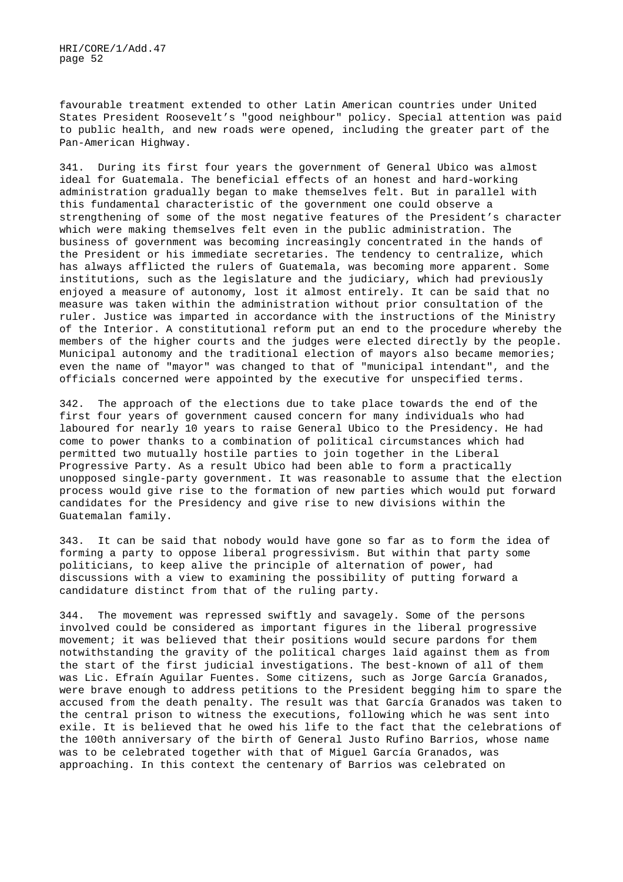favourable treatment extended to other Latin American countries under United States President Roosevelt's "good neighbour" policy. Special attention was paid to public health, and new roads were opened, including the greater part of the Pan-American Highway.

341. During its first four years the government of General Ubico was almost ideal for Guatemala. The beneficial effects of an honest and hard-working administration gradually began to make themselves felt. But in parallel with this fundamental characteristic of the government one could observe a strengthening of some of the most negative features of the President's character which were making themselves felt even in the public administration. The business of government was becoming increasingly concentrated in the hands of the President or his immediate secretaries. The tendency to centralize, which has always afflicted the rulers of Guatemala, was becoming more apparent. Some institutions, such as the legislature and the judiciary, which had previously enjoyed a measure of autonomy, lost it almost entirely. It can be said that no measure was taken within the administration without prior consultation of the ruler. Justice was imparted in accordance with the instructions of the Ministry of the Interior. A constitutional reform put an end to the procedure whereby the members of the higher courts and the judges were elected directly by the people. Municipal autonomy and the traditional election of mayors also became memories; even the name of "mayor" was changed to that of "municipal intendant", and the officials concerned were appointed by the executive for unspecified terms.

342. The approach of the elections due to take place towards the end of the first four years of government caused concern for many individuals who had laboured for nearly 10 years to raise General Ubico to the Presidency. He had come to power thanks to a combination of political circumstances which had permitted two mutually hostile parties to join together in the Liberal Progressive Party. As a result Ubico had been able to form a practically unopposed single-party government. It was reasonable to assume that the election process would give rise to the formation of new parties which would put forward candidates for the Presidency and give rise to new divisions within the Guatemalan family.

343. It can be said that nobody would have gone so far as to form the idea of forming a party to oppose liberal progressivism. But within that party some politicians, to keep alive the principle of alternation of power, had discussions with a view to examining the possibility of putting forward a candidature distinct from that of the ruling party.

344. The movement was repressed swiftly and savagely. Some of the persons involved could be considered as important figures in the liberal progressive movement; it was believed that their positions would secure pardons for them notwithstanding the gravity of the political charges laid against them as from the start of the first judicial investigations. The best-known of all of them was Lic. Efraín Aguilar Fuentes. Some citizens, such as Jorge García Granados, were brave enough to address petitions to the President begging him to spare the accused from the death penalty. The result was that García Granados was taken to the central prison to witness the executions, following which he was sent into exile. It is believed that he owed his life to the fact that the celebrations of the 100th anniversary of the birth of General Justo Rufino Barrios, whose name was to be celebrated together with that of Miguel García Granados, was approaching. In this context the centenary of Barrios was celebrated on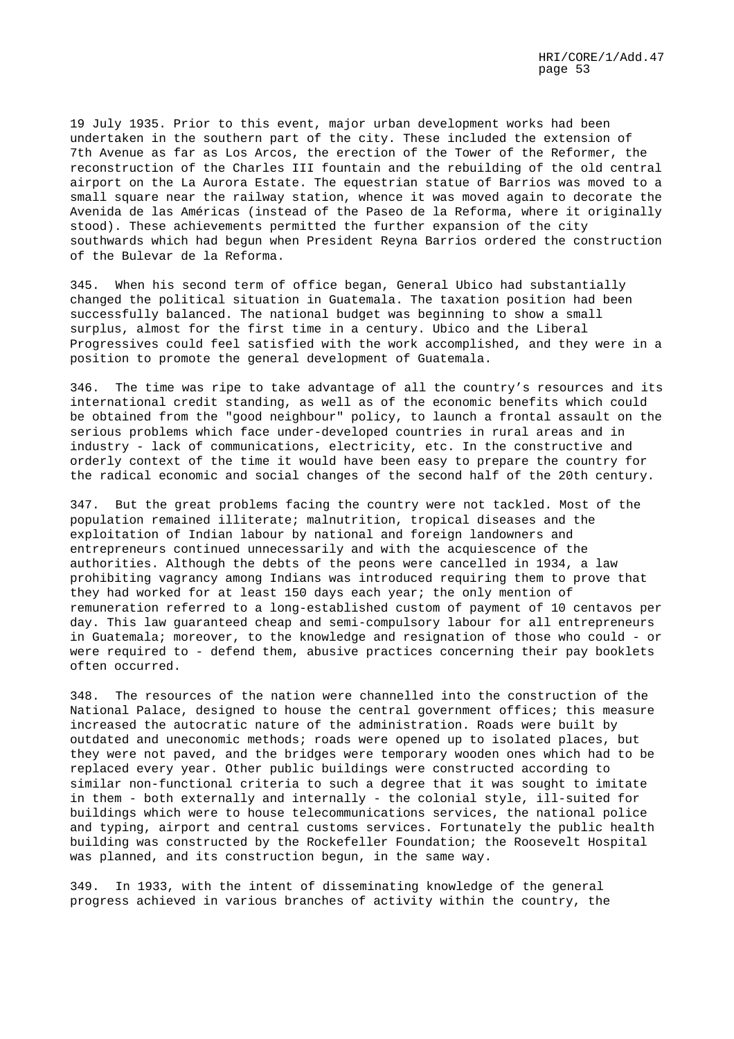19 July 1935. Prior to this event, major urban development works had been undertaken in the southern part of the city. These included the extension of 7th Avenue as far as Los Arcos, the erection of the Tower of the Reformer, the reconstruction of the Charles III fountain and the rebuilding of the old central airport on the La Aurora Estate. The equestrian statue of Barrios was moved to a small square near the railway station, whence it was moved again to decorate the Avenida de las Américas (instead of the Paseo de la Reforma, where it originally stood). These achievements permitted the further expansion of the city southwards which had begun when President Reyna Barrios ordered the construction of the Bulevar de la Reforma.

345. When his second term of office began, General Ubico had substantially changed the political situation in Guatemala. The taxation position had been successfully balanced. The national budget was beginning to show a small surplus, almost for the first time in a century. Ubico and the Liberal Progressives could feel satisfied with the work accomplished, and they were in a position to promote the general development of Guatemala.

346. The time was ripe to take advantage of all the country's resources and its international credit standing, as well as of the economic benefits which could be obtained from the "good neighbour" policy, to launch a frontal assault on the serious problems which face under-developed countries in rural areas and in industry - lack of communications, electricity, etc. In the constructive and orderly context of the time it would have been easy to prepare the country for the radical economic and social changes of the second half of the 20th century.

347. But the great problems facing the country were not tackled. Most of the population remained illiterate; malnutrition, tropical diseases and the exploitation of Indian labour by national and foreign landowners and entrepreneurs continued unnecessarily and with the acquiescence of the authorities. Although the debts of the peons were cancelled in 1934, a law prohibiting vagrancy among Indians was introduced requiring them to prove that they had worked for at least 150 days each year; the only mention of remuneration referred to a long-established custom of payment of 10 centavos per day. This law guaranteed cheap and semi-compulsory labour for all entrepreneurs in Guatemala; moreover, to the knowledge and resignation of those who could - or were required to - defend them, abusive practices concerning their pay booklets often occurred.

348. The resources of the nation were channelled into the construction of the National Palace, designed to house the central government offices; this measure increased the autocratic nature of the administration. Roads were built by outdated and uneconomic methods; roads were opened up to isolated places, but they were not paved, and the bridges were temporary wooden ones which had to be replaced every year. Other public buildings were constructed according to similar non-functional criteria to such a degree that it was sought to imitate in them - both externally and internally - the colonial style, ill-suited for buildings which were to house telecommunications services, the national police and typing, airport and central customs services. Fortunately the public health building was constructed by the Rockefeller Foundation; the Roosevelt Hospital was planned, and its construction begun, in the same way.

349. In 1933, with the intent of disseminating knowledge of the general progress achieved in various branches of activity within the country, the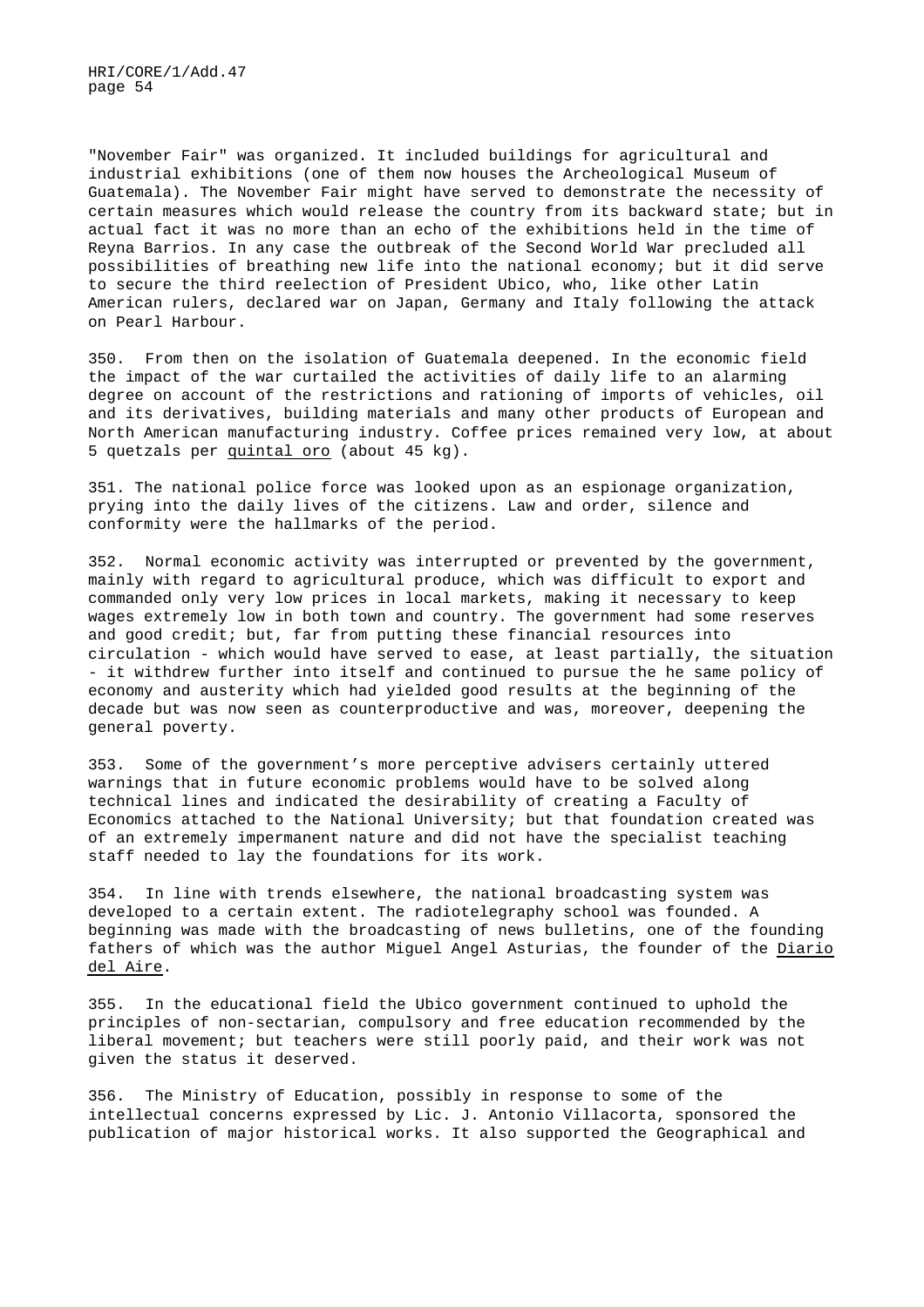"November Fair" was organized. It included buildings for agricultural and industrial exhibitions (one of them now houses the Archeological Museum of Guatemala). The November Fair might have served to demonstrate the necessity of certain measures which would release the country from its backward state; but in actual fact it was no more than an echo of the exhibitions held in the time of Reyna Barrios. In any case the outbreak of the Second World War precluded all possibilities of breathing new life into the national economy; but it did serve to secure the third reelection of President Ubico, who, like other Latin American rulers, declared war on Japan, Germany and Italy following the attack on Pearl Harbour.

350. From then on the isolation of Guatemala deepened. In the economic field the impact of the war curtailed the activities of daily life to an alarming degree on account of the restrictions and rationing of imports of vehicles, oil and its derivatives, building materials and many other products of European and North American manufacturing industry. Coffee prices remained very low, at about 5 quetzals per _quintal oro_ (about 45 kg).

351. The national police force was looked upon as an espionage organization, prying into the daily lives of the citizens. Law and order, silence and conformity were the hallmarks of the period.

352. Normal economic activity was interrupted or prevented by the government, mainly with regard to agricultural produce, which was difficult to export and commanded only very low prices in local markets, making it necessary to keep wages extremely low in both town and country. The government had some reserves and good credit; but, far from putting these financial resources into circulation - which would have served to ease, at least partially, the situation - it withdrew further into itself and continued to pursue the he same policy of economy and austerity which had yielded good results at the beginning of the decade but was now seen as counterproductive and was, moreover, deepening the general poverty.

353. Some of the government's more perceptive advisers certainly uttered warnings that in future economic problems would have to be solved along technical lines and indicated the desirability of creating a Faculty of Economics attached to the National University; but that foundation created was of an extremely impermanent nature and did not have the specialist teaching staff needed to lay the foundations for its work.

354. In line with trends elsewhere, the national broadcasting system was developed to a certain extent. The radiotelegraphy school was founded. A beginning was made with the broadcasting of news bulletins, one of the founding fathers of which was the author Miguel Angel Asturias, the founder of the _Diario del Aire_.

355. In the educational field the Ubico government continued to uphold the principles of non-sectarian, compulsory and free education recommended by the liberal movement; but teachers were still poorly paid, and their work was not given the status it deserved.

356. The Ministry of Education, possibly in response to some of the intellectual concerns expressed by Lic. J. Antonio Villacorta, sponsored the publication of major historical works. It also supported the Geographical and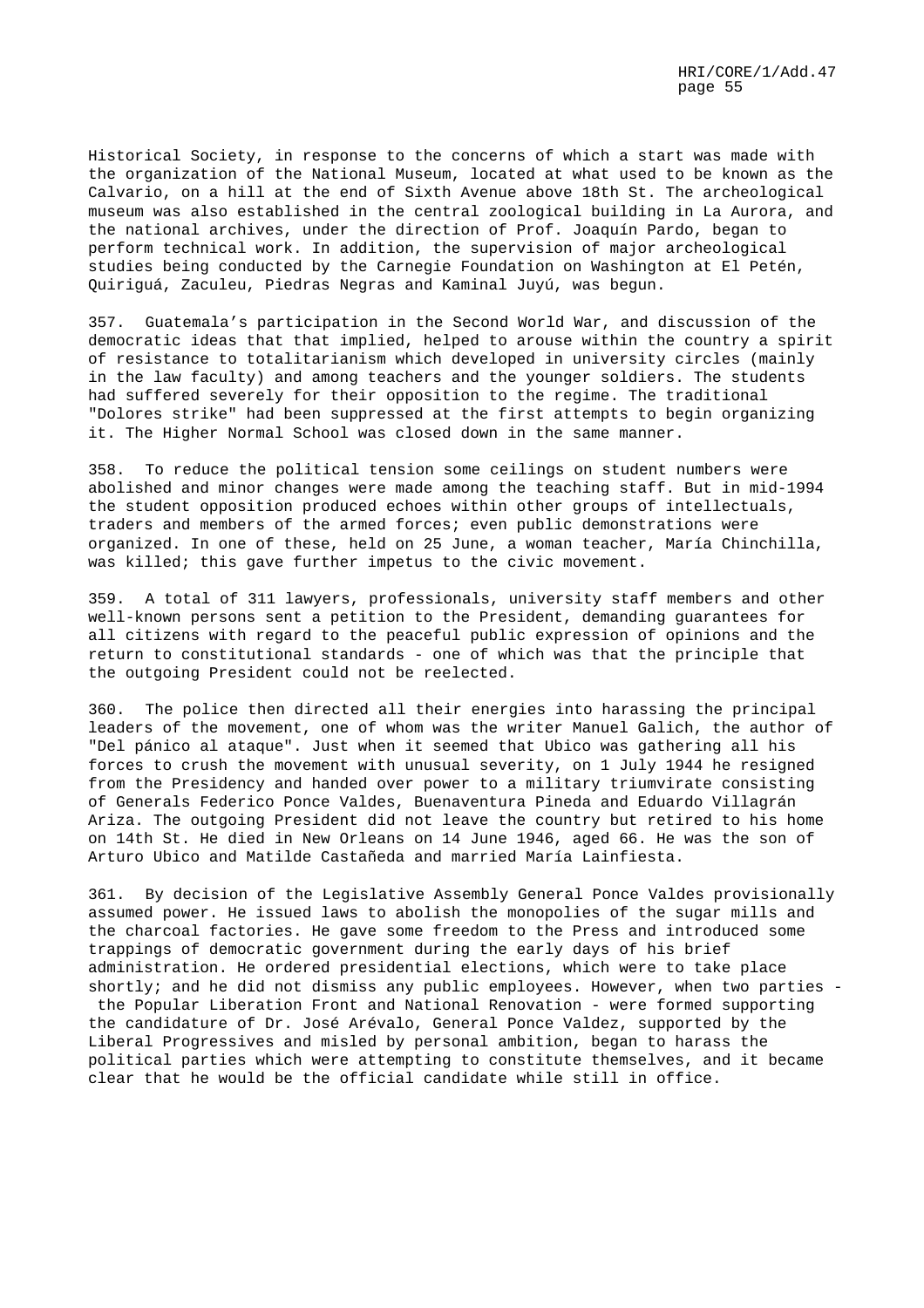Historical Society, in response to the concerns of which a start was made with the organization of the National Museum, located at what used to be known as the Calvario, on a hill at the end of Sixth Avenue above 18th St. The archeological museum was also established in the central zoological building in La Aurora, and the national archives, under the direction of Prof. Joaquín Pardo, began to perform technical work. In addition, the supervision of major archeological studies being conducted by the Carnegie Foundation on Washington at El Petén, Quiriguá, Zaculeu, Piedras Negras and Kaminal Juyú, was begun.

357. Guatemala's participation in the Second World War, and discussion of the democratic ideas that that implied, helped to arouse within the country a spirit of resistance to totalitarianism which developed in university circles (mainly in the law faculty) and among teachers and the younger soldiers. The students had suffered severely for their opposition to the regime. The traditional "Dolores strike" had been suppressed at the first attempts to begin organizing it. The Higher Normal School was closed down in the same manner.

358. To reduce the political tension some ceilings on student numbers were abolished and minor changes were made among the teaching staff. But in mid-1994 the student opposition produced echoes within other groups of intellectuals, traders and members of the armed forces; even public demonstrations were organized. In one of these, held on 25 June, a woman teacher, María Chinchilla, was killed; this gave further impetus to the civic movement.

359. A total of 311 lawyers, professionals, university staff members and other well-known persons sent a petition to the President, demanding guarantees for all citizens with regard to the peaceful public expression of opinions and the return to constitutional standards - one of which was that the principle that the outgoing President could not be reelected.

360. The police then directed all their energies into harassing the principal leaders of the movement, one of whom was the writer Manuel Galich, the author of "Del pánico al ataque". Just when it seemed that Ubico was gathering all his forces to crush the movement with unusual severity, on 1 July 1944 he resigned from the Presidency and handed over power to a military triumvirate consisting of Generals Federico Ponce Valdes, Buenaventura Pineda and Eduardo Villagrán Ariza. The outgoing President did not leave the country but retired to his home on 14th St. He died in New Orleans on 14 June 1946, aged 66. He was the son of Arturo Ubico and Matilde Castañeda and married María Lainfiesta.

361. By decision of the Legislative Assembly General Ponce Valdes provisionally assumed power. He issued laws to abolish the monopolies of the sugar mills and the charcoal factories. He gave some freedom to the Press and introduced some trappings of democratic government during the early days of his brief administration. He ordered presidential elections, which were to take place shortly; and he did not dismiss any public employees. However, when two parties - the Popular Liberation Front and National Renovation - were formed supporting the candidature of Dr. José Arévalo, General Ponce Valdez, supported by the Liberal Progressives and misled by personal ambition, began to harass the political parties which were attempting to constitute themselves, and it became clear that he would be the official candidate while still in office.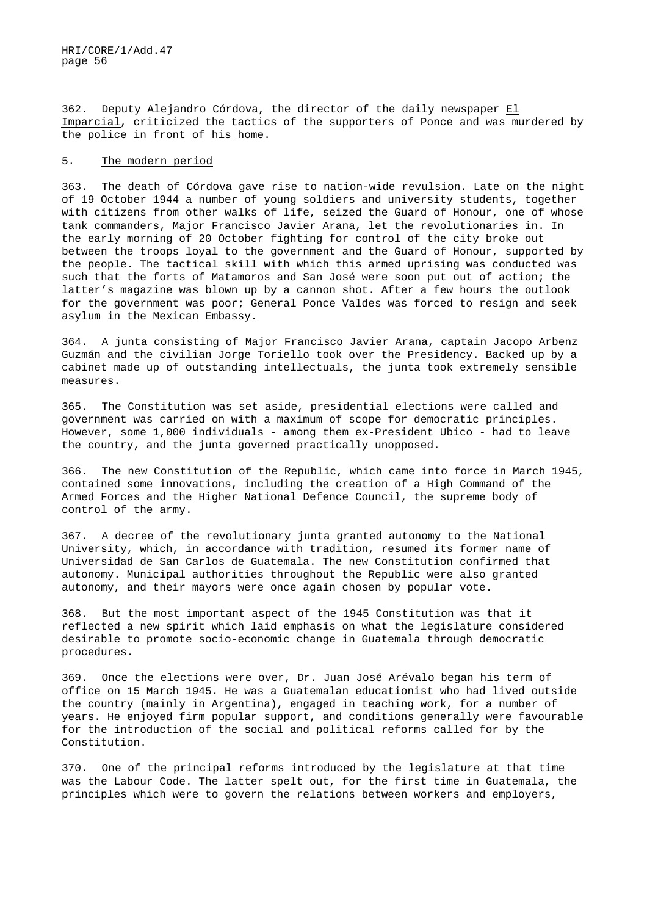362. Deputy Alejandro Córdova, the director of the daily newspaper El Imparcial, criticized the tactics of the supporters of Ponce and was murdered by the police in front of his home.

## 5. The modern period

363. The death of Córdova gave rise to nation-wide revulsion. Late on the night of 19 October 1944 a number of young soldiers and university students, together with citizens from other walks of life, seized the Guard of Honour, one of whose tank commanders, Major Francisco Javier Arana, let the revolutionaries in. In the early morning of 20 October fighting for control of the city broke out between the troops loyal to the government and the Guard of Honour, supported by the people. The tactical skill with which this armed uprising was conducted was such that the forts of Matamoros and San José were soon put out of action; the latter's magazine was blown up by a cannon shot. After a few hours the outlook for the government was poor; General Ponce Valdes was forced to resign and seek asylum in the Mexican Embassy.

364. A junta consisting of Major Francisco Javier Arana, captain Jacopo Arbenz Guzmán and the civilian Jorge Toriello took over the Presidency. Backed up by a cabinet made up of outstanding intellectuals, the junta took extremely sensible measures.

365. The Constitution was set aside, presidential elections were called and government was carried on with a maximum of scope for democratic principles. However, some 1,000 individuals - among them ex-President Ubico - had to leave the country, and the junta governed practically unopposed.

366. The new Constitution of the Republic, which came into force in March 1945, contained some innovations, including the creation of a High Command of the Armed Forces and the Higher National Defence Council, the supreme body of control of the army.

367. A decree of the revolutionary junta granted autonomy to the National University, which, in accordance with tradition, resumed its former name of Universidad de San Carlos de Guatemala. The new Constitution confirmed that autonomy. Municipal authorities throughout the Republic were also granted autonomy, and their mayors were once again chosen by popular vote.

368. But the most important aspect of the 1945 Constitution was that it reflected a new spirit which laid emphasis on what the legislature considered desirable to promote socio-economic change in Guatemala through democratic procedures.

369. Once the elections were over, Dr. Juan José Arévalo began his term of office on 15 March 1945. He was a Guatemalan educationist who had lived outside the country (mainly in Argentina), engaged in teaching work, for a number of years. He enjoyed firm popular support, and conditions generally were favourable for the introduction of the social and political reforms called for by the Constitution.

370. One of the principal reforms introduced by the legislature at that time was the Labour Code. The latter spelt out, for the first time in Guatemala, the principles which were to govern the relations between workers and employers,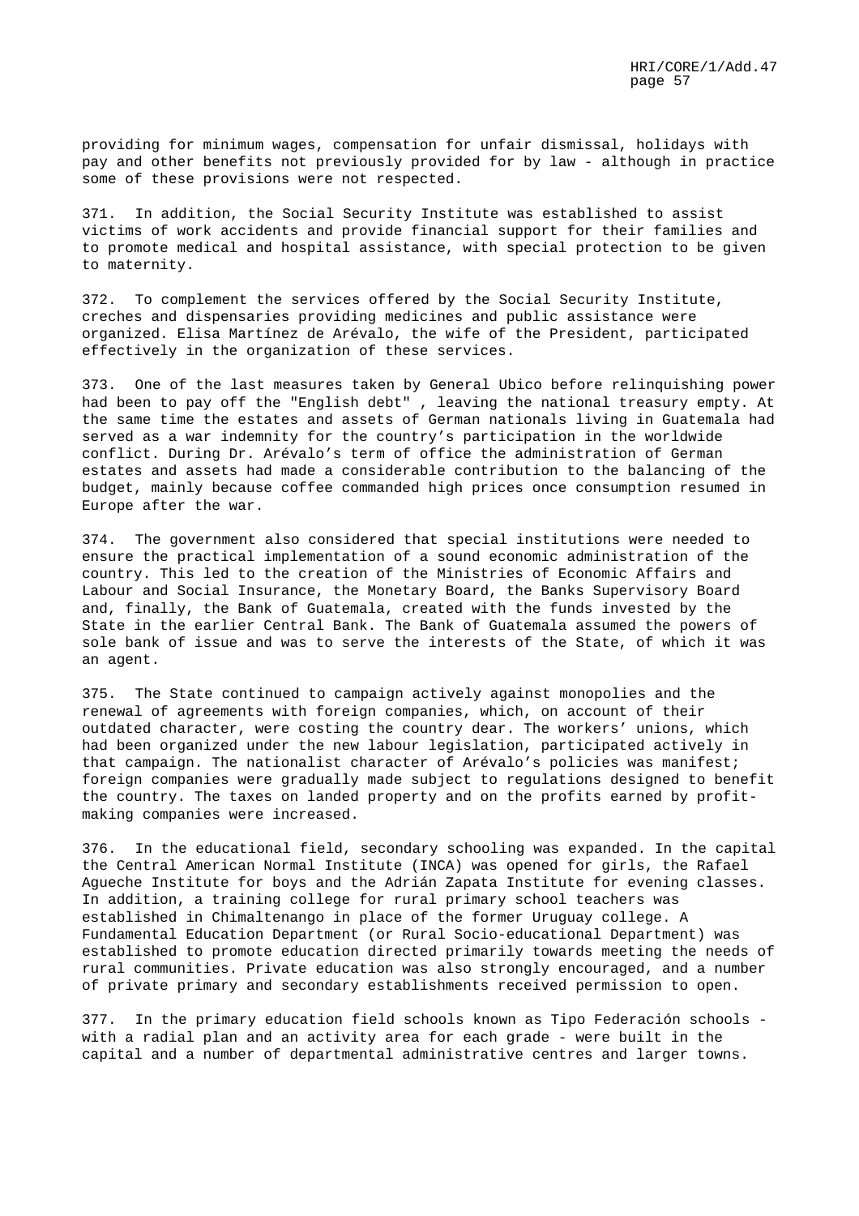providing for minimum wages, compensation for unfair dismissal, holidays with pay and other benefits not previously provided for by law - although in practice some of these provisions were not respected.

371. In addition, the Social Security Institute was established to assist victims of work accidents and provide financial support for their families and to promote medical and hospital assistance, with special protection to be given to maternity.

372. To complement the services offered by the Social Security Institute, creches and dispensaries providing medicines and public assistance were organized. Elisa Martínez de Arévalo, the wife of the President, participated effectively in the organization of these services.

373. One of the last measures taken by General Ubico before relinquishing power had been to pay off the "English debt" , leaving the national treasury empty. At the same time the estates and assets of German nationals living in Guatemala had served as a war indemnity for the country's participation in the worldwide conflict. During Dr. Arévalo's term of office the administration of German estates and assets had made a considerable contribution to the balancing of the budget, mainly because coffee commanded high prices once consumption resumed in Europe after the war.

374. The government also considered that special institutions were needed to ensure the practical implementation of a sound economic administration of the country. This led to the creation of the Ministries of Economic Affairs and Labour and Social Insurance, the Monetary Board, the Banks Supervisory Board and, finally, the Bank of Guatemala, created with the funds invested by the State in the earlier Central Bank. The Bank of Guatemala assumed the powers of sole bank of issue and was to serve the interests of the State, of which it was an agent.

375. The State continued to campaign actively against monopolies and the renewal of agreements with foreign companies, which, on account of their outdated character, were costing the country dear. The workers' unions, which had been organized under the new labour legislation, participated actively in that campaign. The nationalist character of Arévalo's policies was manifest; foreign companies were gradually made subject to regulations designed to benefit the country. The taxes on landed property and on the profits earned by profit-making companies were increased.

376. In the educational field, secondary schooling was expanded. In the capital the Central American Normal Institute (INCA) was opened for girls, the Rafael Agueche Institute for boys and the Adrián Zapata Institute for evening classes. In addition, a training college for rural primary school teachers was established in Chimaltenango in place of the former Uruguay college. A Fundamental Education Department (or Rural Socio-educational Department) was established to promote education directed primarily towards meeting the needs of rural communities. Private education was also strongly encouraged, and a number of private primary and secondary establishments received permission to open.

377. In the primary education field schools known as Tipo Federación schools - with a radial plan and an activity area for each grade - were built in the capital and a number of departmental administrative centres and larger towns.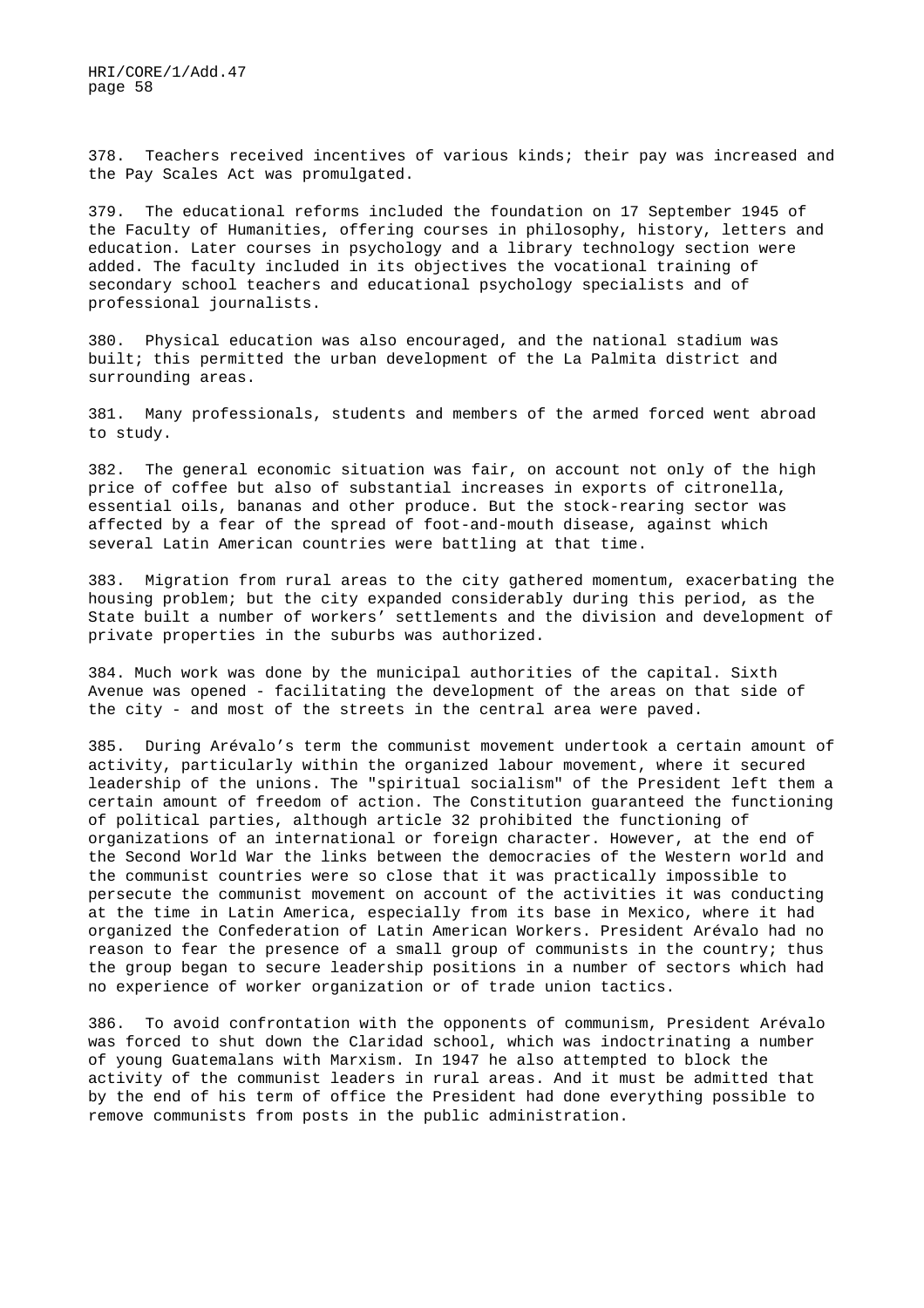378. Teachers received incentives of various kinds; their pay was increased and the Pay Scales Act was promulgated.

379. The educational reforms included the foundation on 17 September 1945 of the Faculty of Humanities, offering courses in philosophy, history, letters and education. Later courses in psychology and a library technology section were added. The faculty included in its objectives the vocational training of secondary school teachers and educational psychology specialists and of professional journalists.

380. Physical education was also encouraged, and the national stadium was built; this permitted the urban development of the La Palmita district and surrounding areas.

381. Many professionals, students and members of the armed forced went abroad to study.

382. The general economic situation was fair, on account not only of the high price of coffee but also of substantial increases in exports of citronella, essential oils, bananas and other produce. But the stock-rearing sector was affected by a fear of the spread of foot-and-mouth disease, against which several Latin American countries were battling at that time.

383. Migration from rural areas to the city gathered momentum, exacerbating the housing problem; but the city expanded considerably during this period, as the State built a number of workers' settlements and the division and development of private properties in the suburbs was authorized.

384. Much work was done by the municipal authorities of the capital. Sixth Avenue was opened - facilitating the development of the areas on that side of the city - and most of the streets in the central area were paved.

385. During Arévalo's term the communist movement undertook a certain amount of activity, particularly within the organized labour movement, where it secured leadership of the unions. The "spiritual socialism" of the President left them a certain amount of freedom of action. The Constitution guaranteed the functioning of political parties, although article 32 prohibited the functioning of organizations of an international or foreign character. However, at the end of the Second World War the links between the democracies of the Western world and the communist countries were so close that it was practically impossible to persecute the communist movement on account of the activities it was conducting at the time in Latin America, especially from its base in Mexico, where it had organized the Confederation of Latin American Workers. President Arévalo had no reason to fear the presence of a small group of communists in the country; thus the group began to secure leadership positions in a number of sectors which had no experience of worker organization or of trade union tactics.

386. To avoid confrontation with the opponents of communism, President Arévalo was forced to shut down the Claridad school, which was indoctrinating a number of young Guatemalans with Marxism. In 1947 he also attempted to block the activity of the communist leaders in rural areas. And it must be admitted that by the end of his term of office the President had done everything possible to remove communists from posts in the public administration.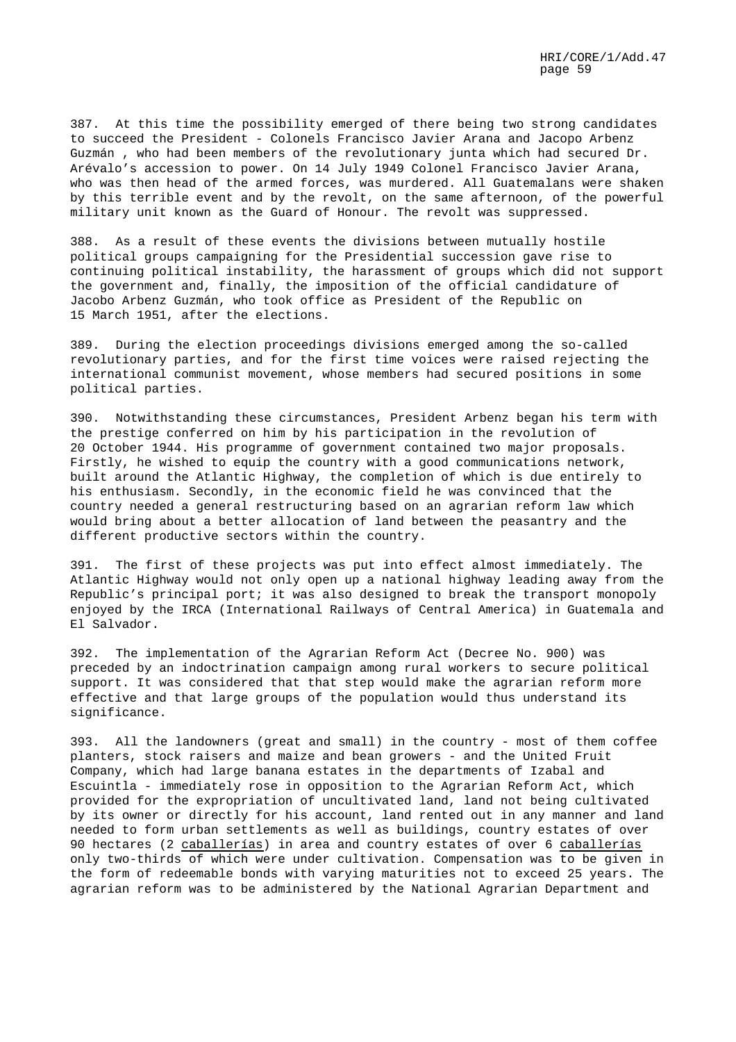387. At this time the possibility emerged of there being two strong candidates to succeed the President - Colonels Francisco Javier Arana and Jacopo Arbenz Guzmán , who had been members of the revolutionary junta which had secured Dr. Arévalo's accession to power. On 14 July 1949 Colonel Francisco Javier Arana, who was then head of the armed forces, was murdered. All Guatemalans were shaken by this terrible event and by the revolt, on the same afternoon, of the powerful military unit known as the Guard of Honour. The revolt was suppressed.

388. As a result of these events the divisions between mutually hostile political groups campaigning for the Presidential succession gave rise to continuing political instability, the harassment of groups which did not support the government and, finally, the imposition of the official candidature of Jacobo Arbenz Guzmán, who took office as President of the Republic on 15 March 1951, after the elections.

389. During the election proceedings divisions emerged among the so-called revolutionary parties, and for the first time voices were raised rejecting the international communist movement, whose members had secured positions in some political parties.

390. Notwithstanding these circumstances, President Arbenz began his term with the prestige conferred on him by his participation in the revolution of 20 October 1944. His programme of government contained two major proposals. Firstly, he wished to equip the country with a good communications network, built around the Atlantic Highway, the completion of which is due entirely to his enthusiasm. Secondly, in the economic field he was convinced that the country needed a general restructuring based on an agrarian reform law which would bring about a better allocation of land between the peasantry and the different productive sectors within the country.

391. The first of these projects was put into effect almost immediately. The Atlantic Highway would not only open up a national highway leading away from the Republic's principal port; it was also designed to break the transport monopoly enjoyed by the IRCA (International Railways of Central America) in Guatemala and El Salvador.

392. The implementation of the Agrarian Reform Act (Decree No. 900) was preceded by an indoctrination campaign among rural workers to secure political support. It was considered that that step would make the agrarian reform more effective and that large groups of the population would thus understand its significance.

393. All the landowners (great and small) in the country - most of them coffee planters, stock raisers and maize and bean growers - and the United Fruit Company, which had large banana estates in the departments of Izabal and Escuintla - immediately rose in opposition to the Agrarian Reform Act, which provided for the expropriation of uncultivated land, land not being cultivated by its owner or directly for his account, land rented out in any manner and land needed to form urban settlements as well as buildings, country estates of over 90 hectares (2 caballerías) in area and country estates of over 6 caballerías only two-thirds of which were under cultivation. Compensation was to be given in the form of redeemable bonds with varying maturities not to exceed 25 years. The agrarian reform was to be administered by the National Agrarian Department and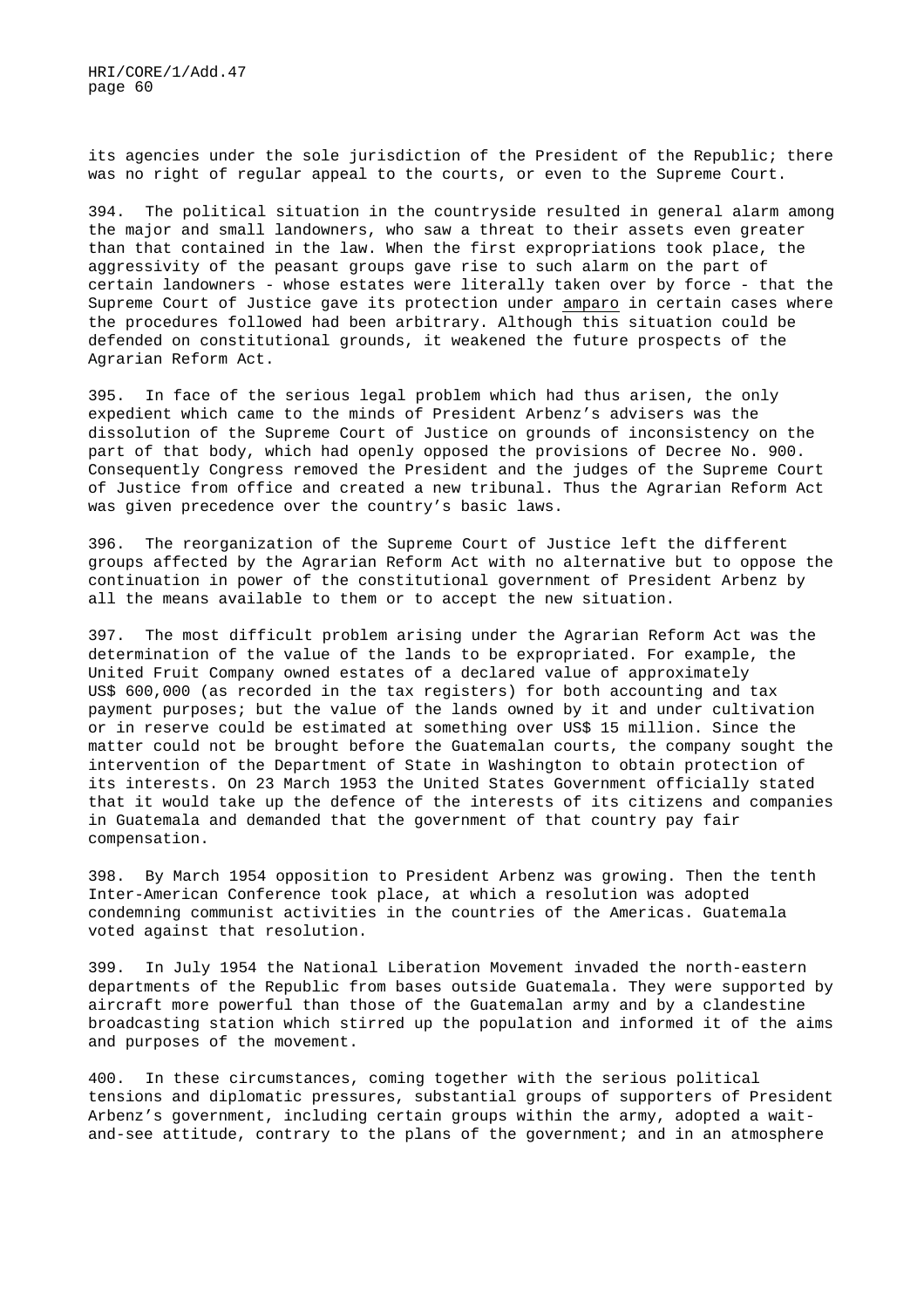its agencies under the sole jurisdiction of the President of the Republic; there was no right of regular appeal to the courts, or even to the Supreme Court.

394. The political situation in the countryside resulted in general alarm among the major and small landowners, who saw a threat to their assets even greater than that contained in the law. When the first expropriations took place, the aggressivity of the peasant groups gave rise to such alarm on the part of certain landowners - whose estates were literally taken over by force - that the Supreme Court of Justice gave its protection under amparo in certain cases where the procedures followed had been arbitrary. Although this situation could be defended on constitutional grounds, it weakened the future prospects of the Agrarian Reform Act.

395. In face of the serious legal problem which had thus arisen, the only expedient which came to the minds of President Arbenz's advisers was the dissolution of the Supreme Court of Justice on grounds of inconsistency on the part of that body, which had openly opposed the provisions of Decree No. 900. Consequently Congress removed the President and the judges of the Supreme Court of Justice from office and created a new tribunal. Thus the Agrarian Reform Act was given precedence over the country's basic laws.

396. The reorganization of the Supreme Court of Justice left the different groups affected by the Agrarian Reform Act with no alternative but to oppose the continuation in power of the constitutional government of President Arbenz by all the means available to them or to accept the new situation.

397. The most difficult problem arising under the Agrarian Reform Act was the determination of the value of the lands to be expropriated. For example, the United Fruit Company owned estates of a declared value of approximately US$ 600,000 (as recorded in the tax registers) for both accounting and tax payment purposes; but the value of the lands owned by it and under cultivation or in reserve could be estimated at something over US$ 15 million. Since the matter could not be brought before the Guatemalan courts, the company sought the intervention of the Department of State in Washington to obtain protection of its interests. On 23 March 1953 the United States Government officially stated that it would take up the defence of the interests of its citizens and companies in Guatemala and demanded that the government of that country pay fair compensation.

398. By March 1954 opposition to President Arbenz was growing. Then the tenth Inter-American Conference took place, at which a resolution was adopted condemning communist activities in the countries of the Americas. Guatemala voted against that resolution.

399. In July 1954 the National Liberation Movement invaded the north-eastern departments of the Republic from bases outside Guatemala. They were supported by aircraft more powerful than those of the Guatemalan army and by a clandestine broadcasting station which stirred up the population and informed it of the aims and purposes of the movement.

400. In these circumstances, coming together with the serious political tensions and diplomatic pressures, substantial groups of supporters of President Arbenz's government, including certain groups within the army, adopted a wait-and-see attitude, contrary to the plans of the government; and in an atmosphere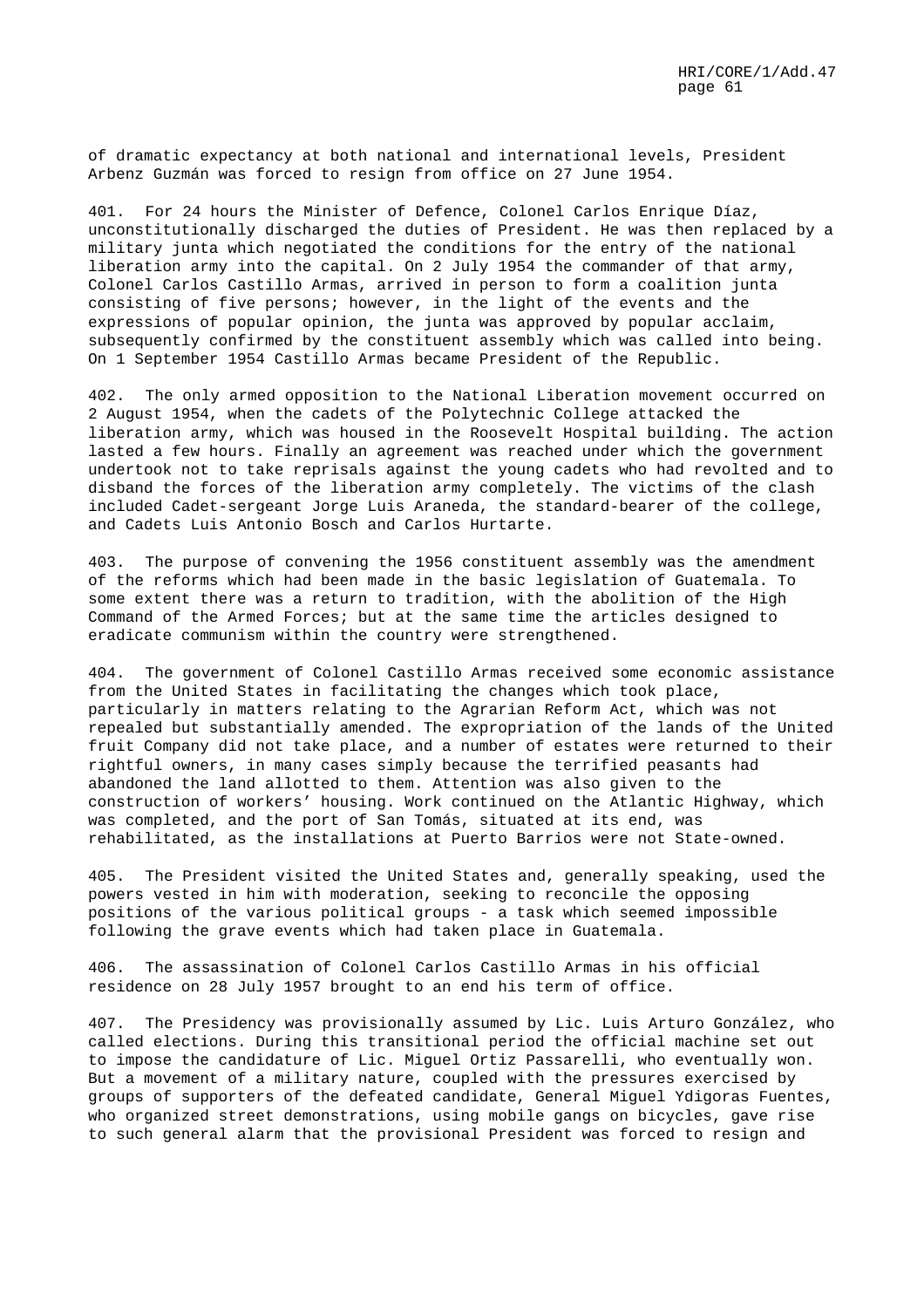of dramatic expectancy at both national and international levels, President Arbenz Guzmán was forced to resign from office on 27 June 1954.

401. For 24 hours the Minister of Defence, Colonel Carlos Enrique Díaz, unconstitutionally discharged the duties of President. He was then replaced by a military junta which negotiated the conditions for the entry of the national liberation army into the capital. On 2 July 1954 the commander of that army, Colonel Carlos Castillo Armas, arrived in person to form a coalition junta consisting of five persons; however, in the light of the events and the expressions of popular opinion, the junta was approved by popular acclaim, subsequently confirmed by the constituent assembly which was called into being. On 1 September 1954 Castillo Armas became President of the Republic.

402. The only armed opposition to the National Liberation movement occurred on 2 August 1954, when the cadets of the Polytechnic College attacked the liberation army, which was housed in the Roosevelt Hospital building. The action lasted a few hours. Finally an agreement was reached under which the government undertook not to take reprisals against the young cadets who had revolted and to disband the forces of the liberation army completely. The victims of the clash included Cadet-sergeant Jorge Luis Araneda, the standard-bearer of the college, and Cadets Luis Antonio Bosch and Carlos Hurtarte.

403. The purpose of convening the 1956 constituent assembly was the amendment of the reforms which had been made in the basic legislation of Guatemala. To some extent there was a return to tradition, with the abolition of the High Command of the Armed Forces; but at the same time the articles designed to eradicate communism within the country were strengthened.

404. The government of Colonel Castillo Armas received some economic assistance from the United States in facilitating the changes which took place, particularly in matters relating to the Agrarian Reform Act, which was not repealed but substantially amended. The expropriation of the lands of the United fruit Company did not take place, and a number of estates were returned to their rightful owners, in many cases simply because the terrified peasants had abandoned the land allotted to them. Attention was also given to the construction of workers' housing. Work continued on the Atlantic Highway, which was completed, and the port of San Tomás, situated at its end, was rehabilitated, as the installations at Puerto Barrios were not State-owned.

405. The President visited the United States and, generally speaking, used the powers vested in him with moderation, seeking to reconcile the opposing positions of the various political groups - a task which seemed impossible following the grave events which had taken place in Guatemala.

406. The assassination of Colonel Carlos Castillo Armas in his official residence on 28 July 1957 brought to an end his term of office.

407. The Presidency was provisionally assumed by Lic. Luis Arturo González, who called elections. During this transitional period the official machine set out to impose the candidature of Lic. Miguel Ortiz Passarelli, who eventually won. But a movement of a military nature, coupled with the pressures exercised by groups of supporters of the defeated candidate, General Miguel Ydigoras Fuentes, who organized street demonstrations, using mobile gangs on bicycles, gave rise to such general alarm that the provisional President was forced to resign and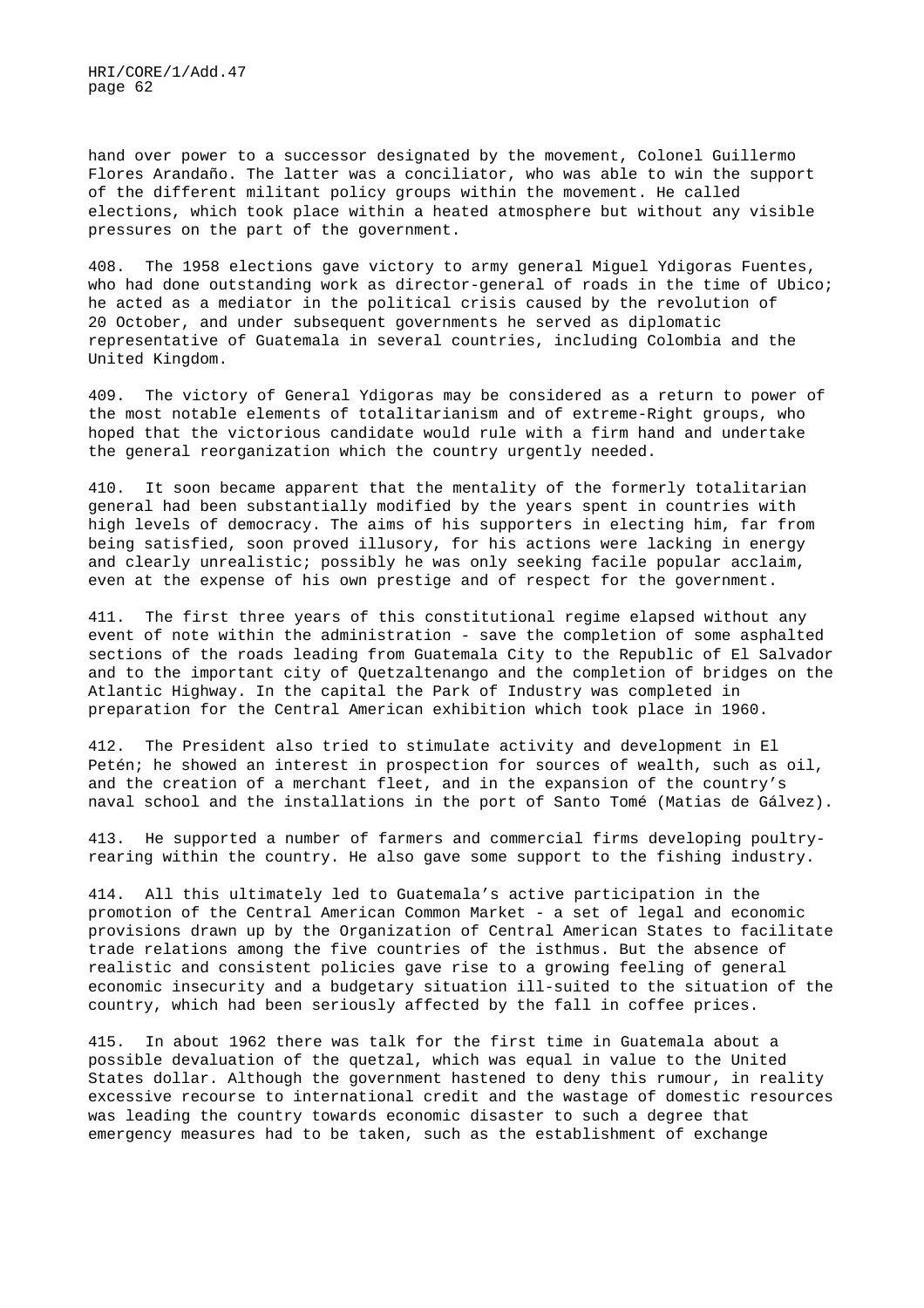hand over power to a successor designated by the movement, Colonel Guillermo Flores Arandaño. The latter was a conciliator, who was able to win the support of the different militant policy groups within the movement. He called elections, which took place within a heated atmosphere but without any visible pressures on the part of the government.

408. The 1958 elections gave victory to army general Miguel Ydigoras Fuentes, who had done outstanding work as director-general of roads in the time of Ubico; he acted as a mediator in the political crisis caused by the revolution of 20 October, and under subsequent governments he served as diplomatic representative of Guatemala in several countries, including Colombia and the United Kingdom.

409. The victory of General Ydigoras may be considered as a return to power of the most notable elements of totalitarianism and of extreme-Right groups, who hoped that the victorious candidate would rule with a firm hand and undertake the general reorganization which the country urgently needed.

410. It soon became apparent that the mentality of the formerly totalitarian general had been substantially modified by the years spent in countries with high levels of democracy. The aims of his supporters in electing him, far from being satisfied, soon proved illusory, for his actions were lacking in energy and clearly unrealistic; possibly he was only seeking facile popular acclaim, even at the expense of his own prestige and of respect for the government.

411. The first three years of this constitutional regime elapsed without any event of note within the administration - save the completion of some asphalted sections of the roads leading from Guatemala City to the Republic of El Salvador and to the important city of Quetzaltenango and the completion of bridges on the Atlantic Highway. In the capital the Park of Industry was completed in preparation for the Central American exhibition which took place in 1960.

412. The President also tried to stimulate activity and development in El Petén; he showed an interest in prospection for sources of wealth, such as oil, and the creation of a merchant fleet, and in the expansion of the country's naval school and the installations in the port of Santo Tomé (Matias de Gálvez).

413. He supported a number of farmers and commercial firms developing poultry-rearing within the country. He also gave some support to the fishing industry.

414. All this ultimately led to Guatemala's active participation in the promotion of the Central American Common Market - a set of legal and economic provisions drawn up by the Organization of Central American States to facilitate trade relations among the five countries of the isthmus. But the absence of realistic and consistent policies gave rise to a growing feeling of general economic insecurity and a budgetary situation ill-suited to the situation of the country, which had been seriously affected by the fall in coffee prices.

415. In about 1962 there was talk for the first time in Guatemala about a possible devaluation of the quetzal, which was equal in value to the United States dollar. Although the government hastened to deny this rumour, in reality excessive recourse to international credit and the wastage of domestic resources was leading the country towards economic disaster to such a degree that emergency measures had to be taken, such as the establishment of exchange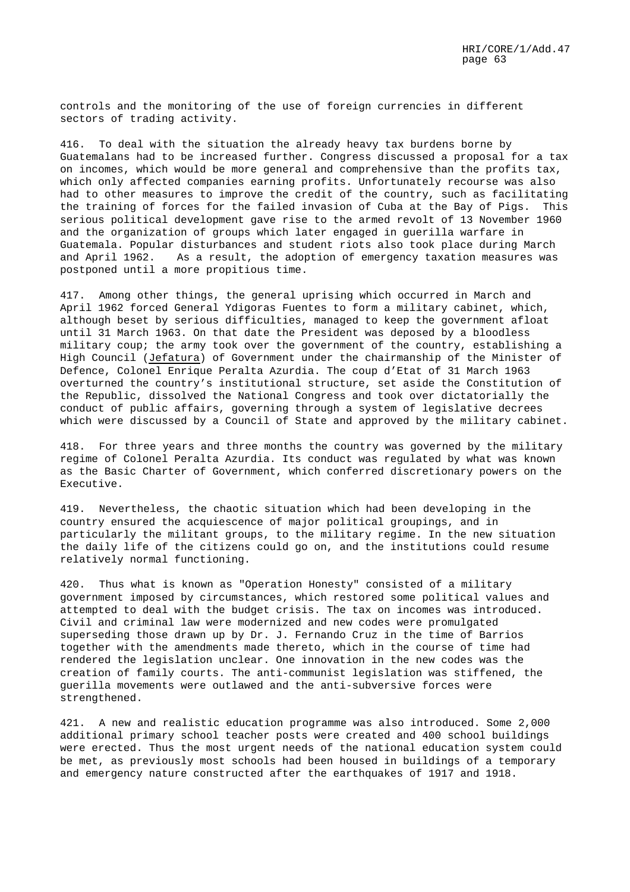controls and the monitoring of the use of foreign currencies in different sectors of trading activity.

416. To deal with the situation the already heavy tax burdens borne by Guatemalans had to be increased further. Congress discussed a proposal for a tax on incomes, which would be more general and comprehensive than the profits tax, which only affected companies earning profits. Unfortunately recourse was also had to other measures to improve the credit of the country, such as facilitating the training of forces for the failed invasion of Cuba at the Bay of Pigs. This serious political development gave rise to the armed revolt of 13 November 1960 and the organization of groups which later engaged in guerilla warfare in Guatemala. Popular disturbances and student riots also took place during March and April 1962. As a result, the adoption of emergency taxation measures was postponed until a more propitious time.

417. Among other things, the general uprising which occurred in March and April 1962 forced General Ydigoras Fuentes to form a military cabinet, which, although beset by serious difficulties, managed to keep the government afloat until 31 March 1963. On that date the President was deposed by a bloodless military coup; the army took over the government of the country, establishing a High Council (Jefatura) of Government under the chairmanship of the Minister of Defence, Colonel Enrique Peralta Azurdia. The coup d'Etat of 31 March 1963 overturned the country's institutional structure, set aside the Constitution of the Republic, dissolved the National Congress and took over dictatorially the conduct of public affairs, governing through a system of legislative decrees which were discussed by a Council of State and approved by the military cabinet.

418. For three years and three months the country was governed by the military regime of Colonel Peralta Azurdia. Its conduct was regulated by what was known as the Basic Charter of Government, which conferred discretionary powers on the Executive.

419. Nevertheless, the chaotic situation which had been developing in the country ensured the acquiescence of major political groupings, and in particularly the militant groups, to the military regime. In the new situation the daily life of the citizens could go on, and the institutions could resume relatively normal functioning.

420. Thus what is known as "Operation Honesty" consisted of a military government imposed by circumstances, which restored some political values and attempted to deal with the budget crisis. The tax on incomes was introduced. Civil and criminal law were modernized and new codes were promulgated superseding those drawn up by Dr. J. Fernando Cruz in the time of Barrios together with the amendments made thereto, which in the course of time had rendered the legislation unclear. One innovation in the new codes was the creation of family courts. The anti-communist legislation was stiffened, the guerilla movements were outlawed and the anti-subversive forces were strengthened.

421. A new and realistic education programme was also introduced. Some 2,000 additional primary school teacher posts were created and 400 school buildings were erected. Thus the most urgent needs of the national education system could be met, as previously most schools had been housed in buildings of a temporary and emergency nature constructed after the earthquakes of 1917 and 1918.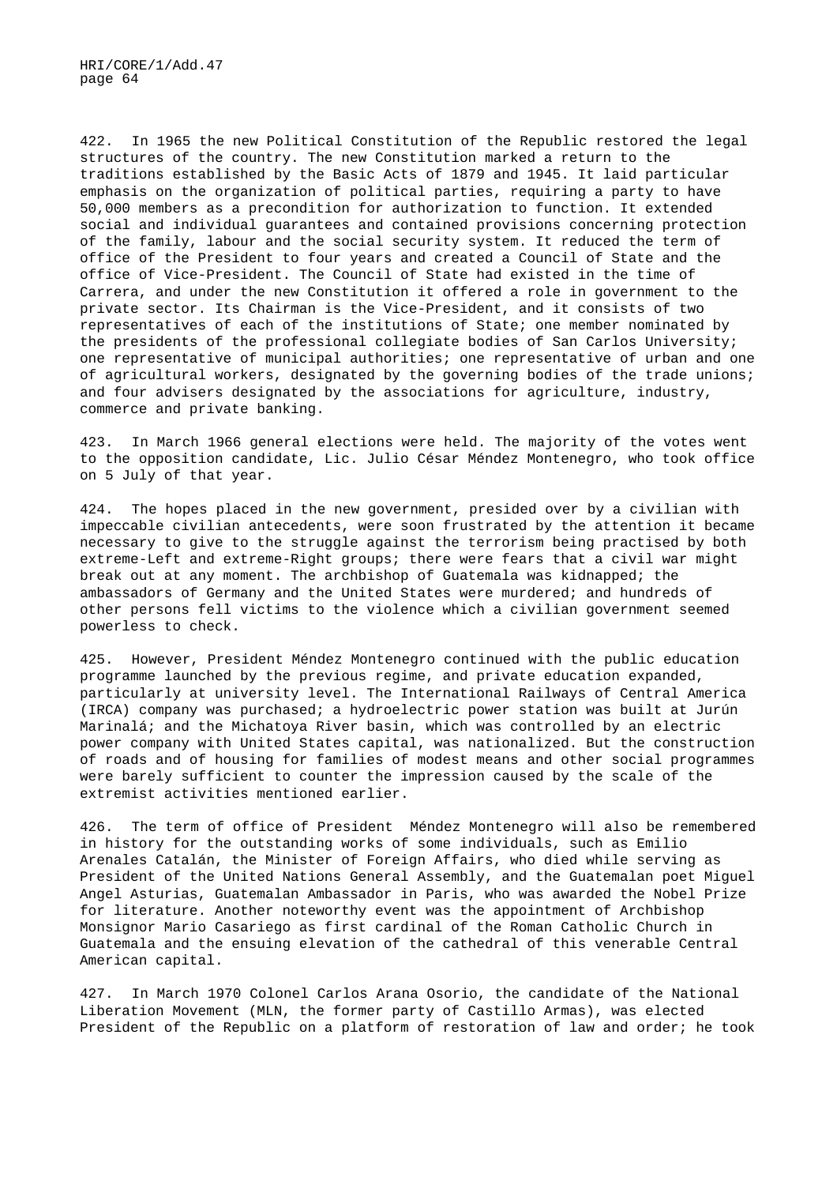422. In 1965 the new Political Constitution of the Republic restored the legal structures of the country. The new Constitution marked a return to the traditions established by the Basic Acts of 1879 and 1945. It laid particular emphasis on the organization of political parties, requiring a party to have 50,000 members as a precondition for authorization to function. It extended social and individual guarantees and contained provisions concerning protection of the family, labour and the social security system. It reduced the term of office of the President to four years and created a Council of State and the office of Vice-President. The Council of State had existed in the time of Carrera, and under the new Constitution it offered a role in government to the private sector. Its Chairman is the Vice-President, and it consists of two representatives of each of the institutions of State; one member nominated by the presidents of the professional collegiate bodies of San Carlos University; one representative of municipal authorities; one representative of urban and one of agricultural workers, designated by the governing bodies of the trade unions; and four advisers designated by the associations for agriculture, industry, commerce and private banking.

423. In March 1966 general elections were held. The majority of the votes went to the opposition candidate, Lic. Julio César Méndez Montenegro, who took office on 5 July of that year.

424. The hopes placed in the new government, presided over by a civilian with impeccable civilian antecedents, were soon frustrated by the attention it became necessary to give to the struggle against the terrorism being practised by both extreme-Left and extreme-Right groups; there were fears that a civil war might break out at any moment. The archbishop of Guatemala was kidnapped; the ambassadors of Germany and the United States were murdered; and hundreds of other persons fell victims to the violence which a civilian government seemed powerless to check.

425. However, President Méndez Montenegro continued with the public education programme launched by the previous regime, and private education expanded, particularly at university level. The International Railways of Central America (IRCA) company was purchased; a hydroelectric power station was built at Jurún Marinalá; and the Michatoya River basin, which was controlled by an electric power company with United States capital, was nationalized. But the construction of roads and of housing for families of modest means and other social programmes were barely sufficient to counter the impression caused by the scale of the extremist activities mentioned earlier.

426. The term of office of President Méndez Montenegro will also be remembered in history for the outstanding works of some individuals, such as Emilio Arenales Catalán, the Minister of Foreign Affairs, who died while serving as President of the United Nations General Assembly, and the Guatemalan poet Miguel Angel Asturias, Guatemalan Ambassador in Paris, who was awarded the Nobel Prize for literature. Another noteworthy event was the appointment of Archbishop Monsignor Mario Casariego as first cardinal of the Roman Catholic Church in Guatemala and the ensuing elevation of the cathedral of this venerable Central American capital.

427. In March 1970 Colonel Carlos Arana Osorio, the candidate of the National Liberation Movement (MLN, the former party of Castillo Armas), was elected President of the Republic on a platform of restoration of law and order; he took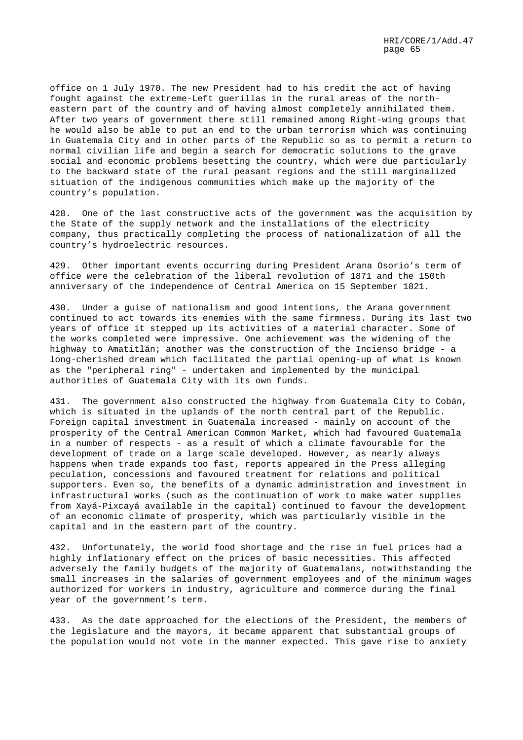office on 1 July 1970. The new President had to his credit the act of having fought against the extreme-Left guerillas in the rural areas of the north-eastern part of the country and of having almost completely annihilated them. After two years of government there still remained among Right-wing groups that he would also be able to put an end to the urban terrorism which was continuing in Guatemala City and in other parts of the Republic so as to permit a return to normal civilian life and begin a search for democratic solutions to the grave social and economic problems besetting the country, which were due particularly to the backward state of the rural peasant regions and the still marginalized situation of the indigenous communities which make up the majority of the country's population.

428. One of the last constructive acts of the government was the acquisition by the State of the supply network and the installations of the electricity company, thus practically completing the process of nationalization of all the country's hydroelectric resources.

429. Other important events occurring during President Arana Osorio's term of office were the celebration of the liberal revolution of 1871 and the 150th anniversary of the independence of Central America on 15 September 1821.

430. Under a guise of nationalism and good intentions, the Arana government continued to act towards its enemies with the same firmness. During its last two years of office it stepped up its activities of a material character. Some of the works completed were impressive. One achievement was the widening of the highway to Amatitlán; another was the construction of the Incienso bridge - a long-cherished dream which facilitated the partial opening-up of what is known as the "peripheral ring" - undertaken and implemented by the municipal authorities of Guatemala City with its own funds.

431. The government also constructed the highway from Guatemala City to Cobán, which is situated in the uplands of the north central part of the Republic. Foreign capital investment in Guatemala increased - mainly on account of the prosperity of the Central American Common Market, which had favoured Guatemala in a number of respects - as a result of which a climate favourable for the development of trade on a large scale developed. However, as nearly always happens when trade expands too fast, reports appeared in the Press alleging peculation, concessions and favoured treatment for relations and political supporters. Even so, the benefits of a dynamic administration and investment in infrastructural works (such as the continuation of work to make water supplies from Xayá-Pixcayá available in the capital) continued to favour the development of an economic climate of prosperity, which was particularly visible in the capital and in the eastern part of the country.

432. Unfortunately, the world food shortage and the rise in fuel prices had a highly inflationary effect on the prices of basic necessities. This affected adversely the family budgets of the majority of Guatemalans, notwithstanding the small increases in the salaries of government employees and of the minimum wages authorized for workers in industry, agriculture and commerce during the final year of the government's term.

433. As the date approached for the elections of the President, the members of the legislature and the mayors, it became apparent that substantial groups of the population would not vote in the manner expected. This gave rise to anxiety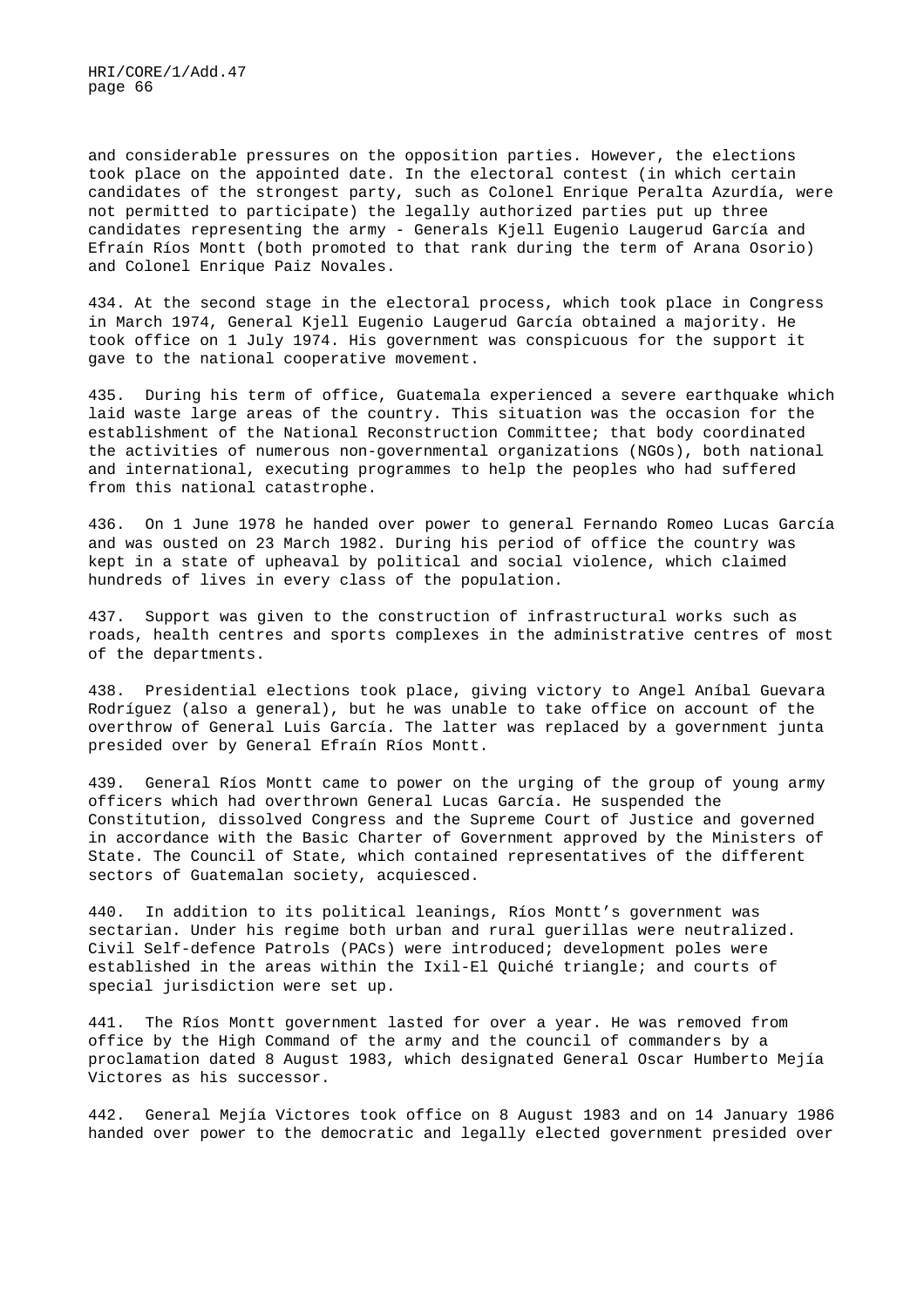and considerable pressures on the opposition parties. However, the elections took place on the appointed date. In the electoral contest (in which certain candidates of the strongest party, such as Colonel Enrique Peralta Azurdía, were not permitted to participate) the legally authorized parties put up three candidates representing the army - Generals Kjell Eugenio Laugerud García and Efraín Ríos Montt (both promoted to that rank during the term of Arana Osorio) and Colonel Enrique Paiz Novales.

434. At the second stage in the electoral process, which took place in Congress in March 1974, General Kjell Eugenio Laugerud García obtained a majority. He took office on 1 July 1974. His government was conspicuous for the support it gave to the national cooperative movement.

435. During his term of office, Guatemala experienced a severe earthquake which laid waste large areas of the country. This situation was the occasion for the establishment of the National Reconstruction Committee; that body coordinated the activities of numerous non-governmental organizations (NGOs), both national and international, executing programmes to help the peoples who had suffered from this national catastrophe.

436. On 1 June 1978 he handed over power to general Fernando Romeo Lucas García and was ousted on 23 March 1982. During his period of office the country was kept in a state of upheaval by political and social violence, which claimed hundreds of lives in every class of the population.

437. Support was given to the construction of infrastructural works such as roads, health centres and sports complexes in the administrative centres of most of the departments.

438. Presidential elections took place, giving victory to Angel Aníbal Guevara Rodríguez (also a general), but he was unable to take office on account of the overthrow of General Luis García. The latter was replaced by a government junta presided over by General Efraín Ríos Montt.

439. General Ríos Montt came to power on the urging of the group of young army officers which had overthrown General Lucas García. He suspended the Constitution, dissolved Congress and the Supreme Court of Justice and governed in accordance with the Basic Charter of Government approved by the Ministers of State. The Council of State, which contained representatives of the different sectors of Guatemalan society, acquiesced.

440. In addition to its political leanings, Ríos Montt's government was sectarian. Under his regime both urban and rural guerillas were neutralized. Civil Self-defence Patrols (PACs) were introduced; development poles were established in the areas within the Ixil-El Quiché triangle; and courts of special jurisdiction were set up.

441. The Ríos Montt government lasted for over a year. He was removed from office by the High Command of the army and the council of commanders by a proclamation dated 8 August 1983, which designated General Oscar Humberto Mejía Victores as his successor.

442. General Mejía Victores took office on 8 August 1983 and on 14 January 1986 handed over power to the democratic and legally elected government presided over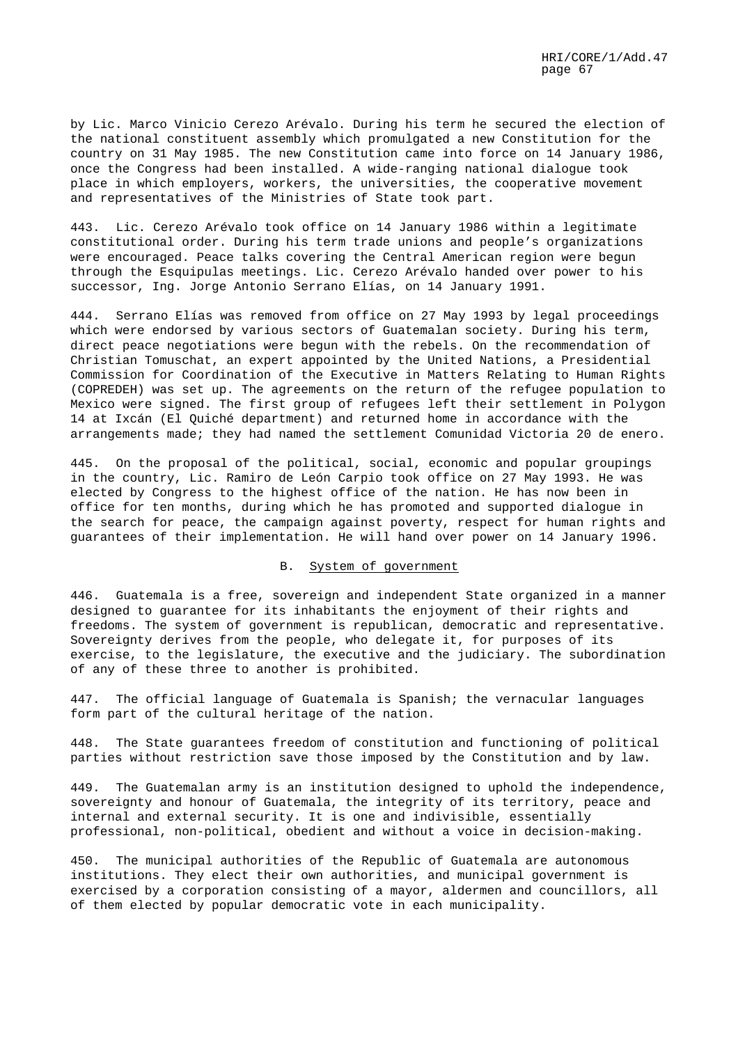by Lic. Marco Vinicio Cerezo Arévalo. During his term he secured the election of the national constituent assembly which promulgated a new Constitution for the country on 31 May 1985. The new Constitution came into force on 14 January 1986, once the Congress had been installed. A wide-ranging national dialogue took place in which employers, workers, the universities, the cooperative movement and representatives of the Ministries of State took part.

443. Lic. Cerezo Arévalo took office on 14 January 1986 within a legitimate constitutional order. During his term trade unions and people's organizations were encouraged. Peace talks covering the Central American region were begun through the Esquipulas meetings. Lic. Cerezo Arévalo handed over power to his successor, Ing. Jorge Antonio Serrano Elías, on 14 January 1991.

444. Serrano Elías was removed from office on 27 May 1993 by legal proceedings which were endorsed by various sectors of Guatemalan society. During his term, direct peace negotiations were begun with the rebels. On the recommendation of Christian Tomuschat, an expert appointed by the United Nations, a Presidential Commission for Coordination of the Executive in Matters Relating to Human Rights (COPREDEH) was set up. The agreements on the return of the refugee population to Mexico were signed. The first group of refugees left their settlement in Polygon 14 at Ixcán (El Quiché department) and returned home in accordance with the arrangements made; they had named the settlement Comunidad Victoria 20 de enero.

445. On the proposal of the political, social, economic and popular groupings in the country, Lic. Ramiro de León Carpio took office on 27 May 1993. He was elected by Congress to the highest office of the nation. He has now been in office for ten months, during which he has promoted and supported dialogue in the search for peace, the campaign against poverty, respect for human rights and guarantees of their implementation. He will hand over power on 14 January 1996.

## B. System of government

446. Guatemala is a free, sovereign and independent State organized in a manner designed to guarantee for its inhabitants the enjoyment of their rights and freedoms. The system of government is republican, democratic and representative. Sovereignty derives from the people, who delegate it, for purposes of its exercise, to the legislature, the executive and the judiciary. The subordination of any of these three to another is prohibited.

447. The official language of Guatemala is Spanish; the vernacular languages form part of the cultural heritage of the nation.

448. The State guarantees freedom of constitution and functioning of political parties without restriction save those imposed by the Constitution and by law.

449. The Guatemalan army is an institution designed to uphold the independence, sovereignty and honour of Guatemala, the integrity of its territory, peace and internal and external security. It is one and indivisible, essentially professional, non-political, obedient and without a voice in decision-making.

450. The municipal authorities of the Republic of Guatemala are autonomous institutions. They elect their own authorities, and municipal government is exercised by a corporation consisting of a mayor, aldermen and councillors, all of them elected by popular democratic vote in each municipality.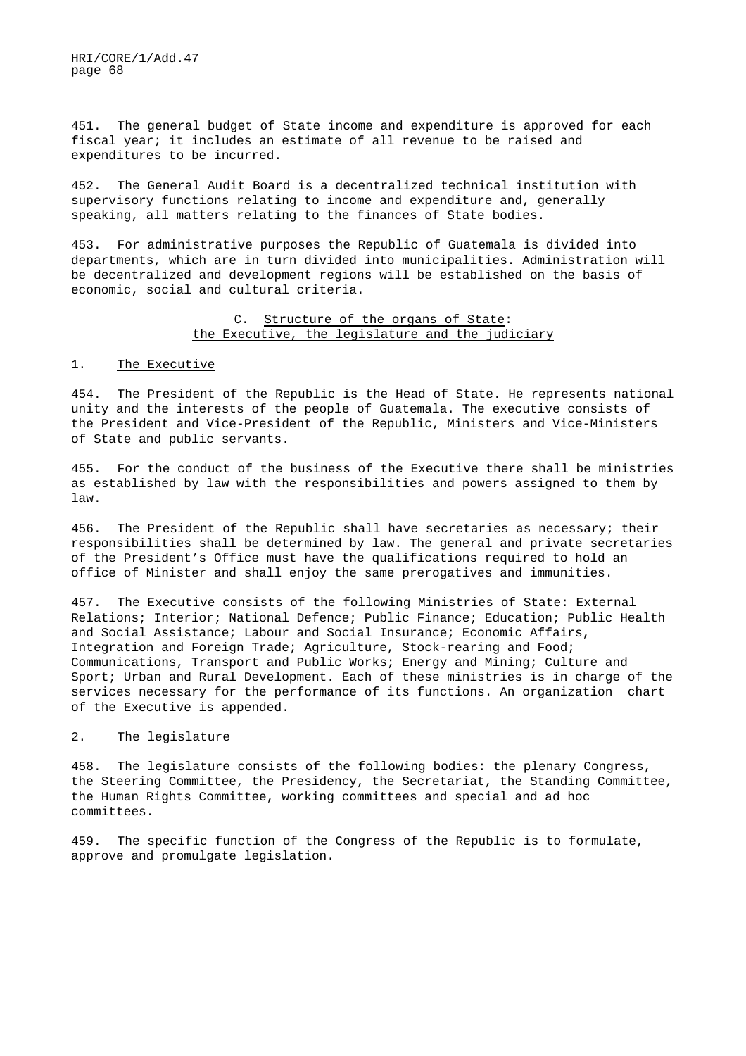451. The general budget of State income and expenditure is approved for each fiscal year; it includes an estimate of all revenue to be raised and expenditures to be incurred.

452. The General Audit Board is a decentralized technical institution with supervisory functions relating to income and expenditure and, generally speaking, all matters relating to the finances of State bodies.

453. For administrative purposes the Republic of Guatemala is divided into departments, which are in turn divided into municipalities. Administration will be decentralized and development regions will be established on the basis of economic, social and cultural criteria.

## C. Structure of the organs of State: the Executive, the legislature and the judiciary

### 1. The Executive

454. The President of the Republic is the Head of State. He represents national unity and the interests of the people of Guatemala. The executive consists of the President and Vice-President of the Republic, Ministers and Vice-Ministers of State and public servants.

455. For the conduct of the business of the Executive there shall be ministries as established by law with the responsibilities and powers assigned to them by law.

456. The President of the Republic shall have secretaries as necessary; their responsibilities shall be determined by law. The general and private secretaries of the President's Office must have the qualifications required to hold an office of Minister and shall enjoy the same prerogatives and immunities.

457. The Executive consists of the following Ministries of State: External Relations; Interior; National Defence; Public Finance; Education; Public Health and Social Assistance; Labour and Social Insurance; Economic Affairs, Integration and Foreign Trade; Agriculture, Stock-rearing and Food; Communications, Transport and Public Works; Energy and Mining; Culture and Sport; Urban and Rural Development. Each of these ministries is in charge of the services necessary for the performance of its functions. An organization chart of the Executive is appended.

### 2. The legislature

458. The legislature consists of the following bodies: the plenary Congress, the Steering Committee, the Presidency, the Secretariat, the Standing Committee, the Human Rights Committee, working committees and special and ad hoc committees.

459. The specific function of the Congress of the Republic is to formulate, approve and promulgate legislation.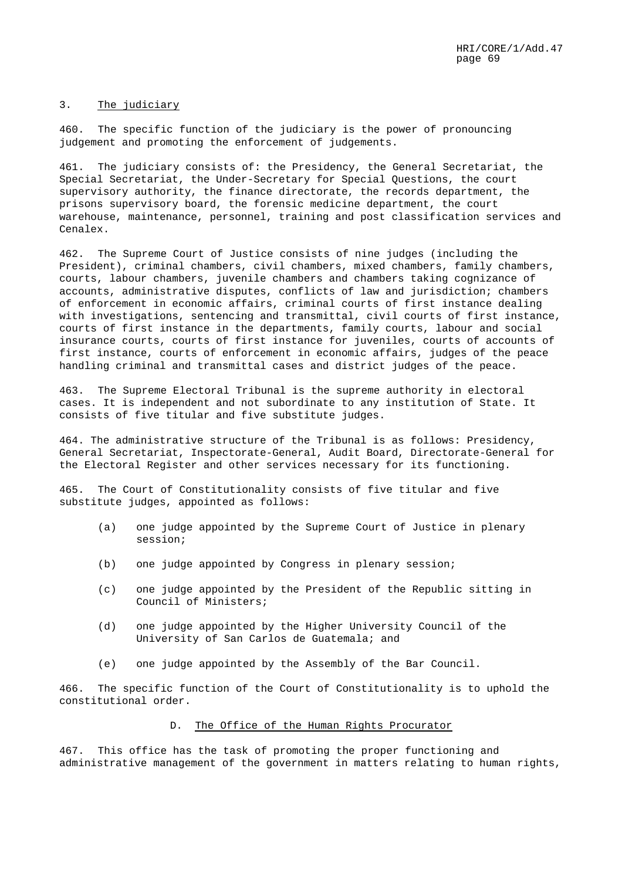### 3. The judiciary

460. The specific function of the judiciary is the power of pronouncing judgement and promoting the enforcement of judgements.

461. The judiciary consists of: the Presidency, the General Secretariat, the Special Secretariat, the Under-Secretary for Special Questions, the court supervisory authority, the finance directorate, the records department, the prisons supervisory board, the forensic medicine department, the court warehouse, maintenance, personnel, training and post classification services and Cenalex.

462. The Supreme Court of Justice consists of nine judges (including the President), criminal chambers, civil chambers, mixed chambers, family chambers, courts, labour chambers, juvenile chambers and chambers taking cognizance of accounts, administrative disputes, conflicts of law and jurisdiction; chambers of enforcement in economic affairs, criminal courts of first instance dealing with investigations, sentencing and transmittal, civil courts of first instance, courts of first instance in the departments, family courts, labour and social insurance courts, courts of first instance for juveniles, courts of accounts of first instance, courts of enforcement in economic affairs, judges of the peace handling criminal and transmittal cases and district judges of the peace.

463. The Supreme Electoral Tribunal is the supreme authority in electoral cases. It is independent and not subordinate to any institution of State. It consists of five titular and five substitute judges.

464. The administrative structure of the Tribunal is as follows: Presidency, General Secretariat, Inspectorate-General, Audit Board, Directorate-General for the Electoral Register and other services necessary for its functioning.

465. The Court of Constitutionality consists of five titular and five substitute judges, appointed as follows:

(a) one judge appointed by the Supreme Court of Justice in plenary session;

(b) one judge appointed by Congress in plenary session;

(c) one judge appointed by the President of the Republic sitting in Council of Ministers;

(d) one judge appointed by the Higher University Council of the University of San Carlos de Guatemala; and

(e) one judge appointed by the Assembly of the Bar Council.

466. The specific function of the Court of Constitutionality is to uphold the constitutional order.

## D. The Office of the Human Rights Procurator

467. This office has the task of promoting the proper functioning and administrative management of the government in matters relating to human rights,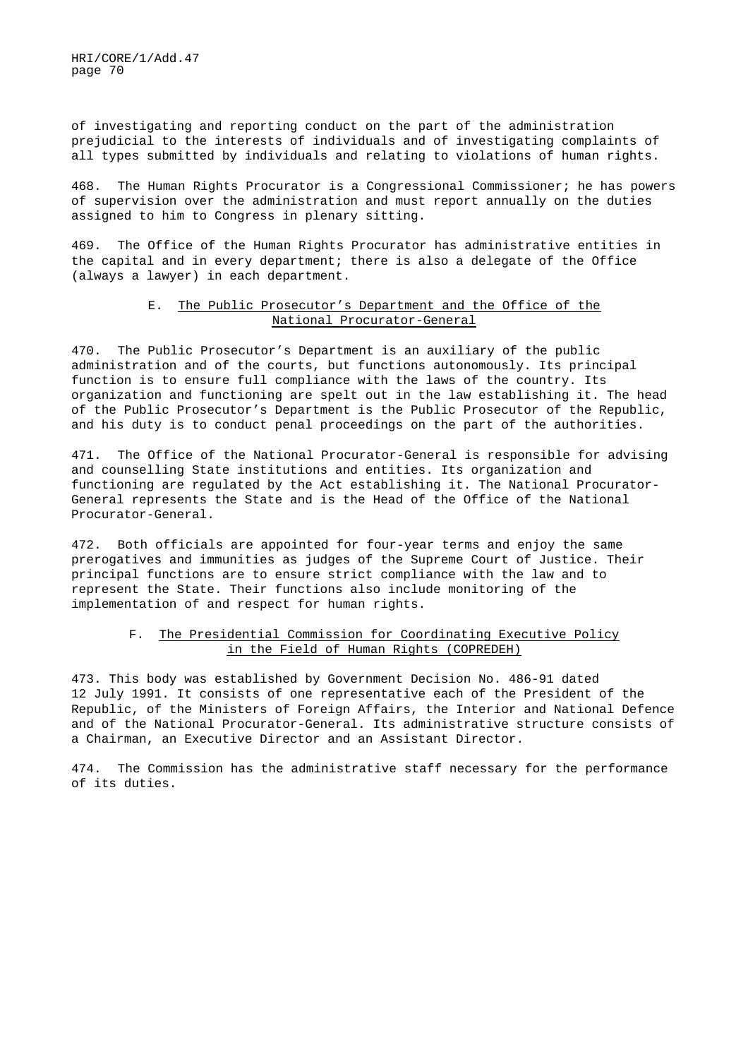of investigating and reporting conduct on the part of the administration prejudicial to the interests of individuals and of investigating complaints of all types submitted by individuals and relating to violations of human rights.

468. The Human Rights Procurator is a Congressional Commissioner; he has powers of supervision over the administration and must report annually on the duties assigned to him to Congress in plenary sitting.

469. The Office of the Human Rights Procurator has administrative entities in the capital and in every department; there is also a delegate of the Office (always a lawyer) in each department.

## E. The Public Prosecutor's Department and the Office of the National Procurator-General

470. The Public Prosecutor's Department is an auxiliary of the public administration and of the courts, but functions autonomously. Its principal function is to ensure full compliance with the laws of the country. Its organization and functioning are spelt out in the law establishing it. The head of the Public Prosecutor's Department is the Public Prosecutor of the Republic, and his duty is to conduct penal proceedings on the part of the authorities.

471. The Office of the National Procurator-General is responsible for advising and counselling State institutions and entities. Its organization and functioning are regulated by the Act establishing it. The National Procurator-General represents the State and is the Head of the Office of the National Procurator-General.

472. Both officials are appointed for four-year terms and enjoy the same prerogatives and immunities as judges of the Supreme Court of Justice. Their principal functions are to ensure strict compliance with the law and to represent the State. Their functions also include monitoring of the implementation of and respect for human rights.

## F. The Presidential Commission for Coordinating Executive Policy in the Field of Human Rights (COPREDEH)

473. This body was established by Government Decision No. 486-91 dated 12 July 1991. It consists of one representative each of the President of the Republic, of the Ministers of Foreign Affairs, the Interior and National Defence and of the National Procurator-General. Its administrative structure consists of a Chairman, an Executive Director and an Assistant Director.

474. The Commission has the administrative staff necessary for the performance of its duties.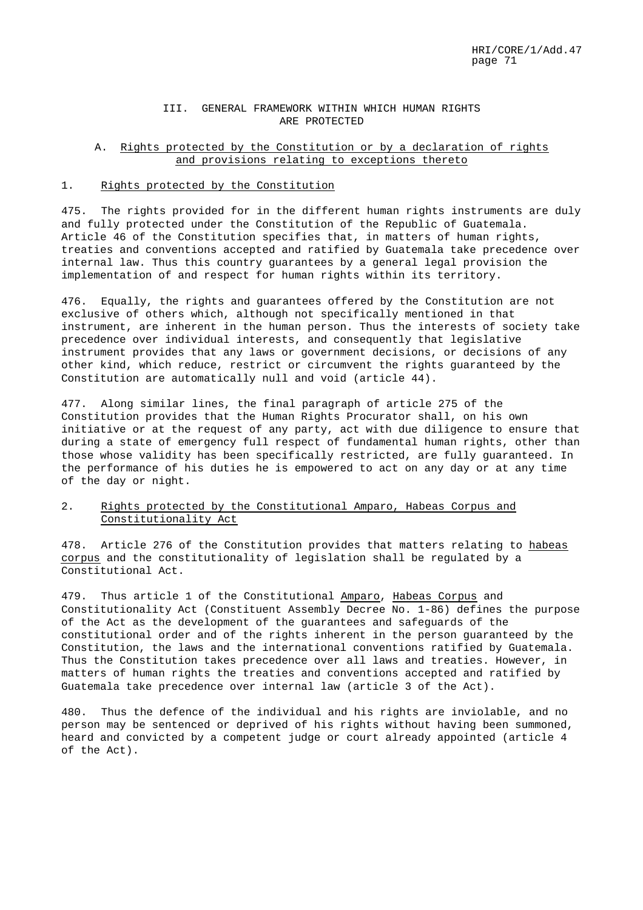## III. GENERAL FRAMEWORK WITHIN WHICH HUMAN RIGHTS ARE PROTECTED

### A. Rights protected by the Constitution or by a declaration of rights and provisions relating to exceptions thereto

#### 1. Rights protected by the Constitution

475. The rights provided for in the different human rights instruments are duly and fully protected under the Constitution of the Republic of Guatemala. Article 46 of the Constitution specifies that, in matters of human rights, treaties and conventions accepted and ratified by Guatemala take precedence over internal law. Thus this country guarantees by a general legal provision the implementation of and respect for human rights within its territory.

476. Equally, the rights and guarantees offered by the Constitution are not exclusive of others which, although not specifically mentioned in that instrument, are inherent in the human person. Thus the interests of society take precedence over individual interests, and consequently that legislative instrument provides that any laws or government decisions, or decisions of any other kind, which reduce, restrict or circumvent the rights guaranteed by the Constitution are automatically null and void (article 44).

477. Along similar lines, the final paragraph of article 275 of the Constitution provides that the Human Rights Procurator shall, on his own initiative or at the request of any party, act with due diligence to ensure that during a state of emergency full respect of fundamental human rights, other than those whose validity has been specifically restricted, are fully guaranteed. In the performance of his duties he is empowered to act on any day or at any time of the day or night.

#### 2. Rights protected by the Constitutional Amparo, Habeas Corpus and Constitutionality Act

478. Article 276 of the Constitution provides that matters relating to *habeas corpus* and the constitutionality of legislation shall be regulated by a Constitutional Act.

479. Thus article 1 of the Constitutional *Amparo*, *Habeas Corpus* and Constitutionality Act (Constituent Assembly Decree No. 1-86) defines the purpose of the Act as the development of the guarantees and safeguards of the constitutional order and of the rights inherent in the person guaranteed by the Constitution, the laws and the international conventions ratified by Guatemala. Thus the Constitution takes precedence over all laws and treaties. However, in matters of human rights the treaties and conventions accepted and ratified by Guatemala take precedence over internal law (article 3 of the Act).

480. Thus the defence of the individual and his rights are inviolable, and no person may be sentenced or deprived of his rights without having been summoned, heard and convicted by a competent judge or court already appointed (article 4 of the Act).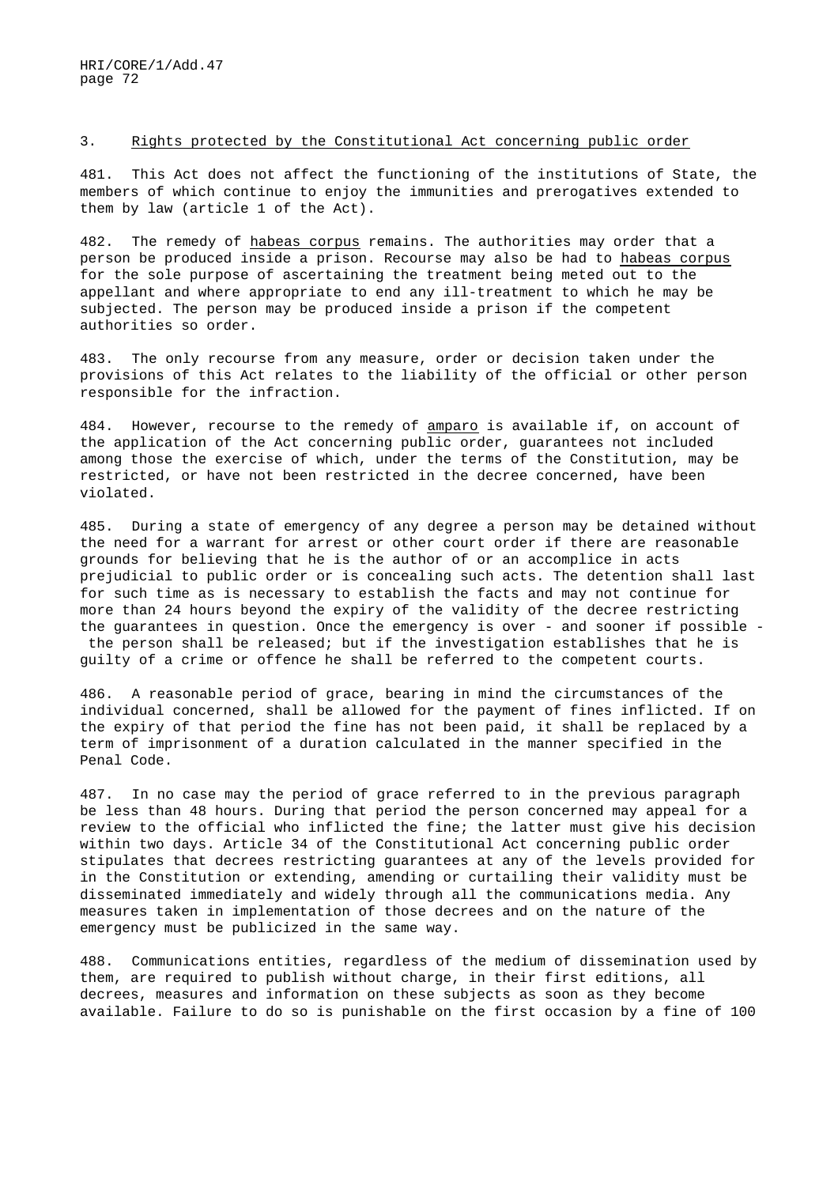### 3. Rights protected by the Constitutional Act concerning public order

481. This Act does not affect the functioning of the institutions of State, the members of which continue to enjoy the immunities and prerogatives extended to them by law (article 1 of the Act).

482. The remedy of *habeas corpus* remains. The authorities may order that a person be produced inside a prison. Recourse may also be had to *habeas corpus* for the sole purpose of ascertaining the treatment being meted out to the appellant and where appropriate to end any ill-treatment to which he may be subjected. The person may be produced inside a prison if the competent authorities so order.

483. The only recourse from any measure, order or decision taken under the provisions of this Act relates to the liability of the official or other person responsible for the infraction.

484. However, recourse to the remedy of *amparo* is available if, on account of the application of the Act concerning public order, guarantees not included among those the exercise of which, under the terms of the Constitution, may be restricted, or have not been restricted in the decree concerned, have been violated.

485. During a state of emergency of any degree a person may be detained without the need for a warrant for arrest or other court order if there are reasonable grounds for believing that he is the author of or an accomplice in acts prejudicial to public order or is concealing such acts. The detention shall last for such time as is necessary to establish the facts and may not continue for more than 24 hours beyond the expiry of the validity of the decree restricting the guarantees in question. Once the emergency is over - and sooner if possible - the person shall be released; but if the investigation establishes that he is guilty of a crime or offence he shall be referred to the competent courts.

486. A reasonable period of grace, bearing in mind the circumstances of the individual concerned, shall be allowed for the payment of fines inflicted. If on the expiry of that period the fine has not been paid, it shall be replaced by a term of imprisonment of a duration calculated in the manner specified in the Penal Code.

487. In no case may the period of grace referred to in the previous paragraph be less than 48 hours. During that period the person concerned may appeal for a review to the official who inflicted the fine; the latter must give his decision within two days. Article 34 of the Constitutional Act concerning public order stipulates that decrees restricting guarantees at any of the levels provided for in the Constitution or extending, amending or curtailing their validity must be disseminated immediately and widely through all the communications media. Any measures taken in implementation of those decrees and on the nature of the emergency must be publicized in the same way.

488. Communications entities, regardless of the medium of dissemination used by them, are required to publish without charge, in their first editions, all decrees, measures and information on these subjects as soon as they become available. Failure to do so is punishable on the first occasion by a fine of 100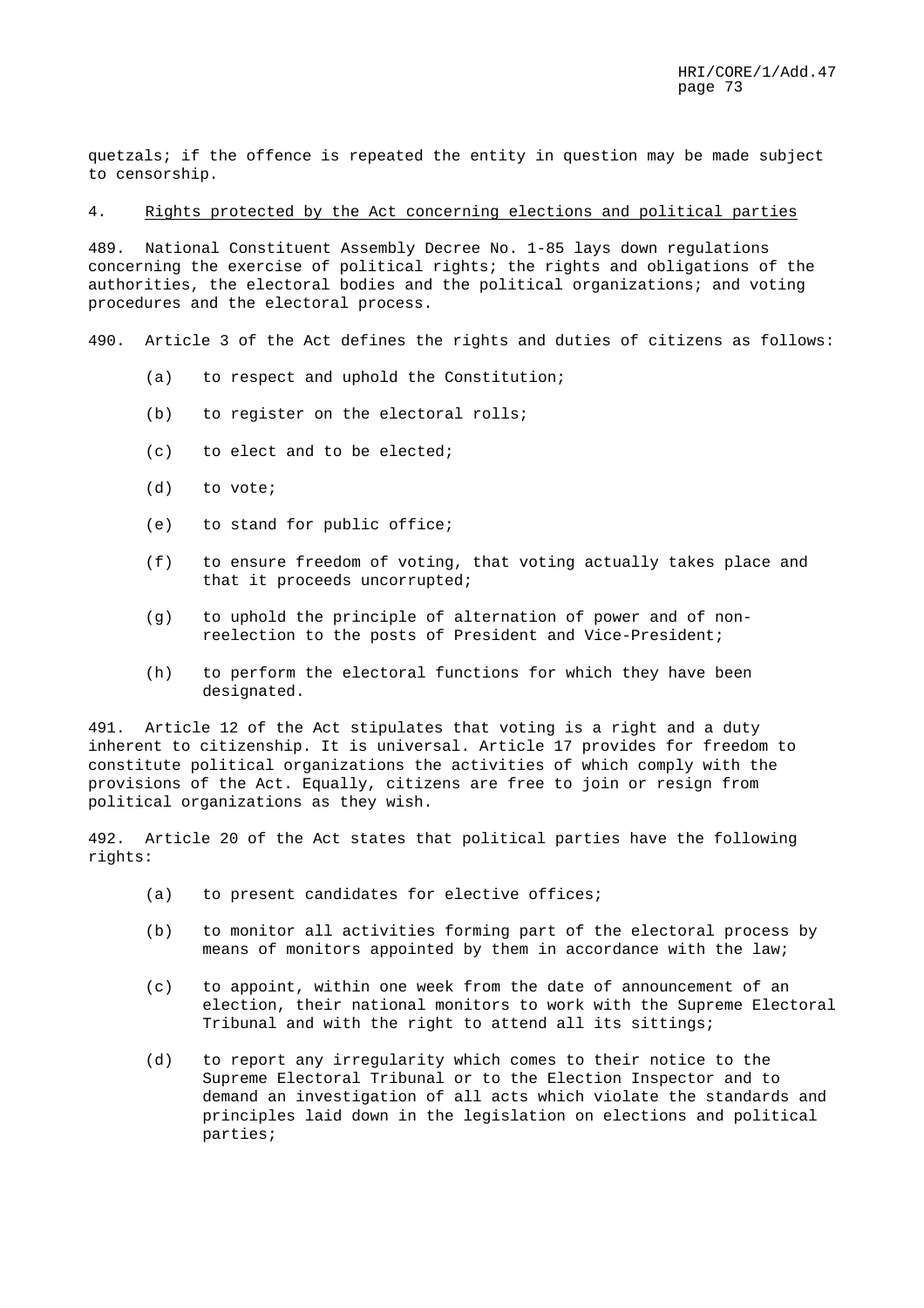quetzals; if the offence is repeated the entity in question may be made subject to censorship.

## 4. Rights protected by the Act concerning elections and political parties

489. National Constituent Assembly Decree No. 1-85 lays down regulations concerning the exercise of political rights; the rights and obligations of the authorities, the electoral bodies and the political organizations; and voting procedures and the electoral process.

490. Article 3 of the Act defines the rights and duties of citizens as follows:

(a) to respect and uphold the Constitution;

(b) to register on the electoral rolls;

(c) to elect and to be elected;

(d) to vote;

(e) to stand for public office;

(f) to ensure freedom of voting, that voting actually takes place and that it proceeds uncorrupted;

(g) to uphold the principle of alternation of power and of non-reelection to the posts of President and Vice-President;

(h) to perform the electoral functions for which they have been designated.

491. Article 12 of the Act stipulates that voting is a right and a duty inherent to citizenship. It is universal. Article 17 provides for freedom to constitute political organizations the activities of which comply with the provisions of the Act. Equally, citizens are free to join or resign from political organizations as they wish.

492. Article 20 of the Act states that political parties have the following rights:

(a) to present candidates for elective offices;

(b) to monitor all activities forming part of the electoral process by means of monitors appointed by them in accordance with the law;

(c) to appoint, within one week from the date of announcement of an election, their national monitors to work with the Supreme Electoral Tribunal and with the right to attend all its sittings;

(d) to report any irregularity which comes to their notice to the Supreme Electoral Tribunal or to the Election Inspector and to demand an investigation of all acts which violate the standards and principles laid down in the legislation on elections and political parties;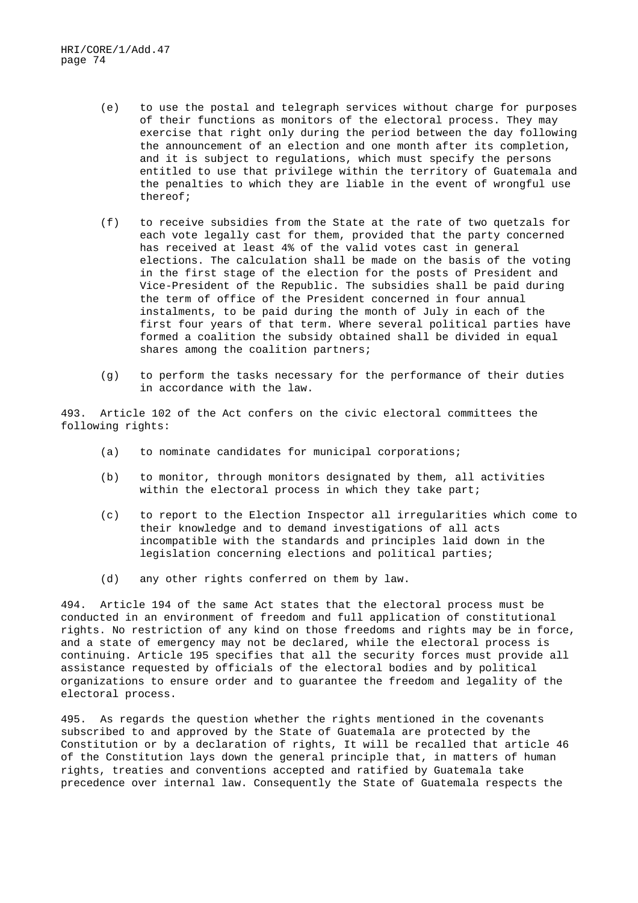(e) to use the postal and telegraph services without charge for purposes of their functions as monitors of the electoral process. They may exercise that right only during the period between the day following the announcement of an election and one month after its completion, and it is subject to regulations, which must specify the persons entitled to use that privilege within the territory of Guatemala and the penalties to which they are liable in the event of wrongful use thereof;

(f) to receive subsidies from the State at the rate of two quetzals for each vote legally cast for them, provided that the party concerned has received at least 4% of the valid votes cast in general elections. The calculation shall be made on the basis of the voting in the first stage of the election for the posts of President and Vice-President of the Republic. The subsidies shall be paid during the term of office of the President concerned in four annual instalments, to be paid during the month of July in each of the first four years of that term. Where several political parties have formed a coalition the subsidy obtained shall be divided in equal shares among the coalition partners;

(g) to perform the tasks necessary for the performance of their duties in accordance with the law.

493. Article 102 of the Act confers on the civic electoral committees the following rights:

(a) to nominate candidates for municipal corporations;

(b) to monitor, through monitors designated by them, all activities within the electoral process in which they take part;

(c) to report to the Election Inspector all irregularities which come to their knowledge and to demand investigations of all acts incompatible with the standards and principles laid down in the legislation concerning elections and political parties;

(d) any other rights conferred on them by law.

494. Article 194 of the same Act states that the electoral process must be conducted in an environment of freedom and full application of constitutional rights. No restriction of any kind on those freedoms and rights may be in force, and a state of emergency may not be declared, while the electoral process is continuing. Article 195 specifies that all the security forces must provide all assistance requested by officials of the electoral bodies and by political organizations to ensure order and to guarantee the freedom and legality of the electoral process.

495. As regards the question whether the rights mentioned in the covenants subscribed to and approved by the State of Guatemala are protected by the Constitution or by a declaration of rights, It will be recalled that article 46 of the Constitution lays down the general principle that, in matters of human rights, treaties and conventions accepted and ratified by Guatemala take precedence over internal law. Consequently the State of Guatemala respects the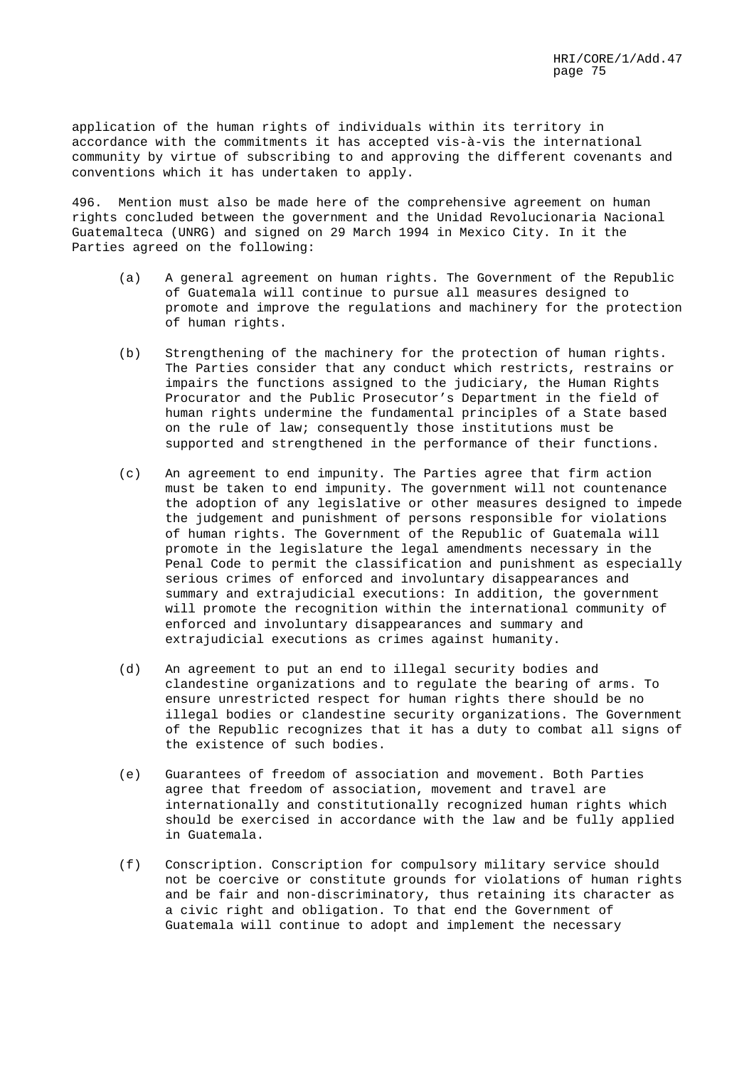application of the human rights of individuals within its territory in accordance with the commitments it has accepted vis-à-vis the international community by virtue of subscribing to and approving the different covenants and conventions which it has undertaken to apply.

496. Mention must also be made here of the comprehensive agreement on human rights concluded between the government and the Unidad Revolucionaria Nacional Guatemalteca (UNRG) and signed on 29 March 1994 in Mexico City. In it the Parties agreed on the following:

(a) A general agreement on human rights. The Government of the Republic of Guatemala will continue to pursue all measures designed to promote and improve the regulations and machinery for the protection of human rights.

(b) Strengthening of the machinery for the protection of human rights. The Parties consider that any conduct which restricts, restrains or impairs the functions assigned to the judiciary, the Human Rights Procurator and the Public Prosecutor's Department in the field of human rights undermine the fundamental principles of a State based on the rule of law; consequently those institutions must be supported and strengthened in the performance of their functions.

(c) An agreement to end impunity. The Parties agree that firm action must be taken to end impunity. The government will not countenance the adoption of any legislative or other measures designed to impede the judgement and punishment of persons responsible for violations of human rights. The Government of the Republic of Guatemala will promote in the legislature the legal amendments necessary in the Penal Code to permit the classification and punishment as especially serious crimes of enforced and involuntary disappearances and summary and extrajudicial executions: In addition, the government will promote the recognition within the international community of enforced and involuntary disappearances and summary and extrajudicial executions as crimes against humanity.

(d) An agreement to put an end to illegal security bodies and clandestine organizations and to regulate the bearing of arms. To ensure unrestricted respect for human rights there should be no illegal bodies or clandestine security organizations. The Government of the Republic recognizes that it has a duty to combat all signs of the existence of such bodies.

(e) Guarantees of freedom of association and movement. Both Parties agree that freedom of association, movement and travel are internationally and constitutionally recognized human rights which should be exercised in accordance with the law and be fully applied in Guatemala.

(f) Conscription. Conscription for compulsory military service should not be coercive or constitute grounds for violations of human rights and be fair and non-discriminatory, thus retaining its character as a civic right and obligation. To that end the Government of Guatemala will continue to adopt and implement the necessary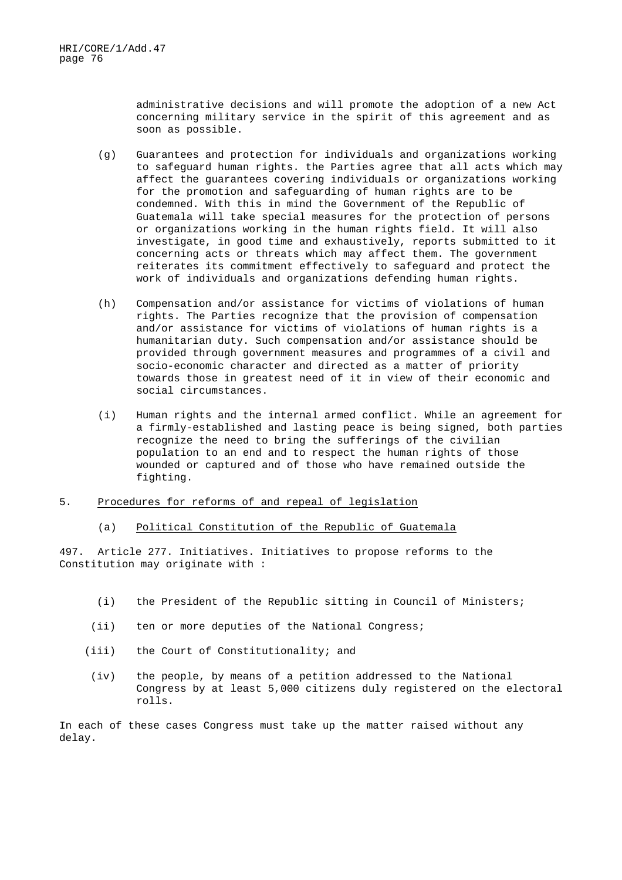administrative decisions and will promote the adoption of a new Act concerning military service in the spirit of this agreement and as soon as possible.

(g) Guarantees and protection for individuals and organizations working to safeguard human rights. the Parties agree that all acts which may affect the guarantees covering individuals or organizations working for the promotion and safeguarding of human rights are to be condemned. With this in mind the Government of the Republic of Guatemala will take special measures for the protection of persons or organizations working in the human rights field. It will also investigate, in good time and exhaustively, reports submitted to it concerning acts or threats which may affect them. The government reiterates its commitment effectively to safeguard and protect the work of individuals and organizations defending human rights.

(h) Compensation and/or assistance for victims of violations of human rights. The Parties recognize that the provision of compensation and/or assistance for victims of violations of human rights is a humanitarian duty. Such compensation and/or assistance should be provided through government measures and programmes of a civil and socio-economic character and directed as a matter of priority towards those in greatest need of it in view of their economic and social circumstances.

(i) Human rights and the internal armed conflict. While an agreement for a firmly-established and lasting peace is being signed, both parties recognize the need to bring the sufferings of the civilian population to an end and to respect the human rights of those wounded or captured and of those who have remained outside the fighting.

5. Procedures for reforms of and repeal of legislation

(a) Political Constitution of the Republic of Guatemala

497. Article 277. Initiatives. Initiatives to propose reforms to the Constitution may originate with :

(i) the President of the Republic sitting in Council of Ministers;

(ii) ten or more deputies of the National Congress;

(iii) the Court of Constitutionality; and

(iv) the people, by means of a petition addressed to the National Congress by at least 5,000 citizens duly registered on the electoral rolls.

In each of these cases Congress must take up the matter raised without any delay.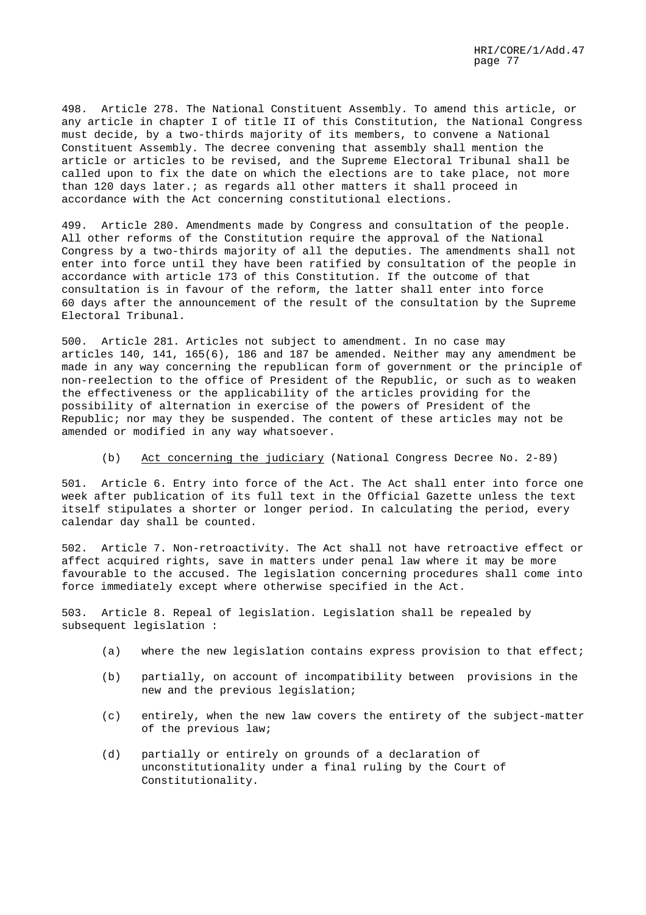498. Article 278. The National Constituent Assembly. To amend this article, or any article in chapter I of title II of this Constitution, the National Congress must decide, by a two-thirds majority of its members, to convene a National Constituent Assembly. The decree convening that assembly shall mention the article or articles to be revised, and the Supreme Electoral Tribunal shall be called upon to fix the date on which the elections are to take place, not more than 120 days later.; as regards all other matters it shall proceed in accordance with the Act concerning constitutional elections.

499. Article 280. Amendments made by Congress and consultation of the people. All other reforms of the Constitution require the approval of the National Congress by a two-thirds majority of all the deputies. The amendments shall not enter into force until they have been ratified by consultation of the people in accordance with article 173 of this Constitution. If the outcome of that consultation is in favour of the reform, the latter shall enter into force 60 days after the announcement of the result of the consultation by the Supreme Electoral Tribunal.

500. Article 281. Articles not subject to amendment. In no case may articles 140, 141, 165(6), 186 and 187 be amended. Neither may any amendment be made in any way concerning the republican form of government or the principle of non-reelection to the office of President of the Republic, or such as to weaken the effectiveness or the applicability of the articles providing for the possibility of alternation in exercise of the powers of President of the Republic; nor may they be suspended. The content of these articles may not be amended or modified in any way whatsoever.

(b) Act concerning the judiciary (National Congress Decree No. 2-89)

501. Article 6. Entry into force of the Act. The Act shall enter into force one week after publication of its full text in the Official Gazette unless the text itself stipulates a shorter or longer period. In calculating the period, every calendar day shall be counted.

502. Article 7. Non-retroactivity. The Act shall not have retroactive effect or affect acquired rights, save in matters under penal law where it may be more favourable to the accused. The legislation concerning procedures shall come into force immediately except where otherwise specified in the Act.

503. Article 8. Repeal of legislation. Legislation shall be repealed by subsequent legislation :

(a) where the new legislation contains express provision to that effect;

(b) partially, on account of incompatibility between provisions in the new and the previous legislation;

(c) entirely, when the new law covers the entirety of the subject-matter of the previous law;

(d) partially or entirely on grounds of a declaration of unconstitutionality under a final ruling by the Court of Constitutionality.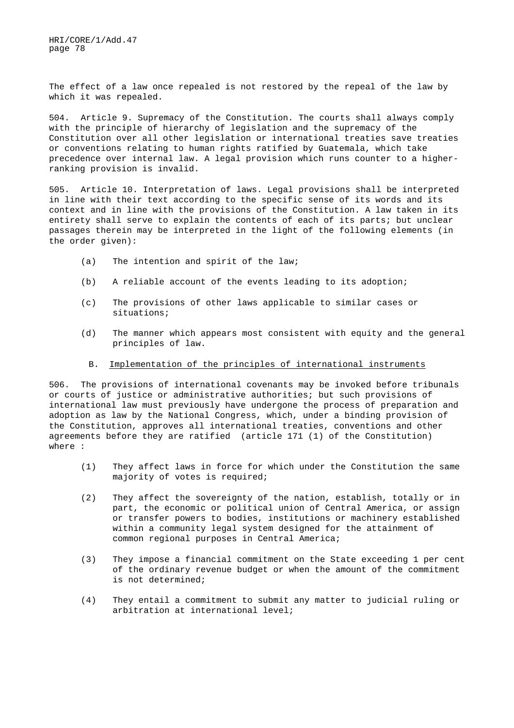The effect of a law once repealed is not restored by the repeal of the law by which it was repealed.

504. Article 9. Supremacy of the Constitution. The courts shall always comply with the principle of hierarchy of legislation and the supremacy of the Constitution over all other legislation or international treaties save treaties or conventions relating to human rights ratified by Guatemala, which take precedence over internal law. A legal provision which runs counter to a higher-ranking provision is invalid.

505. Article 10. Interpretation of laws. Legal provisions shall be interpreted in line with their text according to the specific sense of its words and its context and in line with the provisions of the Constitution. A law taken in its entirety shall serve to explain the contents of each of its parts; but unclear passages therein may be interpreted in the light of the following elements (in the order given):

(a) The intention and spirit of the law;

(b) A reliable account of the events leading to its adoption;

(c) The provisions of other laws applicable to similar cases or situations;

(d) The manner which appears most consistent with equity and the general principles of law.

### B. Implementation of the principles of international instruments

506. The provisions of international covenants may be invoked before tribunals or courts of justice or administrative authorities; but such provisions of international law must previously have undergone the process of preparation and adoption as law by the National Congress, which, under a binding provision of the Constitution, approves all international treaties, conventions and other agreements before they are ratified (article 171 (1) of the Constitution) where :

(1) They affect laws in force for which under the Constitution the same majority of votes is required;

(2) They affect the sovereignty of the nation, establish, totally or in part, the economic or political union of Central America, or assign or transfer powers to bodies, institutions or machinery established within a community legal system designed for the attainment of common regional purposes in Central America;

(3) They impose a financial commitment on the State exceeding 1 per cent of the ordinary revenue budget or when the amount of the commitment is not determined;

(4) They entail a commitment to submit any matter to judicial ruling or arbitration at international level;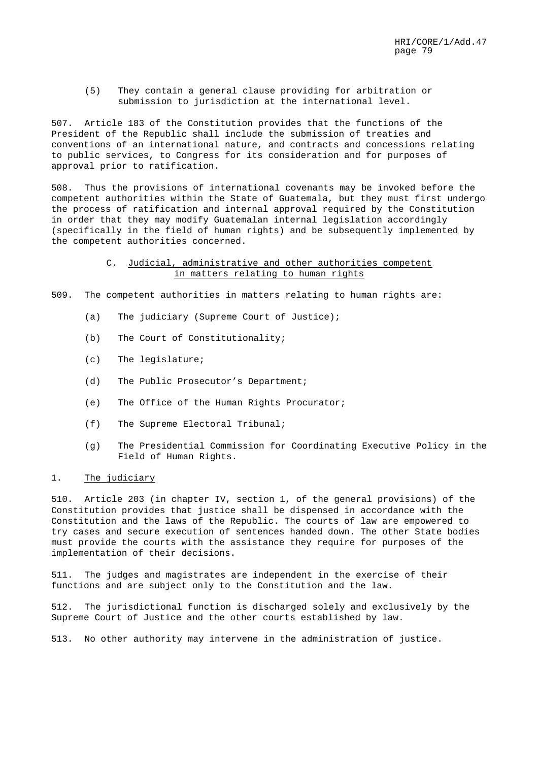(5) They contain a general clause providing for arbitration or submission to jurisdiction at the international level.

507. Article 183 of the Constitution provides that the functions of the President of the Republic shall include the submission of treaties and conventions of an international nature, and contracts and concessions relating to public services, to Congress for its consideration and for purposes of approval prior to ratification.

508. Thus the provisions of international covenants may be invoked before the competent authorities within the State of Guatemala, but they must first undergo the process of ratification and internal approval required by the Constitution in order that they may modify Guatemalan internal legislation accordingly (specifically in the field of human rights) and be subsequently implemented by the competent authorities concerned.

## C. Judicial, administrative and other authorities competent in matters relating to human rights

509. The competent authorities in matters relating to human rights are:

(a) The judiciary (Supreme Court of Justice);

(b) The Court of Constitutionality;

(c) The legislature;

(d) The Public Prosecutor's Department;

(e) The Office of the Human Rights Procurator;

(f) The Supreme Electoral Tribunal;

(g) The Presidential Commission for Coordinating Executive Policy in the Field of Human Rights.

### 1. The judiciary

510. Article 203 (in chapter IV, section 1, of the general provisions) of the Constitution provides that justice shall be dispensed in accordance with the Constitution and the laws of the Republic. The courts of law are empowered to try cases and secure execution of sentences handed down. The other State bodies must provide the courts with the assistance they require for purposes of the implementation of their decisions.

511. The judges and magistrates are independent in the exercise of their functions and are subject only to the Constitution and the law.

512. The jurisdictional function is discharged solely and exclusively by the Supreme Court of Justice and the other courts established by law.

513. No other authority may intervene in the administration of justice.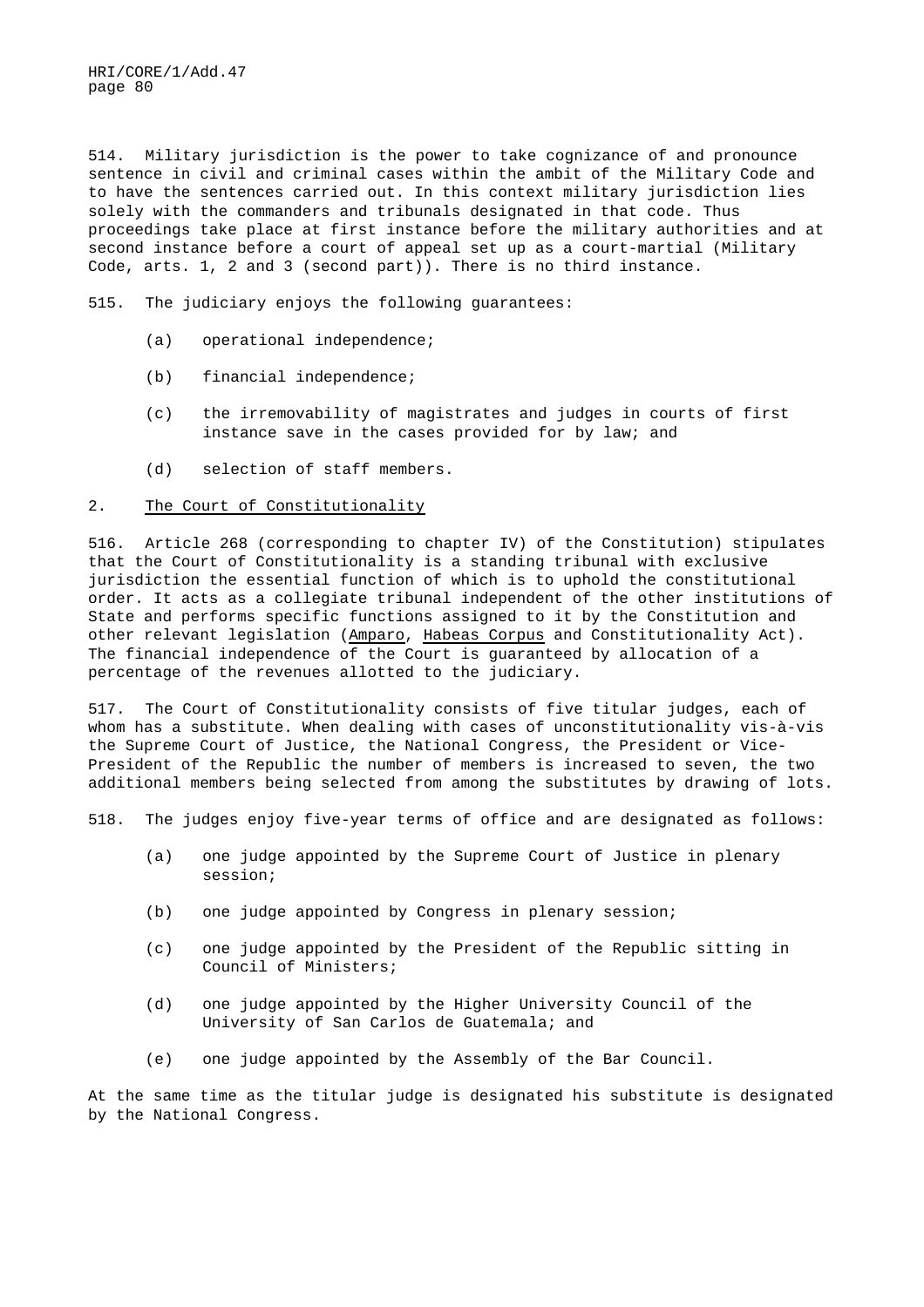514. Military jurisdiction is the power to take cognizance of and pronounce sentence in civil and criminal cases within the ambit of the Military Code and to have the sentences carried out. In this context military jurisdiction lies solely with the commanders and tribunals designated in that code. Thus proceedings take place at first instance before the military authorities and at second instance before a court of appeal set up as a court-martial (Military Code, arts. 1, 2 and 3 (second part)). There is no third instance.

515. The judiciary enjoys the following guarantees:

(a) operational independence;

(b) financial independence;

(c) the irremovability of magistrates and judges in courts of first instance save in the cases provided for by law; and

(d) selection of staff members.

## 2. The Court of Constitutionality

516. Article 268 (corresponding to chapter IV) of the Constitution) stipulates that the Court of Constitutionality is a standing tribunal with exclusive jurisdiction the essential function of which is to uphold the constitutional order. It acts as a collegiate tribunal independent of the other institutions of State and performs specific functions assigned to it by the Constitution and other relevant legislation (Amparo, Habeas Corpus and Constitutionality Act). The financial independence of the Court is guaranteed by allocation of a percentage of the revenues allotted to the judiciary.

517. The Court of Constitutionality consists of five titular judges, each of whom has a substitute. When dealing with cases of unconstitutionality vis-à-vis the Supreme Court of Justice, the National Congress, the President or Vice-President of the Republic the number of members is increased to seven, the two additional members being selected from among the substitutes by drawing of lots.

518. The judges enjoy five-year terms of office and are designated as follows:

(a) one judge appointed by the Supreme Court of Justice in plenary session;

(b) one judge appointed by Congress in plenary session;

(c) one judge appointed by the President of the Republic sitting in Council of Ministers;

(d) one judge appointed by the Higher University Council of the University of San Carlos de Guatemala; and

(e) one judge appointed by the Assembly of the Bar Council.

At the same time as the titular judge is designated his substitute is designated by the National Congress.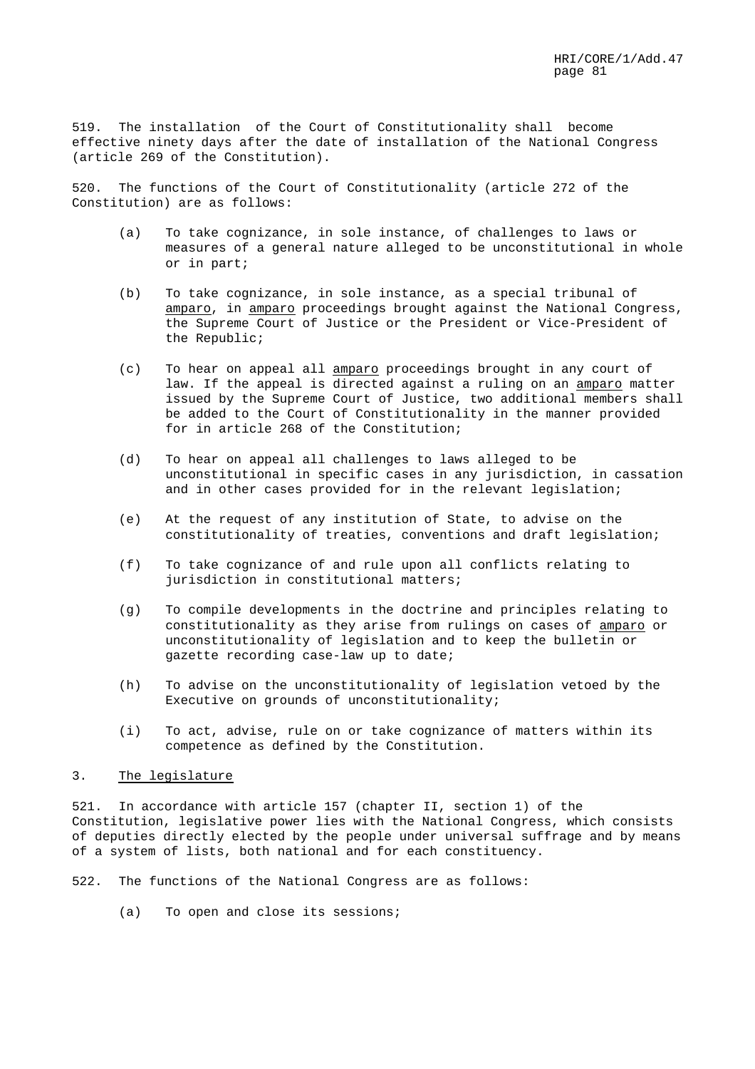519. The installation of the Court of Constitutionality shall become effective ninety days after the date of installation of the National Congress (article 269 of the Constitution).

520. The functions of the Court of Constitutionality (article 272 of the Constitution) are as follows:

(a) To take cognizance, in sole instance, of challenges to laws or measures of a general nature alleged to be unconstitutional in whole or in part;

(b) To take cognizance, in sole instance, as a special tribunal of _amparo_, in _amparo_ proceedings brought against the National Congress, the Supreme Court of Justice or the President or Vice-President of the Republic;

(c) To hear on appeal all _amparo_ proceedings brought in any court of law. If the appeal is directed against a ruling on an _amparo_ matter issued by the Supreme Court of Justice, two additional members shall be added to the Court of Constitutionality in the manner provided for in article 268 of the Constitution;

(d) To hear on appeal all challenges to laws alleged to be unconstitutional in specific cases in any jurisdiction, in cassation and in other cases provided for in the relevant legislation;

(e) At the request of any institution of State, to advise on the constitutionality of treaties, conventions and draft legislation;

(f) To take cognizance of and rule upon all conflicts relating to jurisdiction in constitutional matters;

(g) To compile developments in the doctrine and principles relating to constitutionality as they arise from rulings on cases of _amparo_ or unconstitutionality of legislation and to keep the bulletin or gazette recording case-law up to date;

(h) To advise on the unconstitutionality of legislation vetoed by the Executive on grounds of unconstitutionality;

(i) To act, advise, rule on or take cognizance of matters within its competence as defined by the Constitution.

### 3. The legislature

521. In accordance with article 157 (chapter II, section 1) of the Constitution, legislative power lies with the National Congress, which consists of deputies directly elected by the people under universal suffrage and by means of a system of lists, both national and for each constituency.

522. The functions of the National Congress are as follows:

(a) To open and close its sessions;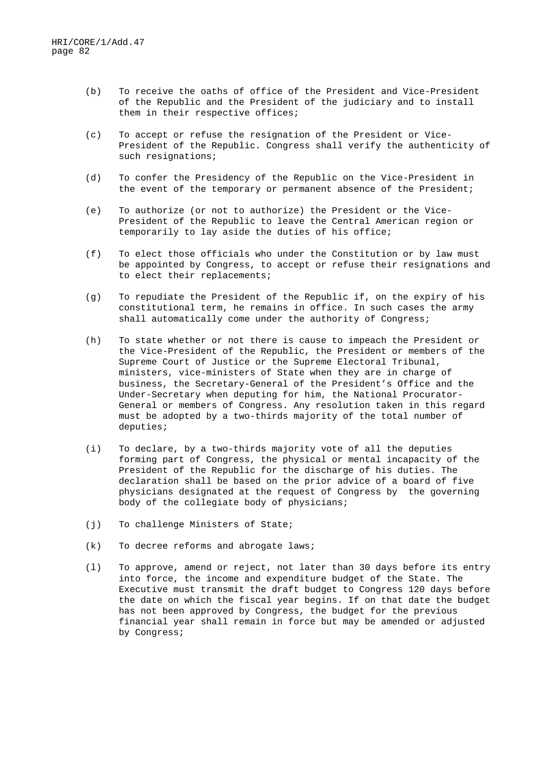(b) To receive the oaths of office of the President and Vice-President of the Republic and the President of the judiciary and to install them in their respective offices;

(c) To accept or refuse the resignation of the President or Vice-President of the Republic. Congress shall verify the authenticity of such resignations;

(d) To confer the Presidency of the Republic on the Vice-President in the event of the temporary or permanent absence of the President;

(e) To authorize (or not to authorize) the President or the Vice-President of the Republic to leave the Central American region or temporarily to lay aside the duties of his office;

(f) To elect those officials who under the Constitution or by law must be appointed by Congress, to accept or refuse their resignations and to elect their replacements;

(g) To repudiate the President of the Republic if, on the expiry of his constitutional term, he remains in office. In such cases the army shall automatically come under the authority of Congress;

(h) To state whether or not there is cause to impeach the President or the Vice-President of the Republic, the President or members of the Supreme Court of Justice or the Supreme Electoral Tribunal, ministers, vice-ministers of State when they are in charge of business, the Secretary-General of the President's Office and the Under-Secretary when deputing for him, the National Procurator-General or members of Congress. Any resolution taken in this regard must be adopted by a two-thirds majority of the total number of deputies;

(i) To declare, by a two-thirds majority vote of all the deputies forming part of Congress, the physical or mental incapacity of the President of the Republic for the discharge of his duties. The declaration shall be based on the prior advice of a board of five physicians designated at the request of Congress by the governing body of the collegiate body of physicians;

(j) To challenge Ministers of State;

(k) To decree reforms and abrogate laws;

(l) To approve, amend or reject, not later than 30 days before its entry into force, the income and expenditure budget of the State. The Executive must transmit the draft budget to Congress 120 days before the date on which the fiscal year begins. If on that date the budget has not been approved by Congress, the budget for the previous financial year shall remain in force but may be amended or adjusted by Congress;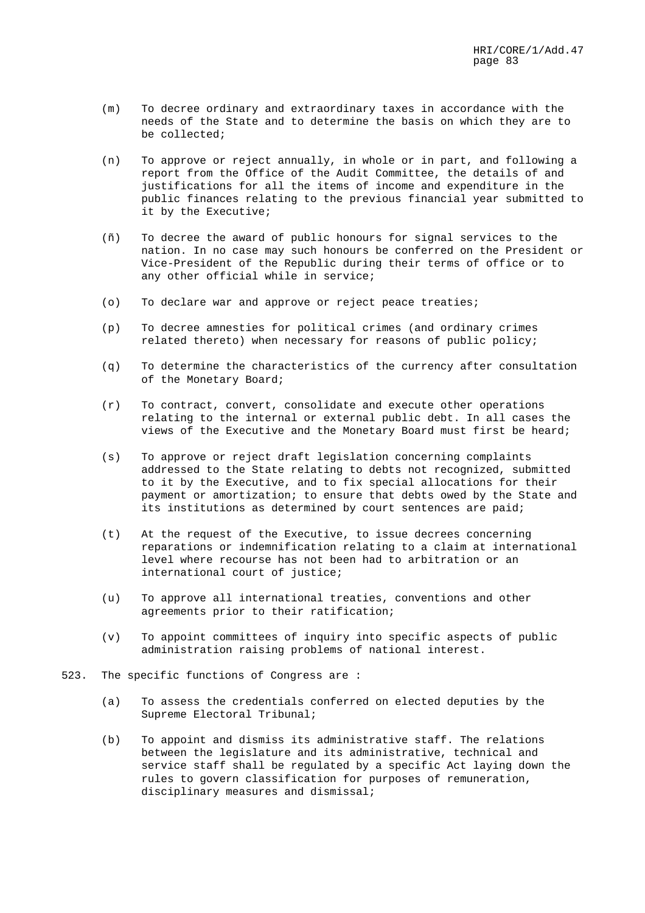(m) To decree ordinary and extraordinary taxes in accordance with the needs of the State and to determine the basis on which they are to be collected;

(n) To approve or reject annually, in whole or in part, and following a report from the Office of the Audit Committee, the details of and justifications for all the items of income and expenditure in the public finances relating to the previous financial year submitted to it by the Executive;

(ñ) To decree the award of public honours for signal services to the nation. In no case may such honours be conferred on the President or Vice-President of the Republic during their terms of office or to any other official while in service;

(o) To declare war and approve or reject peace treaties;

(p) To decree amnesties for political crimes (and ordinary crimes related thereto) when necessary for reasons of public policy;

(q) To determine the characteristics of the currency after consultation of the Monetary Board;

(r) To contract, convert, consolidate and execute other operations relating to the internal or external public debt. In all cases the views of the Executive and the Monetary Board must first be heard;

(s) To approve or reject draft legislation concerning complaints addressed to the State relating to debts not recognized, submitted to it by the Executive, and to fix special allocations for their payment or amortization; to ensure that debts owed by the State and its institutions as determined by court sentences are paid;

(t) At the request of the Executive, to issue decrees concerning reparations or indemnification relating to a claim at international level where recourse has not been had to arbitration or an international court of justice;

(u) To approve all international treaties, conventions and other agreements prior to their ratification;

(v) To appoint committees of inquiry into specific aspects of public administration raising problems of national interest.

523. The specific functions of Congress are :

(a) To assess the credentials conferred on elected deputies by the Supreme Electoral Tribunal;

(b) To appoint and dismiss its administrative staff. The relations between the legislature and its administrative, technical and service staff shall be regulated by a specific Act laying down the rules to govern classification for purposes of remuneration, disciplinary measures and dismissal;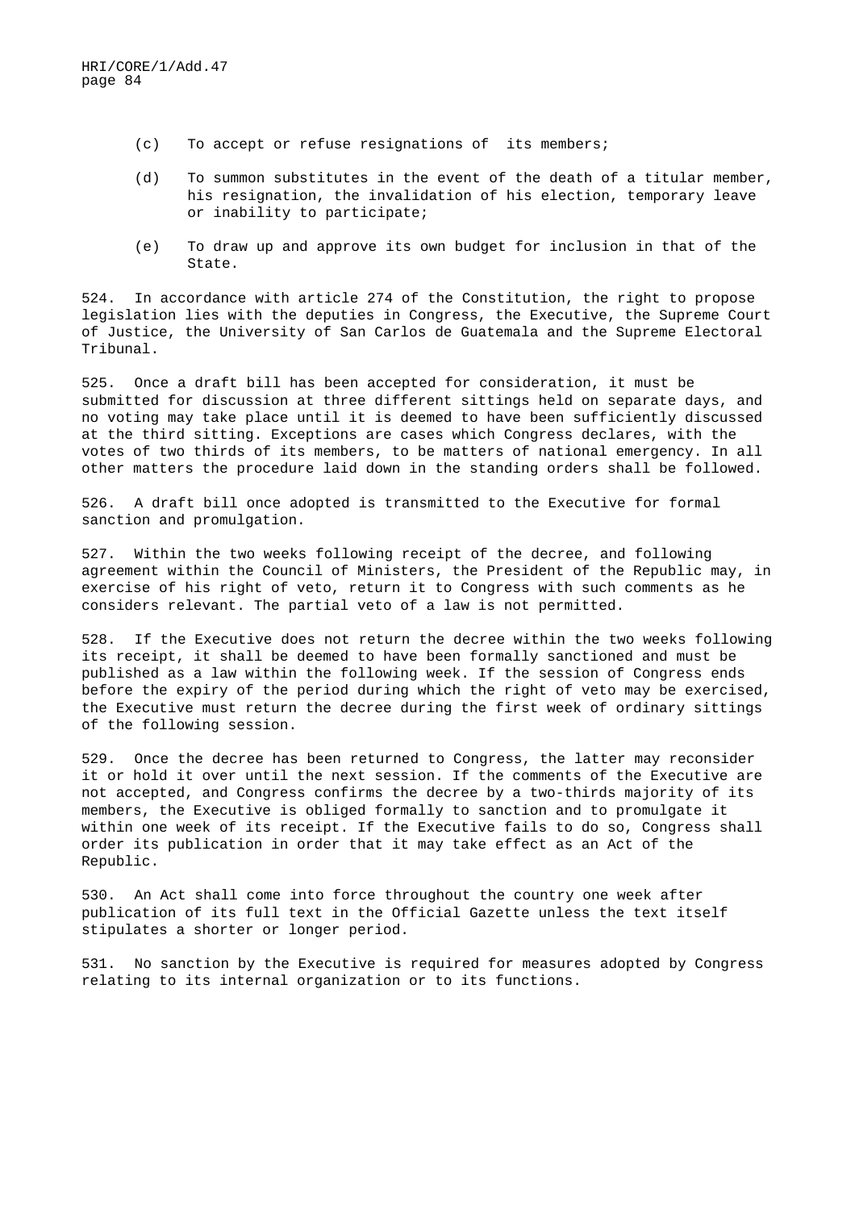(c) To accept or refuse resignations of its members;

(d) To summon substitutes in the event of the death of a titular member, his resignation, the invalidation of his election, temporary leave or inability to participate;

(e) To draw up and approve its own budget for inclusion in that of the State.

524. In accordance with article 274 of the Constitution, the right to propose legislation lies with the deputies in Congress, the Executive, the Supreme Court of Justice, the University of San Carlos de Guatemala and the Supreme Electoral Tribunal.

525. Once a draft bill has been accepted for consideration, it must be submitted for discussion at three different sittings held on separate days, and no voting may take place until it is deemed to have been sufficiently discussed at the third sitting. Exceptions are cases which Congress declares, with the votes of two thirds of its members, to be matters of national emergency. In all other matters the procedure laid down in the standing orders shall be followed.

526. A draft bill once adopted is transmitted to the Executive for formal sanction and promulgation.

527. Within the two weeks following receipt of the decree, and following agreement within the Council of Ministers, the President of the Republic may, in exercise of his right of veto, return it to Congress with such comments as he considers relevant. The partial veto of a law is not permitted.

528. If the Executive does not return the decree within the two weeks following its receipt, it shall be deemed to have been formally sanctioned and must be published as a law within the following week. If the session of Congress ends before the expiry of the period during which the right of veto may be exercised, the Executive must return the decree during the first week of ordinary sittings of the following session.

529. Once the decree has been returned to Congress, the latter may reconsider it or hold it over until the next session. If the comments of the Executive are not accepted, and Congress confirms the decree by a two-thirds majority of its members, the Executive is obliged formally to sanction and to promulgate it within one week of its receipt. If the Executive fails to do so, Congress shall order its publication in order that it may take effect as an Act of the Republic.

530. An Act shall come into force throughout the country one week after publication of its full text in the Official Gazette unless the text itself stipulates a shorter or longer period.

531. No sanction by the Executive is required for measures adopted by Congress relating to its internal organization or to its functions.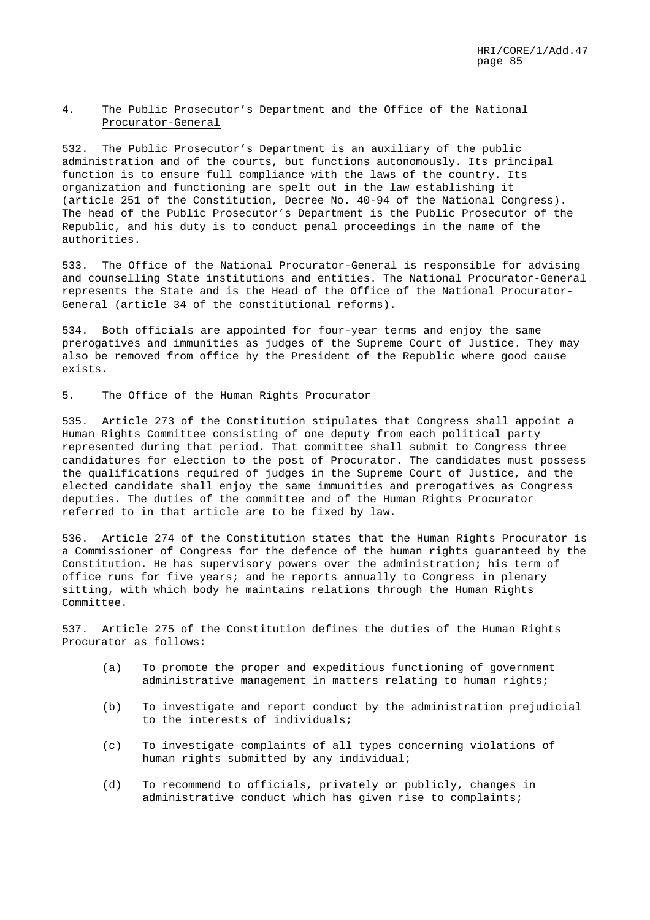### 4. The Public Prosecutor's Department and the Office of the National Procurator-General

532. The Public Prosecutor's Department is an auxiliary of the public administration and of the courts, but functions autonomously. Its principal function is to ensure full compliance with the laws of the country. Its organization and functioning are spelt out in the law establishing it (article 251 of the Constitution, Decree No. 40-94 of the National Congress). The head of the Public Prosecutor's Department is the Public Prosecutor of the Republic, and his duty is to conduct penal proceedings in the name of the authorities.

533. The Office of the National Procurator-General is responsible for advising and counselling State institutions and entities. The National Procurator-General represents the State and is the Head of the Office of the National Procurator-General (article 34 of the constitutional reforms).

534. Both officials are appointed for four-year terms and enjoy the same prerogatives and immunities as judges of the Supreme Court of Justice. They may also be removed from office by the President of the Republic where good cause exists.

### 5. The Office of the Human Rights Procurator

535. Article 273 of the Constitution stipulates that Congress shall appoint a Human Rights Committee consisting of one deputy from each political party represented during that period. That committee shall submit to Congress three candidatures for election to the post of Procurator. The candidates must possess the qualifications required of judges in the Supreme Court of Justice, and the elected candidate shall enjoy the same immunities and prerogatives as Congress deputies. The duties of the committee and of the Human Rights Procurator referred to in that article are to be fixed by law.

536. Article 274 of the Constitution states that the Human Rights Procurator is a Commissioner of Congress for the defence of the human rights guaranteed by the Constitution. He has supervisory powers over the administration; his term of office runs for five years; and he reports annually to Congress in plenary sitting, with which body he maintains relations through the Human Rights Committee.

537. Article 275 of the Constitution defines the duties of the Human Rights Procurator as follows:

(a) To promote the proper and expeditious functioning of government administrative management in matters relating to human rights;

(b) To investigate and report conduct by the administration prejudicial to the interests of individuals;

(c) To investigate complaints of all types concerning violations of human rights submitted by any individual;

(d) To recommend to officials, privately or publicly, changes in administrative conduct which has given rise to complaints;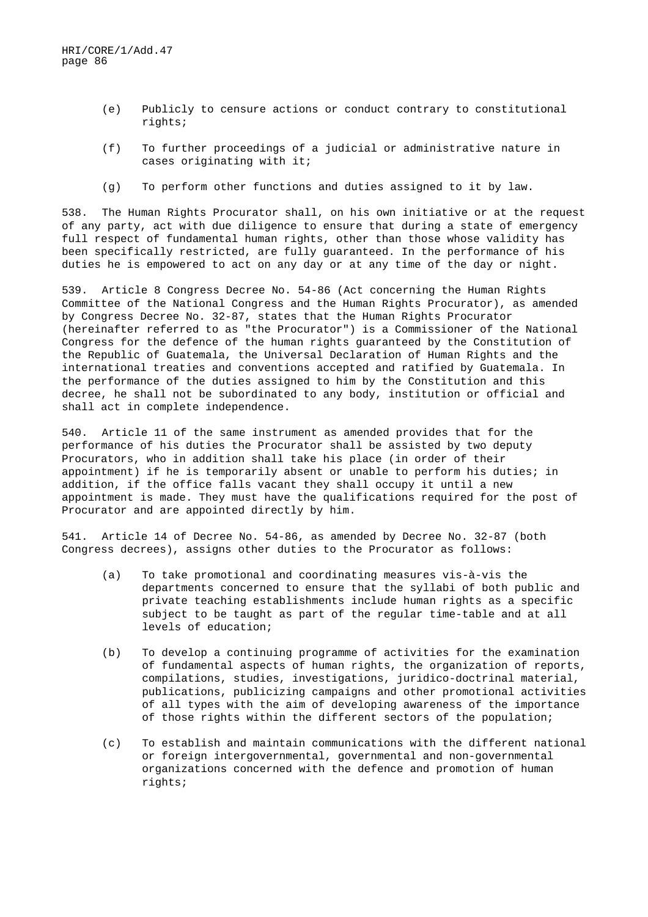(e) Publicly to censure actions or conduct contrary to constitutional rights;

(f) To further proceedings of a judicial or administrative nature in cases originating with it;

(g) To perform other functions and duties assigned to it by law.

538. The Human Rights Procurator shall, on his own initiative or at the request of any party, act with due diligence to ensure that during a state of emergency full respect of fundamental human rights, other than those whose validity has been specifically restricted, are fully guaranteed. In the performance of his duties he is empowered to act on any day or at any time of the day or night.

539. Article 8 Congress Decree No. 54-86 (Act concerning the Human Rights Committee of the National Congress and the Human Rights Procurator), as amended by Congress Decree No. 32-87, states that the Human Rights Procurator (hereinafter referred to as "the Procurator") is a Commissioner of the National Congress for the defence of the human rights guaranteed by the Constitution of the Republic of Guatemala, the Universal Declaration of Human Rights and the international treaties and conventions accepted and ratified by Guatemala. In the performance of the duties assigned to him by the Constitution and this decree, he shall not be subordinated to any body, institution or official and shall act in complete independence.

540. Article 11 of the same instrument as amended provides that for the performance of his duties the Procurator shall be assisted by two deputy Procurators, who in addition shall take his place (in order of their appointment) if he is temporarily absent or unable to perform his duties; in addition, if the office falls vacant they shall occupy it until a new appointment is made. They must have the qualifications required for the post of Procurator and are appointed directly by him.

541. Article 14 of Decree No. 54-86, as amended by Decree No. 32-87 (both Congress decrees), assigns other duties to the Procurator as follows:

(a) To take promotional and coordinating measures vis-à-vis the departments concerned to ensure that the syllabi of both public and private teaching establishments include human rights as a specific subject to be taught as part of the regular time-table and at all levels of education;

(b) To develop a continuing programme of activities for the examination of fundamental aspects of human rights, the organization of reports, compilations, studies, investigations, juridico-doctrinal material, publications, publicizing campaigns and other promotional activities of all types with the aim of developing awareness of the importance of those rights within the different sectors of the population;

(c) To establish and maintain communications with the different national or foreign intergovernmental, governmental and non-governmental organizations concerned with the defence and promotion of human rights;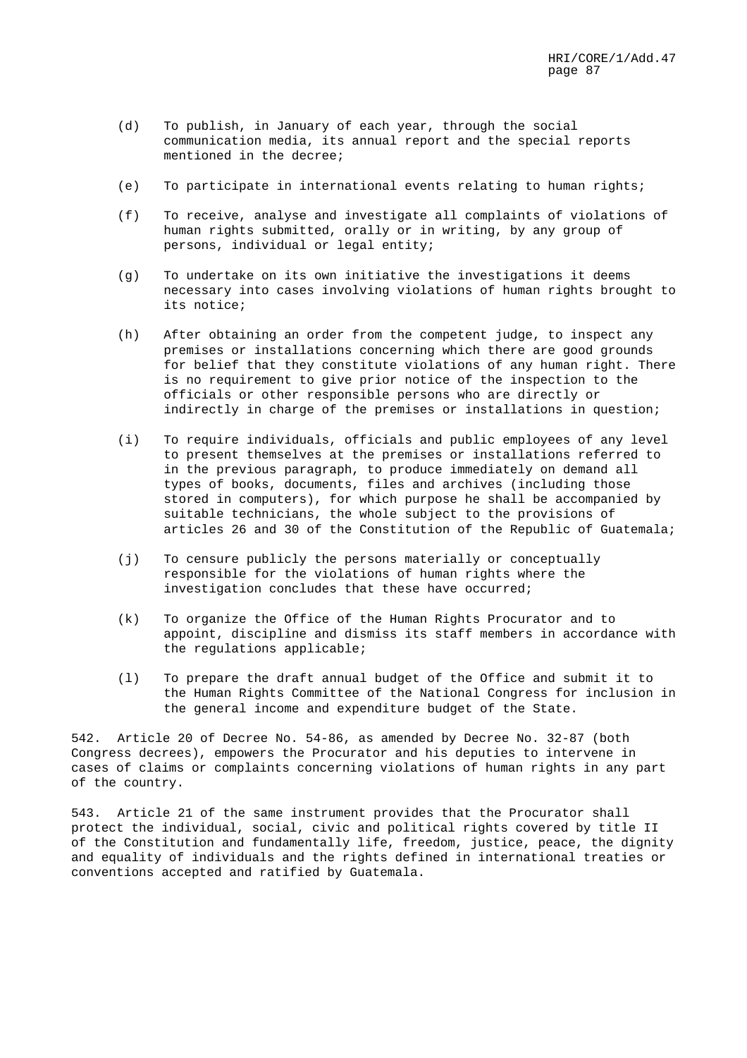(d) To publish, in January of each year, through the social communication media, its annual report and the special reports mentioned in the decree;

(e) To participate in international events relating to human rights;

(f) To receive, analyse and investigate all complaints of violations of human rights submitted, orally or in writing, by any group of persons, individual or legal entity;

(g) To undertake on its own initiative the investigations it deems necessary into cases involving violations of human rights brought to its notice;

(h) After obtaining an order from the competent judge, to inspect any premises or installations concerning which there are good grounds for belief that they constitute violations of any human right. There is no requirement to give prior notice of the inspection to the officials or other responsible persons who are directly or indirectly in charge of the premises or installations in question;

(i) To require individuals, officials and public employees of any level to present themselves at the premises or installations referred to in the previous paragraph, to produce immediately on demand all types of books, documents, files and archives (including those stored in computers), for which purpose he shall be accompanied by suitable technicians, the whole subject to the provisions of articles 26 and 30 of the Constitution of the Republic of Guatemala;

(j) To censure publicly the persons materially or conceptually responsible for the violations of human rights where the investigation concludes that these have occurred;

(k) To organize the Office of the Human Rights Procurator and to appoint, discipline and dismiss its staff members in accordance with the regulations applicable;

(l) To prepare the draft annual budget of the Office and submit it to the Human Rights Committee of the National Congress for inclusion in the general income and expenditure budget of the State.

542. Article 20 of Decree No. 54-86, as amended by Decree No. 32-87 (both Congress decrees), empowers the Procurator and his deputies to intervene in cases of claims or complaints concerning violations of human rights in any part of the country.

543. Article 21 of the same instrument provides that the Procurator shall protect the individual, social, civic and political rights covered by title II of the Constitution and fundamentally life, freedom, justice, peace, the dignity and equality of individuals and the rights defined in international treaties or conventions accepted and ratified by Guatemala.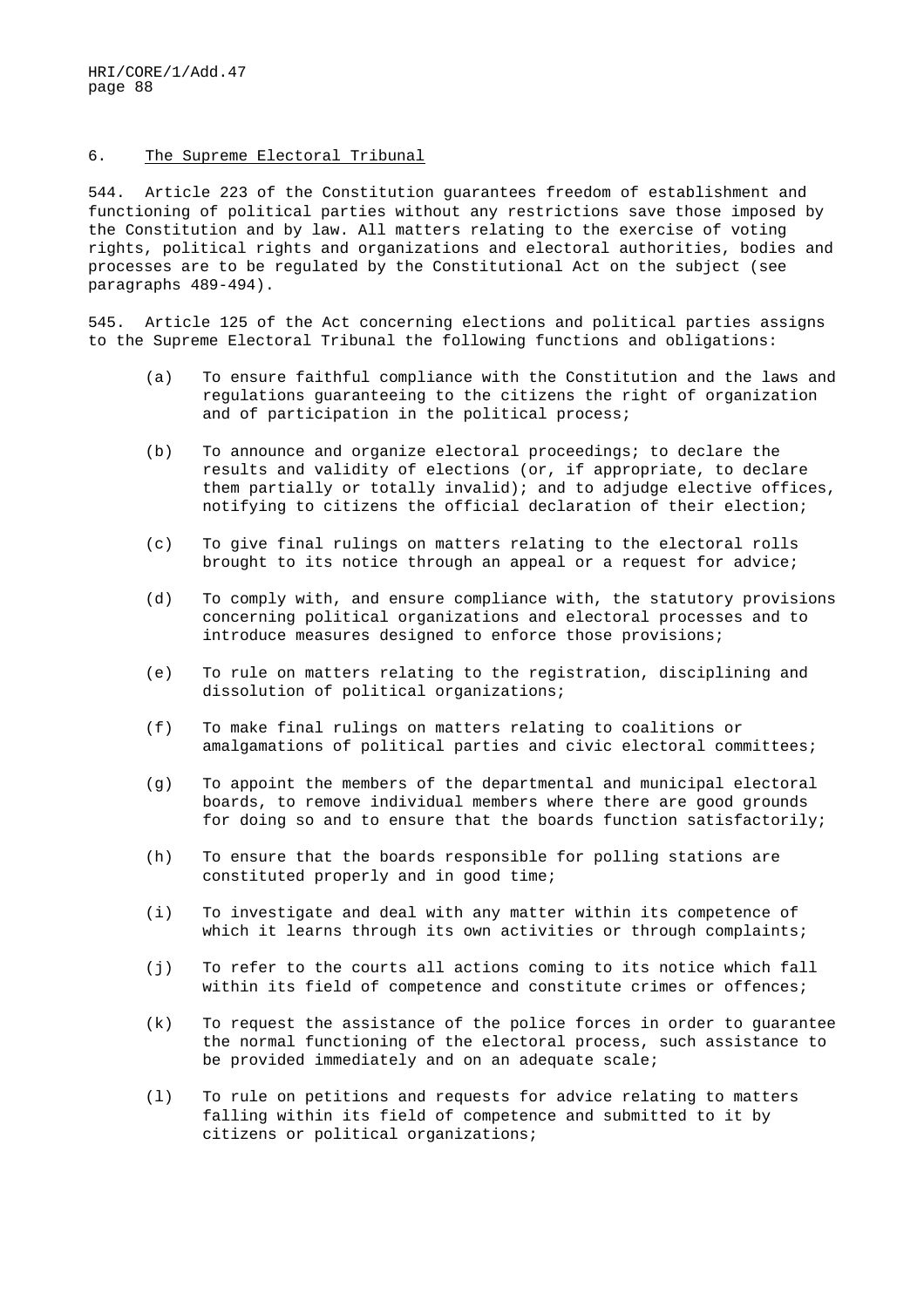## 6. The Supreme Electoral Tribunal

544. Article 223 of the Constitution guarantees freedom of establishment and functioning of political parties without any restrictions save those imposed by the Constitution and by law. All matters relating to the exercise of voting rights, political rights and organizations and electoral authorities, bodies and processes are to be regulated by the Constitutional Act on the subject (see paragraphs 489-494).

545. Article 125 of the Act concerning elections and political parties assigns to the Supreme Electoral Tribunal the following functions and obligations:

(a) To ensure faithful compliance with the Constitution and the laws and regulations guaranteeing to the citizens the right of organization and of participation in the political process;

(b) To announce and organize electoral proceedings; to declare the results and validity of elections (or, if appropriate, to declare them partially or totally invalid); and to adjudge elective offices, notifying to citizens the official declaration of their election;

(c) To give final rulings on matters relating to the electoral rolls brought to its notice through an appeal or a request for advice;

(d) To comply with, and ensure compliance with, the statutory provisions concerning political organizations and electoral processes and to introduce measures designed to enforce those provisions;

(e) To rule on matters relating to the registration, disciplining and dissolution of political organizations;

(f) To make final rulings on matters relating to coalitions or amalgamations of political parties and civic electoral committees;

(g) To appoint the members of the departmental and municipal electoral boards, to remove individual members where there are good grounds for doing so and to ensure that the boards function satisfactorily;

(h) To ensure that the boards responsible for polling stations are constituted properly and in good time;

(i) To investigate and deal with any matter within its competence of which it learns through its own activities or through complaints;

(j) To refer to the courts all actions coming to its notice which fall within its field of competence and constitute crimes or offences;

(k) To request the assistance of the police forces in order to guarantee the normal functioning of the electoral process, such assistance to be provided immediately and on an adequate scale;

(l) To rule on petitions and requests for advice relating to matters falling within its field of competence and submitted to it by citizens or political organizations;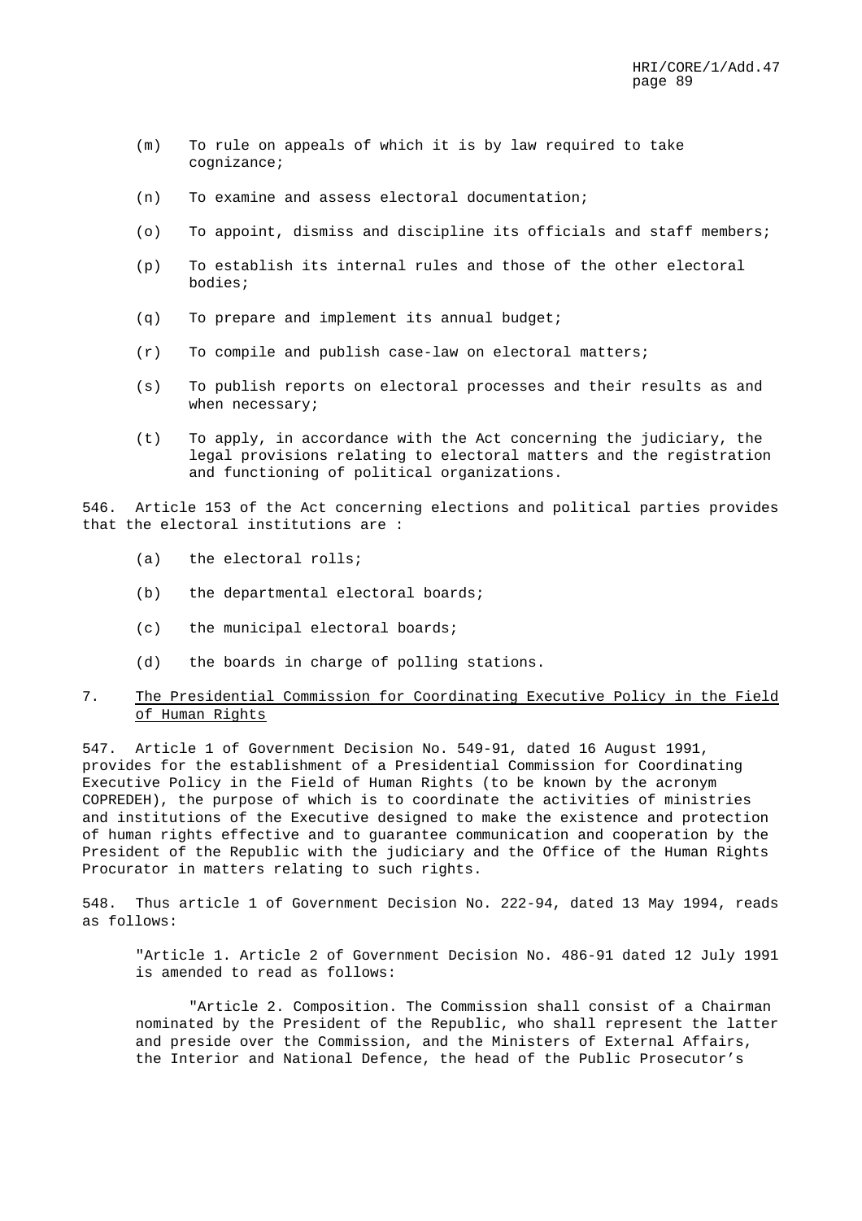(m) To rule on appeals of which it is by law required to take cognizance;

(n) To examine and assess electoral documentation;

(o) To appoint, dismiss and discipline its officials and staff members;

(p) To establish its internal rules and those of the other electoral bodies;

(q) To prepare and implement its annual budget;

(r) To compile and publish case-law on electoral matters;

(s) To publish reports on electoral processes and their results as and when necessary;

(t) To apply, in accordance with the Act concerning the judiciary, the legal provisions relating to electoral matters and the registration and functioning of political organizations.

546. Article 153 of the Act concerning elections and political parties provides that the electoral institutions are :

(a) the electoral rolls;

(b) the departmental electoral boards;

(c) the municipal electoral boards;

(d) the boards in charge of polling stations.

## 7. The Presidential Commission for Coordinating Executive Policy in the Field of Human Rights

547. Article 1 of Government Decision No. 549-91, dated 16 August 1991, provides for the establishment of a Presidential Commission for Coordinating Executive Policy in the Field of Human Rights (to be known by the acronym COPREDEH), the purpose of which is to coordinate the activities of ministries and institutions of the Executive designed to make the existence and protection of human rights effective and to guarantee communication and cooperation by the President of the Republic with the judiciary and the Office of the Human Rights Procurator in matters relating to such rights.

548. Thus article 1 of Government Decision No. 222-94, dated 13 May 1994, reads as follows:

> "Article 1. Article 2 of Government Decision No. 486-91 dated 12 July 1991 is amended to read as follows:
>
> "Article 2. Composition. The Commission shall consist of a Chairman nominated by the President of the Republic, who shall represent the latter and preside over the Commission, and the Ministers of External Affairs, the Interior and National Defence, the head of the Public Prosecutor's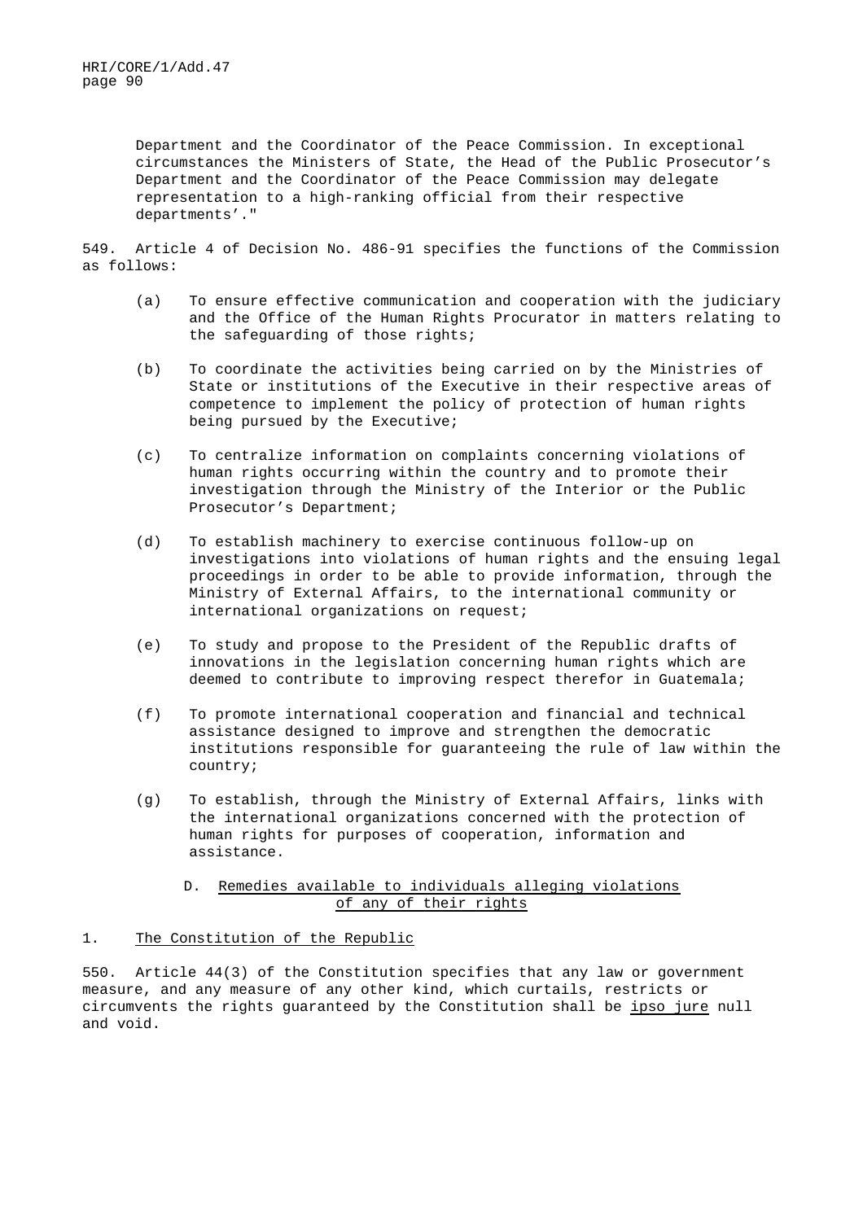Department and the Coordinator of the Peace Commission. In exceptional circumstances the Ministers of State, the Head of the Public Prosecutor's Department and the Coordinator of the Peace Commission may delegate representation to a high-ranking official from their respective departments'."

549. Article 4 of Decision No. 486-91 specifies the functions of the Commission as follows:

(a) To ensure effective communication and cooperation with the judiciary and the Office of the Human Rights Procurator in matters relating to the safeguarding of those rights;

(b) To coordinate the activities being carried on by the Ministries of State or institutions of the Executive in their respective areas of competence to implement the policy of protection of human rights being pursued by the Executive;

(c) To centralize information on complaints concerning violations of human rights occurring within the country and to promote their investigation through the Ministry of the Interior or the Public Prosecutor's Department;

(d) To establish machinery to exercise continuous follow-up on investigations into violations of human rights and the ensuing legal proceedings in order to be able to provide information, through the Ministry of External Affairs, to the international community or international organizations on request;

(e) To study and propose to the President of the Republic drafts of innovations in the legislation concerning human rights which are deemed to contribute to improving respect therefor in Guatemala;

(f) To promote international cooperation and financial and technical assistance designed to improve and strengthen the democratic institutions responsible for guaranteeing the rule of law within the country;

(g) To establish, through the Ministry of External Affairs, links with the international organizations concerned with the protection of human rights for purposes of cooperation, information and assistance.

## D. Remedies available to individuals alleging violations of any of their rights

### 1. The Constitution of the Republic

550. Article 44(3) of the Constitution specifies that any law or government measure, and any measure of any other kind, which curtails, restricts or circumvents the rights guaranteed by the Constitution shall be *ipso jure* null and void.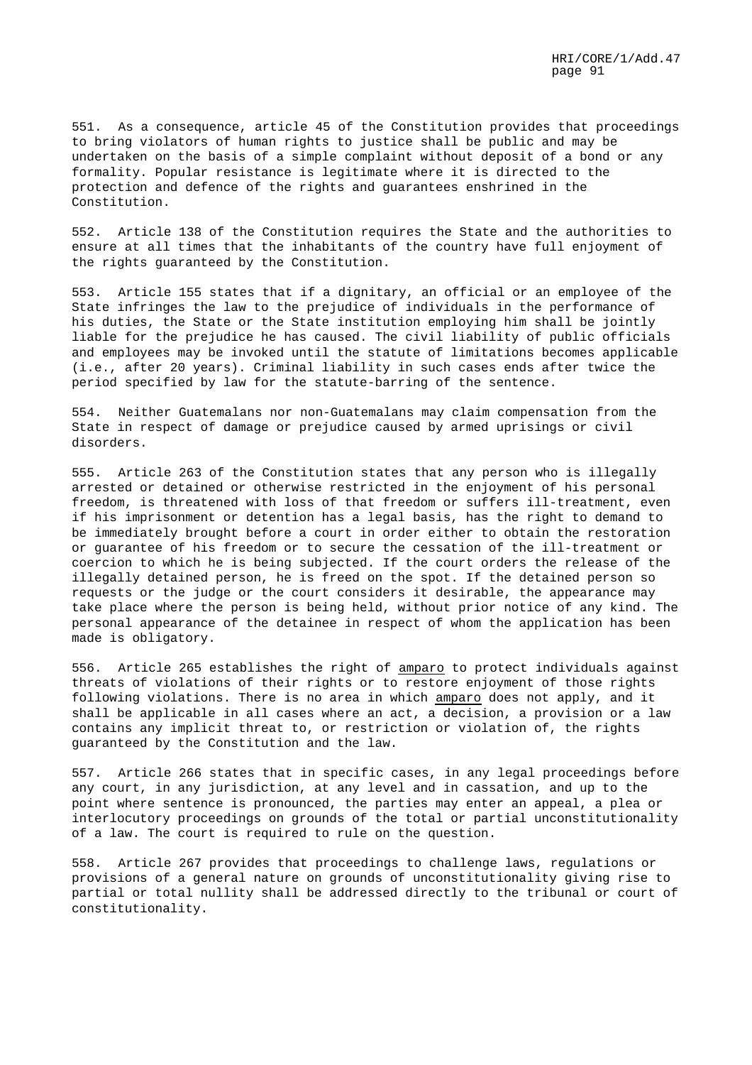551. As a consequence, article 45 of the Constitution provides that proceedings to bring violators of human rights to justice shall be public and may be undertaken on the basis of a simple complaint without deposit of a bond or any formality. Popular resistance is legitimate where it is directed to the protection and defence of the rights and guarantees enshrined in the Constitution.

552. Article 138 of the Constitution requires the State and the authorities to ensure at all times that the inhabitants of the country have full enjoyment of the rights guaranteed by the Constitution.

553. Article 155 states that if a dignitary, an official or an employee of the State infringes the law to the prejudice of individuals in the performance of his duties, the State or the State institution employing him shall be jointly liable for the prejudice he has caused. The civil liability of public officials and employees may be invoked until the statute of limitations becomes applicable (i.e., after 20 years). Criminal liability in such cases ends after twice the period specified by law for the statute-barring of the sentence.

554. Neither Guatemalans nor non-Guatemalans may claim compensation from the State in respect of damage or prejudice caused by armed uprisings or civil disorders.

555. Article 263 of the Constitution states that any person who is illegally arrested or detained or otherwise restricted in the enjoyment of his personal freedom, is threatened with loss of that freedom or suffers ill-treatment, even if his imprisonment or detention has a legal basis, has the right to demand to be immediately brought before a court in order either to obtain the restoration or guarantee of his freedom or to secure the cessation of the ill-treatment or coercion to which he is being subjected. If the court orders the release of the illegally detained person, he is freed on the spot. If the detained person so requests or the judge or the court considers it desirable, the appearance may take place where the person is being held, without prior notice of any kind. The personal appearance of the detainee in respect of whom the application has been made is obligatory.

556. Article 265 establishes the right of _amparo_ to protect individuals against threats of violations of their rights or to restore enjoyment of those rights following violations. There is no area in which _amparo_ does not apply, and it shall be applicable in all cases where an act, a decision, a provision or a law contains any implicit threat to, or restriction or violation of, the rights guaranteed by the Constitution and the law.

557. Article 266 states that in specific cases, in any legal proceedings before any court, in any jurisdiction, at any level and in cassation, and up to the point where sentence is pronounced, the parties may enter an appeal, a plea or interlocutory proceedings on grounds of the total or partial unconstitutionality of a law. The court is required to rule on the question.

558. Article 267 provides that proceedings to challenge laws, regulations or provisions of a general nature on grounds of unconstitutionality giving rise to partial or total nullity shall be addressed directly to the tribunal or court of constitutionality.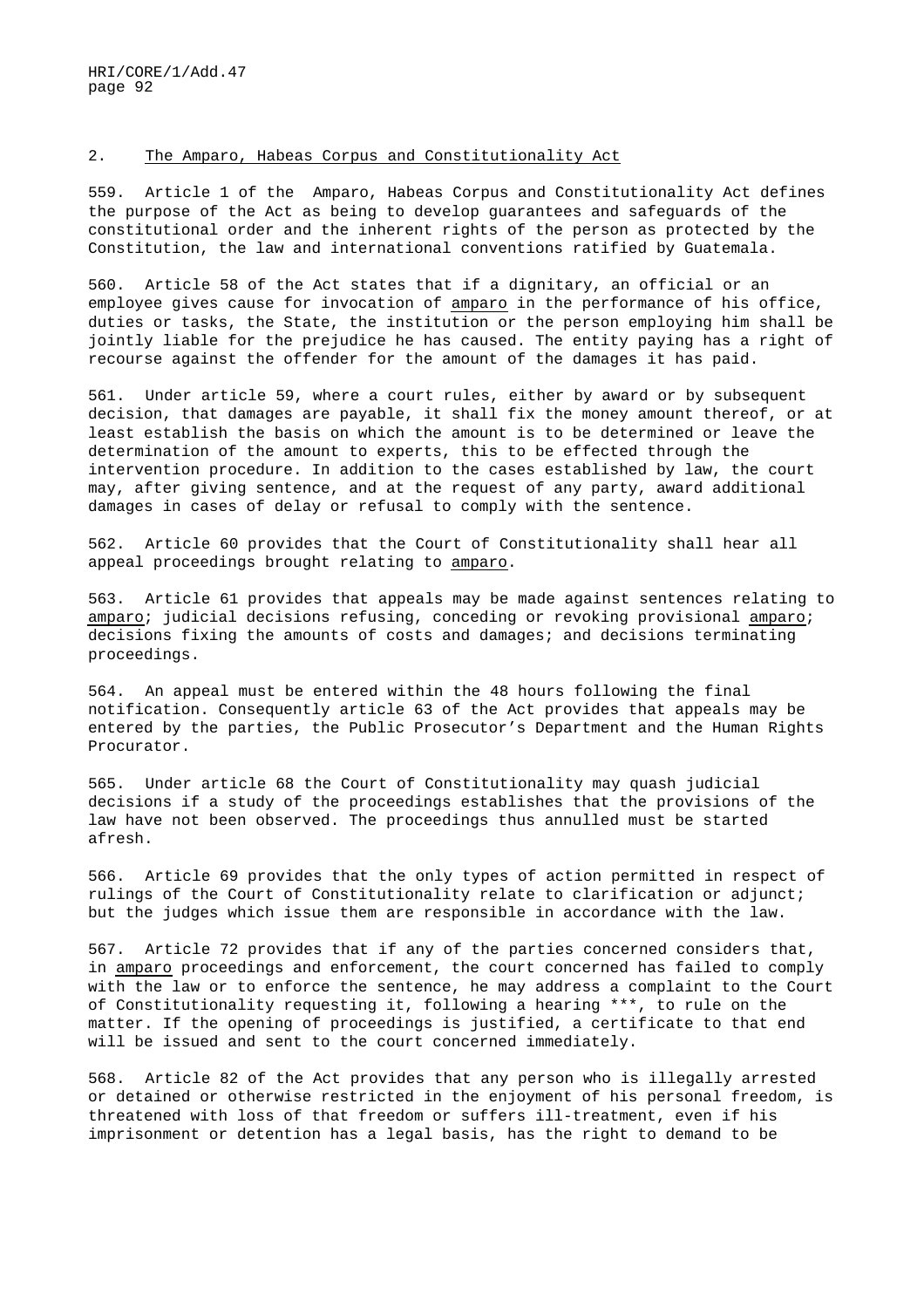## 2. The Amparo, Habeas Corpus and Constitutionality Act

559. Article 1 of the Amparo, Habeas Corpus and Constitutionality Act defines the purpose of the Act as being to develop guarantees and safeguards of the constitutional order and the inherent rights of the person as protected by the Constitution, the law and international conventions ratified by Guatemala.

560. Article 58 of the Act states that if a dignitary, an official or an employee gives cause for invocation of _amparo_ in the performance of his office, duties or tasks, the State, the institution or the person employing him shall be jointly liable for the prejudice he has caused. The entity paying has a right of recourse against the offender for the amount of the damages it has paid.

561. Under article 59, where a court rules, either by award or by subsequent decision, that damages are payable, it shall fix the money amount thereof, or at least establish the basis on which the amount is to be determined or leave the determination of the amount to experts, this to be effected through the intervention procedure. In addition to the cases established by law, the court may, after giving sentence, and at the request of any party, award additional damages in cases of delay or refusal to comply with the sentence.

562. Article 60 provides that the Court of Constitutionality shall hear all appeal proceedings brought relating to _amparo_.

563. Article 61 provides that appeals may be made against sentences relating to _amparo_; judicial decisions refusing, conceding or revoking provisional _amparo_; decisions fixing the amounts of costs and damages; and decisions terminating proceedings.

564. An appeal must be entered within the 48 hours following the final notification. Consequently article 63 of the Act provides that appeals may be entered by the parties, the Public Prosecutor's Department and the Human Rights Procurator.

565. Under article 68 the Court of Constitutionality may quash judicial decisions if a study of the proceedings establishes that the provisions of the law have not been observed. The proceedings thus annulled must be started afresh.

566. Article 69 provides that the only types of action permitted in respect of rulings of the Court of Constitutionality relate to clarification or adjunct; but the judges which issue them are responsible in accordance with the law.

567. Article 72 provides that if any of the parties concerned considers that, in _amparo_ proceedings and enforcement, the court concerned has failed to comply with the law or to enforce the sentence, he may address a complaint to the Court of Constitutionality requesting it, following a hearing ***, to rule on the matter. If the opening of proceedings is justified, a certificate to that end will be issued and sent to the court concerned immediately.

568. Article 82 of the Act provides that any person who is illegally arrested or detained or otherwise restricted in the enjoyment of his personal freedom, is threatened with loss of that freedom or suffers ill-treatment, even if his imprisonment or detention has a legal basis, has the right to demand to be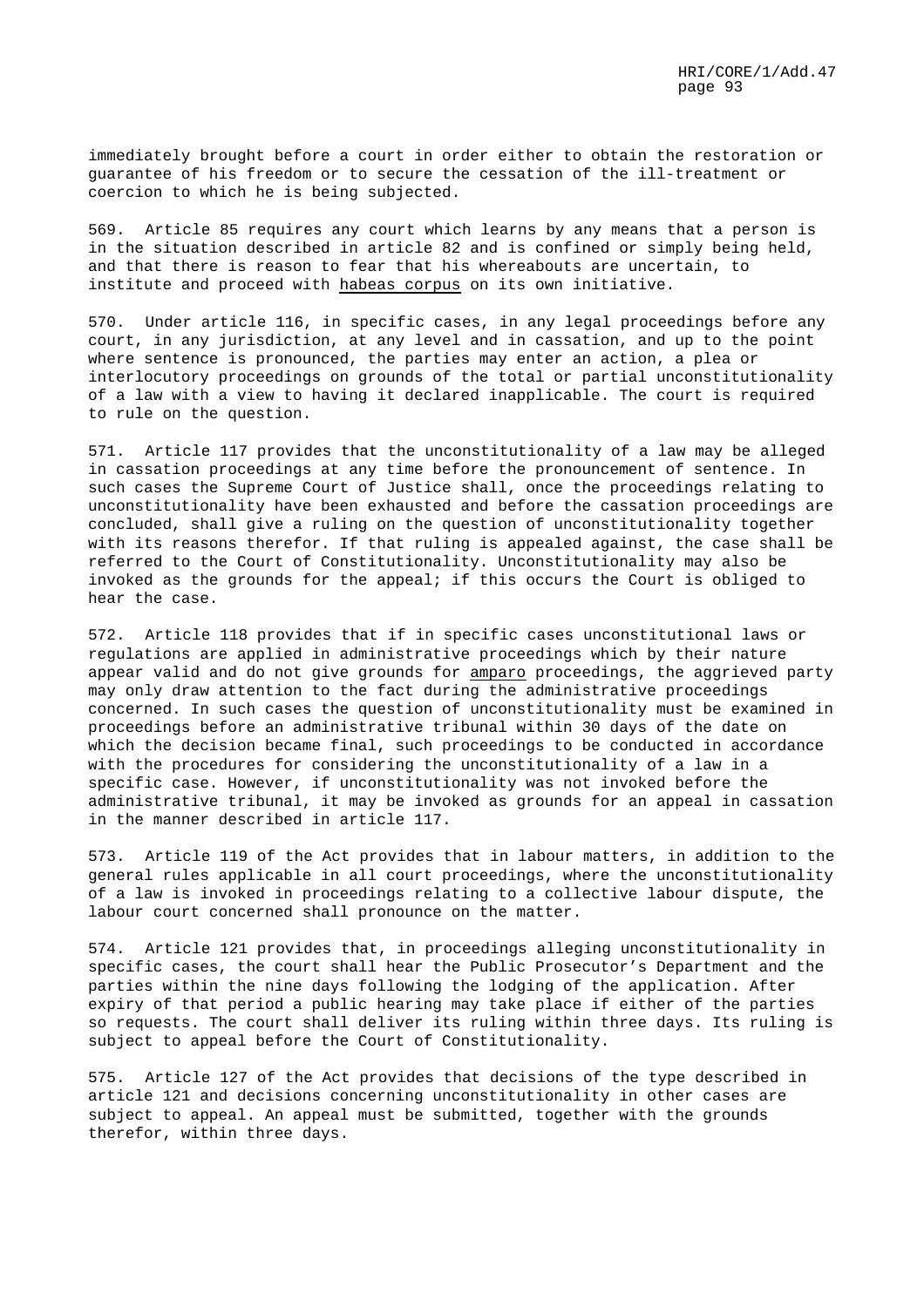immediately brought before a court in order either to obtain the restoration or guarantee of his freedom or to secure the cessation of the ill-treatment or coercion to which he is being subjected.

569. Article 85 requires any court which learns by any means that a person is in the situation described in article 82 and is confined or simply being held, and that there is reason to fear that his whereabouts are uncertain, to institute and proceed with habeas corpus on its own initiative.

570. Under article 116, in specific cases, in any legal proceedings before any court, in any jurisdiction, at any level and in cassation, and up to the point where sentence is pronounced, the parties may enter an action, a plea or interlocutory proceedings on grounds of the total or partial unconstitutionality of a law with a view to having it declared inapplicable. The court is required to rule on the question.

571. Article 117 provides that the unconstitutionality of a law may be alleged in cassation proceedings at any time before the pronouncement of sentence. In such cases the Supreme Court of Justice shall, once the proceedings relating to unconstitutionality have been exhausted and before the cassation proceedings are concluded, shall give a ruling on the question of unconstitutionality together with its reasons therefor. If that ruling is appealed against, the case shall be referred to the Court of Constitutionality. Unconstitutionality may also be invoked as the grounds for the appeal; if this occurs the Court is obliged to hear the case.

572. Article 118 provides that if in specific cases unconstitutional laws or regulations are applied in administrative proceedings which by their nature appear valid and do not give grounds for amparo proceedings, the aggrieved party may only draw attention to the fact during the administrative proceedings concerned. In such cases the question of unconstitutionality must be examined in proceedings before an administrative tribunal within 30 days of the date on which the decision became final, such proceedings to be conducted in accordance with the procedures for considering the unconstitutionality of a law in a specific case. However, if unconstitutionality was not invoked before the administrative tribunal, it may be invoked as grounds for an appeal in cassation in the manner described in article 117.

573. Article 119 of the Act provides that in labour matters, in addition to the general rules applicable in all court proceedings, where the unconstitutionality of a law is invoked in proceedings relating to a collective labour dispute, the labour court concerned shall pronounce on the matter.

574. Article 121 provides that, in proceedings alleging unconstitutionality in specific cases, the court shall hear the Public Prosecutor's Department and the parties within the nine days following the lodging of the application. After expiry of that period a public hearing may take place if either of the parties so requests. The court shall deliver its ruling within three days. Its ruling is subject to appeal before the Court of Constitutionality.

575. Article 127 of the Act provides that decisions of the type described in article 121 and decisions concerning unconstitutionality in other cases are subject to appeal. An appeal must be submitted, together with the grounds therefor, within three days.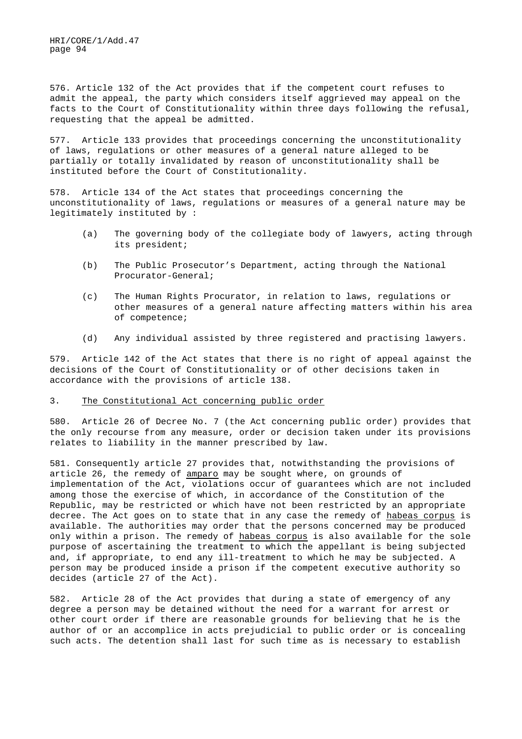576. Article 132 of the Act provides that if the competent court refuses to admit the appeal, the party which considers itself aggrieved may appeal on the facts to the Court of Constitutionality within three days following the refusal, requesting that the appeal be admitted.

577. Article 133 provides that proceedings concerning the unconstitutionality of laws, regulations or other measures of a general nature alleged to be partially or totally invalidated by reason of unconstitutionality shall be instituted before the Court of Constitutionality.

578. Article 134 of the Act states that proceedings concerning the unconstitutionality of laws, regulations or measures of a general nature may be legitimately instituted by :

(a) The governing body of the collegiate body of lawyers, acting through its president;

(b) The Public Prosecutor's Department, acting through the National Procurator-General;

(c) The Human Rights Procurator, in relation to laws, regulations or other measures of a general nature affecting matters within his area of competence;

(d) Any individual assisted by three registered and practising lawyers.

579. Article 142 of the Act states that there is no right of appeal against the decisions of the Court of Constitutionality or of other decisions taken in accordance with the provisions of article 138.

### 3. The Constitutional Act concerning public order

580. Article 26 of Decree No. 7 (the Act concerning public order) provides that the only recourse from any measure, order or decision taken under its provisions relates to liability in the manner prescribed by law.

581. Consequently article 27 provides that, notwithstanding the provisions of article 26, the remedy of *amparo* may be sought where, on grounds of implementation of the Act, violations occur of guarantees which are not included among those the exercise of which, in accordance of the Constitution of the Republic, may be restricted or which have not been restricted by an appropriate decree. The Act goes on to state that in any case the remedy of *habeas corpus* is available. The authorities may order that the persons concerned may be produced only within a prison. The remedy of *habeas corpus* is also available for the sole purpose of ascertaining the treatment to which the appellant is being subjected and, if appropriate, to end any ill-treatment to which he may be subjected. A person may be produced inside a prison if the competent executive authority so decides (article 27 of the Act).

582. Article 28 of the Act provides that during a state of emergency of any degree a person may be detained without the need for a warrant for arrest or other court order if there are reasonable grounds for believing that he is the author of or an accomplice in acts prejudicial to public order or is concealing such acts. The detention shall last for such time as is necessary to establish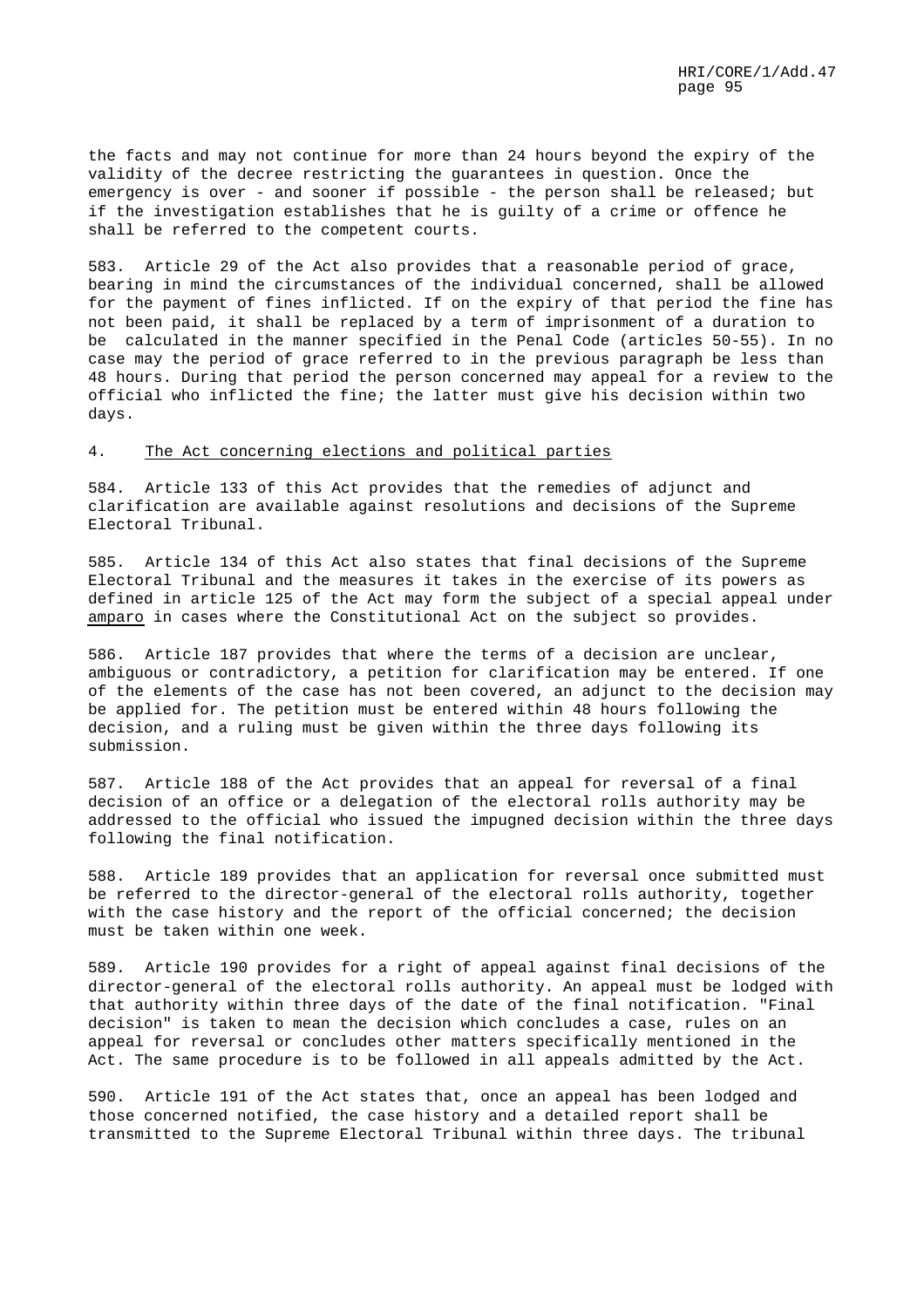the facts and may not continue for more than 24 hours beyond the expiry of the validity of the decree restricting the guarantees in question. Once the emergency is over - and sooner if possible - the person shall be released; but if the investigation establishes that he is guilty of a crime or offence he shall be referred to the competent courts.

583. Article 29 of the Act also provides that a reasonable period of grace, bearing in mind the circumstances of the individual concerned, shall be allowed for the payment of fines inflicted. If on the expiry of that period the fine has not been paid, it shall be replaced by a term of imprisonment of a duration to be calculated in the manner specified in the Penal Code (articles 50-55). In no case may the period of grace referred to in the previous paragraph be less than 48 hours. During that period the person concerned may appeal for a review to the official who inflicted the fine; the latter must give his decision within two days.

#### 4. The Act concerning elections and political parties

584. Article 133 of this Act provides that the remedies of adjunct and clarification are available against resolutions and decisions of the Supreme Electoral Tribunal.

585. Article 134 of this Act also states that final decisions of the Supreme Electoral Tribunal and the measures it takes in the exercise of its powers as defined in article 125 of the Act may form the subject of a special appeal under *amparo* in cases where the Constitutional Act on the subject so provides.

586. Article 187 provides that where the terms of a decision are unclear, ambiguous or contradictory, a petition for clarification may be entered. If one of the elements of the case has not been covered, an adjunct to the decision may be applied for. The petition must be entered within 48 hours following the decision, and a ruling must be given within the three days following its submission.

587. Article 188 of the Act provides that an appeal for reversal of a final decision of an office or a delegation of the electoral rolls authority may be addressed to the official who issued the impugned decision within the three days following the final notification.

588. Article 189 provides that an application for reversal once submitted must be referred to the director-general of the electoral rolls authority, together with the case history and the report of the official concerned; the decision must be taken within one week.

589. Article 190 provides for a right of appeal against final decisions of the director-general of the electoral rolls authority. An appeal must be lodged with that authority within three days of the date of the final notification. "Final decision" is taken to mean the decision which concludes a case, rules on an appeal for reversal or concludes other matters specifically mentioned in the Act. The same procedure is to be followed in all appeals admitted by the Act.

590. Article 191 of the Act states that, once an appeal has been lodged and those concerned notified, the case history and a detailed report shall be transmitted to the Supreme Electoral Tribunal within three days. The tribunal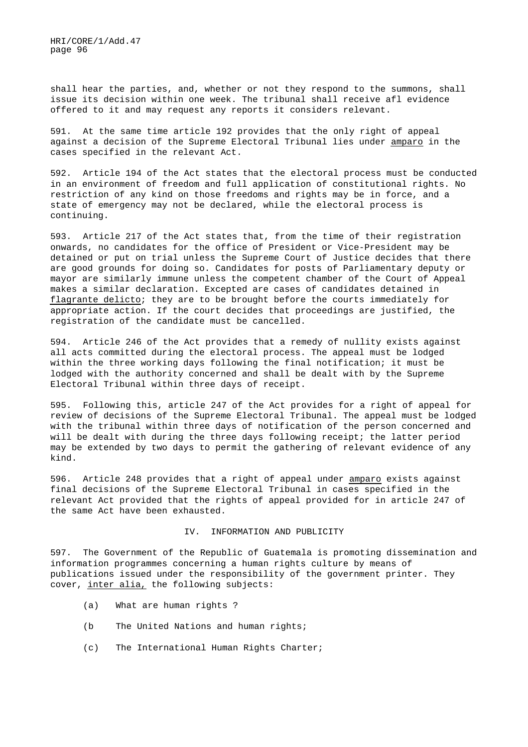shall hear the parties, and, whether or not they respond to the summons, shall issue its decision within one week. The tribunal shall receive afl evidence offered to it and may request any reports it considers relevant.

591. At the same time article 192 provides that the only right of appeal against a decision of the Supreme Electoral Tribunal lies under amparo in the cases specified in the relevant Act.

592. Article 194 of the Act states that the electoral process must be conducted in an environment of freedom and full application of constitutional rights. No restriction of any kind on those freedoms and rights may be in force, and a state of emergency may not be declared, while the electoral process is continuing.

593. Article 217 of the Act states that, from the time of their registration onwards, no candidates for the office of President or Vice-President may be detained or put on trial unless the Supreme Court of Justice decides that there are good grounds for doing so. Candidates for posts of Parliamentary deputy or mayor are similarly immune unless the competent chamber of the Court of Appeal makes a similar declaration. Excepted are cases of candidates detained in flagrante delicto; they are to be brought before the courts immediately for appropriate action. If the court decides that proceedings are justified, the registration of the candidate must be cancelled.

594. Article 246 of the Act provides that a remedy of nullity exists against all acts committed during the electoral process. The appeal must be lodged within the three working days following the final notification; it must be lodged with the authority concerned and shall be dealt with by the Supreme Electoral Tribunal within three days of receipt.

595. Following this, article 247 of the Act provides for a right of appeal for review of decisions of the Supreme Electoral Tribunal. The appeal must be lodged with the tribunal within three days of notification of the person concerned and will be dealt with during the three days following receipt; the latter period may be extended by two days to permit the gathering of relevant evidence of any kind.

596. Article 248 provides that a right of appeal under amparo exists against final decisions of the Supreme Electoral Tribunal in cases specified in the relevant Act provided that the rights of appeal provided for in article 247 of the same Act have been exhausted.

## IV. INFORMATION AND PUBLICITY

597. The Government of the Republic of Guatemala is promoting dissemination and information programmes concerning a human rights culture by means of publications issued under the responsibility of the government printer. They cover, inter alia, the following subjects:

(a) What are human rights ?

(b The United Nations and human rights;

(c) The International Human Rights Charter;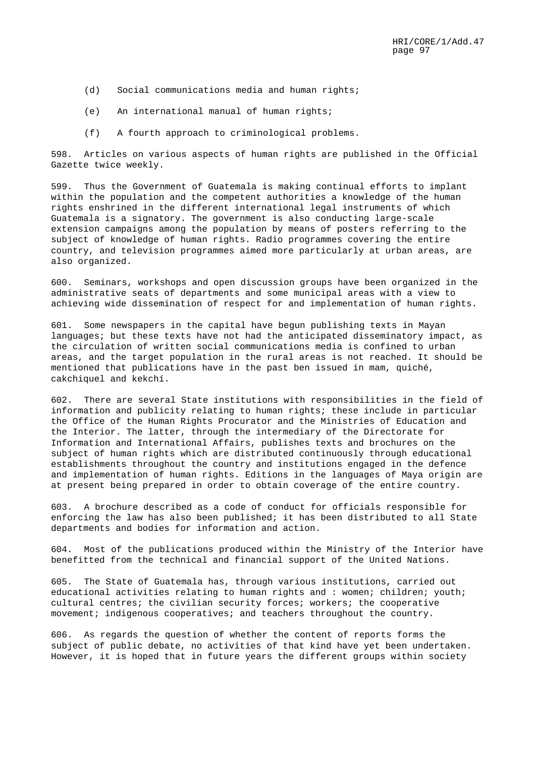(d) Social communications media and human rights;

(e) An international manual of human rights;

(f) A fourth approach to criminological problems.

598. Articles on various aspects of human rights are published in the Official Gazette twice weekly.

599. Thus the Government of Guatemala is making continual efforts to implant within the population and the competent authorities a knowledge of the human rights enshrined in the different international legal instruments of which Guatemala is a signatory. The government is also conducting large-scale extension campaigns among the population by means of posters referring to the subject of knowledge of human rights. Radio programmes covering the entire country, and television programmes aimed more particularly at urban areas, are also organized.

600. Seminars, workshops and open discussion groups have been organized in the administrative seats of departments and some municipal areas with a view to achieving wide dissemination of respect for and implementation of human rights.

601. Some newspapers in the capital have begun publishing texts in Mayan languages; but these texts have not had the anticipated disseminatory impact, as the circulation of written social communications media is confined to urban areas, and the target population in the rural areas is not reached. It should be mentioned that publications have in the past ben issued in mam, quiché, cakchiquel and kekchí.

602. There are several State institutions with responsibilities in the field of information and publicity relating to human rights; these include in particular the Office of the Human Rights Procurator and the Ministries of Education and the Interior. The latter, through the intermediary of the Directorate for Information and International Affairs, publishes texts and brochures on the subject of human rights which are distributed continuously through educational establishments throughout the country and institutions engaged in the defence and implementation of human rights. Editions in the languages of Maya origin are at present being prepared in order to obtain coverage of the entire country.

603. A brochure described as a code of conduct for officials responsible for enforcing the law has also been published; it has been distributed to all State departments and bodies for information and action.

604. Most of the publications produced within the Ministry of the Interior have benefitted from the technical and financial support of the United Nations.

605. The State of Guatemala has, through various institutions, carried out educational activities relating to human rights and : women; children; youth; cultural centres; the civilian security forces; workers; the cooperative movement; indigenous cooperatives; and teachers throughout the country.

606. As regards the question of whether the content of reports forms the subject of public debate, no activities of that kind have yet been undertaken. However, it is hoped that in future years the different groups within society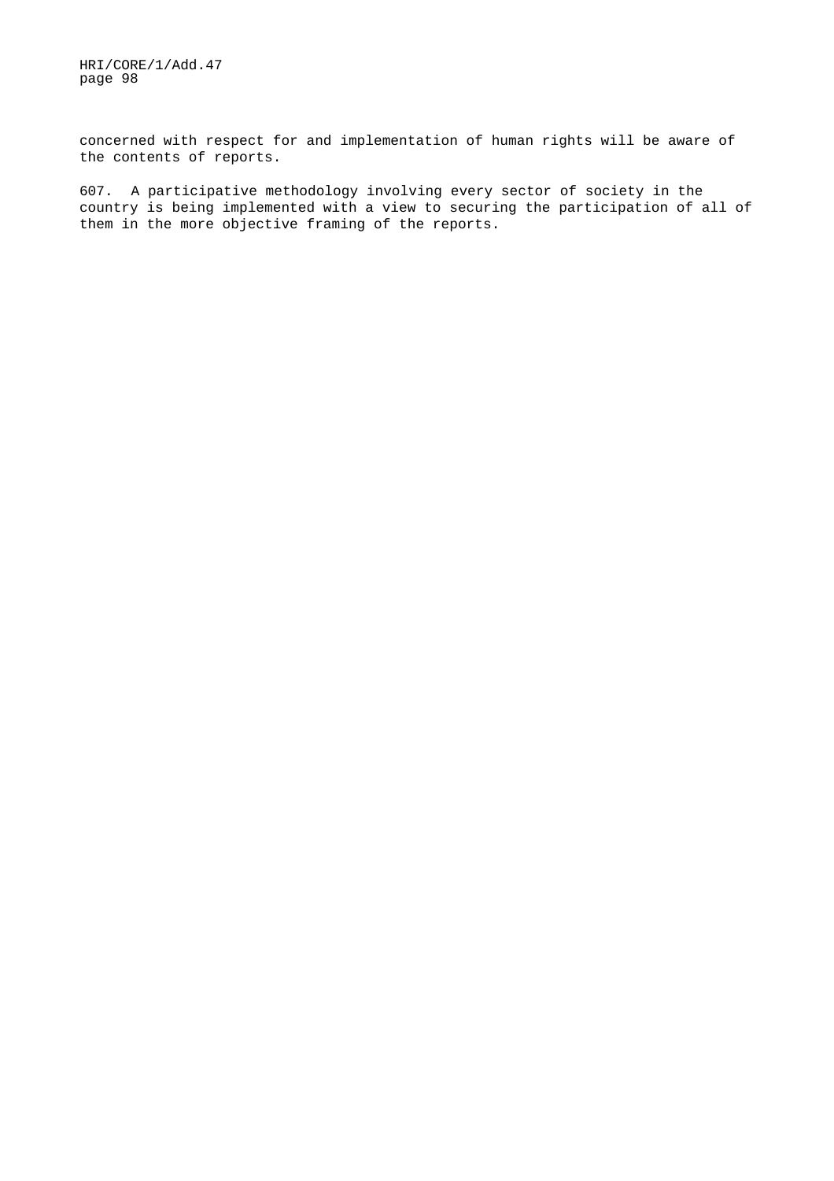concerned with respect for and implementation of human rights will be aware of the contents of reports.

607. A participative methodology involving every sector of society in the country is being implemented with a view to securing the participation of all of them in the more objective framing of the reports.